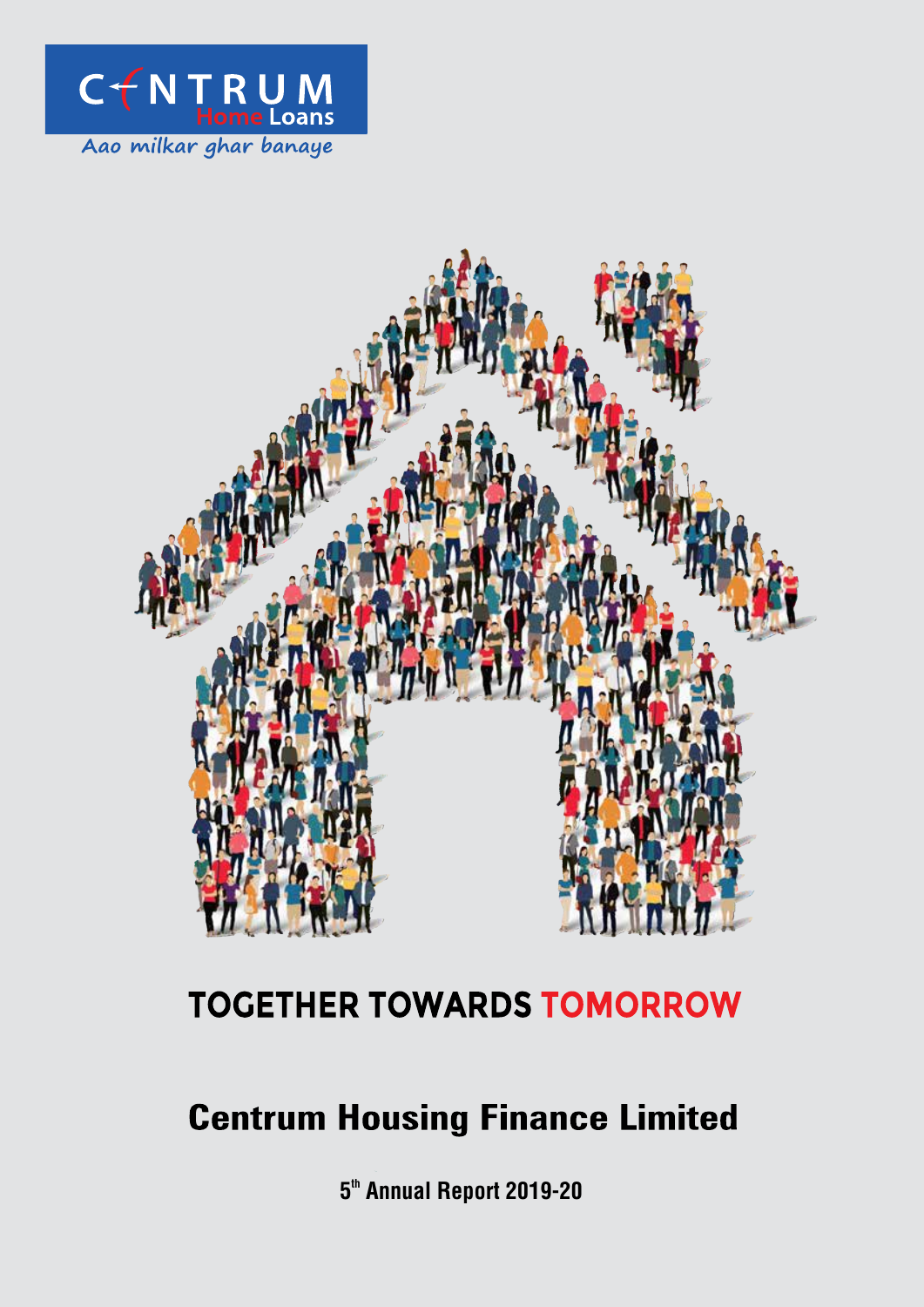CENTRUM Home Loans

Aao milkar ghar banaye

# TOGETHER TOWARDS TOMORROW

# Centrum Housing Finance Limited

**5th Annual Report 2019-20**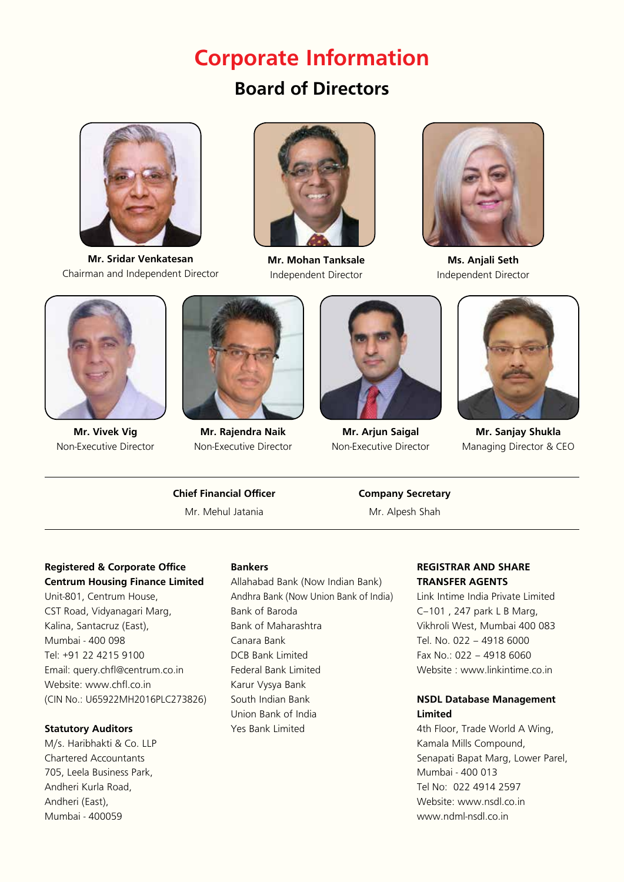# Corporate Information

## Board of Directors

**Mr. Sridar Venkatesan**
Chairman and Independent Director

**Mr. Mohan Tanksale**
Independent Director

**Ms. Anjali Seth**
Independent Director

**Mr. Vivek Vig**
Non-Executive Director

**Mr. Rajendra Naik**
Non-Executive Director

**Mr. Arjun Saigal**
Non-Executive Director

**Mr. Sanjay Shukla**
Managing Director & CEO

---

**Chief Financial Officer**
Mr. Mehul Jatania

**Company Secretary**
Mr. Alpesh Shah

---

**Registered & Corporate Office**
**Centrum Housing Finance Limited**
Unit-801, Centrum House,
CST Road, Vidyanagari Marg,
Kalina, Santacruz (East),
Mumbai - 400 098
Tel: +91 22 4215 9100
Email: query.chfl@centrum.co.in
Website: www.chfl.co.in
(CIN No.: U65922MH2016PLC273826)

**Statutory Auditors**
M/s. Haribhakti & Co. LLP
Chartered Accountants
705, Leela Business Park,
Andheri Kurla Road,
Andheri (East),
Mumbai - 400059

**Bankers**
Allahabad Bank (Now Indian Bank)
Andhra Bank (Now Union Bank of India)
Bank of Baroda
Bank of Maharashtra
Canara Bank
DCB Bank Limited
Federal Bank Limited
Karur Vysya Bank
South Indian Bank
Union Bank of India
Yes Bank Limited

**REGISTRAR AND SHARE TRANSFER AGENTS**
Link Intime India Private Limited
C–101 , 247 park L B Marg,
Vikhroli West, Mumbai 400 083
Tel. No. 022 – 4918 6000
Fax No.: 022 – 4918 6060
Website : www.linkintime.co.in

**NSDL Database Management Limited**
4th Floor, Trade World A Wing,
Kamala Mills Compound,
Senapati Bapat Marg, Lower Parel,
Mumbai - 400 013
Tel No: 022 4914 2597
Website: www.nsdl.co.in
www.ndml-nsdl.co.in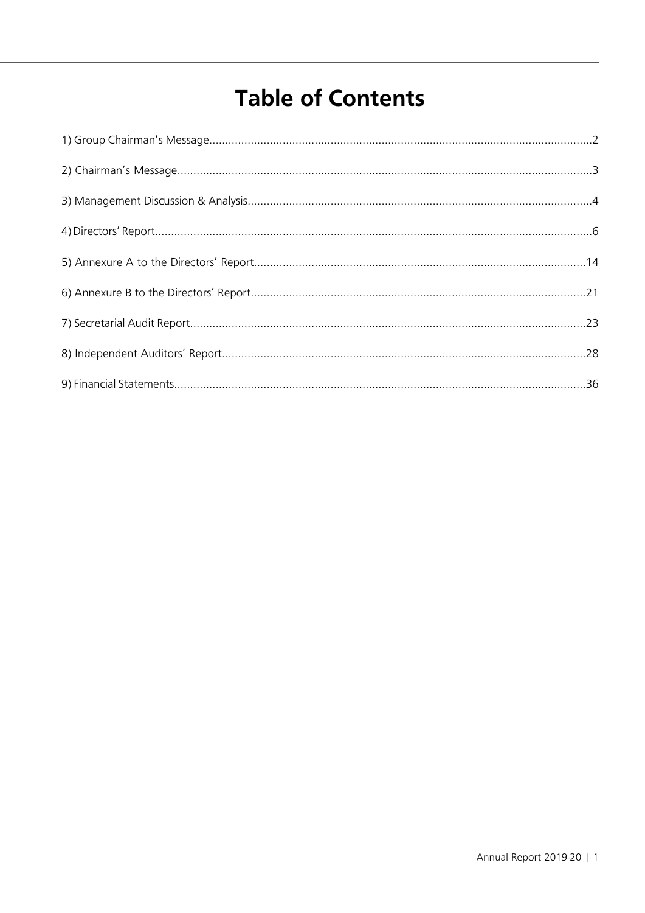# Table of Contents

1) Group Chairman's Message........................................................................................................................2

2) Chairman's Message..................................................................................................................................3

3) Management Discussion & Analysis............................................................................................................4

4) Directors' Report.........................................................................................................................................6

5) Annexure A to the Directors' Report........................................................................................................14

6) Annexure B to the Directors' Report.........................................................................................................21

7) Secretarial Audit Report............................................................................................................................23

8) Independent Auditors' Report..................................................................................................................28

9) Financial Statements.................................................................................................................................36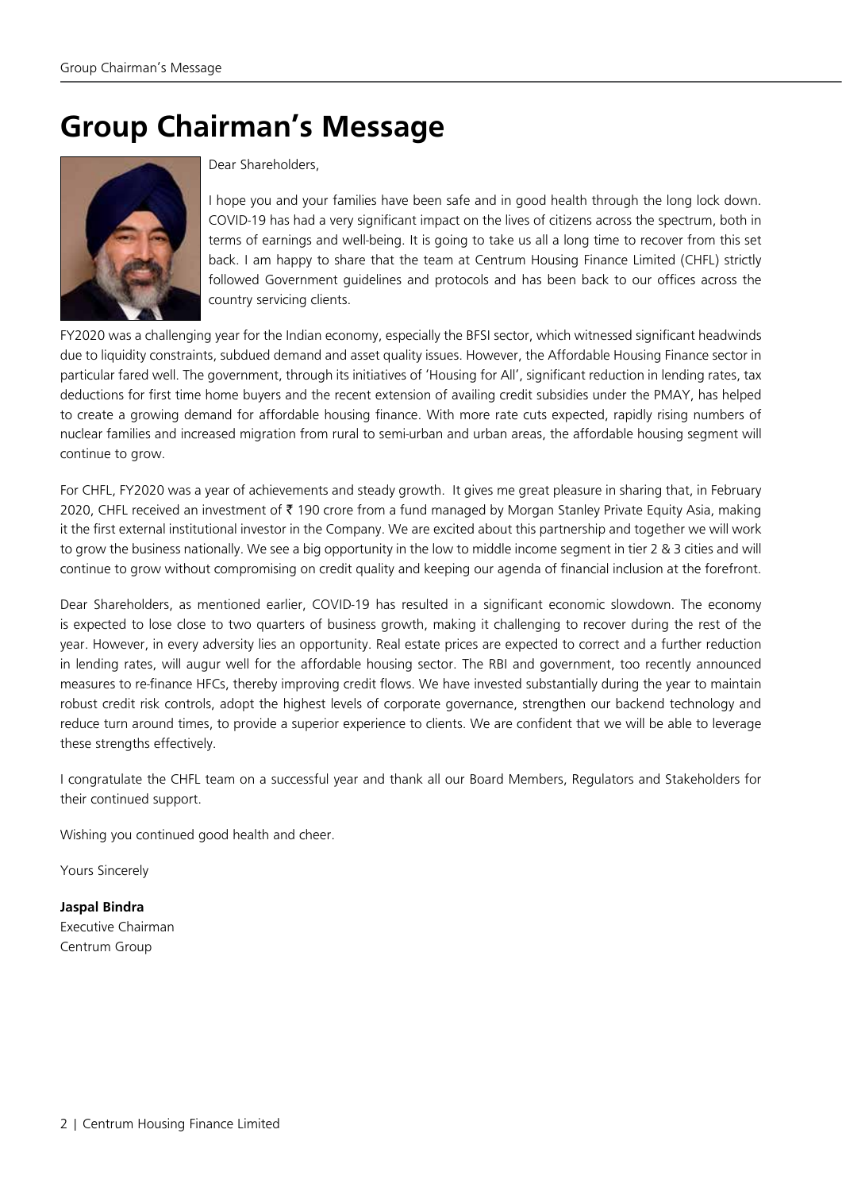# Group Chairman's Message

Dear Shareholders,

I hope you and your families have been safe and in good health through the long lock down. COVID-19 has had a very significant impact on the lives of citizens across the spectrum, both in terms of earnings and well-being. It is going to take us all a long time to recover from this set back. I am happy to share that the team at Centrum Housing Finance Limited (CHFL) strictly followed Government guidelines and protocols and has been back to our offices across the country servicing clients.

FY2020 was a challenging year for the Indian economy, especially the BFSI sector, which witnessed significant headwinds due to liquidity constraints, subdued demand and asset quality issues. However, the Affordable Housing Finance sector in particular fared well. The government, through its initiatives of 'Housing for All', significant reduction in lending rates, tax deductions for first time home buyers and the recent extension of availing credit subsidies under the PMAY, has helped to create a growing demand for affordable housing finance. With more rate cuts expected, rapidly rising numbers of nuclear families and increased migration from rural to semi-urban and urban areas, the affordable housing segment will continue to grow.

For CHFL, FY2020 was a year of achievements and steady growth. It gives me great pleasure in sharing that, in February 2020, CHFL received an investment of ₹ 190 crore from a fund managed by Morgan Stanley Private Equity Asia, making it the first external institutional investor in the Company. We are excited about this partnership and together we will work to grow the business nationally. We see a big opportunity in the low to middle income segment in tier 2 & 3 cities and will continue to grow without compromising on credit quality and keeping our agenda of financial inclusion at the forefront.

Dear Shareholders, as mentioned earlier, COVID-19 has resulted in a significant economic slowdown. The economy is expected to lose close to two quarters of business growth, making it challenging to recover during the rest of the year. However, in every adversity lies an opportunity. Real estate prices are expected to correct and a further reduction in lending rates, will augur well for the affordable housing sector. The RBI and government, too recently announced measures to re-finance HFCs, thereby improving credit flows. We have invested substantially during the year to maintain robust credit risk controls, adopt the highest levels of corporate governance, strengthen our backend technology and reduce turn around times, to provide a superior experience to clients. We are confident that we will be able to leverage these strengths effectively.

I congratulate the CHFL team on a successful year and thank all our Board Members, Regulators and Stakeholders for their continued support.

Wishing you continued good health and cheer.

Yours Sincerely

**Jaspal Bindra**
Executive Chairman
Centrum Group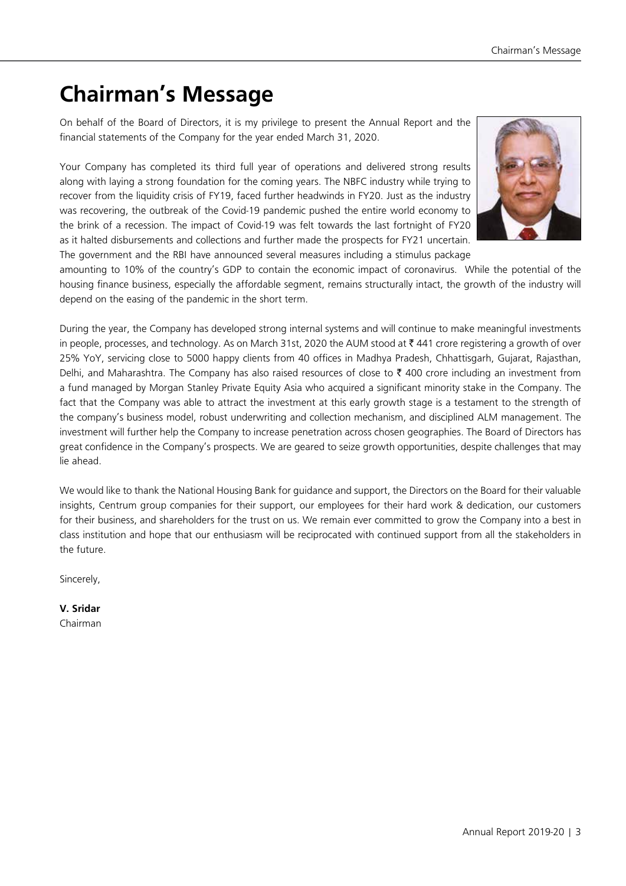# Chairman's Message

On behalf of the Board of Directors, it is my privilege to present the Annual Report and the financial statements of the Company for the year ended March 31, 2020.

Your Company has completed its third full year of operations and delivered strong results along with laying a strong foundation for the coming years. The NBFC industry while trying to recover from the liquidity crisis of FY19, faced further headwinds in FY20. Just as the industry was recovering, the outbreak of the Covid-19 pandemic pushed the entire world economy to the brink of a recession. The impact of Covid-19 was felt towards the last fortnight of FY20 as it halted disbursements and collections and further made the prospects for FY21 uncertain. The government and the RBI have announced several measures including a stimulus package amounting to 10% of the country's GDP to contain the economic impact of coronavirus. While the potential of the housing finance business, especially the affordable segment, remains structurally intact, the growth of the industry will depend on the easing of the pandemic in the short term.

During the year, the Company has developed strong internal systems and will continue to make meaningful investments in people, processes, and technology. As on March 31st, 2020 the AUM stood at ₹ 441 crore registering a growth of over 25% YoY, servicing close to 5000 happy clients from 40 offices in Madhya Pradesh, Chhattisgarh, Gujarat, Rajasthan, Delhi, and Maharashtra. The Company has also raised resources of close to ₹ 400 crore including an investment from a fund managed by Morgan Stanley Private Equity Asia who acquired a significant minority stake in the Company. The fact that the Company was able to attract the investment at this early growth stage is a testament to the strength of the company's business model, robust underwriting and collection mechanism, and disciplined ALM management. The investment will further help the Company to increase penetration across chosen geographies. The Board of Directors has great confidence in the Company's prospects. We are geared to seize growth opportunities, despite challenges that may lie ahead.

We would like to thank the National Housing Bank for guidance and support, the Directors on the Board for their valuable insights, Centrum group companies for their support, our employees for their hard work & dedication, our customers for their business, and shareholders for the trust on us. We remain ever committed to grow the Company into a best in class institution and hope that our enthusiasm will be reciprocated with continued support from all the stakeholders in the future.

Sincerely,

**V. Sridar**
Chairman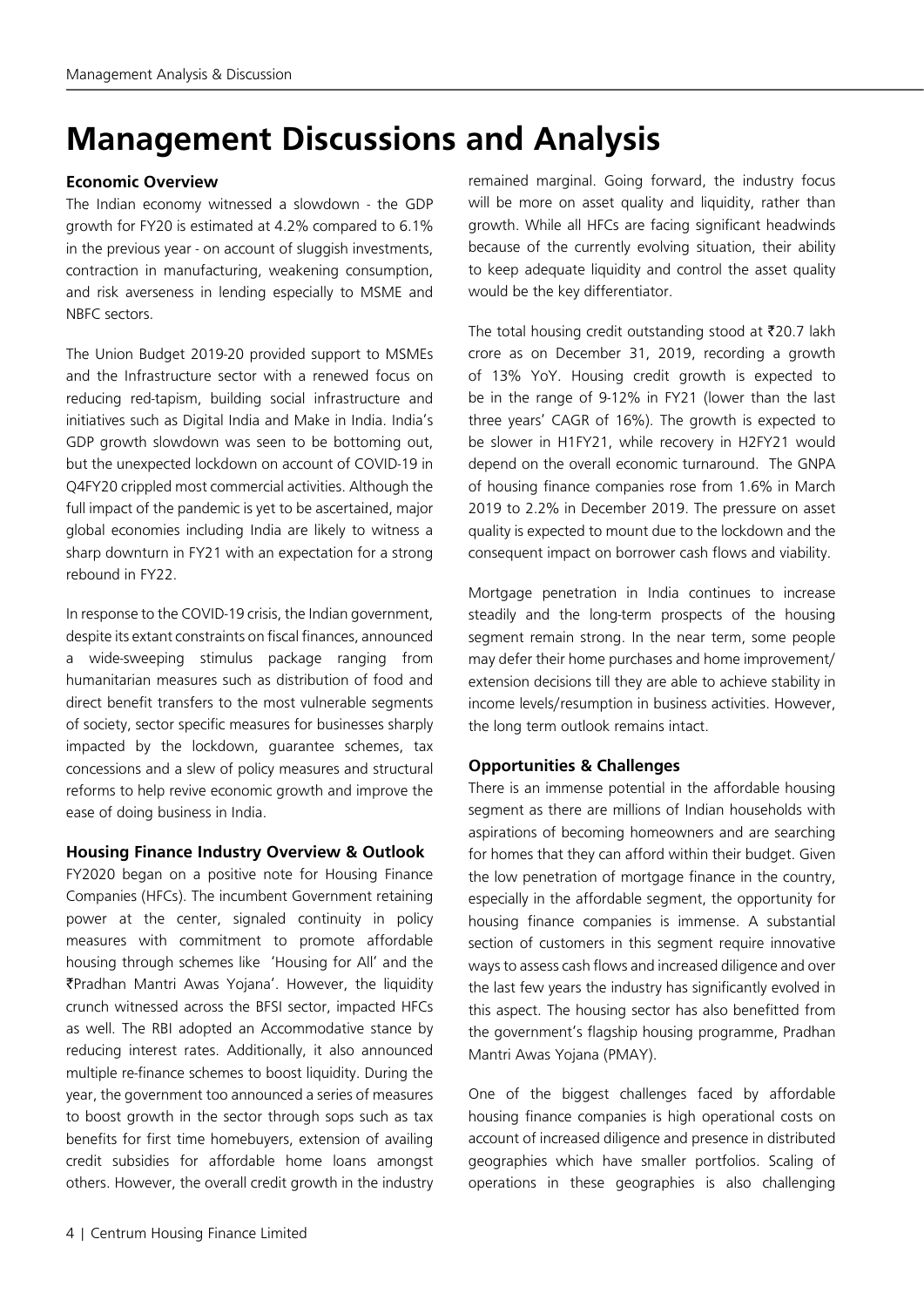# Management Discussions and Analysis

### Economic Overview

The Indian economy witnessed a slowdown - the GDP growth for FY20 is estimated at 4.2% compared to 6.1% in the previous year - on account of sluggish investments, contraction in manufacturing, weakening consumption, and risk averseness in lending especially to MSME and NBFC sectors.

The Union Budget 2019-20 provided support to MSMEs and the Infrastructure sector with a renewed focus on reducing red-tapism, building social infrastructure and initiatives such as Digital India and Make in India. India's GDP growth slowdown was seen to be bottoming out, but the unexpected lockdown on account of COVID-19 in Q4FY20 crippled most commercial activities. Although the full impact of the pandemic is yet to be ascertained, major global economies including India are likely to witness a sharp downturn in FY21 with an expectation for a strong rebound in FY22.

In response to the COVID-19 crisis, the Indian government, despite its extant constraints on fiscal finances, announced a wide-sweeping stimulus package ranging from humanitarian measures such as distribution of food and direct benefit transfers to the most vulnerable segments of society, sector specific measures for businesses sharply impacted by the lockdown, guarantee schemes, tax concessions and a slew of policy measures and structural reforms to help revive economic growth and improve the ease of doing business in India.

### Housing Finance Industry Overview & Outlook

FY2020 began on a positive note for Housing Finance Companies (HFCs). The incumbent Government retaining power at the center, signaled continuity in policy measures with commitment to promote affordable housing through schemes like 'Housing for All' and the ₹Pradhan Mantri Awas Yojana'. However, the liquidity crunch witnessed across the BFSI sector, impacted HFCs as well. The RBI adopted an Accommodative stance by reducing interest rates. Additionally, it also announced multiple re-finance schemes to boost liquidity. During the year, the government too announced a series of measures to boost growth in the sector through sops such as tax benefits for first time homebuyers, extension of availing credit subsidies for affordable home loans amongst others. However, the overall credit growth in the industry remained marginal. Going forward, the industry focus will be more on asset quality and liquidity, rather than growth. While all HFCs are facing significant headwinds because of the currently evolving situation, their ability to keep adequate liquidity and control the asset quality would be the key differentiator.

The total housing credit outstanding stood at ₹20.7 lakh crore as on December 31, 2019, recording a growth of 13% YoY. Housing credit growth is expected to be in the range of 9-12% in FY21 (lower than the last three years' CAGR of 16%). The growth is expected to be slower in H1FY21, while recovery in H2FY21 would depend on the overall economic turnaround. The GNPA of housing finance companies rose from 1.6% in March 2019 to 2.2% in December 2019. The pressure on asset quality is expected to mount due to the lockdown and the consequent impact on borrower cash flows and viability.

Mortgage penetration in India continues to increase steadily and the long-term prospects of the housing segment remain strong. In the near term, some people may defer their home purchases and home improvement/ extension decisions till they are able to achieve stability in income levels/resumption in business activities. However, the long term outlook remains intact.

### Opportunities & Challenges

There is an immense potential in the affordable housing segment as there are millions of Indian households with aspirations of becoming homeowners and are searching for homes that they can afford within their budget. Given the low penetration of mortgage finance in the country, especially in the affordable segment, the opportunity for housing finance companies is immense. A substantial section of customers in this segment require innovative ways to assess cash flows and increased diligence and over the last few years the industry has significantly evolved in this aspect. The housing sector has also benefitted from the government's flagship housing programme, Pradhan Mantri Awas Yojana (PMAY).

One of the biggest challenges faced by affordable housing finance companies is high operational costs on account of increased diligence and presence in distributed geographies which have smaller portfolios. Scaling of operations in these geographies is also challenging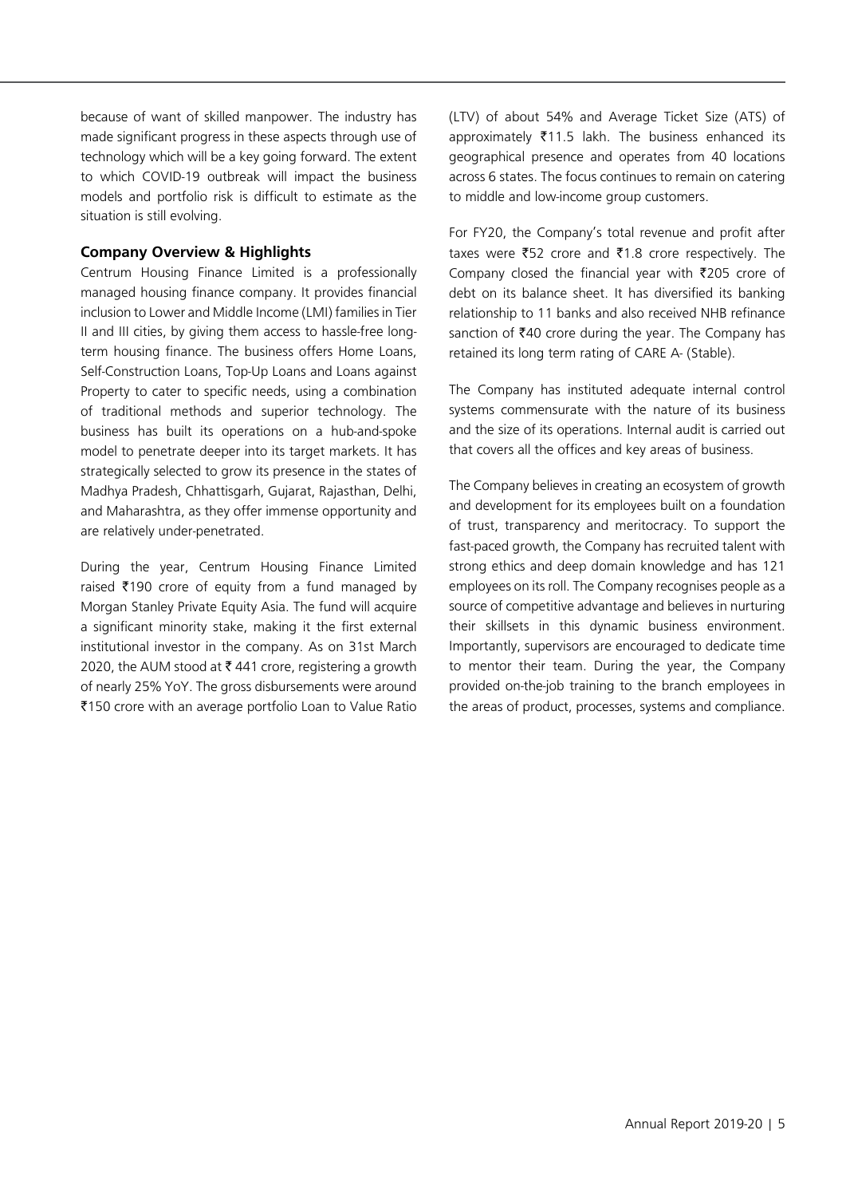because of want of skilled manpower. The industry has made significant progress in these aspects through use of technology which will be a key going forward. The extent to which COVID-19 outbreak will impact the business models and portfolio risk is difficult to estimate as the situation is still evolving.

**Company Overview & Highlights**

Centrum Housing Finance Limited is a professionally managed housing finance company. It provides financial inclusion to Lower and Middle Income (LMI) families in Tier II and III cities, by giving them access to hassle-free long-term housing finance. The business offers Home Loans, Self-Construction Loans, Top-Up Loans and Loans against Property to cater to specific needs, using a combination of traditional methods and superior technology. The business has built its operations on a hub-and-spoke model to penetrate deeper into its target markets. It has strategically selected to grow its presence in the states of Madhya Pradesh, Chhattisgarh, Gujarat, Rajasthan, Delhi, and Maharashtra, as they offer immense opportunity and are relatively under-penetrated.

During the year, Centrum Housing Finance Limited raised ₹190 crore of equity from a fund managed by Morgan Stanley Private Equity Asia. The fund will acquire a significant minority stake, making it the first external institutional investor in the company. As on 31st March 2020, the AUM stood at ₹ 441 crore, registering a growth of nearly 25% YoY. The gross disbursements were around ₹150 crore with an average portfolio Loan to Value Ratio (LTV) of about 54% and Average Ticket Size (ATS) of approximately ₹11.5 lakh. The business enhanced its geographical presence and operates from 40 locations across 6 states. The focus continues to remain on catering to middle and low-income group customers.

For FY20, the Company's total revenue and profit after taxes were ₹52 crore and ₹1.8 crore respectively. The Company closed the financial year with ₹205 crore of debt on its balance sheet. It has diversified its banking relationship to 11 banks and also received NHB refinance sanction of ₹40 crore during the year. The Company has retained its long term rating of CARE A- (Stable).

The Company has instituted adequate internal control systems commensurate with the nature of its business and the size of its operations. Internal audit is carried out that covers all the offices and key areas of business.

The Company believes in creating an ecosystem of growth and development for its employees built on a foundation of trust, transparency and meritocracy. To support the fast-paced growth, the Company has recruited talent with strong ethics and deep domain knowledge and has 121 employees on its roll. The Company recognises people as a source of competitive advantage and believes in nurturing their skillsets in this dynamic business environment. Importantly, supervisors are encouraged to dedicate time to mentor their team. During the year, the Company provided on-the-job training to the branch employees in the areas of product, processes, systems and compliance.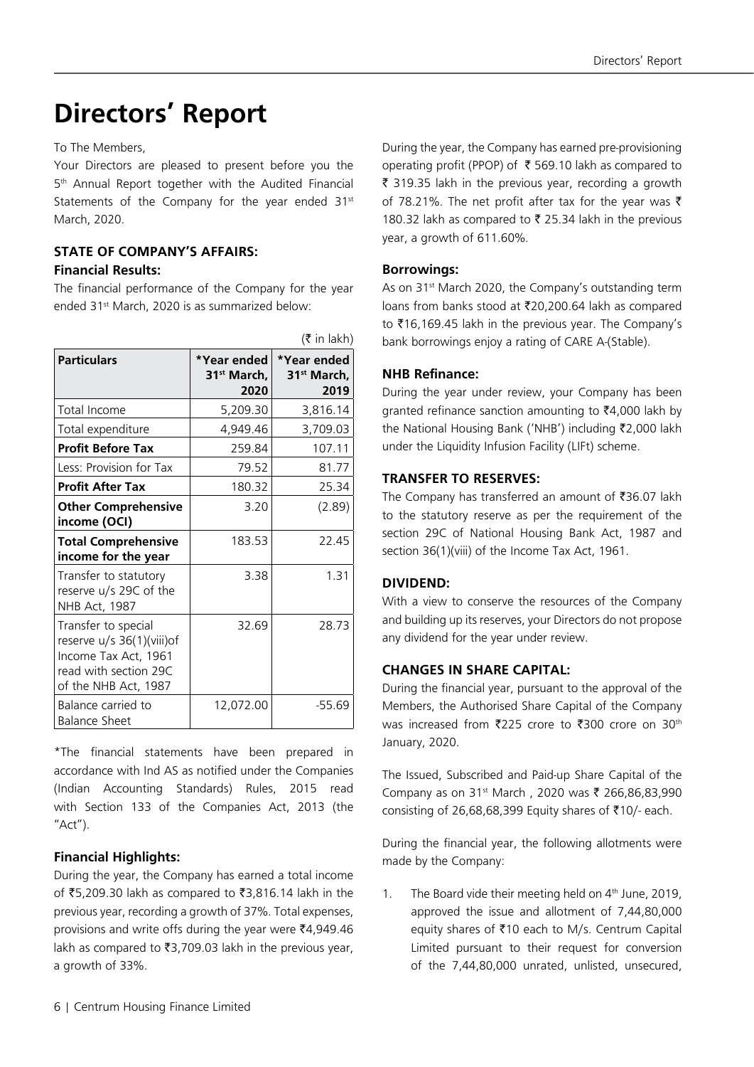# Directors' Report

To The Members,

Your Directors are pleased to present before you the 5th Annual Report together with the Audited Financial Statements of the Company for the year ended 31st March, 2020.

## STATE OF COMPANY'S AFFAIRS:

### Financial Results:

The financial performance of the Company for the year ended 31st March, 2020 is as summarized below:

(₹ in lakh)

| Particulars | *Year ended 31st March, 2020 | *Year ended 31st March, 2019 |
|---|---|---|
| Total Income | 5,209.30 | 3,816.14 |
| Total expenditure | 4,949.46 | 3,709.03 |
| **Profit Before Tax** | 259.84 | 107.11 |
| Less: Provision for Tax | 79.52 | 81.77 |
| **Profit After Tax** | 180.32 | 25.34 |
| **Other Comprehensive income (OCI)** | 3.20 | (2.89) |
| **Total Comprehensive income for the year** | 183.53 | 22.45 |
| Transfer to statutory reserve u/s 29C of the NHB Act, 1987 | 3.38 | 1.31 |
| Transfer to special reserve u/s 36(1)(viii)of Income Tax Act, 1961 read with section 29C of the NHB Act, 1987 | 32.69 | 28.73 |
| Balance carried to Balance Sheet | 12,072.00 | -55.69 |

*The financial statements have been prepared in accordance with Ind AS as notified under the Companies (Indian Accounting Standards) Rules, 2015 read with Section 133 of the Companies Act, 2013 (the "Act").

### Financial Highlights:

During the year, the Company has earned a total income of ₹5,209.30 lakh as compared to ₹3,816.14 lakh in the previous year, recording a growth of 37%. Total expenses, provisions and write offs during the year were ₹4,949.46 lakh as compared to ₹3,709.03 lakh in the previous year, a growth of 33%.

During the year, the Company has earned pre-provisioning operating profit (PPOP) of ₹ 569.10 lakh as compared to ₹ 319.35 lakh in the previous year, recording a growth of 78.21%. The net profit after tax for the year was ₹ 180.32 lakh as compared to ₹ 25.34 lakh in the previous year, a growth of 611.60%.

### Borrowings:

As on 31st March 2020, the Company's outstanding term loans from banks stood at ₹20,200.64 lakh as compared to ₹16,169.45 lakh in the previous year. The Company's bank borrowings enjoy a rating of CARE A-(Stable).

### NHB Refinance:

During the year under review, your Company has been granted refinance sanction amounting to ₹4,000 lakh by the National Housing Bank ('NHB') including ₹2,000 lakh under the Liquidity Infusion Facility (LIFt) scheme.

## TRANSFER TO RESERVES:

The Company has transferred an amount of ₹36.07 lakh to the statutory reserve as per the requirement of the section 29C of National Housing Bank Act, 1987 and section 36(1)(viii) of the Income Tax Act, 1961.

## DIVIDEND:

With a view to conserve the resources of the Company and building up its reserves, your Directors do not propose any dividend for the year under review.

## CHANGES IN SHARE CAPITAL:

During the financial year, pursuant to the approval of the Members, the Authorised Share Capital of the Company was increased from ₹225 crore to ₹300 crore on 30th January, 2020.

The Issued, Subscribed and Paid-up Share Capital of the Company as on 31st March , 2020 was ₹ 266,86,83,990 consisting of 26,68,68,399 Equity shares of ₹10/- each.

During the financial year, the following allotments were made by the Company:

1. The Board vide their meeting held on 4th June, 2019, approved the issue and allotment of 7,44,80,000 equity shares of ₹10 each to M/s. Centrum Capital Limited pursuant to their request for conversion of the 7,44,80,000 unrated, unlisted, unsecured,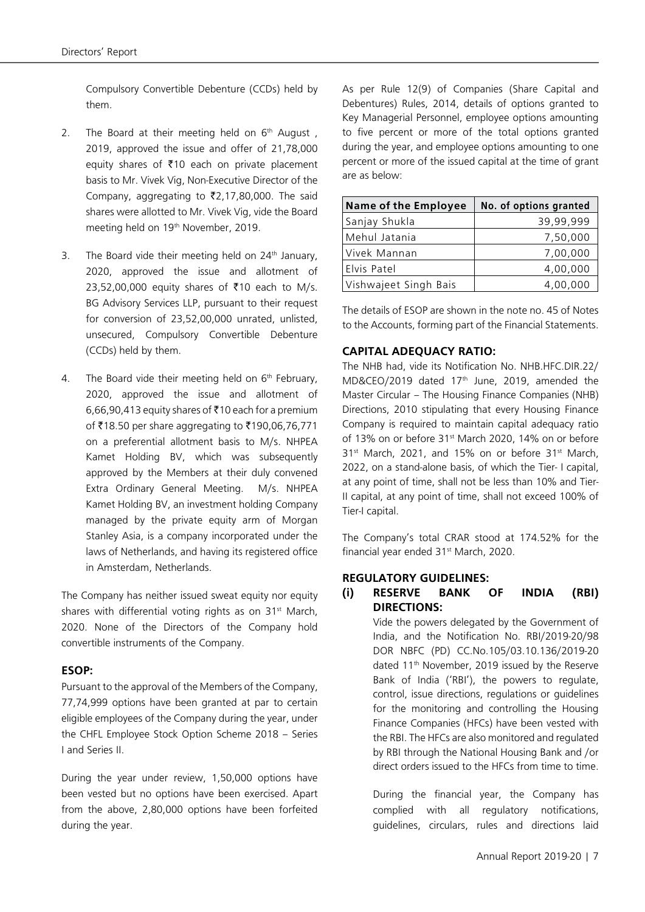Compulsory Convertible Debenture (CCDs) held by them.

2. The Board at their meeting held on 6th August , 2019, approved the issue and offer of 21,78,000 equity shares of ₹10 each on private placement basis to Mr. Vivek Vig, Non-Executive Director of the Company, aggregating to ₹2,17,80,000. The said shares were allotted to Mr. Vivek Vig, vide the Board meeting held on 19th November, 2019.

3. The Board vide their meeting held on 24th January, 2020, approved the issue and allotment of 23,52,00,000 equity shares of ₹10 each to M/s. BG Advisory Services LLP, pursuant to their request for conversion of 23,52,00,000 unrated, unlisted, unsecured, Compulsory Convertible Debenture (CCDs) held by them.

4. The Board vide their meeting held on 6th February, 2020, approved the issue and allotment of 6,66,90,413 equity shares of ₹10 each for a premium of ₹18.50 per share aggregating to ₹190,06,76,771 on a preferential allotment basis to M/s. NHPEA Kamet Holding BV, which was subsequently approved by the Members at their duly convened Extra Ordinary General Meeting. M/s. NHPEA Kamet Holding BV, an investment holding Company managed by the private equity arm of Morgan Stanley Asia, is a company incorporated under the laws of Netherlands, and having its registered office in Amsterdam, Netherlands.

The Company has neither issued sweat equity nor equity shares with differential voting rights as on 31st March, 2020. None of the Directors of the Company hold convertible instruments of the Company.

## ESOP:

Pursuant to the approval of the Members of the Company, 77,74,999 options have been granted at par to certain eligible employees of the Company during the year, under the CHFL Employee Stock Option Scheme 2018 – Series I and Series II.

During the year under review, 1,50,000 options have been vested but no options have been exercised. Apart from the above, 2,80,000 options have been forfeited during the year.

As per Rule 12(9) of Companies (Share Capital and Debentures) Rules, 2014, details of options granted to Key Managerial Personnel, employee options amounting to five percent or more of the total options granted during the year, and employee options amounting to one percent or more of the issued capital at the time of grant are as below:

| Name of the Employee | No. of options granted |
|---|---|
| Sanjay Shukla | 39,99,999 |
| Mehul Jatania | 7,50,000 |
| Vivek Mannan | 7,00,000 |
| Elvis Patel | 4,00,000 |
| Vishwajeet Singh Bais | 4,00,000 |

The details of ESOP are shown in the note no. 45 of Notes to the Accounts, forming part of the Financial Statements.

## CAPITAL ADEQUACY RATIO:

The NHB had, vide its Notification No. NHB.HFC.DIR.22/ MD&CEO/2019 dated 17th June, 2019, amended the Master Circular – The Housing Finance Companies (NHB) Directions, 2010 stipulating that every Housing Finance Company is required to maintain capital adequacy ratio of 13% on or before 31st March 2020, 14% on or before 31st March, 2021, and 15% on or before 31st March, 2022, on a stand-alone basis, of which the Tier- I capital, at any point of time, shall not be less than 10% and Tier-II capital, at any point of time, shall not exceed 100% of Tier-I capital.

The Company's total CRAR stood at 174.52% for the financial year ended 31st March, 2020.

## REGULATORY GUIDELINES:

### (i) RESERVE BANK OF INDIA (RBI) DIRECTIONS:

Vide the powers delegated by the Government of India, and the Notification No. RBI/2019-20/98 DOR NBFC (PD) CC.No.105/03.10.136/2019-20 dated 11th November, 2019 issued by the Reserve Bank of India ('RBI'), the powers to regulate, control, issue directions, regulations or guidelines for the monitoring and controlling the Housing Finance Companies (HFCs) have been vested with the RBI. The HFCs are also monitored and regulated by RBI through the National Housing Bank and /or direct orders issued to the HFCs from time to time.

During the financial year, the Company has complied with all regulatory notifications, guidelines, circulars, rules and directions laid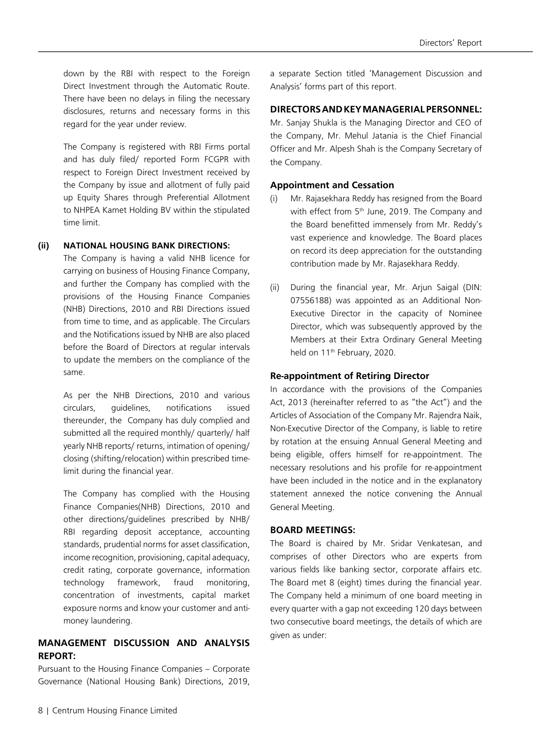down by the RBI with respect to the Foreign Direct Investment through the Automatic Route. There have been no delays in filing the necessary disclosures, returns and necessary forms in this regard for the year under review.

The Company is registered with RBI Firms portal and has duly filed/ reported Form FCGPR with respect to Foreign Direct Investment received by the Company by issue and allotment of fully paid up Equity Shares through Preferential Allotment to NHPEA Kamet Holding BV within the stipulated time limit.

**(ii) NATIONAL HOUSING BANK DIRECTIONS:**

The Company is having a valid NHB licence for carrying on business of Housing Finance Company, and further the Company has complied with the provisions of the Housing Finance Companies (NHB) Directions, 2010 and RBI Directions issued from time to time, and as applicable. The Circulars and the Notifications issued by NHB are also placed before the Board of Directors at regular intervals to update the members on the compliance of the same.

As per the NHB Directions, 2010 and various circulars, guidelines, notifications issued thereunder, the Company has duly complied and submitted all the required monthly/ quarterly/ half yearly NHB reports/ returns, intimation of opening/ closing (shifting/relocation) within prescribed time-limit during the financial year.

The Company has complied with the Housing Finance Companies(NHB) Directions, 2010 and other directions/guidelines prescribed by NHB/ RBI regarding deposit acceptance, accounting standards, prudential norms for asset classification, income recognition, provisioning, capital adequacy, credit rating, corporate governance, information technology framework, fraud monitoring, concentration of investments, capital market exposure norms and know your customer and anti-money laundering.

## MANAGEMENT DISCUSSION AND ANALYSIS REPORT:

Pursuant to the Housing Finance Companies – Corporate Governance (National Housing Bank) Directions, 2019, a separate Section titled 'Management Discussion and Analysis' forms part of this report.

## DIRECTORS AND KEY MANAGERIAL PERSONNEL:

Mr. Sanjay Shukla is the Managing Director and CEO of the Company, Mr. Mehul Jatania is the Chief Financial Officer and Mr. Alpesh Shah is the Company Secretary of the Company.

### Appointment and Cessation

(i) Mr. Rajasekhara Reddy has resigned from the Board with effect from 5th June, 2019. The Company and the Board benefitted immensely from Mr. Reddy's vast experience and knowledge. The Board places on record its deep appreciation for the outstanding contribution made by Mr. Rajasekhara Reddy.

(ii) During the financial year, Mr. Arjun Saigal (DIN: 07556188) was appointed as an Additional Non-Executive Director in the capacity of Nominee Director, which was subsequently approved by the Members at their Extra Ordinary General Meeting held on 11th February, 2020.

### Re-appointment of Retiring Director

In accordance with the provisions of the Companies Act, 2013 (hereinafter referred to as "the Act") and the Articles of Association of the Company Mr. Rajendra Naik, Non-Executive Director of the Company, is liable to retire by rotation at the ensuing Annual General Meeting and being eligible, offers himself for re-appointment. The necessary resolutions and his profile for re-appointment have been included in the notice and in the explanatory statement annexed the notice convening the Annual General Meeting.

## BOARD MEETINGS:

The Board is chaired by Mr. Sridar Venkatesan, and comprises of other Directors who are experts from various fields like banking sector, corporate affairs etc. The Board met 8 (eight) times during the financial year. The Company held a minimum of one board meeting in every quarter with a gap not exceeding 120 days between two consecutive board meetings, the details of which are given as under: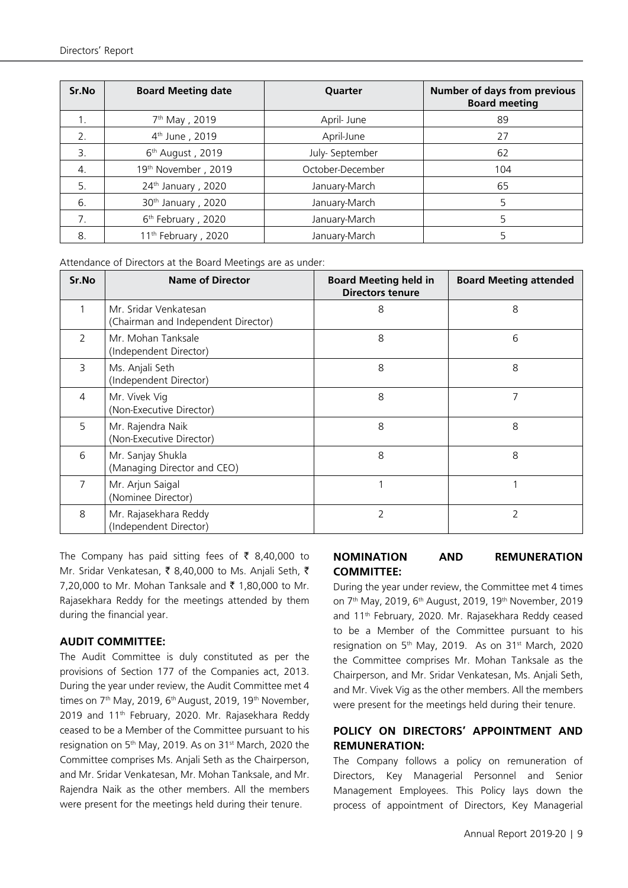| Sr.No | Board Meeting date | Quarter | Number of days from previous Board meeting |
|---|---|---|---|
| 1. | 7th May , 2019 | April- June | 89 |
| 2. | 4th June , 2019 | April-June | 27 |
| 3. | 6th August , 2019 | July- September | 62 |
| 4. | 19th November , 2019 | October-December | 104 |
| 5. | 24th January , 2020 | January-March | 65 |
| 6. | 30th January , 2020 | January-March | 5 |
| 7. | 6th February , 2020 | January-March | 5 |
| 8. | 11th February , 2020 | January-March | 5 |

Attendance of Directors at the Board Meetings are as under:

| Sr.No | Name of Director | Board Meeting held in Directors tenure | Board Meeting attended |
|---|---|---|---|
| 1 | Mr. Sridar Venkatesan (Chairman and Independent Director) | 8 | 8 |
| 2 | Mr. Mohan Tanksale (Independent Director) | 8 | 6 |
| 3 | Ms. Anjali Seth (Independent Director) | 8 | 8 |
| 4 | Mr. Vivek Vig (Non-Executive Director) | 8 | 7 |
| 5 | Mr. Rajendra Naik (Non-Executive Director) | 8 | 8 |
| 6 | Mr. Sanjay Shukla (Managing Director and CEO) | 8 | 8 |
| 7 | Mr. Arjun Saigal (Nominee Director) | 1 | 1 |
| 8 | Mr. Rajasekhara Reddy (Independent Director) | 2 | 2 |

The Company has paid sitting fees of ₹ 8,40,000 to Mr. Sridar Venkatesan, ₹ 8,40,000 to Ms. Anjali Seth, ₹ 7,20,000 to Mr. Mohan Tanksale and ₹ 1,80,000 to Mr. Rajasekhara Reddy for the meetings attended by them during the financial year.

**AUDIT COMMITTEE:**

The Audit Committee is duly constituted as per the provisions of Section 177 of the Companies act, 2013. During the year under review, the Audit Committee met 4 times on 7th May, 2019, 6th August, 2019, 19th November, 2019 and 11th February, 2020. Mr. Rajasekhara Reddy ceased to be a Member of the Committee pursuant to his resignation on 5th May, 2019. As on 31st March, 2020 the Committee comprises Ms. Anjali Seth as the Chairperson, and Mr. Sridar Venkatesan, Mr. Mohan Tanksale, and Mr. Rajendra Naik as the other members. All the members were present for the meetings held during their tenure.

**NOMINATION AND REMUNERATION COMMITTEE:**

During the year under review, the Committee met 4 times on 7th May, 2019, 6th August, 2019, 19th November, 2019 and 11th February, 2020. Mr. Rajasekhara Reddy ceased to be a Member of the Committee pursuant to his resignation on 5th May, 2019. As on 31st March, 2020 the Committee comprises Mr. Mohan Tanksale as the Chairperson, and Mr. Sridar Venkatesan, Ms. Anjali Seth, and Mr. Vivek Vig as the other members. All the members were present for the meetings held during their tenure.

**POLICY ON DIRECTORS' APPOINTMENT AND REMUNERATION:**

The Company follows a policy on remuneration of Directors, Key Managerial Personnel and Senior Management Employees. This Policy lays down the process of appointment of Directors, Key Managerial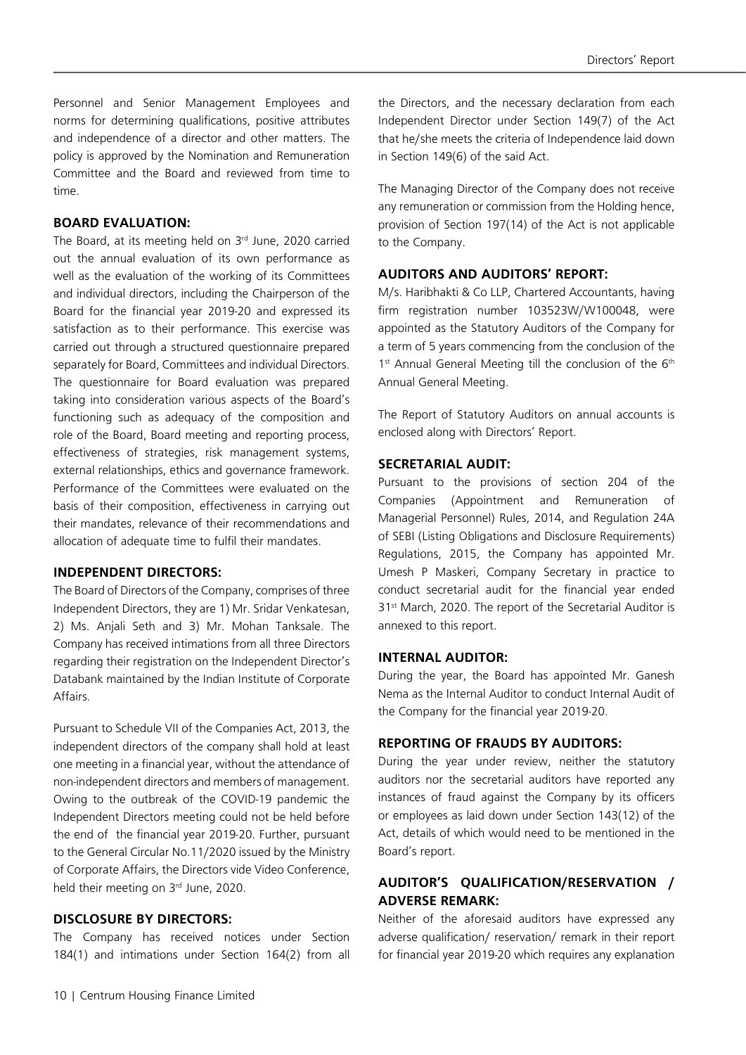Personnel and Senior Management Employees and norms for determining qualifications, positive attributes and independence of a director and other matters. The policy is approved by the Nomination and Remuneration Committee and the Board and reviewed from time to time.

## BOARD EVALUATION:

The Board, at its meeting held on 3rd June, 2020 carried out the annual evaluation of its own performance as well as the evaluation of the working of its Committees and individual directors, including the Chairperson of the Board for the financial year 2019-20 and expressed its satisfaction as to their performance. This exercise was carried out through a structured questionnaire prepared separately for Board, Committees and individual Directors. The questionnaire for Board evaluation was prepared taking into consideration various aspects of the Board's functioning such as adequacy of the composition and role of the Board, Board meeting and reporting process, effectiveness of strategies, risk management systems, external relationships, ethics and governance framework. Performance of the Committees were evaluated on the basis of their composition, effectiveness in carrying out their mandates, relevance of their recommendations and allocation of adequate time to fulfil their mandates.

## INDEPENDENT DIRECTORS:

The Board of Directors of the Company, comprises of three Independent Directors, they are 1) Mr. Sridar Venkatesan, 2) Ms. Anjali Seth and 3) Mr. Mohan Tanksale. The Company has received intimations from all three Directors regarding their registration on the Independent Director's Databank maintained by the Indian Institute of Corporate Affairs.

Pursuant to Schedule VII of the Companies Act, 2013, the independent directors of the company shall hold at least one meeting in a financial year, without the attendance of non-independent directors and members of management. Owing to the outbreak of the COVID-19 pandemic the Independent Directors meeting could not be held before the end of the financial year 2019-20. Further, pursuant to the General Circular No.11/2020 issued by the Ministry of Corporate Affairs, the Directors vide Video Conference, held their meeting on 3rd June, 2020.

## DISCLOSURE BY DIRECTORS:

The Company has received notices under Section 184(1) and intimations under Section 164(2) from all the Directors, and the necessary declaration from each Independent Director under Section 149(7) of the Act that he/she meets the criteria of Independence laid down in Section 149(6) of the said Act.

The Managing Director of the Company does not receive any remuneration or commission from the Holding hence, provision of Section 197(14) of the Act is not applicable to the Company.

## AUDITORS AND AUDITORS' REPORT:

M/s. Haribhakti & Co LLP, Chartered Accountants, having firm registration number 103523W/W100048, were appointed as the Statutory Auditors of the Company for a term of 5 years commencing from the conclusion of the 1st Annual General Meeting till the conclusion of the 6th Annual General Meeting.

The Report of Statutory Auditors on annual accounts is enclosed along with Directors' Report.

## SECRETARIAL AUDIT:

Pursuant to the provisions of section 204 of the Companies (Appointment and Remuneration of Managerial Personnel) Rules, 2014, and Regulation 24A of SEBI (Listing Obligations and Disclosure Requirements) Regulations, 2015, the Company has appointed Mr. Umesh P Maskeri, Company Secretary in practice to conduct secretarial audit for the financial year ended 31st March, 2020. The report of the Secretarial Auditor is annexed to this report.

## INTERNAL AUDITOR:

During the year, the Board has appointed Mr. Ganesh Nema as the Internal Auditor to conduct Internal Audit of the Company for the financial year 2019-20.

## REPORTING OF FRAUDS BY AUDITORS:

During the year under review, neither the statutory auditors nor the secretarial auditors have reported any instances of fraud against the Company by its officers or employees as laid down under Section 143(12) of the Act, details of which would need to be mentioned in the Board's report.

## AUDITOR'S QUALIFICATION/RESERVATION / ADVERSE REMARK:

Neither of the aforesaid auditors have expressed any adverse qualification/ reservation/ remark in their report for financial year 2019-20 which requires any explanation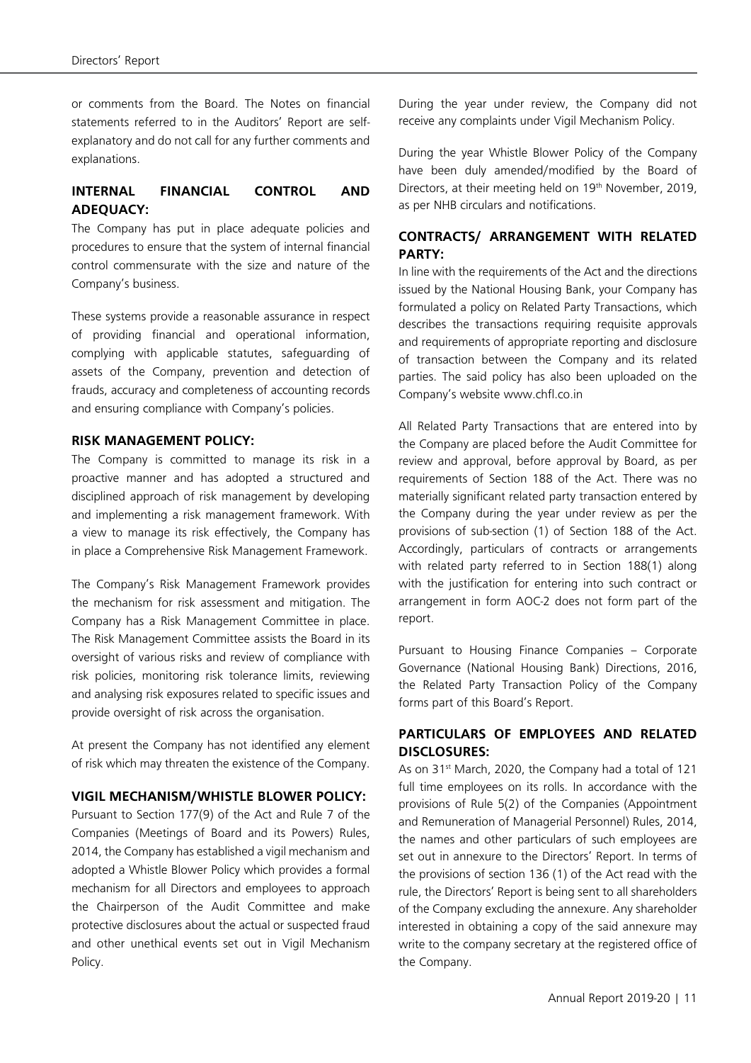or comments from the Board. The Notes on financial statements referred to in the Auditors' Report are self-explanatory and do not call for any further comments and explanations.

## INTERNAL FINANCIAL CONTROL AND ADEQUACY:

The Company has put in place adequate policies and procedures to ensure that the system of internal financial control commensurate with the size and nature of the Company's business.

These systems provide a reasonable assurance in respect of providing financial and operational information, complying with applicable statutes, safeguarding of assets of the Company, prevention and detection of frauds, accuracy and completeness of accounting records and ensuring compliance with Company's policies.

## RISK MANAGEMENT POLICY:

The Company is committed to manage its risk in a proactive manner and has adopted a structured and disciplined approach of risk management by developing and implementing a risk management framework. With a view to manage its risk effectively, the Company has in place a Comprehensive Risk Management Framework.

The Company's Risk Management Framework provides the mechanism for risk assessment and mitigation. The Company has a Risk Management Committee in place. The Risk Management Committee assists the Board in its oversight of various risks and review of compliance with risk policies, monitoring risk tolerance limits, reviewing and analysing risk exposures related to specific issues and provide oversight of risk across the organisation.

At present the Company has not identified any element of risk which may threaten the existence of the Company.

## VIGIL MECHANISM/WHISTLE BLOWER POLICY:

Pursuant to Section 177(9) of the Act and Rule 7 of the Companies (Meetings of Board and its Powers) Rules, 2014, the Company has established a vigil mechanism and adopted a Whistle Blower Policy which provides a formal mechanism for all Directors and employees to approach the Chairperson of the Audit Committee and make protective disclosures about the actual or suspected fraud and other unethical events set out in Vigil Mechanism Policy.

During the year under review, the Company did not receive any complaints under Vigil Mechanism Policy.

During the year Whistle Blower Policy of the Company have been duly amended/modified by the Board of Directors, at their meeting held on 19th November, 2019, as per NHB circulars and notifications.

## CONTRACTS/ ARRANGEMENT WITH RELATED PARTY:

In line with the requirements of the Act and the directions issued by the National Housing Bank, your Company has formulated a policy on Related Party Transactions, which describes the transactions requiring requisite approvals and requirements of appropriate reporting and disclosure of transaction between the Company and its related parties. The said policy has also been uploaded on the Company's website www.chfl.co.in

All Related Party Transactions that are entered into by the Company are placed before the Audit Committee for review and approval, before approval by Board, as per requirements of Section 188 of the Act. There was no materially significant related party transaction entered by the Company during the year under review as per the provisions of sub-section (1) of Section 188 of the Act. Accordingly, particulars of contracts or arrangements with related party referred to in Section 188(1) along with the justification for entering into such contract or arrangement in form AOC-2 does not form part of the report.

Pursuant to Housing Finance Companies – Corporate Governance (National Housing Bank) Directions, 2016, the Related Party Transaction Policy of the Company forms part of this Board's Report.

## PARTICULARS OF EMPLOYEES AND RELATED DISCLOSURES:

As on 31st March, 2020, the Company had a total of 121 full time employees on its rolls. In accordance with the provisions of Rule 5(2) of the Companies (Appointment and Remuneration of Managerial Personnel) Rules, 2014, the names and other particulars of such employees are set out in annexure to the Directors' Report. In terms of the provisions of section 136 (1) of the Act read with the rule, the Directors' Report is being sent to all shareholders of the Company excluding the annexure. Any shareholder interested in obtaining a copy of the said annexure may write to the company secretary at the registered office of the Company.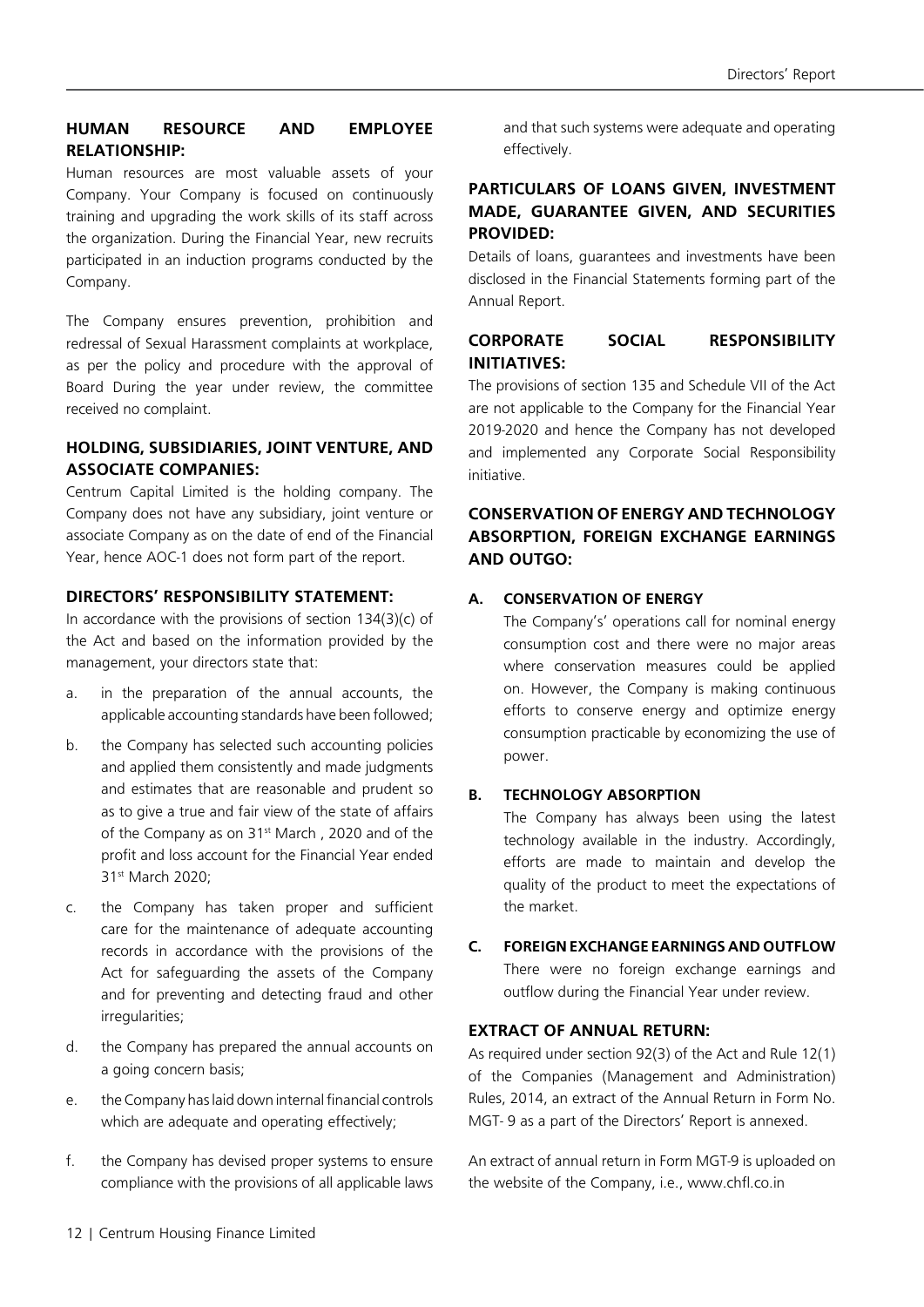## HUMAN RESOURCE AND EMPLOYEE RELATIONSHIP:

Human resources are most valuable assets of your Company. Your Company is focused on continuously training and upgrading the work skills of its staff across the organization. During the Financial Year, new recruits participated in an induction programs conducted by the Company.

The Company ensures prevention, prohibition and redressal of Sexual Harassment complaints at workplace, as per the policy and procedure with the approval of Board During the year under review, the committee received no complaint.

## HOLDING, SUBSIDIARIES, JOINT VENTURE, AND ASSOCIATE COMPANIES:

Centrum Capital Limited is the holding company. The Company does not have any subsidiary, joint venture or associate Company as on the date of end of the Financial Year, hence AOC-1 does not form part of the report.

## DIRECTORS' RESPONSIBILITY STATEMENT:

In accordance with the provisions of section 134(3)(c) of the Act and based on the information provided by the management, your directors state that:

a. in the preparation of the annual accounts, the applicable accounting standards have been followed;

b. the Company has selected such accounting policies and applied them consistently and made judgments and estimates that are reasonable and prudent so as to give a true and fair view of the state of affairs of the Company as on 31st March , 2020 and of the profit and loss account for the Financial Year ended 31st March 2020;

c. the Company has taken proper and sufficient care for the maintenance of adequate accounting records in accordance with the provisions of the Act for safeguarding the assets of the Company and for preventing and detecting fraud and other irregularities;

d. the Company has prepared the annual accounts on a going concern basis;

e. the Company has laid down internal financial controls which are adequate and operating effectively;

f. the Company has devised proper systems to ensure compliance with the provisions of all applicable laws and that such systems were adequate and operating effectively.

## PARTICULARS OF LOANS GIVEN, INVESTMENT MADE, GUARANTEE GIVEN, AND SECURITIES PROVIDED:

Details of loans, guarantees and investments have been disclosed in the Financial Statements forming part of the Annual Report.

## CORPORATE SOCIAL RESPONSIBILITY INITIATIVES:

The provisions of section 135 and Schedule VII of the Act are not applicable to the Company for the Financial Year 2019-2020 and hence the Company has not developed and implemented any Corporate Social Responsibility initiative.

## CONSERVATION OF ENERGY AND TECHNOLOGY ABSORPTION, FOREIGN EXCHANGE EARNINGS AND OUTGO:

### A. CONSERVATION OF ENERGY

The Company's' operations call for nominal energy consumption cost and there were no major areas where conservation measures could be applied on. However, the Company is making continuous efforts to conserve energy and optimize energy consumption practicable by economizing the use of power.

### B. TECHNOLOGY ABSORPTION

The Company has always been using the latest technology available in the industry. Accordingly, efforts are made to maintain and develop the quality of the product to meet the expectations of the market.

### C. FOREIGN EXCHANGE EARNINGS AND OUTFLOW

There were no foreign exchange earnings and outflow during the Financial Year under review.

## EXTRACT OF ANNUAL RETURN:

As required under section 92(3) of the Act and Rule 12(1) of the Companies (Management and Administration) Rules, 2014, an extract of the Annual Return in Form No. MGT- 9 as a part of the Directors' Report is annexed.

An extract of annual return in Form MGT-9 is uploaded on the website of the Company, i.e., www.chfl.co.in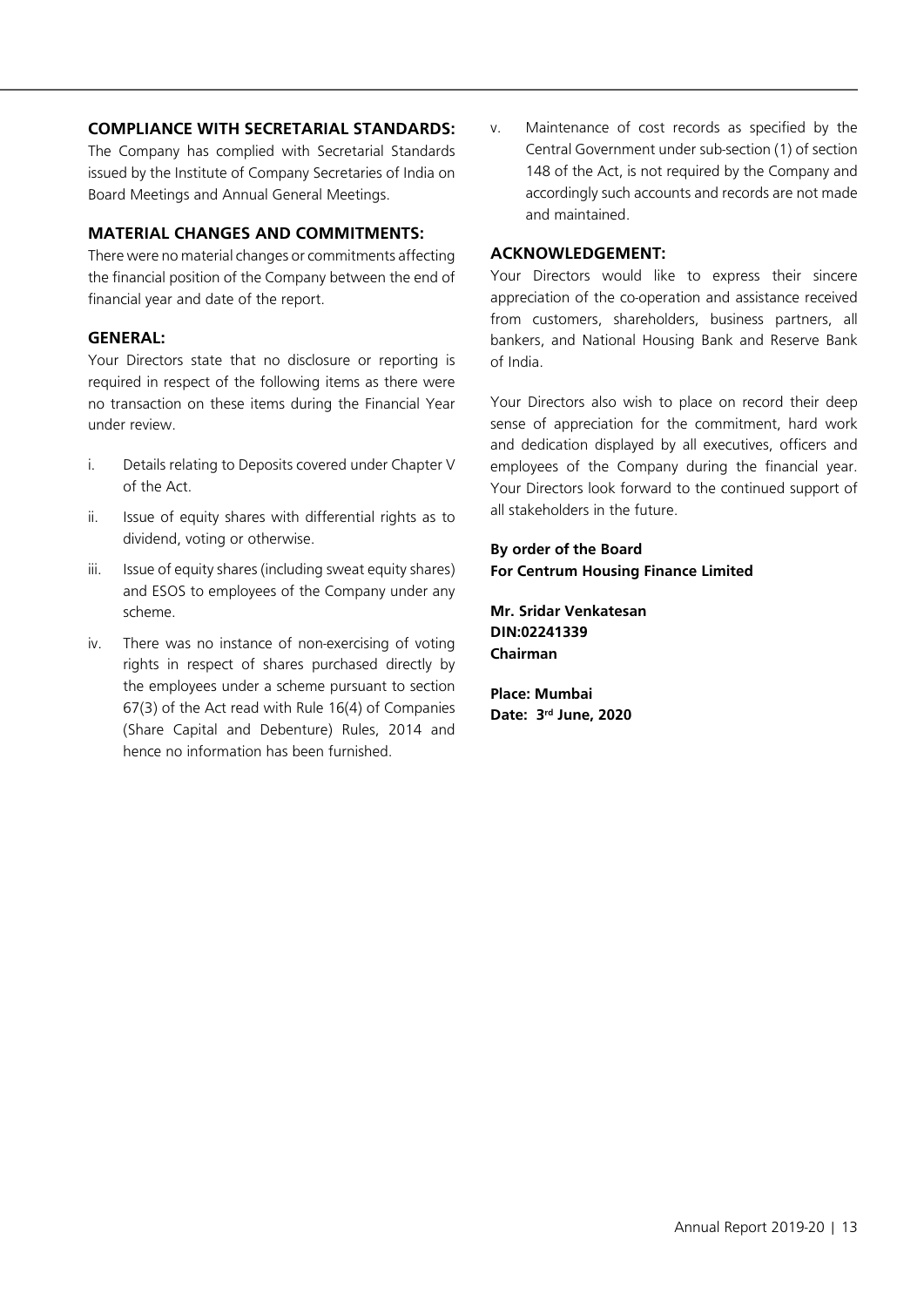## COMPLIANCE WITH SECRETARIAL STANDARDS:

The Company has complied with Secretarial Standards issued by the Institute of Company Secretaries of India on Board Meetings and Annual General Meetings.

## MATERIAL CHANGES AND COMMITMENTS:

There were no material changes or commitments affecting the financial position of the Company between the end of financial year and date of the report.

## GENERAL:

Your Directors state that no disclosure or reporting is required in respect of the following items as there were no transaction on these items during the Financial Year under review.

i. Details relating to Deposits covered under Chapter V of the Act.

ii. Issue of equity shares with differential rights as to dividend, voting or otherwise.

iii. Issue of equity shares (including sweat equity shares) and ESOS to employees of the Company under any scheme.

iv. There was no instance of non-exercising of voting rights in respect of shares purchased directly by the employees under a scheme pursuant to section 67(3) of the Act read with Rule 16(4) of Companies (Share Capital and Debenture) Rules, 2014 and hence no information has been furnished.

v. Maintenance of cost records as specified by the Central Government under sub-section (1) of section 148 of the Act, is not required by the Company and accordingly such accounts and records are not made and maintained.

## ACKNOWLEDGEMENT:

Your Directors would like to express their sincere appreciation of the co-operation and assistance received from customers, shareholders, business partners, all bankers, and National Housing Bank and Reserve Bank of India.

Your Directors also wish to place on record their deep sense of appreciation for the commitment, hard work and dedication displayed by all executives, officers and employees of the Company during the financial year. Your Directors look forward to the continued support of all stakeholders in the future.

**By order of the Board**
**For Centrum Housing Finance Limited**

**Mr. Sridar Venkatesan**
**DIN:02241339**
**Chairman**

**Place: Mumbai**
**Date: 3rd June, 2020**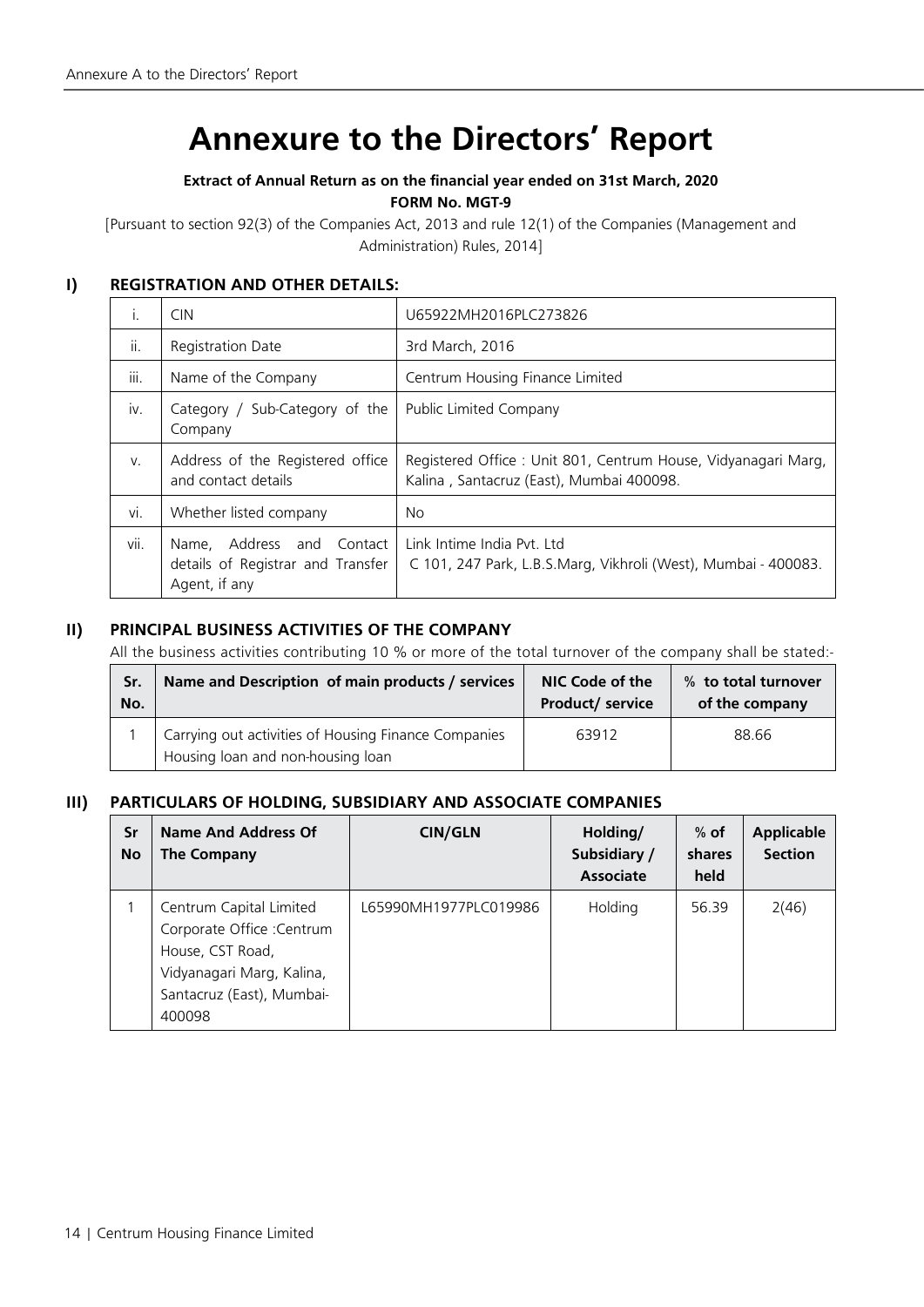# Annexure to the Directors' Report

**Extract of Annual Return as on the financial year ended on 31st March, 2020**

**FORM No. MGT-9**

[Pursuant to section 92(3) of the Companies Act, 2013 and rule 12(1) of the Companies (Management and Administration) Rules, 2014]

## I) REGISTRATION AND OTHER DETAILS:

| | | |
|---|---|---|
| i. | CIN | U65922MH2016PLC273826 |
| ii. | Registration Date | 3rd March, 2016 |
| iii. | Name of the Company | Centrum Housing Finance Limited |
| iv. | Category / Sub-Category of the Company | Public Limited Company |
| v. | Address of the Registered office and contact details | Registered Office : Unit 801, Centrum House, Vidyanagari Marg, Kalina , Santacruz (East), Mumbai 400098. |
| vi. | Whether listed company | No |
| vii. | Name, Address and Contact details of Registrar and Transfer Agent, if any | Link Intime India Pvt. Ltd<br>C 101, 247 Park, L.B.S.Marg, Vikhroli (West), Mumbai - 400083. |

## II) PRINCIPAL BUSINESS ACTIVITIES OF THE COMPANY

All the business activities contributing 10 % or more of the total turnover of the company shall be stated:-

| Sr. No. | Name and Description of main products / services | NIC Code of the Product/ service | % to total turnover of the company |
|---|---|---|---|
| 1 | Carrying out activities of Housing Finance Companies Housing loan and non-housing loan | 63912 | 88.66 |

## III) PARTICULARS OF HOLDING, SUBSIDIARY AND ASSOCIATE COMPANIES

| Sr No | Name And Address Of The Company | CIN/GLN | Holding/ Subsidiary / Associate | % of shares held | Applicable Section |
|---|---|---|---|---|---|
| 1 | Centrum Capital Limited Corporate Office :Centrum House, CST Road, Vidyanagari Marg, Kalina, Santacruz (East), Mumbai-400098 | L65990MH1977PLC019986 | Holding | 56.39 | 2(46) |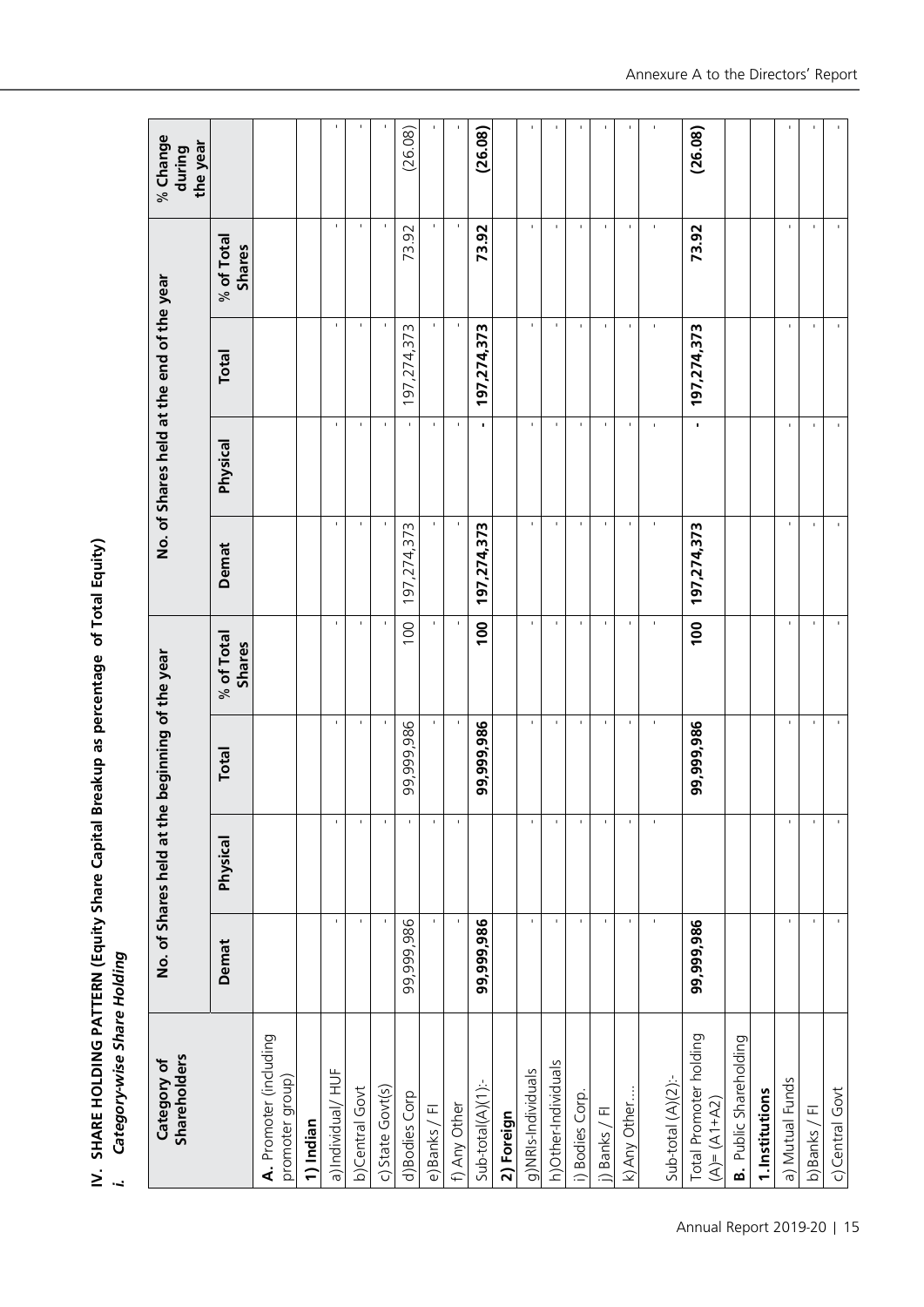## IV. SHARE HOLDING PATTERN (Equity Share Capital Breakup as percentage of Total Equity)

### *i. Category-wise Share Holding*

| Category of Shareholders | No. of Shares held at the beginning of the year | | | | No. of Shares held at the end of the year | | | | % Change during the year |
|---|---|---|---|---|---|---|---|---|---|
| | Demat | Physical | Total | % of Total Shares | Demat | Physical | Total | % of Total Shares | |
| **A.** Promoter (including promoter group) | | | | | | | | | |
| **1) Indian** | | | | | | | | | |
| a)Individual/ HUF | - | - | - | - | - | - | - | - | - |
| b)Central Govt | - | - | - | - | - | - | - | - | - |
| c)State Govt(s) | - | - | - | - | - | - | - | - | - |
| d)Bodies Corp | 99,999,986 | - | 99,999,986 | 100 | 197,274,373 | - | 197,274,373 | 73.92 | (26.08) |
| e)Banks / FI | - | - | - | - | - | - | - | - | - |
| f) Any Other | - | - | - | - | - | - | - | - | - |
| Sub-total(A)(1):- | **99,999,986** | | **99,999,986** | **100** | **197,274,373** | **-** | **197,274,373** | **73.92** | **(26.08)** |
| **2) Foreign** | | | | | | | | | |
| g)NRIs-Individuals | - | - | - | - | - | - | - | - | - |
| h)Other-Individuals | - | - | - | - | - | - | - | - | - |
| i) Bodies Corp. | - | - | - | - | - | - | - | - | - |
| j) Banks / FI | - | - | - | - | - | - | - | - | - |
| k) Any Other…. | - | - | - | - | - | - | - | - | - |
| Sub-total (A)(2):- | - | - | - | - | - | - | - | - | - |
| Total Promoter holding (A)= (A1+A2) | **99,999,986** | | **99,999,986** | **100** | **197,274,373** | **-** | **197,274,373** | **73.92** | **(26.08)** |
| **B.** Public Shareholding | | | | | | | | | |
| **1.Institutions** | | | | | | | | | |
| a) Mutual Funds | - | - | - | - | - | - | - | - | - |
| b)Banks / FI | - | - | - | - | - | - | - | - | - |
| c) Central Govt | - | - | - | - | - | - | - | - | - |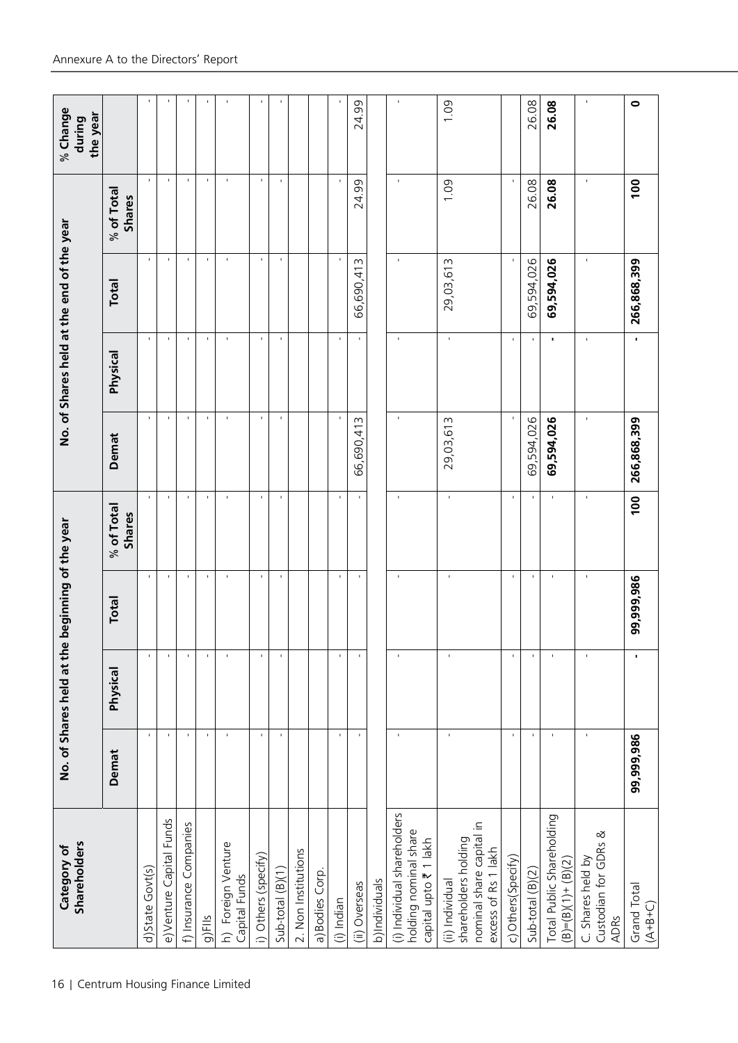| Category of Shareholders | No. of Shares held at the beginning of the year | | | | No. of Shares held at the end of the year | | | | % Change during the year |
|---|---|---|---|---|---|---|---|---|---|
| | Demat | Physical | Total | % of Total Shares | Demat | Physical | Total | % of Total Shares | |
| d)State Govt(s) | - | - | - | - | - | - | - | - | - |
| e)Venture Capital Funds | - | - | - | - | - | - | - | - | - |
| f) Insurance Companies | - | - | - | - | - | - | - | - | - |
| g)FIIs | - | - | - | - | - | - | - | - | - |
| h) Foreign Venture Capital Funds | - | - | - | - | - | - | - | - | - |
| i) Others (specify) | - | - | - | - | - | - | - | - | - |
| Sub-total (B)(1) | - | - | - | - | - | - | - | - | - |
| 2. Non Institutions | | | | | | | | | |
| a)Bodies Corp. | | | | | | | | | |
| (i) Indian | - | - | - | - | - | - | - | - | - |
| (ii) Overseas | - | - | - | - | 66,690,413 | - | 66,690,413 | 24.99 | 24.99 |
| b)Individuals | | | | | | | | | |
| (i) Individual shareholders holding nominal share capital upto ₹ 1 lakh | - | - | - | - | - | - | - | - | - |
| (ii) Individual shareholders holding nominal share capital in excess of Rs 1 lakh | - | - | - | - | 29,03,613 | - | 29,03,613 | 1.09 | 1.09 |
| c)Others(Specify) | - | - | - | - | - | - | - | - | |
| Sub-total (B)(2) | - | - | - | - | 69,594,026 | - | 69,594,026 | 26.08 | 26.08 |
| Total Public Shareholding (B)=(B)(1)+ (B)(2) | - | - | - | - | **69,594,026** | **-** | **69,594,026** | **26.08** | **26.08** |
| C. Shares held by Custodian for GDRs & ADRs | - | - | - | - | - | - | - | - | - |
| Grand Total (A+B+C) | **99,999,986** | **-** | **99,999,986** | **100** | **266,868,399** | **-** | **266,868,399** | **100** | **0** |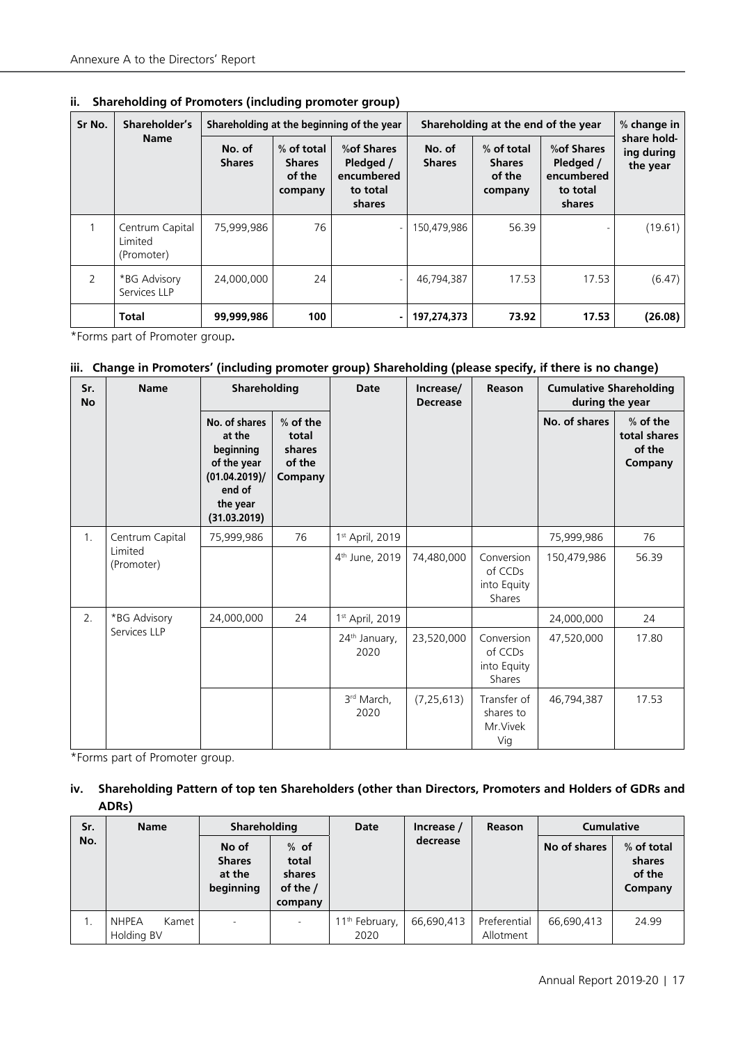**ii. Shareholding of Promoters (including promoter group)**

| Sr No. | Shareholder's Name | Shareholding at the beginning of the year | | | Shareholding at the end of the year | | | % change in share holding during the year |
|---|---|---|---|---|---|---|---|---|
| | | No. of Shares | % of total Shares of the company | %of Shares Pledged / encumbered to total shares | No. of Shares | % of total Shares of the company | %of Shares Pledged / encumbered to total shares | |
| 1 | Centrum Capital Limited (Promoter) | 75,999,986 | 76 | - | 150,479,986 | 56.39 | - | (19.61) |
| 2 | *BG Advisory Services LLP | 24,000,000 | 24 | - | 46,794,387 | 17.53 | 17.53 | (6.47) |
| | **Total** | **99,999,986** | **100** | **-** | **197,274,373** | **73.92** | **17.53** | **(26.08)** |

*Forms part of Promoter group**.**

**iii. Change in Promoters' (including promoter group) Shareholding (please specify, if there is no change)**

| Sr. No | Name | Shareholding | | Date | Increase/ Decrease | Reason | Cumulative Shareholding during the year | |
|---|---|---|---|---|---|---|---|---|
| | | No. of shares at the beginning of the year (01.04.2019)/ end of the year (31.03.2019) | % of the total shares of the Company | | | | No. of shares | % of the total shares of the Company |
| 1. | Centrum Capital Limited (Promoter) | 75,999,986 | 76 | 1st April, 2019 | | | 75,999,986 | 76 |
| | | | | 4th June, 2019 | 74,480,000 | Conversion of CCDs into Equity Shares | 150,479,986 | 56.39 |
| 2. | *BG Advisory Services LLP | 24,000,000 | 24 | 1st April, 2019 | | | 24,000,000 | 24 |
| | | | | 24th January, 2020 | 23,520,000 | Conversion of CCDs into Equity Shares | 47,520,000 | 17.80 |
| | | | | 3rd March, 2020 | (7,25,613) | Transfer of shares to Mr.Vivek Vig | 46,794,387 | 17.53 |

*Forms part of Promoter group.

**iv. Shareholding Pattern of top ten Shareholders (other than Directors, Promoters and Holders of GDRs and ADRs)**

| Sr. No. | Name | Shareholding | | Date | Increase / decrease | Reason | Cumulative | |
|---|---|---|---|---|---|---|---|---|
| | | No of Shares at the beginning | % of total shares of the / company | | | | No of shares | % of total shares of the Company |
| 1. | NHPEA Kamet Holding BV | - | - | 11th February, 2020 | 66,690,413 | Preferential Allotment | 66,690,413 | 24.99 |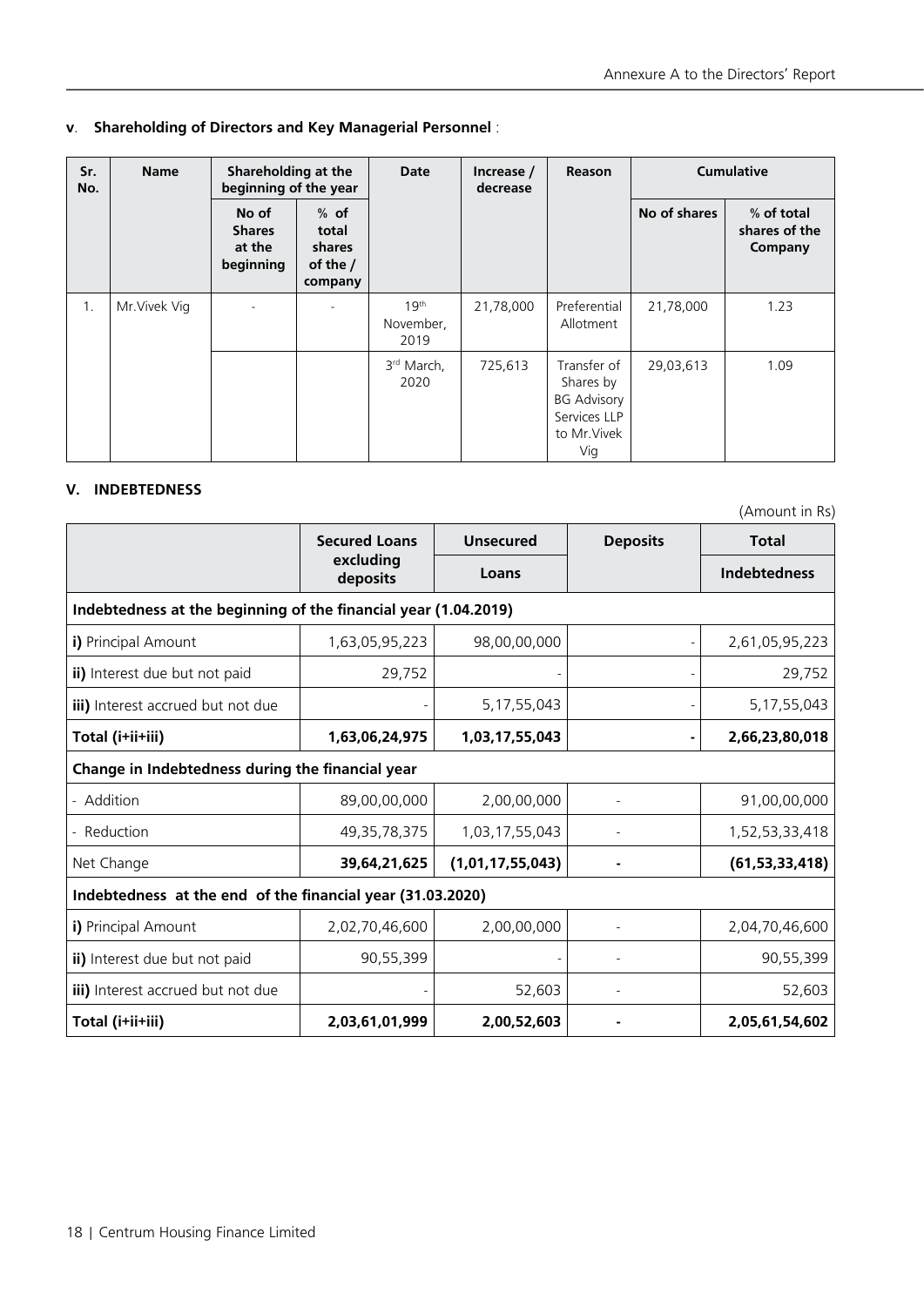### v. Shareholding of Directors and Key Managerial Personnel :

| Sr. No. | Name | Shareholding at the beginning of the year | | Date | Increase / decrease | Reason | Cumulative | |
|---|---|---|---|---|---|---|---|---|
| | | No of Shares at the beginning | % of total shares of the / company | | | | No of shares | % of total shares of the Company |
| 1. | Mr.Vivek Vig | - | - | 19th November, 2019 | 21,78,000 | Preferential Allotment | 21,78,000 | 1.23 |
| | | | | 3rd March, 2020 | 725,613 | Transfer of Shares by BG Advisory Services LLP to Mr.Vivek Vig | 29,03,613 | 1.09 |

### V. INDEBTEDNESS

(Amount in Rs)

| | Secured Loans excluding deposits | Unsecured Loans | Deposits | Total Indebtedness |
|---|---|---|---|---|
| **Indebtedness at the beginning of the financial year (1.04.2019)** | | | | |
| **i)** Principal Amount | 1,63,05,95,223 | 98,00,00,000 | - | 2,61,05,95,223 |
| **ii)** Interest due but not paid | 29,752 | - | - | 29,752 |
| **iii)** Interest accrued but not due | - | 5,17,55,043 | - | 5,17,55,043 |
| **Total (i+ii+iii)** | **1,63,06,24,975** | **1,03,17,55,043** | **-** | **2,66,23,80,018** |
| **Change in Indebtedness during the financial year** | | | | |
| - Addition | 89,00,00,000 | 2,00,00,000 | - | 91,00,00,000 |
| - Reduction | 49,35,78,375 | 1,03,17,55,043 | - | 1,52,53,33,418 |
| Net Change | **39,64,21,625** | **(1,01,17,55,043)** | **-** | **(61,53,33,418)** |
| **Indebtedness at the end of the financial year (31.03.2020)** | | | | |
| **i)** Principal Amount | 2,02,70,46,600 | 2,00,00,000 | - | 2,04,70,46,600 |
| **ii)** Interest due but not paid | 90,55,399 | - | - | 90,55,399 |
| **iii)** Interest accrued but not due | - | 52,603 | - | 52,603 |
| **Total (i+ii+iii)** | **2,03,61,01,999** | **2,00,52,603** | **-** | **2,05,61,54,602** |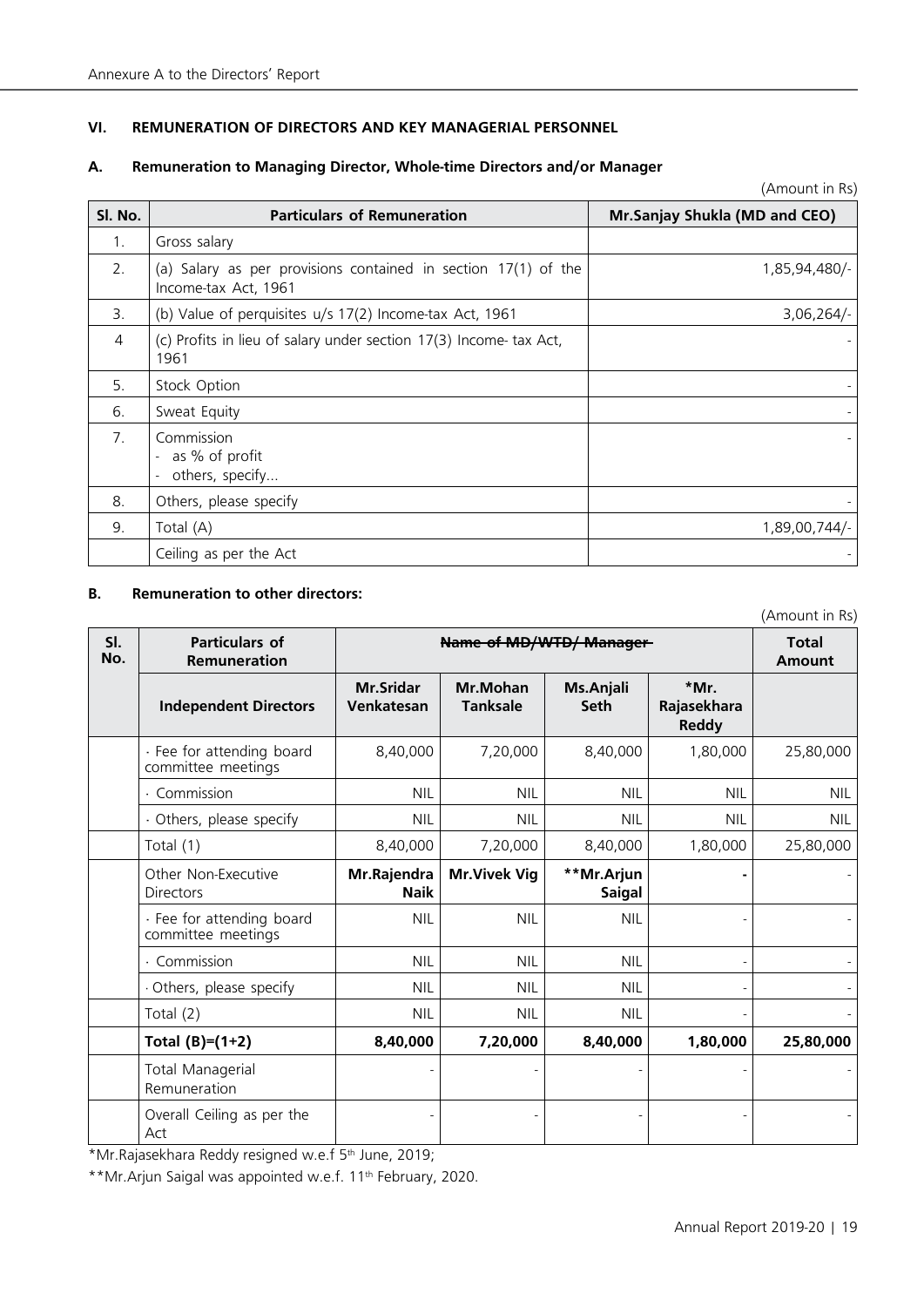Annexure A to the Directors' Report

### VI. REMUNERATION OF DIRECTORS AND KEY MANAGERIAL PERSONNEL

#### A. Remuneration to Managing Director, Whole-time Directors and/or Manager

(Amount in Rs)

| Sl. No. | Particulars of Remuneration | Mr.Sanjay Shukla (MD and CEO) |
|---|---|---|
| 1. | Gross salary | |
| 2. | (a) Salary as per provisions contained in section 17(1) of the Income-tax Act, 1961 | 1,85,94,480/- |
| 3. | (b) Value of perquisites u/s 17(2) Income-tax Act, 1961 | 3,06,264/- |
| 4 | (c) Profits in lieu of salary under section 17(3) Income- tax Act, 1961 | - |
| 5. | Stock Option | - |
| 6. | Sweat Equity | - |
| 7. | Commission<br>- as % of profit<br>- others, specify... | - |
| 8. | Others, please specify | - |
| 9. | Total (A) | 1,89,00,744/- |
| | Ceiling as per the Act | - |

#### B. Remuneration to other directors:

(Amount in Rs)

| Sl. No. | Particulars of Remuneration | ~~Name of MD/WTD/ Manager~~ | | | | Total Amount |
|---|---|---|---|---|---|---|
| | **Independent Directors** | **Mr.Sridar Venkatesan** | **Mr.Mohan Tanksale** | **Ms.Anjali Seth** | **\*Mr. Rajasekhara Reddy** | |
| | · Fee for attending board committee meetings | 8,40,000 | 7,20,000 | 8,40,000 | 1,80,000 | 25,80,000 |
| | · Commission | NIL | NIL | NIL | NIL | NIL |
| | · Others, please specify | NIL | NIL | NIL | NIL | NIL |
| | Total (1) | 8,40,000 | 7,20,000 | 8,40,000 | 1,80,000 | 25,80,000 |
| | Other Non-Executive Directors | **Mr.Rajendra Naik** | **Mr.Vivek Vig** | **\*\*Mr.Arjun Saigal** | - | - |
| | · Fee for attending board committee meetings | NIL | NIL | NIL | - | - |
| | · Commission | NIL | NIL | NIL | - | - |
| | · Others, please specify | NIL | NIL | NIL | - | - |
| | Total (2) | NIL | NIL | NIL | - | - |
| | **Total (B)=(1+2)** | **8,40,000** | **7,20,000** | **8,40,000** | **1,80,000** | **25,80,000** |
| | Total Managerial Remuneration | - | - | - | - | - |
| | Overall Ceiling as per the Act | - | - | - | - | - |

*Mr.Rajasekhara Reddy resigned w.e.f 5th June, 2019;

**Mr.Arjun Saigal was appointed w.e.f. 11th February, 2020.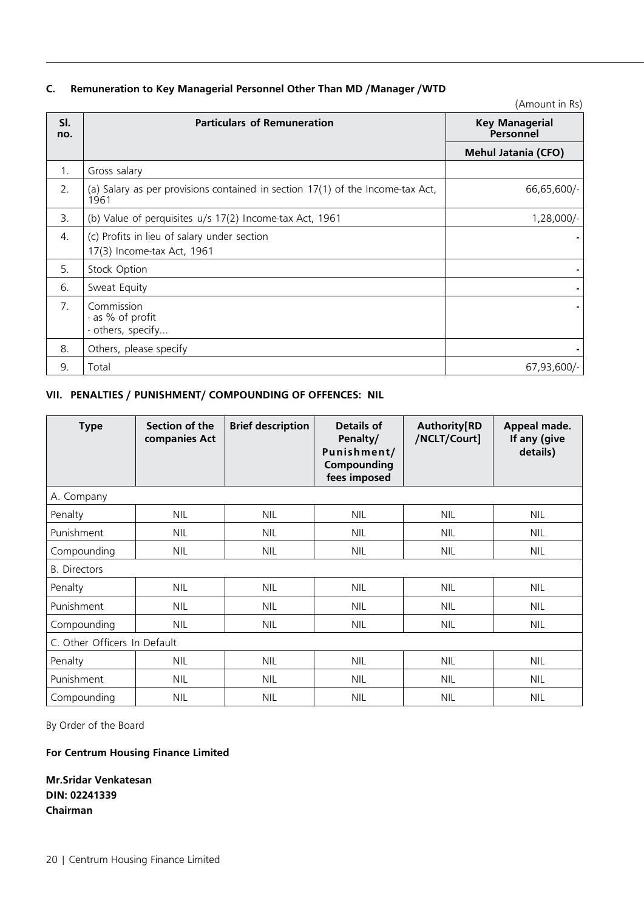### C. Remuneration to Key Managerial Personnel Other Than MD /Manager /WTD

(Amount in Rs)

| Sl. no. | Particulars of Remuneration | Key Managerial Personnel |
|---|---|---|
| | | **Mehul Jatania (CFO)** |
| 1. | Gross salary | |
| 2. | (a) Salary as per provisions contained in section 17(1) of the Income-tax Act, 1961 | 66,65,600/- |
| 3. | (b) Value of perquisites u/s 17(2) Income-tax Act, 1961 | 1,28,000/- |
| 4. | (c) Profits in lieu of salary under section 17(3) Income-tax Act, 1961 | - |
| 5. | Stock Option | - |
| 6. | Sweat Equity | - |
| 7. | Commission<br>- as % of profit<br>- others, specify... | - |
| 8. | Others, please specify | - |
| 9. | Total | 67,93,600/- |

### VII. PENALTIES / PUNISHMENT/ COMPOUNDING OF OFFENCES: NIL

| Type | Section of the companies Act | Brief description | Details of Penalty/ Punishment/ Compounding fees imposed | Authority[RD /NCLT/Court] | Appeal made. If any (give details) |
|---|---|---|---|---|---|
| A. Company | | | | | |
| Penalty | NIL | NIL | NIL | NIL | NIL |
| Punishment | NIL | NIL | NIL | NIL | NIL |
| Compounding | NIL | NIL | NIL | NIL | NIL |
| B. Directors | | | | | |
| Penalty | NIL | NIL | NIL | NIL | NIL |
| Punishment | NIL | NIL | NIL | NIL | NIL |
| Compounding | NIL | NIL | NIL | NIL | NIL |
| C. Other Officers In Default | | | | | |
| Penalty | NIL | NIL | NIL | NIL | NIL |
| Punishment | NIL | NIL | NIL | NIL | NIL |
| Compounding | NIL | NIL | NIL | NIL | NIL |

By Order of the Board

**For Centrum Housing Finance Limited**

**Mr.Sridar Venkatesan**
**DIN: 02241339**
**Chairman**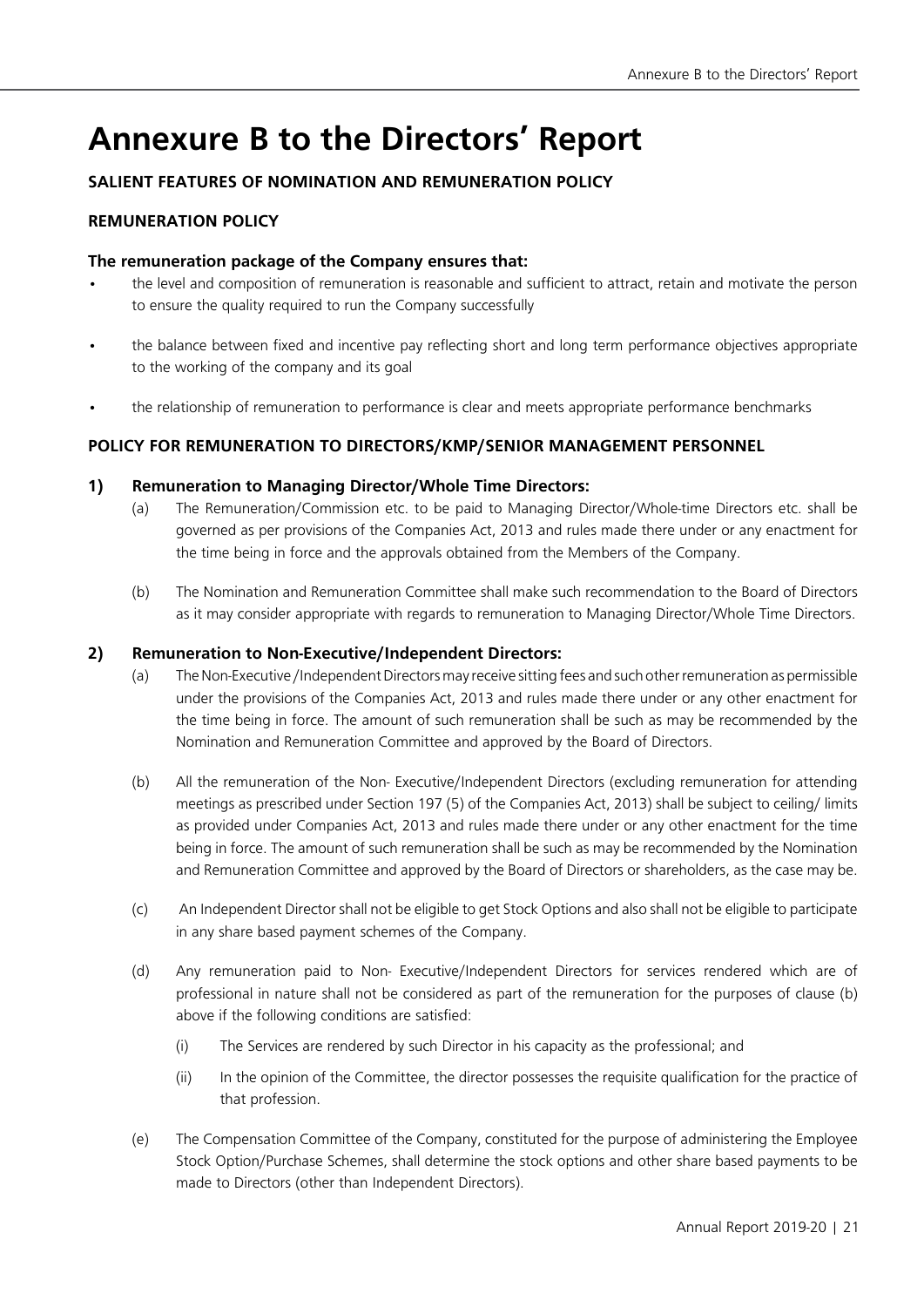# Annexure B to the Directors' Report

**SALIENT FEATURES OF NOMINATION AND REMUNERATION POLICY**

**REMUNERATION POLICY**

**The remuneration package of the Company ensures that:**

- the level and composition of remuneration is reasonable and sufficient to attract, retain and motivate the person to ensure the quality required to run the Company successfully
- the balance between fixed and incentive pay reflecting short and long term performance objectives appropriate to the working of the company and its goal
- the relationship of remuneration to performance is clear and meets appropriate performance benchmarks

**POLICY FOR REMUNERATION TO DIRECTORS/KMP/SENIOR MANAGEMENT PERSONNEL**

**1) Remuneration to Managing Director/Whole Time Directors:**

(a) The Remuneration/Commission etc. to be paid to Managing Director/Whole-time Directors etc. shall be governed as per provisions of the Companies Act, 2013 and rules made there under or any enactment for the time being in force and the approvals obtained from the Members of the Company.

(b) The Nomination and Remuneration Committee shall make such recommendation to the Board of Directors as it may consider appropriate with regards to remuneration to Managing Director/Whole Time Directors.

**2) Remuneration to Non-Executive/Independent Directors:**

(a) The Non-Executive /Independent Directors may receive sitting fees and such other remuneration as permissible under the provisions of the Companies Act, 2013 and rules made there under or any other enactment for the time being in force. The amount of such remuneration shall be such as may be recommended by the Nomination and Remuneration Committee and approved by the Board of Directors.

(b) All the remuneration of the Non- Executive/Independent Directors (excluding remuneration for attending meetings as prescribed under Section 197 (5) of the Companies Act, 2013) shall be subject to ceiling/ limits as provided under Companies Act, 2013 and rules made there under or any other enactment for the time being in force. The amount of such remuneration shall be such as may be recommended by the Nomination and Remuneration Committee and approved by the Board of Directors or shareholders, as the case may be.

(c) An Independent Director shall not be eligible to get Stock Options and also shall not be eligible to participate in any share based payment schemes of the Company.

(d) Any remuneration paid to Non- Executive/Independent Directors for services rendered which are of professional in nature shall not be considered as part of the remuneration for the purposes of clause (b) above if the following conditions are satisfied:

(i) The Services are rendered by such Director in his capacity as the professional; and

(ii) In the opinion of the Committee, the director possesses the requisite qualification for the practice of that profession.

(e) The Compensation Committee of the Company, constituted for the purpose of administering the Employee Stock Option/Purchase Schemes, shall determine the stock options and other share based payments to be made to Directors (other than Independent Directors).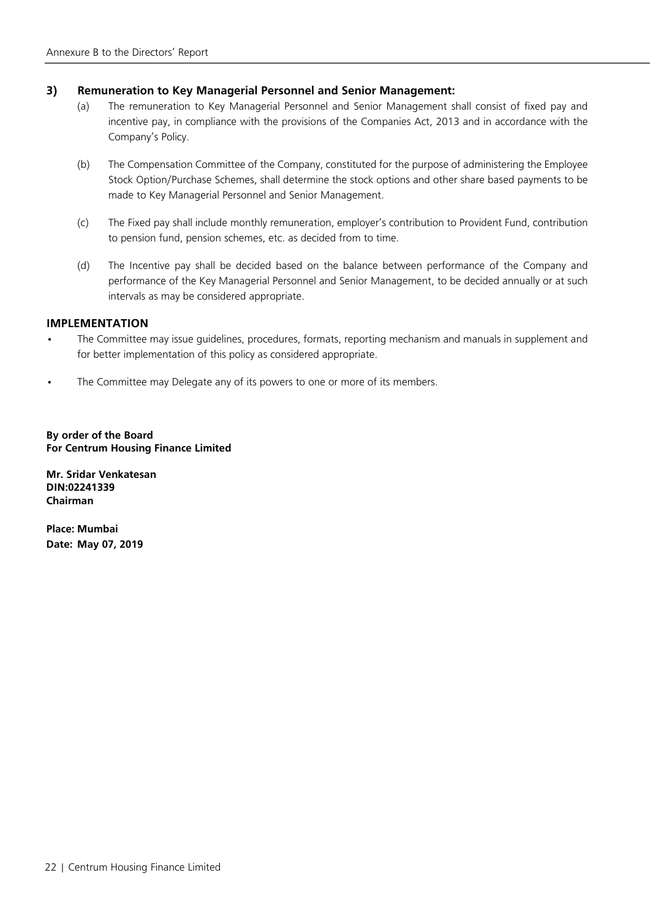**3) Remuneration to Key Managerial Personnel and Senior Management:**

(a) The remuneration to Key Managerial Personnel and Senior Management shall consist of fixed pay and incentive pay, in compliance with the provisions of the Companies Act, 2013 and in accordance with the Company's Policy.

(b) The Compensation Committee of the Company, constituted for the purpose of administering the Employee Stock Option/Purchase Schemes, shall determine the stock options and other share based payments to be made to Key Managerial Personnel and Senior Management.

(c) The Fixed pay shall include monthly remuneration, employer's contribution to Provident Fund, contribution to pension fund, pension schemes, etc. as decided from to time.

(d) The Incentive pay shall be decided based on the balance between performance of the Company and performance of the Key Managerial Personnel and Senior Management, to be decided annually or at such intervals as may be considered appropriate.

## IMPLEMENTATION

- The Committee may issue guidelines, procedures, formats, reporting mechanism and manuals in supplement and for better implementation of this policy as considered appropriate.
- The Committee may Delegate any of its powers to one or more of its members.

**By order of the Board**
**For Centrum Housing Finance Limited**

**Mr. Sridar Venkatesan**
**DIN:02241339**
**Chairman**

**Place: Mumbai**
**Date: May 07, 2019**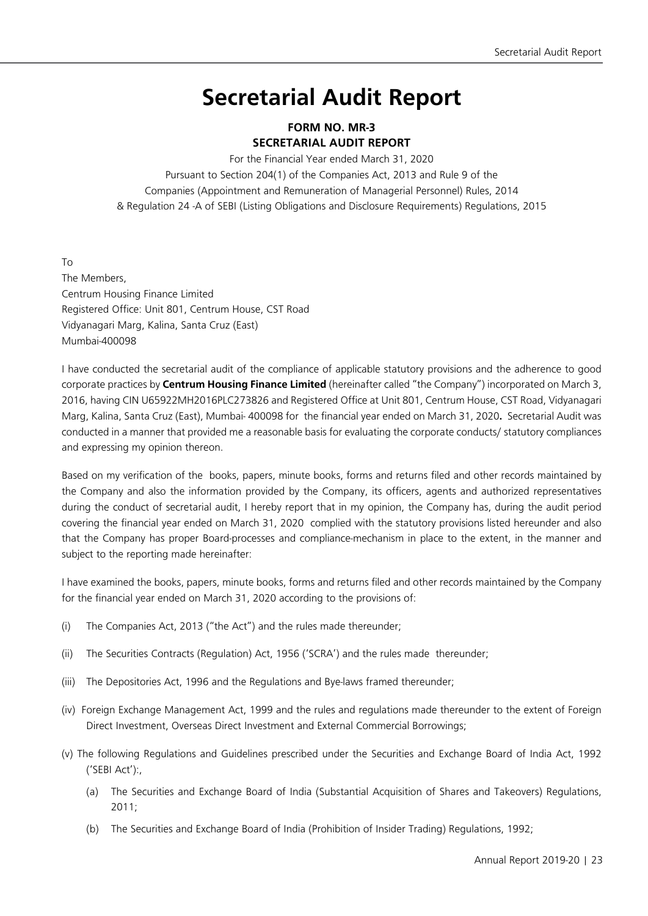# Secretarial Audit Report

**FORM NO. MR-3**
**SECRETARIAL AUDIT REPORT**

For the Financial Year ended March 31, 2020
Pursuant to Section 204(1) of the Companies Act, 2013 and Rule 9 of the
Companies (Appointment and Remuneration of Managerial Personnel) Rules, 2014
& Regulation 24 -A of SEBI (Listing Obligations and Disclosure Requirements) Regulations, 2015

To
The Members,
Centrum Housing Finance Limited
Registered Office: Unit 801, Centrum House, CST Road
Vidyanagari Marg, Kalina, Santa Cruz (East)
Mumbai-400098

I have conducted the secretarial audit of the compliance of applicable statutory provisions and the adherence to good corporate practices by **Centrum Housing Finance Limited** (hereinafter called "the Company") incorporated on March 3, 2016, having CIN U65922MH2016PLC273826 and Registered Office at Unit 801, Centrum House, CST Road, Vidyanagari Marg, Kalina, Santa Cruz (East), Mumbai- 400098 for the financial year ended on March 31, 2020**.** Secretarial Audit was conducted in a manner that provided me a reasonable basis for evaluating the corporate conducts/ statutory compliances and expressing my opinion thereon.

Based on my verification of the books, papers, minute books, forms and returns filed and other records maintained by the Company and also the information provided by the Company, its officers, agents and authorized representatives during the conduct of secretarial audit, I hereby report that in my opinion, the Company has, during the audit period covering the financial year ended on March 31, 2020 complied with the statutory provisions listed hereunder and also that the Company has proper Board-processes and compliance-mechanism in place to the extent, in the manner and subject to the reporting made hereinafter:

I have examined the books, papers, minute books, forms and returns filed and other records maintained by the Company for the financial year ended on March 31, 2020 according to the provisions of:

(i) The Companies Act, 2013 ("the Act") and the rules made thereunder;

(ii) The Securities Contracts (Regulation) Act, 1956 ('SCRA') and the rules made thereunder;

(iii) The Depositories Act, 1996 and the Regulations and Bye-laws framed thereunder;

(iv) Foreign Exchange Management Act, 1999 and the rules and regulations made thereunder to the extent of Foreign Direct Investment, Overseas Direct Investment and External Commercial Borrowings;

(v) The following Regulations and Guidelines prescribed under the Securities and Exchange Board of India Act, 1992 ('SEBI Act'):,

(a) The Securities and Exchange Board of India (Substantial Acquisition of Shares and Takeovers) Regulations, 2011;

(b) The Securities and Exchange Board of India (Prohibition of Insider Trading) Regulations, 1992;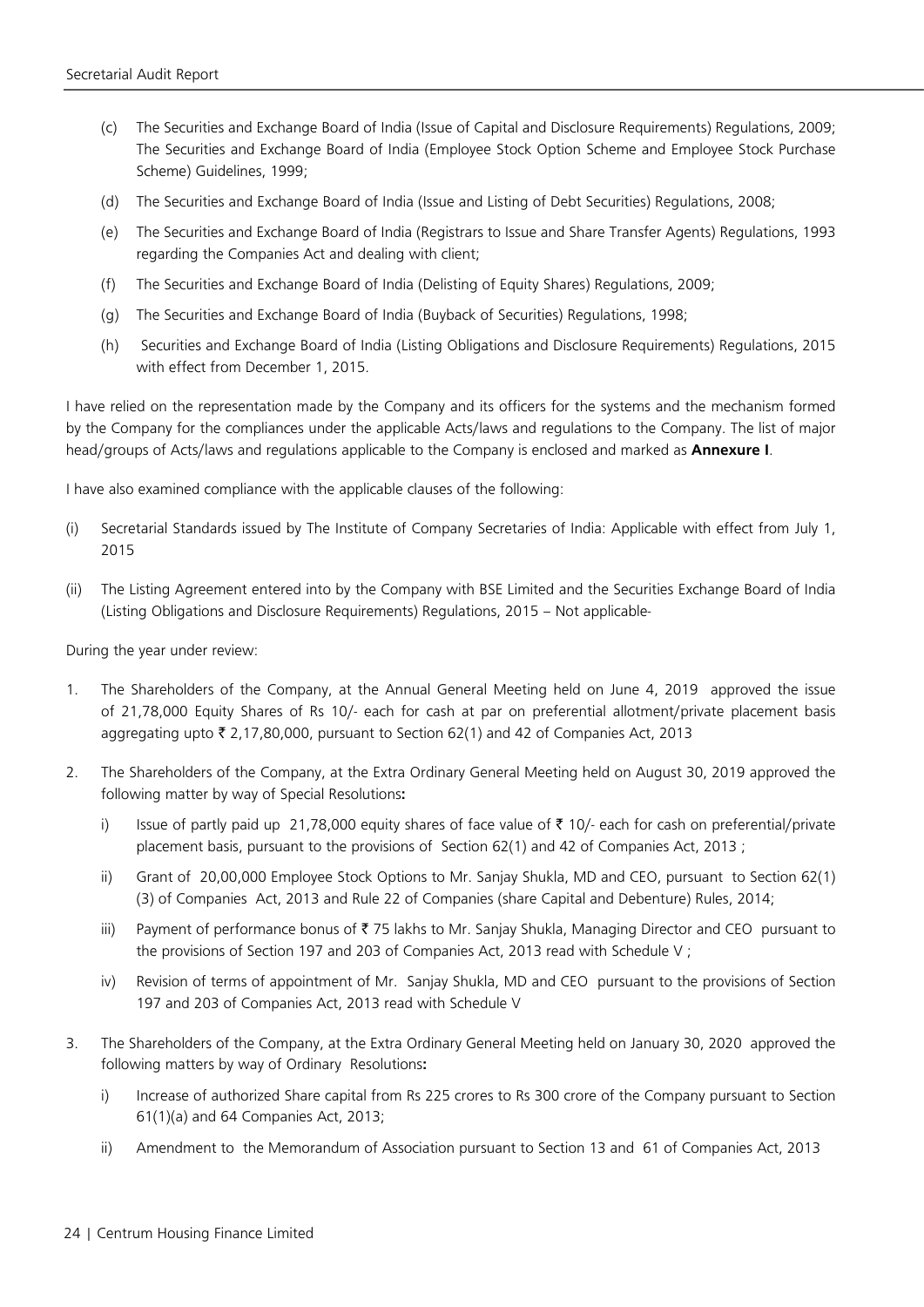(c) The Securities and Exchange Board of India (Issue of Capital and Disclosure Requirements) Regulations, 2009; The Securities and Exchange Board of India (Employee Stock Option Scheme and Employee Stock Purchase Scheme) Guidelines, 1999;

(d) The Securities and Exchange Board of India (Issue and Listing of Debt Securities) Regulations, 2008;

(e) The Securities and Exchange Board of India (Registrars to Issue and Share Transfer Agents) Regulations, 1993 regarding the Companies Act and dealing with client;

(f) The Securities and Exchange Board of India (Delisting of Equity Shares) Regulations, 2009;

(g) The Securities and Exchange Board of India (Buyback of Securities) Regulations, 1998;

(h) Securities and Exchange Board of India (Listing Obligations and Disclosure Requirements) Regulations, 2015 with effect from December 1, 2015.

I have relied on the representation made by the Company and its officers for the systems and the mechanism formed by the Company for the compliances under the applicable Acts/laws and regulations to the Company. The list of major head/groups of Acts/laws and regulations applicable to the Company is enclosed and marked as **Annexure I**.

I have also examined compliance with the applicable clauses of the following:

(i) Secretarial Standards issued by The Institute of Company Secretaries of India: Applicable with effect from July 1, 2015

(ii) The Listing Agreement entered into by the Company with BSE Limited and the Securities Exchange Board of India (Listing Obligations and Disclosure Requirements) Regulations, 2015 – Not applicable-

During the year under review:

1. The Shareholders of the Company, at the Annual General Meeting held on June 4, 2019 approved the issue of 21,78,000 Equity Shares of Rs 10/- each for cash at par on preferential allotment/private placement basis aggregating upto ₹ 2,17,80,000, pursuant to Section 62(1) and 42 of Companies Act, 2013

2. The Shareholders of the Company, at the Extra Ordinary General Meeting held on August 30, 2019 approved the following matter by way of Special Resolutions**:**

   i) Issue of partly paid up 21,78,000 equity shares of face value of ₹ 10/- each for cash on preferential/private placement basis, pursuant to the provisions of Section 62(1) and 42 of Companies Act, 2013 ;

   ii) Grant of 20,00,000 Employee Stock Options to Mr. Sanjay Shukla, MD and CEO, pursuant to Section 62(1)(3) of Companies Act, 2013 and Rule 22 of Companies (share Capital and Debenture) Rules, 2014;

   iii) Payment of performance bonus of ₹ 75 lakhs to Mr. Sanjay Shukla, Managing Director and CEO pursuant to the provisions of Section 197 and 203 of Companies Act, 2013 read with Schedule V ;

   iv) Revision of terms of appointment of Mr. Sanjay Shukla, MD and CEO pursuant to the provisions of Section 197 and 203 of Companies Act, 2013 read with Schedule V

3. The Shareholders of the Company, at the Extra Ordinary General Meeting held on January 30, 2020 approved the following matters by way of Ordinary Resolutions**:**

   i) Increase of authorized Share capital from Rs 225 crores to Rs 300 crore of the Company pursuant to Section 61(1)(a) and 64 Companies Act, 2013;

   ii) Amendment to the Memorandum of Association pursuant to Section 13 and 61 of Companies Act, 2013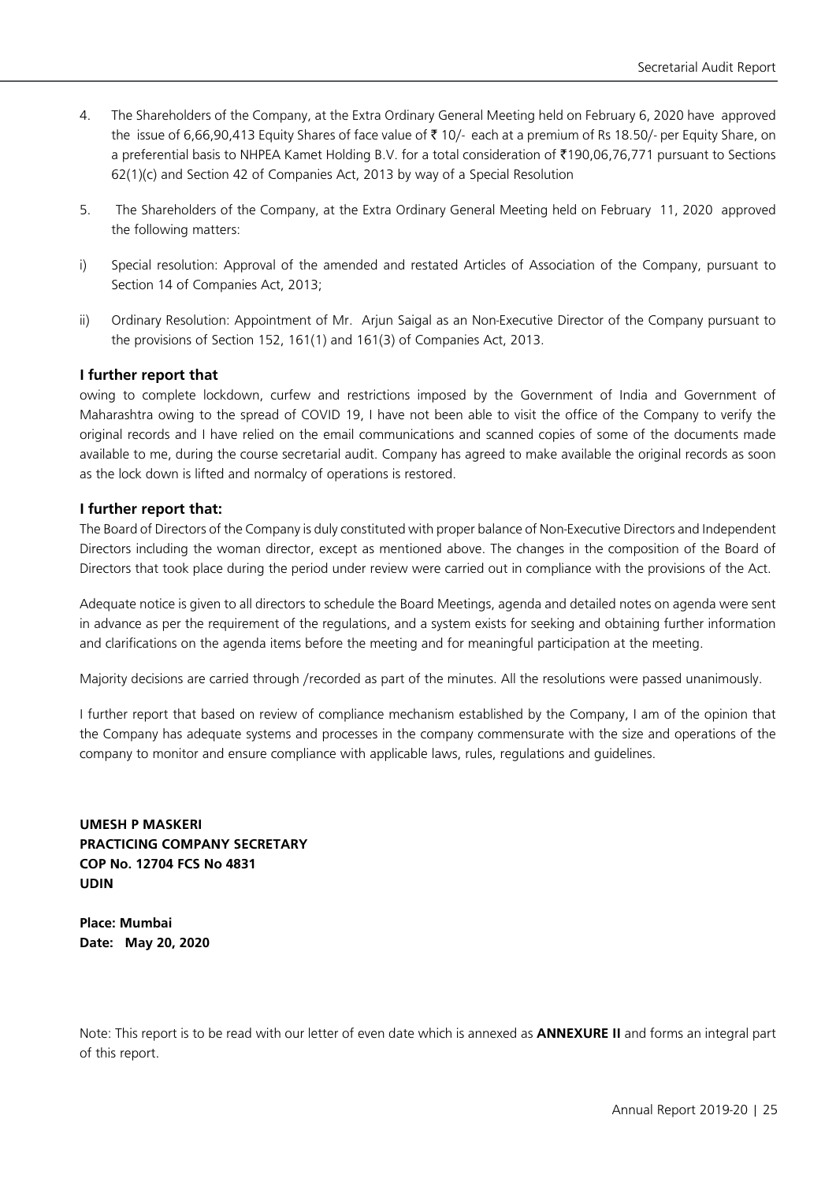4. The Shareholders of the Company, at the Extra Ordinary General Meeting held on February 6, 2020 have approved the issue of 6,66,90,413 Equity Shares of face value of ₹ 10/- each at a premium of Rs 18.50/- per Equity Share, on a preferential basis to NHPEA Kamet Holding B.V. for a total consideration of ₹190,06,76,771 pursuant to Sections 62(1)(c) and Section 42 of Companies Act, 2013 by way of a Special Resolution

5. The Shareholders of the Company, at the Extra Ordinary General Meeting held on February 11, 2020 approved the following matters:

i) Special resolution: Approval of the amended and restated Articles of Association of the Company, pursuant to Section 14 of Companies Act, 2013;

ii) Ordinary Resolution: Appointment of Mr. Arjun Saigal as an Non-Executive Director of the Company pursuant to the provisions of Section 152, 161(1) and 161(3) of Companies Act, 2013.

**I further report that**

owing to complete lockdown, curfew and restrictions imposed by the Government of India and Government of Maharashtra owing to the spread of COVID 19, I have not been able to visit the office of the Company to verify the original records and I have relied on the email communications and scanned copies of some of the documents made available to me, during the course secretarial audit. Company has agreed to make available the original records as soon as the lock down is lifted and normalcy of operations is restored.

**I further report that:**

The Board of Directors of the Company is duly constituted with proper balance of Non-Executive Directors and Independent Directors including the woman director, except as mentioned above. The changes in the composition of the Board of Directors that took place during the period under review were carried out in compliance with the provisions of the Act.

Adequate notice is given to all directors to schedule the Board Meetings, agenda and detailed notes on agenda were sent in advance as per the requirement of the regulations, and a system exists for seeking and obtaining further information and clarifications on the agenda items before the meeting and for meaningful participation at the meeting.

Majority decisions are carried through /recorded as part of the minutes. All the resolutions were passed unanimously.

I further report that based on review of compliance mechanism established by the Company, I am of the opinion that the Company has adequate systems and processes in the company commensurate with the size and operations of the company to monitor and ensure compliance with applicable laws, rules, regulations and guidelines.

**UMESH P MASKERI**
**PRACTICING COMPANY SECRETARY**
**COP No. 12704 FCS No 4831**
**UDIN**

**Place: Mumbai**
**Date: May 20, 2020**

Note: This report is to be read with our letter of even date which is annexed as **ANNEXURE II** and forms an integral part of this report.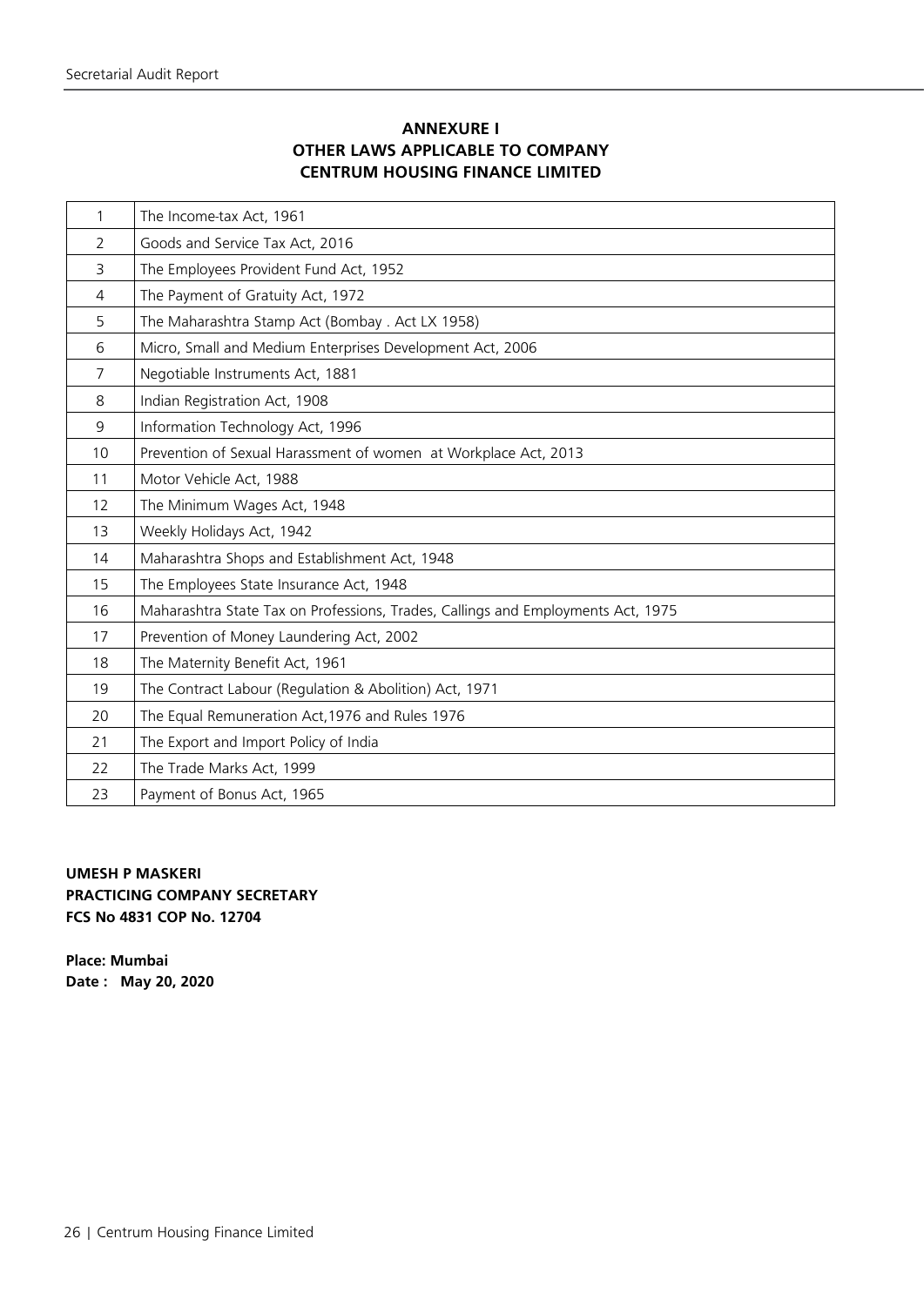## ANNEXURE I
## OTHER LAWS APPLICABLE TO COMPANY
## CENTRUM HOUSING FINANCE LIMITED

| | |
|---|---|
| 1 | The Income-tax Act, 1961 |
| 2 | Goods and Service Tax Act, 2016 |
| 3 | The Employees Provident Fund Act, 1952 |
| 4 | The Payment of Gratuity Act, 1972 |
| 5 | The Maharashtra Stamp Act (Bombay . Act LX 1958) |
| 6 | Micro, Small and Medium Enterprises Development Act, 2006 |
| 7 | Negotiable Instruments Act, 1881 |
| 8 | Indian Registration Act, 1908 |
| 9 | Information Technology Act, 1996 |
| 10 | Prevention of Sexual Harassment of women at Workplace Act, 2013 |
| 11 | Motor Vehicle Act, 1988 |
| 12 | The Minimum Wages Act, 1948 |
| 13 | Weekly Holidays Act, 1942 |
| 14 | Maharashtra Shops and Establishment Act, 1948 |
| 15 | The Employees State Insurance Act, 1948 |
| 16 | Maharashtra State Tax on Professions, Trades, Callings and Employments Act, 1975 |
| 17 | Prevention of Money Laundering Act, 2002 |
| 18 | The Maternity Benefit Act, 1961 |
| 19 | The Contract Labour (Regulation & Abolition) Act, 1971 |
| 20 | The Equal Remuneration Act,1976 and Rules 1976 |
| 21 | The Export and Import Policy of India |
| 22 | The Trade Marks Act, 1999 |
| 23 | Payment of Bonus Act, 1965 |

**UMESH P MASKERI**
**PRACTICING COMPANY SECRETARY**
**FCS No 4831 COP No. 12704**

**Place: Mumbai**
**Date : May 20, 2020**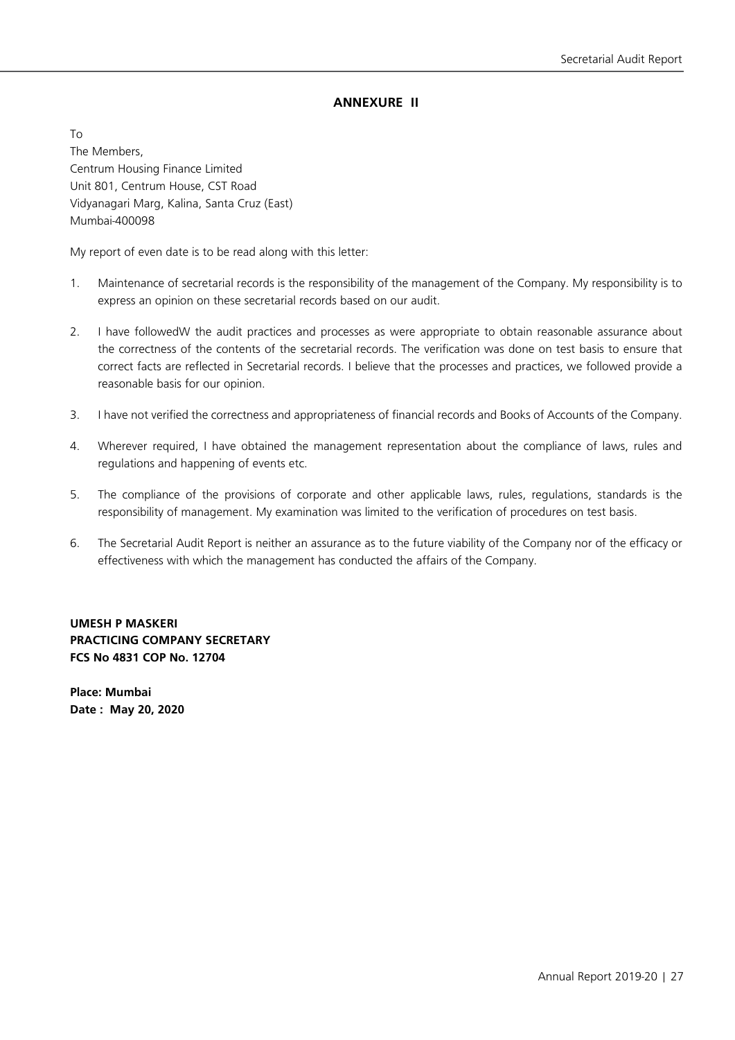## ANNEXURE II

To
The Members,
Centrum Housing Finance Limited
Unit 801, Centrum House, CST Road
Vidyanagari Marg, Kalina, Santa Cruz (East)
Mumbai-400098

My report of even date is to be read along with this letter:

1. Maintenance of secretarial records is the responsibility of the management of the Company. My responsibility is to express an opinion on these secretarial records based on our audit.

2. I have followedW the audit practices and processes as were appropriate to obtain reasonable assurance about the correctness of the contents of the secretarial records. The verification was done on test basis to ensure that correct facts are reflected in Secretarial records. I believe that the processes and practices, we followed provide a reasonable basis for our opinion.

3. I have not verified the correctness and appropriateness of financial records and Books of Accounts of the Company.

4. Wherever required, I have obtained the management representation about the compliance of laws, rules and regulations and happening of events etc.

5. The compliance of the provisions of corporate and other applicable laws, rules, regulations, standards is the responsibility of management. My examination was limited to the verification of procedures on test basis.

6. The Secretarial Audit Report is neither an assurance as to the future viability of the Company nor of the efficacy or effectiveness with which the management has conducted the affairs of the Company.

**UMESH P MASKERI**
**PRACTICING COMPANY SECRETARY**
**FCS No 4831 COP No. 12704**

**Place: Mumbai**
**Date : May 20, 2020**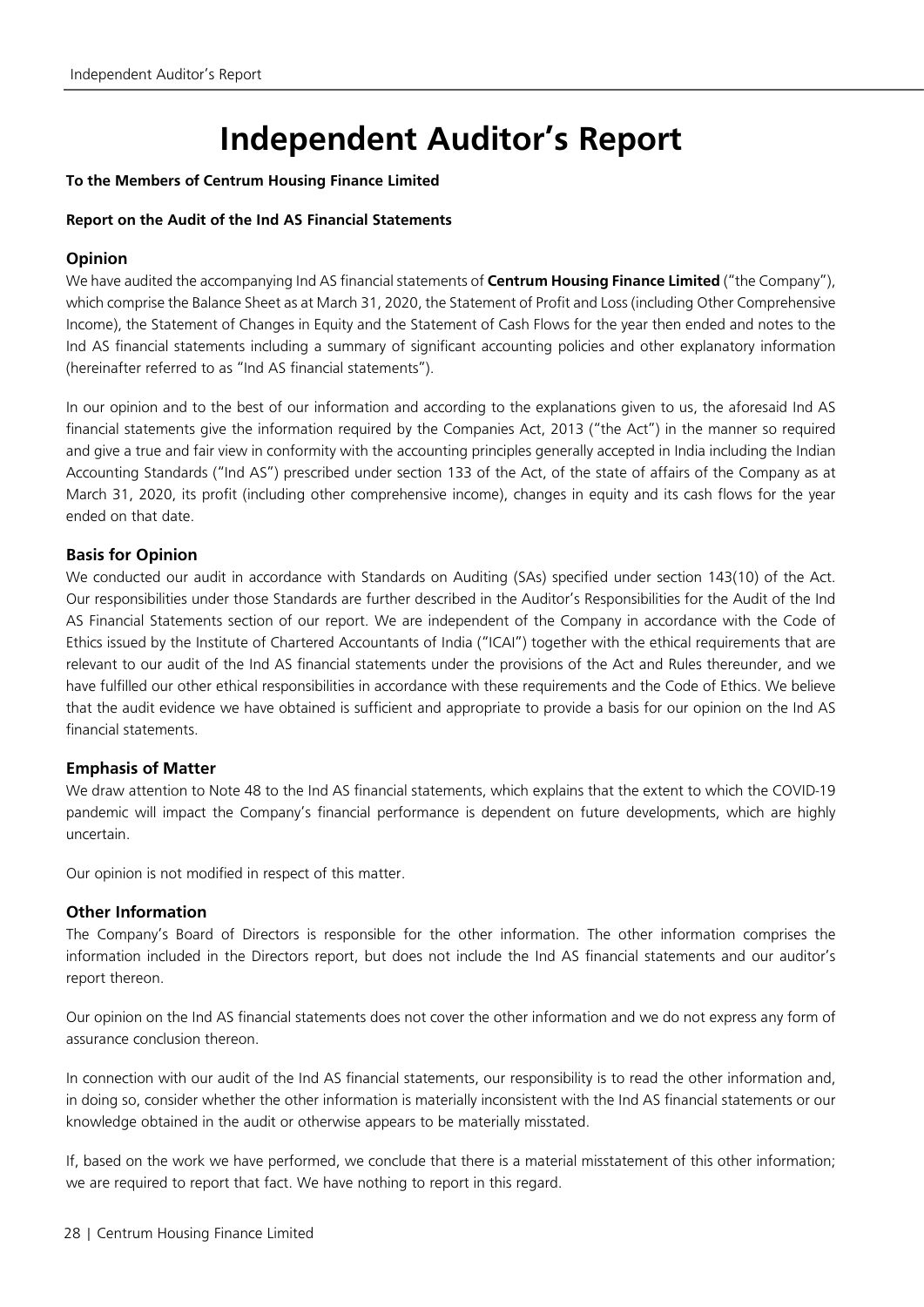# Independent Auditor's Report

**To the Members of Centrum Housing Finance Limited**

**Report on the Audit of the Ind AS Financial Statements**

## Opinion

We have audited the accompanying Ind AS financial statements of **Centrum Housing Finance Limited** ("the Company"), which comprise the Balance Sheet as at March 31, 2020, the Statement of Profit and Loss (including Other Comprehensive Income), the Statement of Changes in Equity and the Statement of Cash Flows for the year then ended and notes to the Ind AS financial statements including a summary of significant accounting policies and other explanatory information (hereinafter referred to as "Ind AS financial statements").

In our opinion and to the best of our information and according to the explanations given to us, the aforesaid Ind AS financial statements give the information required by the Companies Act, 2013 ("the Act") in the manner so required and give a true and fair view in conformity with the accounting principles generally accepted in India including the Indian Accounting Standards ("Ind AS") prescribed under section 133 of the Act, of the state of affairs of the Company as at March 31, 2020, its profit (including other comprehensive income), changes in equity and its cash flows for the year ended on that date.

## Basis for Opinion

We conducted our audit in accordance with Standards on Auditing (SAs) specified under section 143(10) of the Act. Our responsibilities under those Standards are further described in the Auditor's Responsibilities for the Audit of the Ind AS Financial Statements section of our report. We are independent of the Company in accordance with the Code of Ethics issued by the Institute of Chartered Accountants of India ("ICAI") together with the ethical requirements that are relevant to our audit of the Ind AS financial statements under the provisions of the Act and Rules thereunder, and we have fulfilled our other ethical responsibilities in accordance with these requirements and the Code of Ethics. We believe that the audit evidence we have obtained is sufficient and appropriate to provide a basis for our opinion on the Ind AS financial statements.

## Emphasis of Matter

We draw attention to Note 48 to the Ind AS financial statements, which explains that the extent to which the COVID-19 pandemic will impact the Company's financial performance is dependent on future developments, which are highly uncertain.

Our opinion is not modified in respect of this matter.

## Other Information

The Company's Board of Directors is responsible for the other information. The other information comprises the information included in the Directors report, but does not include the Ind AS financial statements and our auditor's report thereon.

Our opinion on the Ind AS financial statements does not cover the other information and we do not express any form of assurance conclusion thereon.

In connection with our audit of the Ind AS financial statements, our responsibility is to read the other information and, in doing so, consider whether the other information is materially inconsistent with the Ind AS financial statements or our knowledge obtained in the audit or otherwise appears to be materially misstated.

If, based on the work we have performed, we conclude that there is a material misstatement of this other information; we are required to report that fact. We have nothing to report in this regard.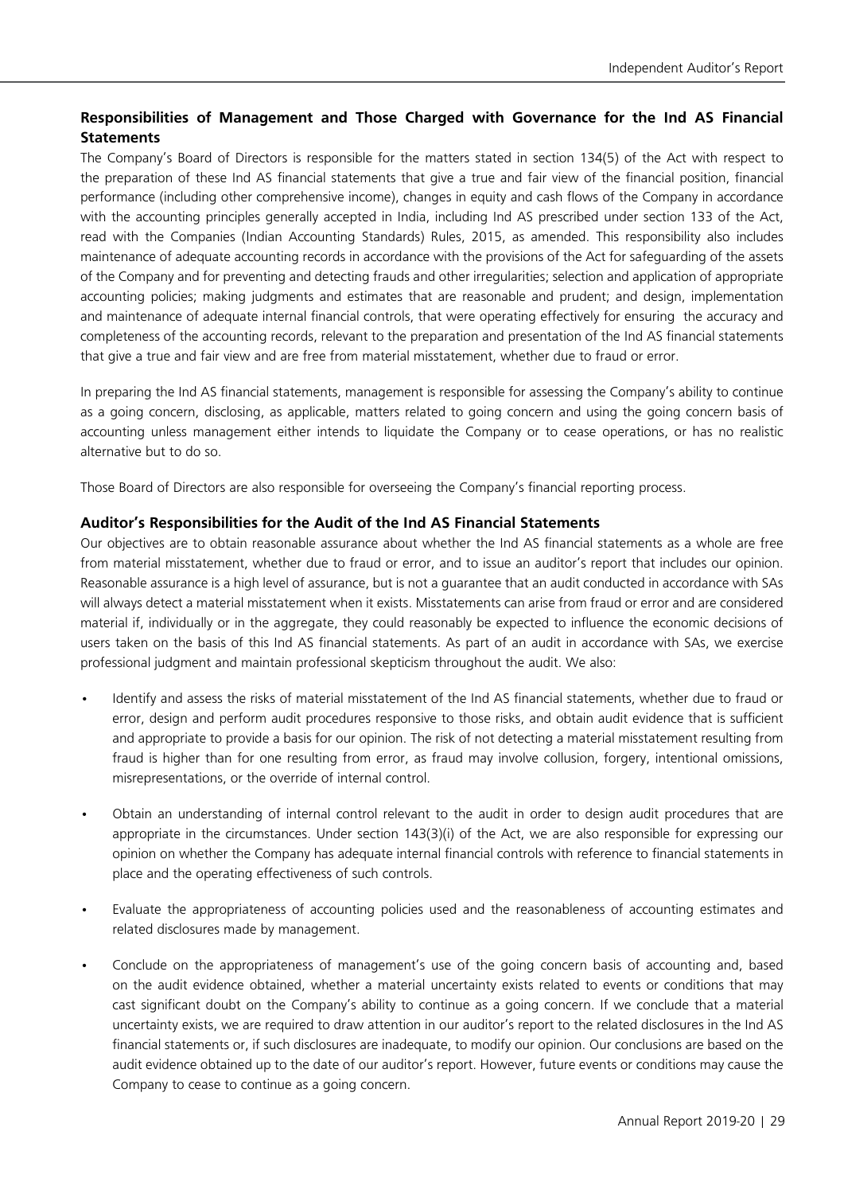## Responsibilities of Management and Those Charged with Governance for the Ind AS Financial Statements

The Company's Board of Directors is responsible for the matters stated in section 134(5) of the Act with respect to the preparation of these Ind AS financial statements that give a true and fair view of the financial position, financial performance (including other comprehensive income), changes in equity and cash flows of the Company in accordance with the accounting principles generally accepted in India, including Ind AS prescribed under section 133 of the Act, read with the Companies (Indian Accounting Standards) Rules, 2015, as amended. This responsibility also includes maintenance of adequate accounting records in accordance with the provisions of the Act for safeguarding of the assets of the Company and for preventing and detecting frauds and other irregularities; selection and application of appropriate accounting policies; making judgments and estimates that are reasonable and prudent; and design, implementation and maintenance of adequate internal financial controls, that were operating effectively for ensuring the accuracy and completeness of the accounting records, relevant to the preparation and presentation of the Ind AS financial statements that give a true and fair view and are free from material misstatement, whether due to fraud or error.

In preparing the Ind AS financial statements, management is responsible for assessing the Company's ability to continue as a going concern, disclosing, as applicable, matters related to going concern and using the going concern basis of accounting unless management either intends to liquidate the Company or to cease operations, or has no realistic alternative but to do so.

Those Board of Directors are also responsible for overseeing the Company's financial reporting process.

## Auditor's Responsibilities for the Audit of the Ind AS Financial Statements

Our objectives are to obtain reasonable assurance about whether the Ind AS financial statements as a whole are free from material misstatement, whether due to fraud or error, and to issue an auditor's report that includes our opinion. Reasonable assurance is a high level of assurance, but is not a guarantee that an audit conducted in accordance with SAs will always detect a material misstatement when it exists. Misstatements can arise from fraud or error and are considered material if, individually or in the aggregate, they could reasonably be expected to influence the economic decisions of users taken on the basis of this Ind AS financial statements. As part of an audit in accordance with SAs, we exercise professional judgment and maintain professional skepticism throughout the audit. We also:

- Identify and assess the risks of material misstatement of the Ind AS financial statements, whether due to fraud or error, design and perform audit procedures responsive to those risks, and obtain audit evidence that is sufficient and appropriate to provide a basis for our opinion. The risk of not detecting a material misstatement resulting from fraud is higher than for one resulting from error, as fraud may involve collusion, forgery, intentional omissions, misrepresentations, or the override of internal control.

- Obtain an understanding of internal control relevant to the audit in order to design audit procedures that are appropriate in the circumstances. Under section 143(3)(i) of the Act, we are also responsible for expressing our opinion on whether the Company has adequate internal financial controls with reference to financial statements in place and the operating effectiveness of such controls.

- Evaluate the appropriateness of accounting policies used and the reasonableness of accounting estimates and related disclosures made by management.

- Conclude on the appropriateness of management's use of the going concern basis of accounting and, based on the audit evidence obtained, whether a material uncertainty exists related to events or conditions that may cast significant doubt on the Company's ability to continue as a going concern. If we conclude that a material uncertainty exists, we are required to draw attention in our auditor's report to the related disclosures in the Ind AS financial statements or, if such disclosures are inadequate, to modify our opinion. Our conclusions are based on the audit evidence obtained up to the date of our auditor's report. However, future events or conditions may cause the Company to cease to continue as a going concern.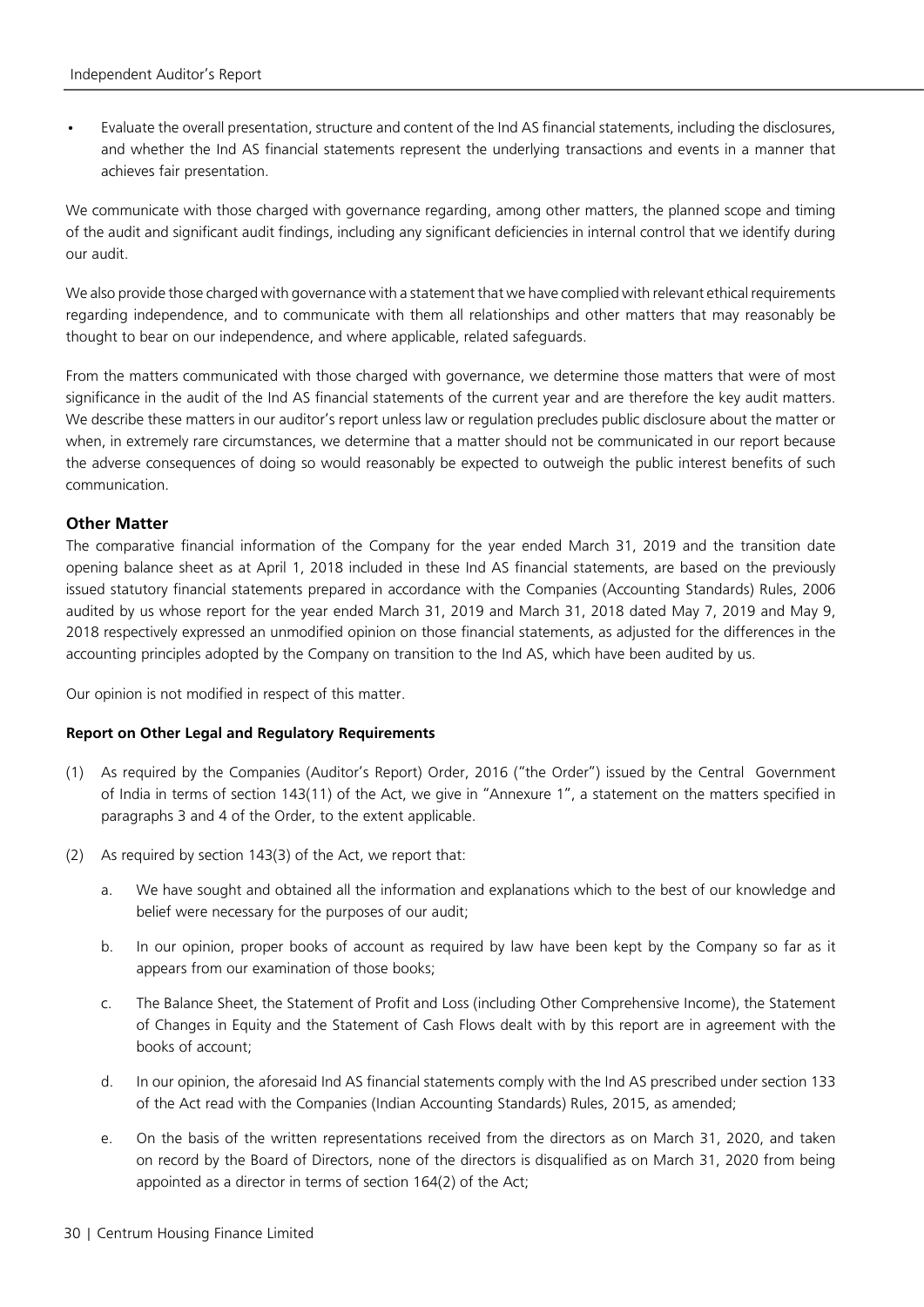- Evaluate the overall presentation, structure and content of the Ind AS financial statements, including the disclosures, and whether the Ind AS financial statements represent the underlying transactions and events in a manner that achieves fair presentation.

We communicate with those charged with governance regarding, among other matters, the planned scope and timing of the audit and significant audit findings, including any significant deficiencies in internal control that we identify during our audit.

We also provide those charged with governance with a statement that we have complied with relevant ethical requirements regarding independence, and to communicate with them all relationships and other matters that may reasonably be thought to bear on our independence, and where applicable, related safeguards.

From the matters communicated with those charged with governance, we determine those matters that were of most significance in the audit of the Ind AS financial statements of the current year and are therefore the key audit matters. We describe these matters in our auditor's report unless law or regulation precludes public disclosure about the matter or when, in extremely rare circumstances, we determine that a matter should not be communicated in our report because the adverse consequences of doing so would reasonably be expected to outweigh the public interest benefits of such communication.

## Other Matter

The comparative financial information of the Company for the year ended March 31, 2019 and the transition date opening balance sheet as at April 1, 2018 included in these Ind AS financial statements, are based on the previously issued statutory financial statements prepared in accordance with the Companies (Accounting Standards) Rules, 2006 audited by us whose report for the year ended March 31, 2019 and March 31, 2018 dated May 7, 2019 and May 9, 2018 respectively expressed an unmodified opinion on those financial statements, as adjusted for the differences in the accounting principles adopted by the Company on transition to the Ind AS, which have been audited by us.

Our opinion is not modified in respect of this matter.

**Report on Other Legal and Regulatory Requirements**

(1) As required by the Companies (Auditor's Report) Order, 2016 ("the Order") issued by the Central Government of India in terms of section 143(11) of the Act, we give in "Annexure 1", a statement on the matters specified in paragraphs 3 and 4 of the Order, to the extent applicable.

(2) As required by section 143(3) of the Act, we report that:

   a. We have sought and obtained all the information and explanations which to the best of our knowledge and belief were necessary for the purposes of our audit;

   b. In our opinion, proper books of account as required by law have been kept by the Company so far as it appears from our examination of those books;

   c. The Balance Sheet, the Statement of Profit and Loss (including Other Comprehensive Income), the Statement of Changes in Equity and the Statement of Cash Flows dealt with by this report are in agreement with the books of account;

   d. In our opinion, the aforesaid Ind AS financial statements comply with the Ind AS prescribed under section 133 of the Act read with the Companies (Indian Accounting Standards) Rules, 2015, as amended;

   e. On the basis of the written representations received from the directors as on March 31, 2020, and taken on record by the Board of Directors, none of the directors is disqualified as on March 31, 2020 from being appointed as a director in terms of section 164(2) of the Act;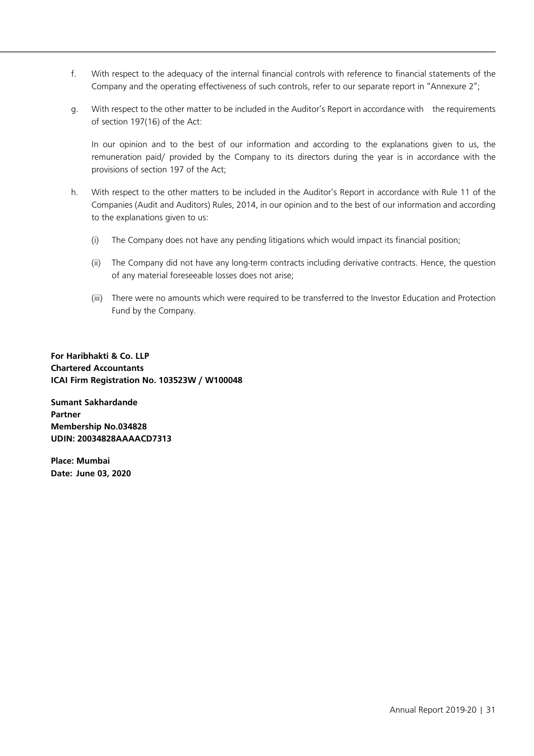f. With respect to the adequacy of the internal financial controls with reference to financial statements of the Company and the operating effectiveness of such controls, refer to our separate report in "Annexure 2";

g. With respect to the other matter to be included in the Auditor's Report in accordance with the requirements of section 197(16) of the Act:

   In our opinion and to the best of our information and according to the explanations given to us, the remuneration paid/ provided by the Company to its directors during the year is in accordance with the provisions of section 197 of the Act;

h. With respect to the other matters to be included in the Auditor's Report in accordance with Rule 11 of the Companies (Audit and Auditors) Rules, 2014, in our opinion and to the best of our information and according to the explanations given to us:

   (i) The Company does not have any pending litigations which would impact its financial position;

   (ii) The Company did not have any long-term contracts including derivative contracts. Hence, the question of any material foreseeable losses does not arise;

   (iii) There were no amounts which were required to be transferred to the Investor Education and Protection Fund by the Company.

**For Haribhakti & Co. LLP**
**Chartered Accountants**
**ICAI Firm Registration No. 103523W / W100048**

**Sumant Sakhardande**
**Partner**
**Membership No.034828**
**UDIN: 20034828AAAACD7313**

**Place: Mumbai**
**Date: June 03, 2020**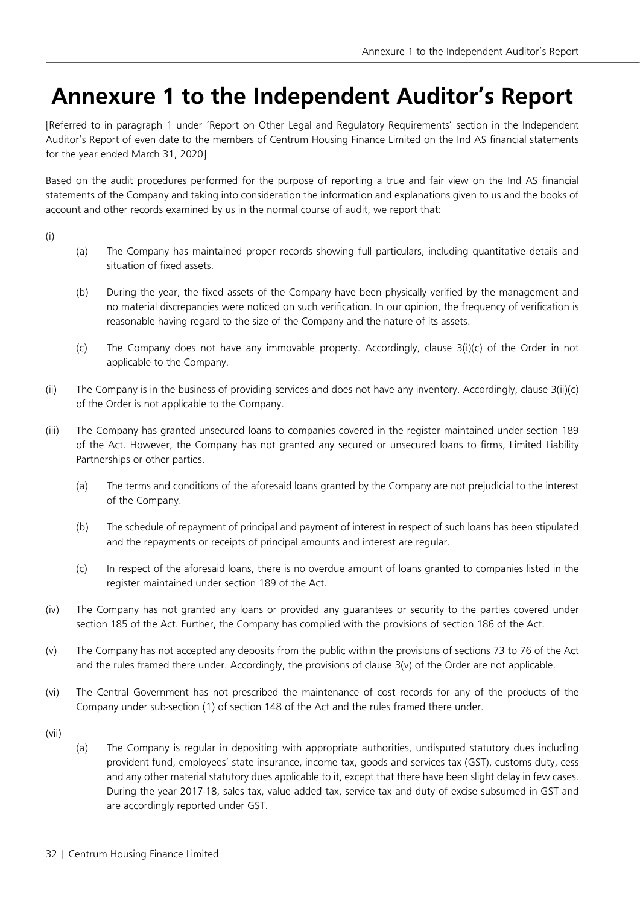# Annexure 1 to the Independent Auditor's Report

[Referred to in paragraph 1 under 'Report on Other Legal and Regulatory Requirements' section in the Independent Auditor's Report of even date to the members of Centrum Housing Finance Limited on the Ind AS financial statements for the year ended March 31, 2020]

Based on the audit procedures performed for the purpose of reporting a true and fair view on the Ind AS financial statements of the Company and taking into consideration the information and explanations given to us and the books of account and other records examined by us in the normal course of audit, we report that:

(i)

(a) The Company has maintained proper records showing full particulars, including quantitative details and situation of fixed assets.

(b) During the year, the fixed assets of the Company have been physically verified by the management and no material discrepancies were noticed on such verification. In our opinion, the frequency of verification is reasonable having regard to the size of the Company and the nature of its assets.

(c) The Company does not have any immovable property. Accordingly, clause 3(i)(c) of the Order in not applicable to the Company.

(ii) The Company is in the business of providing services and does not have any inventory. Accordingly, clause 3(ii)(c) of the Order is not applicable to the Company.

(iii) The Company has granted unsecured loans to companies covered in the register maintained under section 189 of the Act. However, the Company has not granted any secured or unsecured loans to firms, Limited Liability Partnerships or other parties.

(a) The terms and conditions of the aforesaid loans granted by the Company are not prejudicial to the interest of the Company.

(b) The schedule of repayment of principal and payment of interest in respect of such loans has been stipulated and the repayments or receipts of principal amounts and interest are regular.

(c) In respect of the aforesaid loans, there is no overdue amount of loans granted to companies listed in the register maintained under section 189 of the Act.

(iv) The Company has not granted any loans or provided any guarantees or security to the parties covered under section 185 of the Act. Further, the Company has complied with the provisions of section 186 of the Act.

(v) The Company has not accepted any deposits from the public within the provisions of sections 73 to 76 of the Act and the rules framed there under. Accordingly, the provisions of clause 3(v) of the Order are not applicable.

(vi) The Central Government has not prescribed the maintenance of cost records for any of the products of the Company under sub-section (1) of section 148 of the Act and the rules framed there under.

(vii)

(a) The Company is regular in depositing with appropriate authorities, undisputed statutory dues including provident fund, employees' state insurance, income tax, goods and services tax (GST), customs duty, cess and any other material statutory dues applicable to it, except that there have been slight delay in few cases. During the year 2017-18, sales tax, value added tax, service tax and duty of excise subsumed in GST and are accordingly reported under GST.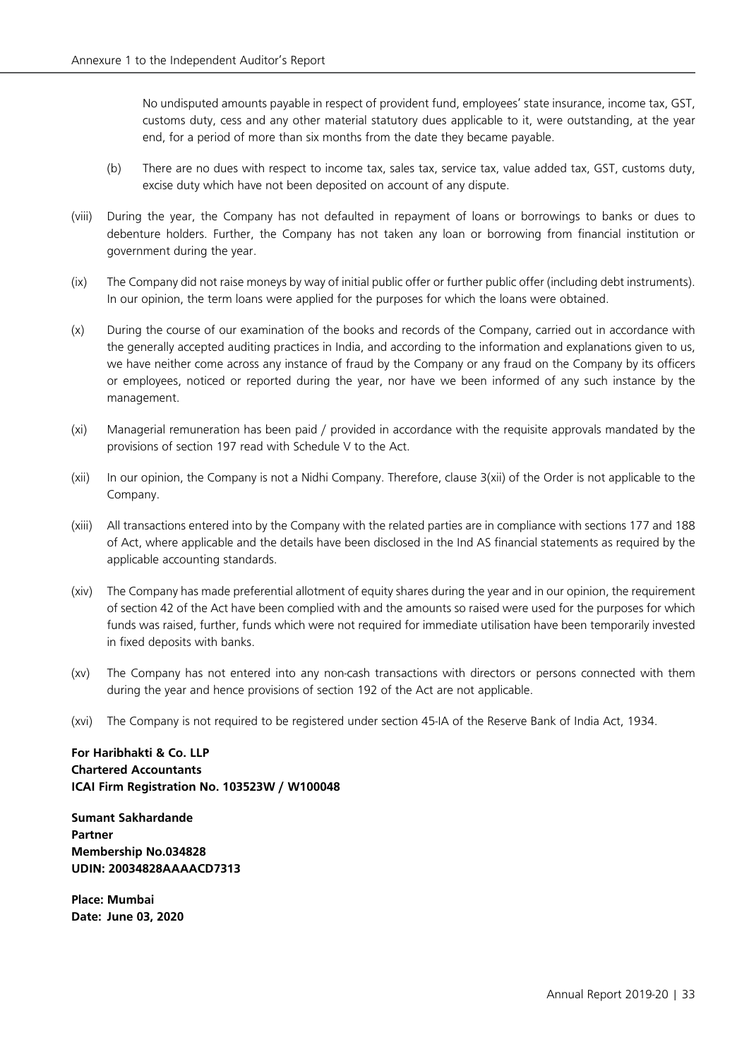No undisputed amounts payable in respect of provident fund, employees' state insurance, income tax, GST, customs duty, cess and any other material statutory dues applicable to it, were outstanding, at the year end, for a period of more than six months from the date they became payable.

(b) There are no dues with respect to income tax, sales tax, service tax, value added tax, GST, customs duty, excise duty which have not been deposited on account of any dispute.

(viii) During the year, the Company has not defaulted in repayment of loans or borrowings to banks or dues to debenture holders. Further, the Company has not taken any loan or borrowing from financial institution or government during the year.

(ix) The Company did not raise moneys by way of initial public offer or further public offer (including debt instruments). In our opinion, the term loans were applied for the purposes for which the loans were obtained.

(x) During the course of our examination of the books and records of the Company, carried out in accordance with the generally accepted auditing practices in India, and according to the information and explanations given to us, we have neither come across any instance of fraud by the Company or any fraud on the Company by its officers or employees, noticed or reported during the year, nor have we been informed of any such instance by the management.

(xi) Managerial remuneration has been paid / provided in accordance with the requisite approvals mandated by the provisions of section 197 read with Schedule V to the Act.

(xii) In our opinion, the Company is not a Nidhi Company. Therefore, clause 3(xii) of the Order is not applicable to the Company.

(xiii) All transactions entered into by the Company with the related parties are in compliance with sections 177 and 188 of Act, where applicable and the details have been disclosed in the Ind AS financial statements as required by the applicable accounting standards.

(xiv) The Company has made preferential allotment of equity shares during the year and in our opinion, the requirement of section 42 of the Act have been complied with and the amounts so raised were used for the purposes for which funds was raised, further, funds which were not required for immediate utilisation have been temporarily invested in fixed deposits with banks.

(xv) The Company has not entered into any non-cash transactions with directors or persons connected with them during the year and hence provisions of section 192 of the Act are not applicable.

(xvi) The Company is not required to be registered under section 45-IA of the Reserve Bank of India Act, 1934.

**For Haribhakti & Co. LLP**
**Chartered Accountants**
**ICAI Firm Registration No. 103523W / W100048**

**Sumant Sakhardande**
**Partner**
**Membership No.034828**
**UDIN: 20034828AAAACD7313**

**Place: Mumbai**
**Date: June 03, 2020**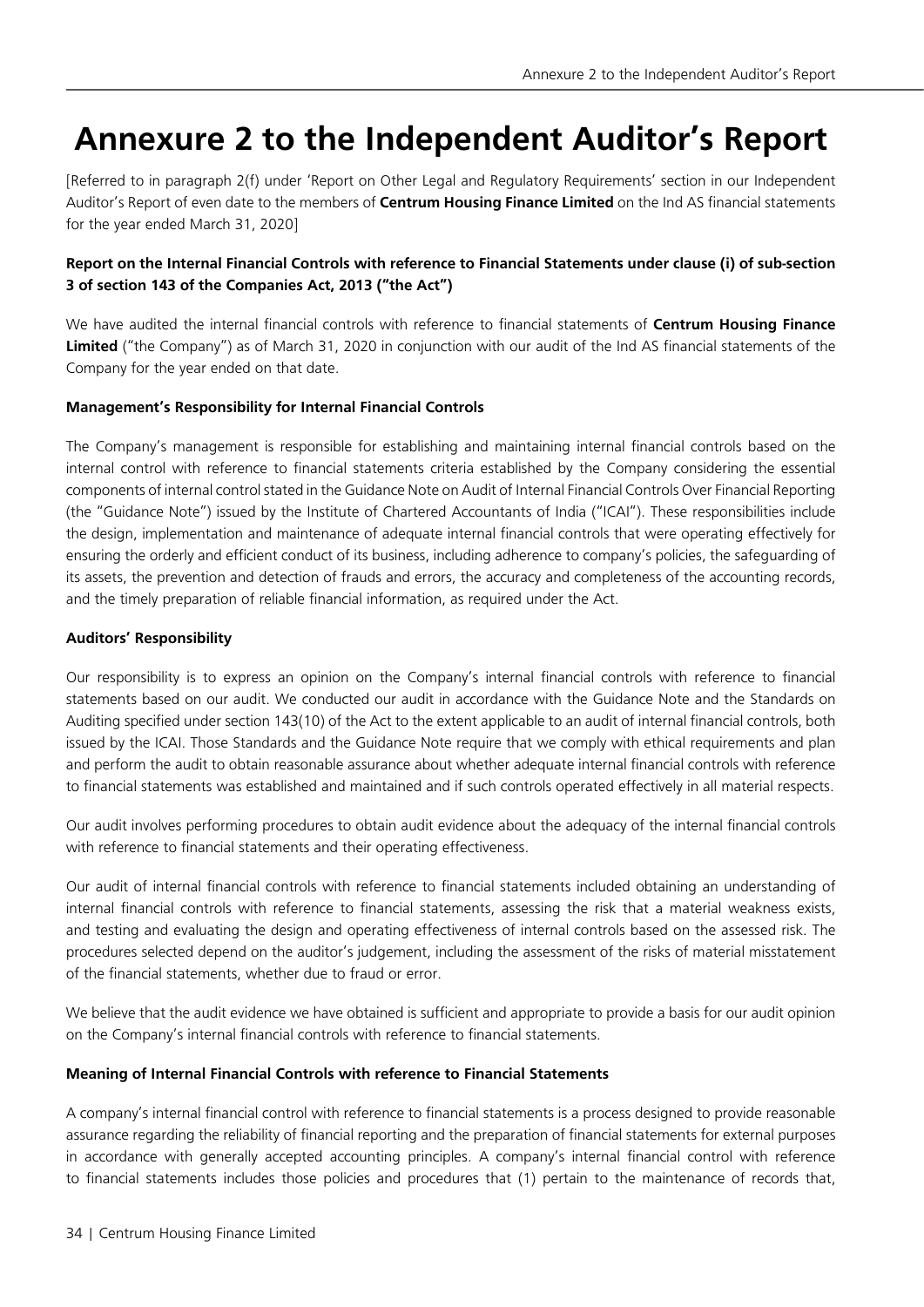# Annexure 2 to the Independent Auditor's Report

[Referred to in paragraph 2(f) under 'Report on Other Legal and Regulatory Requirements' section in our Independent Auditor's Report of even date to the members of **Centrum Housing Finance Limited** on the Ind AS financial statements for the year ended March 31, 2020]

**Report on the Internal Financial Controls with reference to Financial Statements under clause (i) of sub-section 3 of section 143 of the Companies Act, 2013 ("the Act")**

We have audited the internal financial controls with reference to financial statements of **Centrum Housing Finance Limited** ("the Company") as of March 31, 2020 in conjunction with our audit of the Ind AS financial statements of the Company for the year ended on that date.

**Management's Responsibility for Internal Financial Controls**

The Company's management is responsible for establishing and maintaining internal financial controls based on the internal control with reference to financial statements criteria established by the Company considering the essential components of internal control stated in the Guidance Note on Audit of Internal Financial Controls Over Financial Reporting (the "Guidance Note") issued by the Institute of Chartered Accountants of India ("ICAI"). These responsibilities include the design, implementation and maintenance of adequate internal financial controls that were operating effectively for ensuring the orderly and efficient conduct of its business, including adherence to company's policies, the safeguarding of its assets, the prevention and detection of frauds and errors, the accuracy and completeness of the accounting records, and the timely preparation of reliable financial information, as required under the Act.

**Auditors' Responsibility**

Our responsibility is to express an opinion on the Company's internal financial controls with reference to financial statements based on our audit. We conducted our audit in accordance with the Guidance Note and the Standards on Auditing specified under section 143(10) of the Act to the extent applicable to an audit of internal financial controls, both issued by the ICAI. Those Standards and the Guidance Note require that we comply with ethical requirements and plan and perform the audit to obtain reasonable assurance about whether adequate internal financial controls with reference to financial statements was established and maintained and if such controls operated effectively in all material respects.

Our audit involves performing procedures to obtain audit evidence about the adequacy of the internal financial controls with reference to financial statements and their operating effectiveness.

Our audit of internal financial controls with reference to financial statements included obtaining an understanding of internal financial controls with reference to financial statements, assessing the risk that a material weakness exists, and testing and evaluating the design and operating effectiveness of internal controls based on the assessed risk. The procedures selected depend on the auditor's judgement, including the assessment of the risks of material misstatement of the financial statements, whether due to fraud or error.

We believe that the audit evidence we have obtained is sufficient and appropriate to provide a basis for our audit opinion on the Company's internal financial controls with reference to financial statements.

**Meaning of Internal Financial Controls with reference to Financial Statements**

A company's internal financial control with reference to financial statements is a process designed to provide reasonable assurance regarding the reliability of financial reporting and the preparation of financial statements for external purposes in accordance with generally accepted accounting principles. A company's internal financial control with reference to financial statements includes those policies and procedures that (1) pertain to the maintenance of records that,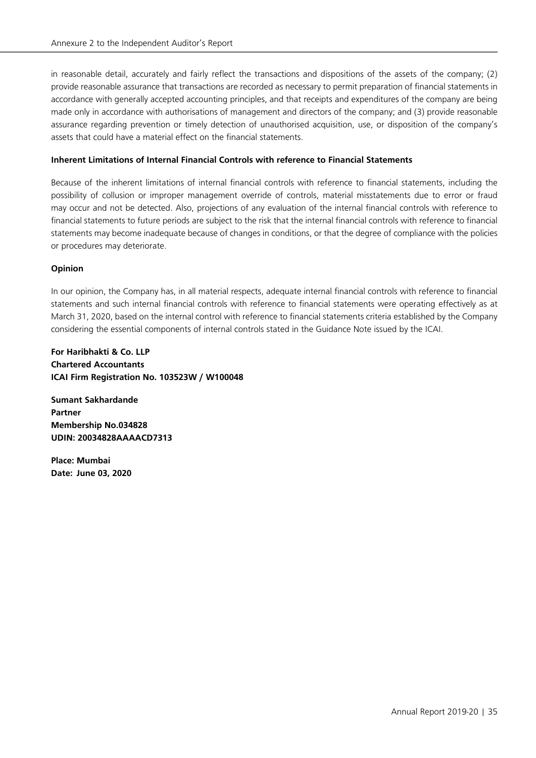in reasonable detail, accurately and fairly reflect the transactions and dispositions of the assets of the company; (2) provide reasonable assurance that transactions are recorded as necessary to permit preparation of financial statements in accordance with generally accepted accounting principles, and that receipts and expenditures of the company are being made only in accordance with authorisations of management and directors of the company; and (3) provide reasonable assurance regarding prevention or timely detection of unauthorised acquisition, use, or disposition of the company's assets that could have a material effect on the financial statements.

**Inherent Limitations of Internal Financial Controls with reference to Financial Statements**

Because of the inherent limitations of internal financial controls with reference to financial statements, including the possibility of collusion or improper management override of controls, material misstatements due to error or fraud may occur and not be detected. Also, projections of any evaluation of the internal financial controls with reference to financial statements to future periods are subject to the risk that the internal financial controls with reference to financial statements may become inadequate because of changes in conditions, or that the degree of compliance with the policies or procedures may deteriorate.

**Opinion**

In our opinion, the Company has, in all material respects, adequate internal financial controls with reference to financial statements and such internal financial controls with reference to financial statements were operating effectively as at March 31, 2020, based on the internal control with reference to financial statements criteria established by the Company considering the essential components of internal controls stated in the Guidance Note issued by the ICAI.

**For Haribhakti & Co. LLP**
**Chartered Accountants**
**ICAI Firm Registration No. 103523W / W100048**

**Sumant Sakhardande**
**Partner**
**Membership No.034828**
**UDIN: 20034828AAAACD7313**

**Place: Mumbai**
**Date: June 03, 2020**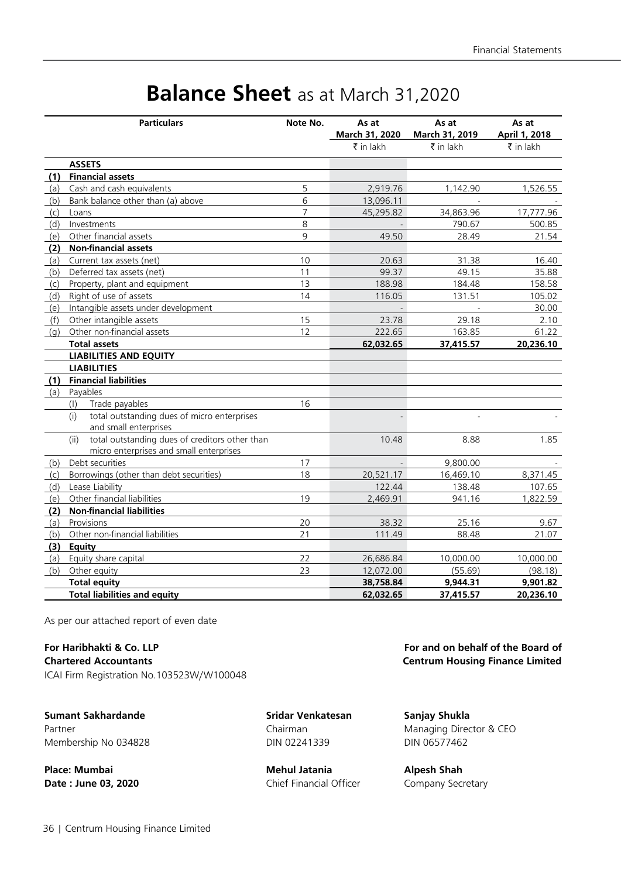# Balance Sheet as at March 31,2020

| | Particulars | Note No. | As at March 31, 2020 | As at March 31, 2019 | As at April 1, 2018 |
|---|---|---|---|---|---|
| | | | ₹ in lakh | ₹ in lakh | ₹ in lakh |
| | **ASSETS** | | | | |
| **(1)** | **Financial assets** | | | | |
| (a) | Cash and cash equivalents | 5 | 2,919.76 | 1,142.90 | 1,526.55 |
| (b) | Bank balance other than (a) above | 6 | 13,096.11 | - | - |
| (c) | Loans | 7 | 45,295.82 | 34,863.96 | 17,777.96 |
| (d) | Investments | 8 | - | 790.67 | 500.85 |
| (e) | Other financial assets | 9 | 49.50 | 28.49 | 21.54 |
| **(2)** | **Non-financial assets** | | | | |
| (a) | Current tax assets (net) | 10 | 20.63 | 31.38 | 16.40 |
| (b) | Deferred tax assets (net) | 11 | 99.37 | 49.15 | 35.88 |
| (c) | Property, plant and equipment | 13 | 188.98 | 184.48 | 158.58 |
| (d) | Right of use of assets | 14 | 116.05 | 131.51 | 105.02 |
| (e) | Intangible assets under development | | - | - | 30.00 |
| (f) | Other intangible assets | 15 | 23.78 | 29.18 | 2.10 |
| (g) | Other non-financial assets | 12 | 222.65 | 163.85 | 61.22 |
| | **Total assets** | | **62,032.65** | **37,415.57** | **20,236.10** |
| | **LIABILITIES AND EQUITY** | | | | |
| | **LIABILITIES** | | | | |
| **(1)** | **Financial liabilities** | | | | |
| (a) | Payables | | | | |
| | (I) Trade payables | 16 | | | |
| | (i) total outstanding dues of micro enterprises and small enterprises | | - | - | - |
| | (ii) total outstanding dues of creditors other than micro enterprises and small enterprises | | 10.48 | 8.88 | 1.85 |
| (b) | Debt securities | 17 | - | 9,800.00 | - |
| (c) | Borrowings (other than debt securities) | 18 | 20,521.17 | 16,469.10 | 8,371.45 |
| (d) | Lease Liability | | 122.44 | 138.48 | 107.65 |
| (e) | Other financial liabilities | 19 | 2,469.91 | 941.16 | 1,822.59 |
| **(2)** | **Non-financial liabilities** | | | | |
| (a) | Provisions | 20 | 38.32 | 25.16 | 9.67 |
| (b) | Other non-financial liabilities | 21 | 111.49 | 88.48 | 21.07 |
| **(3)** | **Equity** | | | | |
| (a) | Equity share capital | 22 | 26,686.84 | 10,000.00 | 10,000.00 |
| (b) | Other equity | 23 | 12,072.00 | (55.69) | (98.18) |
| | **Total equity** | | **38,758.84** | **9,944.31** | **9,901.82** |
| | **Total liabilities and equity** | | **62,032.65** | **37,415.57** | **20,236.10** |

As per our attached report of even date

**For Haribhakti & Co. LLP**
**Chartered Accountants**
ICAI Firm Registration No.103523W/W100048

**For and on behalf of the Board of**
**Centrum Housing Finance Limited**

**Sumant Sakhardande**
Partner
Membership No 034828

**Sridar Venkatesan**
Chairman
DIN 02241339

**Sanjay Shukla**
Managing Director & CEO
DIN 06577462

**Place: Mumbai**
**Date : June 03, 2020**

**Mehul Jatania**
Chief Financial Officer

**Alpesh Shah**
Company Secretary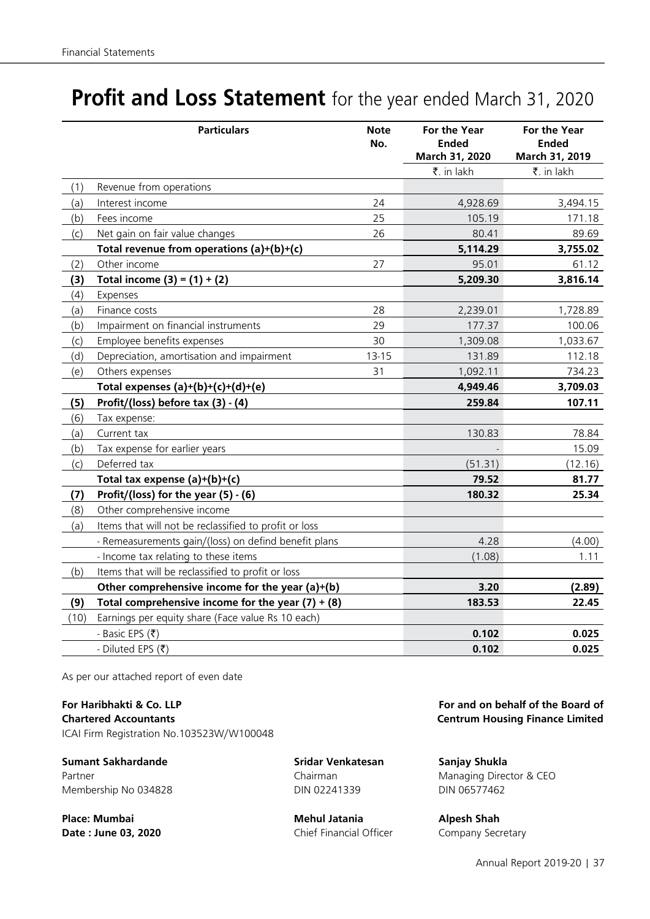# Profit and Loss Statement for the year ended March 31, 2020

| | Particulars | Note No. | For the Year Ended March 31, 2020 | For the Year Ended March 31, 2019 |
|---|---|---|---|---|
| | | | ₹. in lakh | ₹. in lakh |
| (1) | Revenue from operations | | | |
| (a) | Interest income | 24 | 4,928.69 | 3,494.15 |
| (b) | Fees income | 25 | 105.19 | 171.18 |
| (c) | Net gain on fair value changes | 26 | 80.41 | 89.69 |
| | **Total revenue from operations (a)+(b)+(c)** | | **5,114.29** | **3,755.02** |
| (2) | Other income | 27 | 95.01 | 61.12 |
| **(3)** | **Total income (3) = (1) + (2)** | | **5,209.30** | **3,816.14** |
| (4) | Expenses | | | |
| (a) | Finance costs | 28 | 2,239.01 | 1,728.89 |
| (b) | Impairment on financial instruments | 29 | 177.37 | 100.06 |
| (c) | Employee benefits expenses | 30 | 1,309.08 | 1,033.67 |
| (d) | Depreciation, amortisation and impairment | 13-15 | 131.89 | 112.18 |
| (e) | Others expenses | 31 | 1,092.11 | 734.23 |
| | **Total expenses (a)+(b)+(c)+(d)+(e)** | | **4,949.46** | **3,709.03** |
| **(5)** | **Profit/(loss) before tax (3) - (4)** | | **259.84** | **107.11** |
| (6) | Tax expense: | | | |
| (a) | Current tax | | 130.83 | 78.84 |
| (b) | Tax expense for earlier years | | - | 15.09 |
| (c) | Deferred tax | | (51.31) | (12.16) |
| | **Total tax expense (a)+(b)+(c)** | | **79.52** | **81.77** |
| **(7)** | **Profit/(loss) for the year (5) - (6)** | | **180.32** | **25.34** |
| (8) | Other comprehensive income | | | |
| (a) | Items that will not be reclassified to profit or loss | | | |
| | - Remeasurements gain/(loss) on defind benefit plans | | 4.28 | (4.00) |
| | - Income tax relating to these items | | (1.08) | 1.11 |
| (b) | Items that will be reclassified to profit or loss | | | |
| | **Other comprehensive income for the year (a)+(b)** | | **3.20** | **(2.89)** |
| **(9)** | **Total comprehensive income for the year (7) + (8)** | | **183.53** | **22.45** |
| (10) | Earnings per equity share (Face value Rs 10 each) | | | |
| | - Basic EPS (₹) | | **0.102** | **0.025** |
| | - Diluted EPS (₹) | | **0.102** | **0.025** |

As per our attached report of even date

**For Haribhakti & Co. LLP**
**Chartered Accountants**
ICAI Firm Registration No.103523W/W100048

**For and on behalf of the Board of Centrum Housing Finance Limited**

**Sumant Sakhardande**
Partner
Membership No 034828

**Sridar Venkatesan**
Chairman
DIN 02241339

**Sanjay Shukla**
Managing Director & CEO
DIN 06577462

**Place: Mumbai**
**Date : June 03, 2020**

**Mehul Jatania**
Chief Financial Officer

**Alpesh Shah**
Company Secretary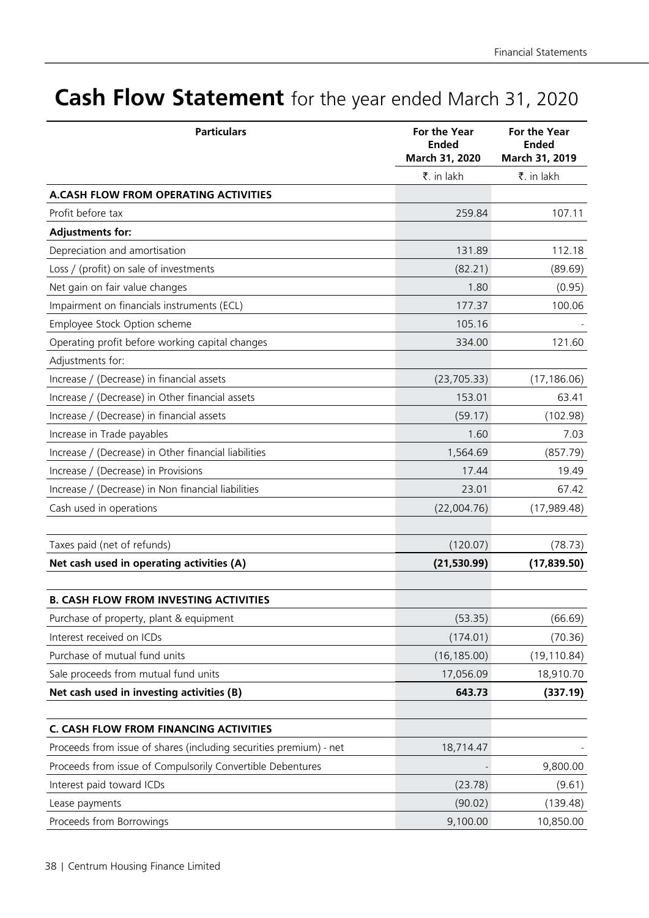# Cash Flow Statement for the year ended March 31, 2020

| Particulars | For the Year Ended March 31, 2020 | For the Year Ended March 31, 2019 |
|---|---|---|
| | ₹. in lakh | ₹. in lakh |
| **A.CASH FLOW FROM OPERATING ACTIVITIES** | | |
| Profit before tax | 259.84 | 107.11 |
| **Adjustments for:** | | |
| Depreciation and amortisation | 131.89 | 112.18 |
| Loss / (profit) on sale of investments | (82.21) | (89.69) |
| Net gain on fair value changes | 1.80 | (0.95) |
| Impairment on financials instruments (ECL) | 177.37 | 100.06 |
| Employee Stock Option scheme | 105.16 | - |
| Operating profit before working capital changes | 334.00 | 121.60 |
| Adjustments for: | | |
| Increase / (Decrease) in financial assets | (23,705.33) | (17,186.06) |
| Increase / (Decrease) in Other financial assets | 153.01 | 63.41 |
| Increase / (Decrease) in financial assets | (59.17) | (102.98) |
| Increase in Trade payables | 1.60 | 7.03 |
| Increase / (Decrease) in Other financial liabilities | 1,564.69 | (857.79) |
| Increase / (Decrease) in Provisions | 17.44 | 19.49 |
| Increase / (Decrease) in Non financial liabilities | 23.01 | 67.42 |
| Cash used in operations | (22,004.76) | (17,989.48) |
| | | |
| Taxes paid (net of refunds) | (120.07) | (78.73) |
| **Net cash used in operating activities (A)** | **(21,530.99)** | **(17,839.50)** |
| | | |
| **B. CASH FLOW FROM INVESTING ACTIVITIES** | | |
| Purchase of property, plant & equipment | (53.35) | (66.69) |
| Interest received on ICDs | (174.01) | (70.36) |
| Purchase of mutual fund units | (16,185.00) | (19,110.84) |
| Sale proceeds from mutual fund units | 17,056.09 | 18,910.70 |
| **Net cash used in investing activities (B)** | **643.73** | **(337.19)** |
| | | |
| **C. CASH FLOW FROM FINANCING ACTIVITIES** | | |
| Proceeds from issue of shares (including securities premium) - net | 18,714.47 | - |
| Proceeds from issue of Compulsorily Convertible Debentures | - | 9,800.00 |
| Interest paid toward ICDs | (23.78) | (9.61) |
| Lease payments | (90.02) | (139.48) |
| Proceeds from Borrowings | 9,100.00 | 10,850.00 |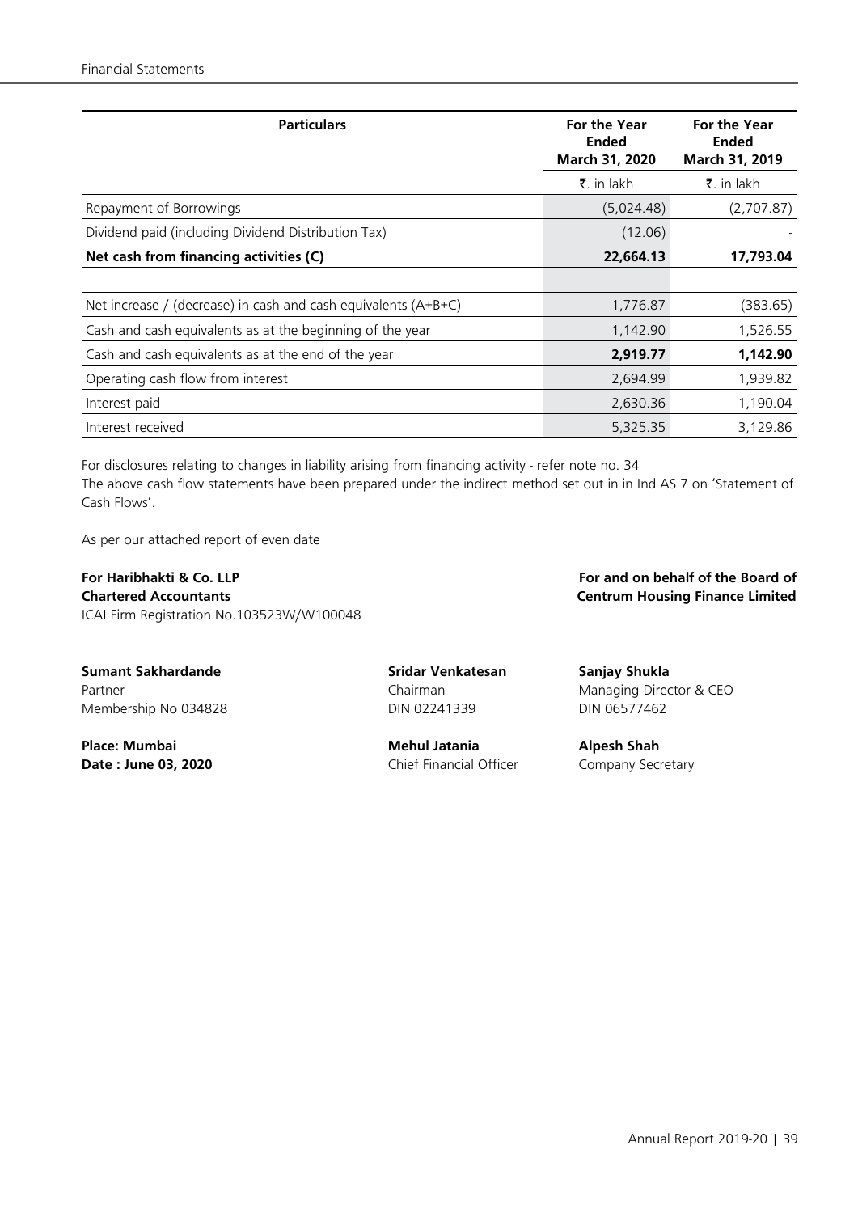| Particulars | For the Year Ended March 31, 2020 | For the Year Ended March 31, 2019 |
|---|---|---|
| | ₹. in lakh | ₹. in lakh |
| Repayment of Borrowings | (5,024.48) | (2,707.87) |
| Dividend paid (including Dividend Distribution Tax) | (12.06) | - |
| **Net cash from financing activities (C)** | **22,664.13** | **17,793.04** |
| | | |
| Net increase / (decrease) in cash and cash equivalents (A+B+C) | 1,776.87 | (383.65) |
| Cash and cash equivalents as at the beginning of the year | 1,142.90 | 1,526.55 |
| Cash and cash equivalents as at the end of the year | **2,919.77** | **1,142.90** |
| Operating cash flow from interest | 2,694.99 | 1,939.82 |
| Interest paid | 2,630.36 | 1,190.04 |
| Interest received | 5,325.35 | 3,129.86 |

For disclosures relating to changes in liability arising from financing activity - refer note no. 34

The above cash flow statements have been prepared under the indirect method set out in in Ind AS 7 on 'Statement of Cash Flows'.

As per our attached report of even date

**For Haribhakti & Co. LLP**
**Chartered Accountants**
ICAI Firm Registration No.103523W/W100048

**For and on behalf of the Board of**
**Centrum Housing Finance Limited**

**Sumant Sakhardande**
Partner
Membership No 034828

**Sridar Venkatesan**
Chairman
DIN 02241339

**Sanjay Shukla**
Managing Director & CEO
DIN 06577462

**Place: Mumbai**
**Date : June 03, 2020**

**Mehul Jatania**
Chief Financial Officer

**Alpesh Shah**
Company Secretary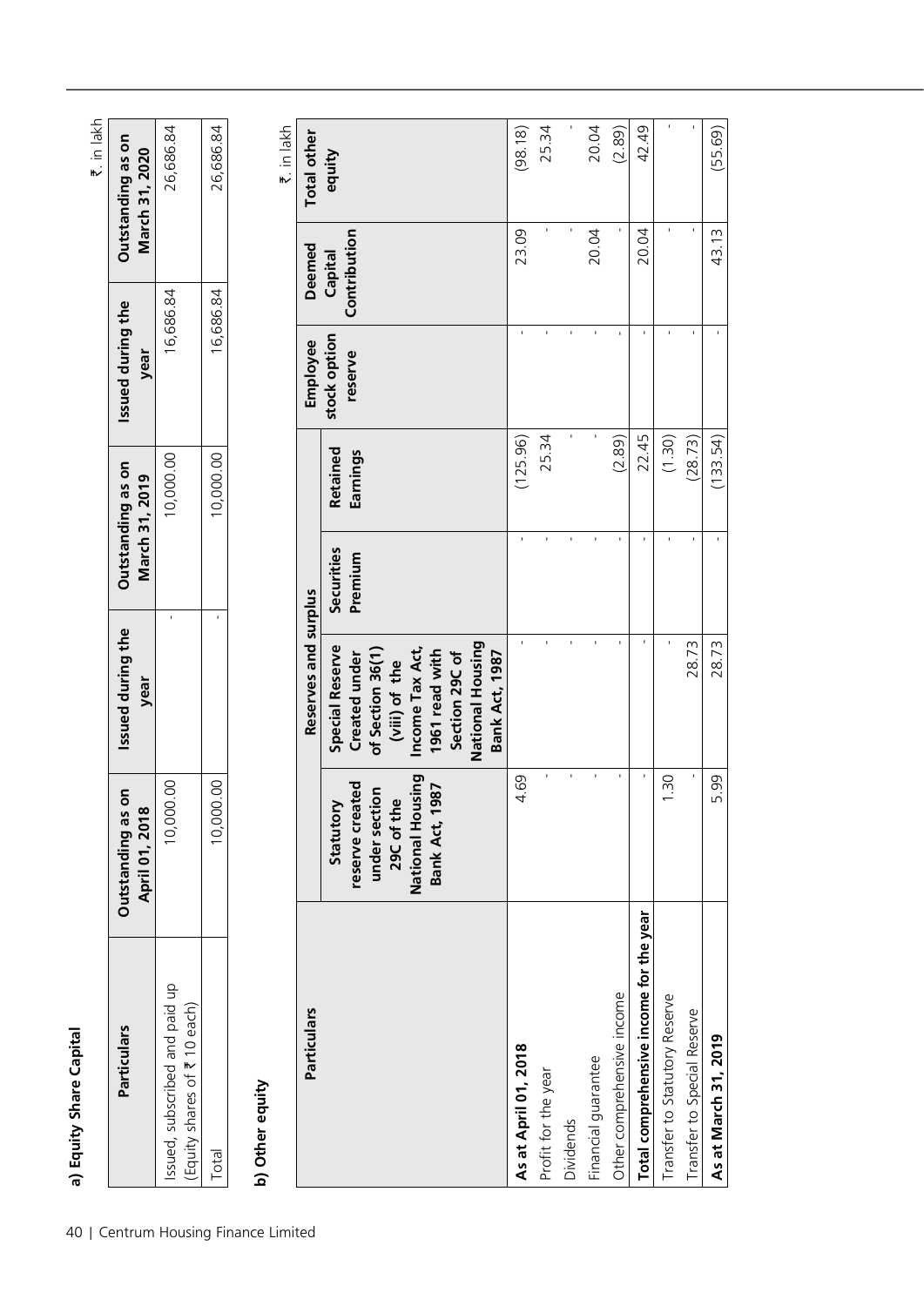### a) Equity Share Capital

₹. in lakh

| Particulars | Outstanding as on April 01, 2018 | Issued during the year | Outstanding as on March 31, 2019 | Issued during the year | Outstanding as on March 31, 2020 |
|---|---|---|---|---|---|
| Issued, subscribed and paid up (Equity shares of ₹ 10 each) | 10,000.00 | - | 10,000.00 | 16,686.84 | 26,686.84 |
| Total | 10,000.00 | - | 10,000.00 | 16,686.84 | 26,686.84 |

### b) Other equity

₹. in lakh

| Particulars | Reserves and surplus | | | | Employee stock option reserve | Deemed Capital Contribution | Total other equity |
|---|---|---|---|---|---|---|---|
| | Statutory reserve created under section 29C of the National Housing Bank Act, 1987 | Special Reserve Created under of Section 36(1) (viii) of the Income Tax Act, 1961 read with Section 29C of National Housing Bank Act, 1987 | Securities Premium | Retained Earnings | | | |
| **As at April 01, 2018** | 4.69 | - | - | (125.96) | - | 23.09 | (98.18) |
| Profit for the year | - | - | - | 25.34 | - | - | 25.34 |
| Dividends | - | - | - | - | - | - | - |
| Financial guarantee | - | - | - | - | - | 20.04 | 20.04 |
| Other comprehensive income | - | - | - | (2.89) | - | - | (2.89) |
| **Total comprehensive income for the year** | - | - | - | 22.45 | - | 20.04 | 42.49 |
| Transfer to Statutory Reserve | 1.30 | - | - | (1.30) | - | - | - |
| Transfer to Special Reserve | - | 28.73 | - | (28.73) | - | - | - |
| **As at March 31, 2019** | 5.99 | 28.73 | - | (133.54) | - | 43.13 | (55.69) |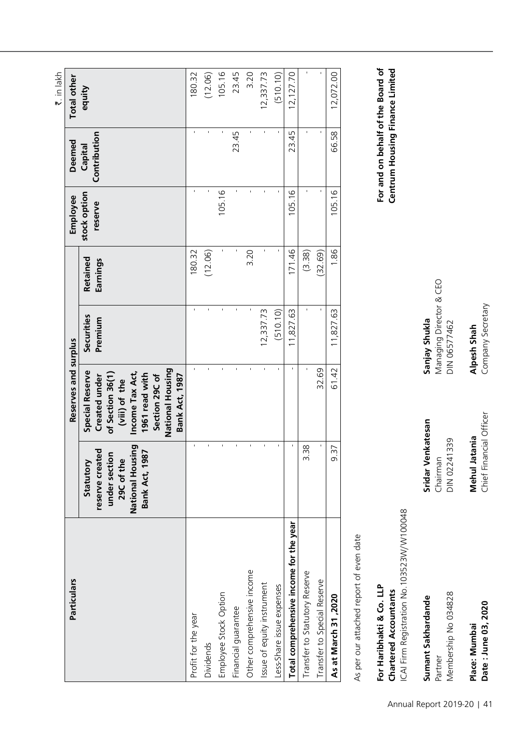₹. in lakh

| Particulars | Reserves and surplus | | | | Employee stock option reserve | Deemed Capital Contribution | Total other equity |
|---|---|---|---|---|---|---|---|
| | Statutory reserve created under section 29C of the National Housing Bank Act, 1987 | Special Reserve Created under of Section 36(1) (viii) of the Income Tax Act, 1961 read with Section 29C of National Housing Bank Act, 1987 | Securities Premium | Retained Earnings | | | |
| Profit for the year | - | - | - | 180.32 | - | - | 180.32 |
| Dividends | - | - | - | (12.06) | - | - | (12.06) |
| Employee Stock Option | - | - | - | - | 105.16 | - | 105.16 |
| Financial guarantee | - | - | - | - | - | 23.45 | 23.45 |
| Other comprehensive income | - | - | - | 3.20 | - | - | 3.20 |
| Issue of equity instrument | - | - | 12,337.73 | - | - | - | 12,337.73 |
| Less-Share issue expenses | - | - | (510.10) | - | - | - | (510.10) |
| **Total comprehensive income for the year** | - | - | 11,827.63 | 171.46 | 105.16 | 23.45 | 12,127.70 |
| Transfer to Statutory Reserve | 3.38 | - | - | (3.38) | - | - | - |
| Transfer to Special Reserve | - | 32.69 | - | (32.69) | - | - | - |
| **As at March 31 ,2020** | 9.37 | 61.42 | 11,827.63 | 1.86 | 105.16 | 66.58 | 12,072.00 |

As per our attached report of even date

**For Haribhakti & Co. LLP**
**Chartered Accountants**
ICAI Firm Registration No.103523W/W100048

**For and on behalf of the Board of Centrum Housing Finance Limited**

**Sumant Sakhardande**
Partner
Membership No 034828

**Sridar Venkatesan**
Chairman
DIN 02241339

**Sanjay Shukla**
Managing Director & CEO
DIN 06577462

**Place: Mumbai**
**Date : June 03, 2020**

**Mehul Jatania**
Chief Financial Officer

**Alpesh Shah**
Company Secretary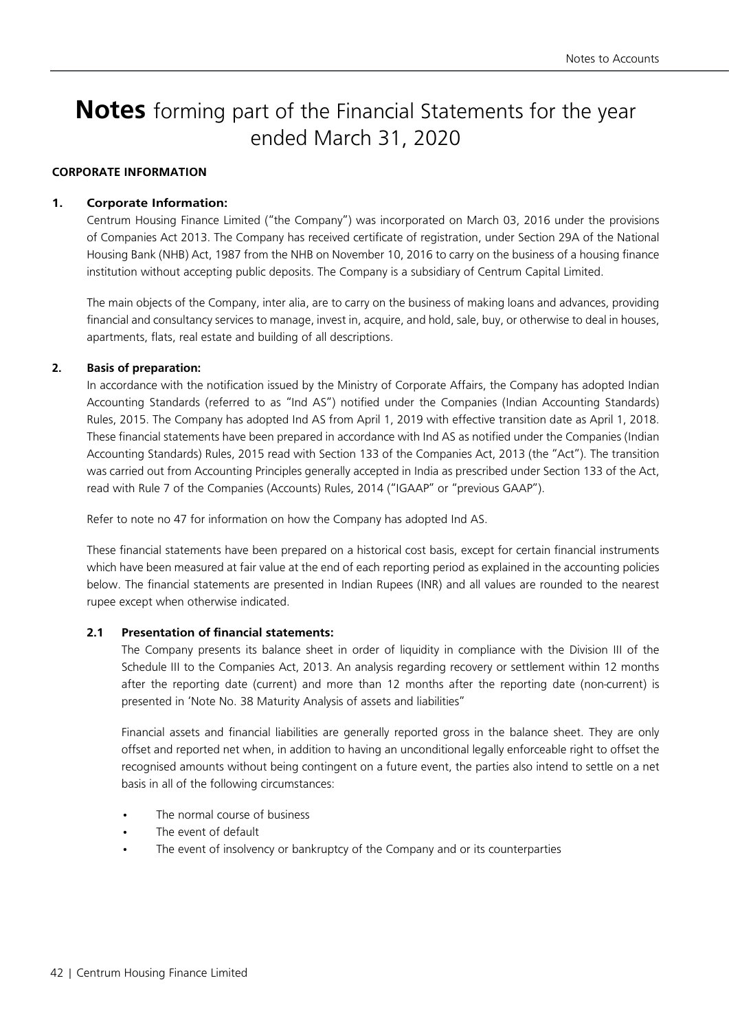# **Notes** forming part of the Financial Statements for the year ended March 31, 2020

**CORPORATE INFORMATION**

**1. Corporate Information:**

Centrum Housing Finance Limited ("the Company") was incorporated on March 03, 2016 under the provisions of Companies Act 2013. The Company has received certificate of registration, under Section 29A of the National Housing Bank (NHB) Act, 1987 from the NHB on November 10, 2016 to carry on the business of a housing finance institution without accepting public deposits. The Company is a subsidiary of Centrum Capital Limited.

The main objects of the Company, inter alia, are to carry on the business of making loans and advances, providing financial and consultancy services to manage, invest in, acquire, and hold, sale, buy, or otherwise to deal in houses, apartments, flats, real estate and building of all descriptions.

**2. Basis of preparation:**

In accordance with the notification issued by the Ministry of Corporate Affairs, the Company has adopted Indian Accounting Standards (referred to as "Ind AS") notified under the Companies (Indian Accounting Standards) Rules, 2015. The Company has adopted Ind AS from April 1, 2019 with effective transition date as April 1, 2018. These financial statements have been prepared in accordance with Ind AS as notified under the Companies (Indian Accounting Standards) Rules, 2015 read with Section 133 of the Companies Act, 2013 (the "Act"). The transition was carried out from Accounting Principles generally accepted in India as prescribed under Section 133 of the Act, read with Rule 7 of the Companies (Accounts) Rules, 2014 ("IGAAP" or "previous GAAP").

Refer to note no 47 for information on how the Company has adopted Ind AS.

These financial statements have been prepared on a historical cost basis, except for certain financial instruments which have been measured at fair value at the end of each reporting period as explained in the accounting policies below. The financial statements are presented in Indian Rupees (INR) and all values are rounded to the nearest rupee except when otherwise indicated.

**2.1 Presentation of financial statements:**

The Company presents its balance sheet in order of liquidity in compliance with the Division III of the Schedule III to the Companies Act, 2013. An analysis regarding recovery or settlement within 12 months after the reporting date (current) and more than 12 months after the reporting date (non-current) is presented in 'Note No. 38 Maturity Analysis of assets and liabilities"

Financial assets and financial liabilities are generally reported gross in the balance sheet. They are only offset and reported net when, in addition to having an unconditional legally enforceable right to offset the recognised amounts without being contingent on a future event, the parties also intend to settle on a net basis in all of the following circumstances:

- The normal course of business
- The event of default
- The event of insolvency or bankruptcy of the Company and or its counterparties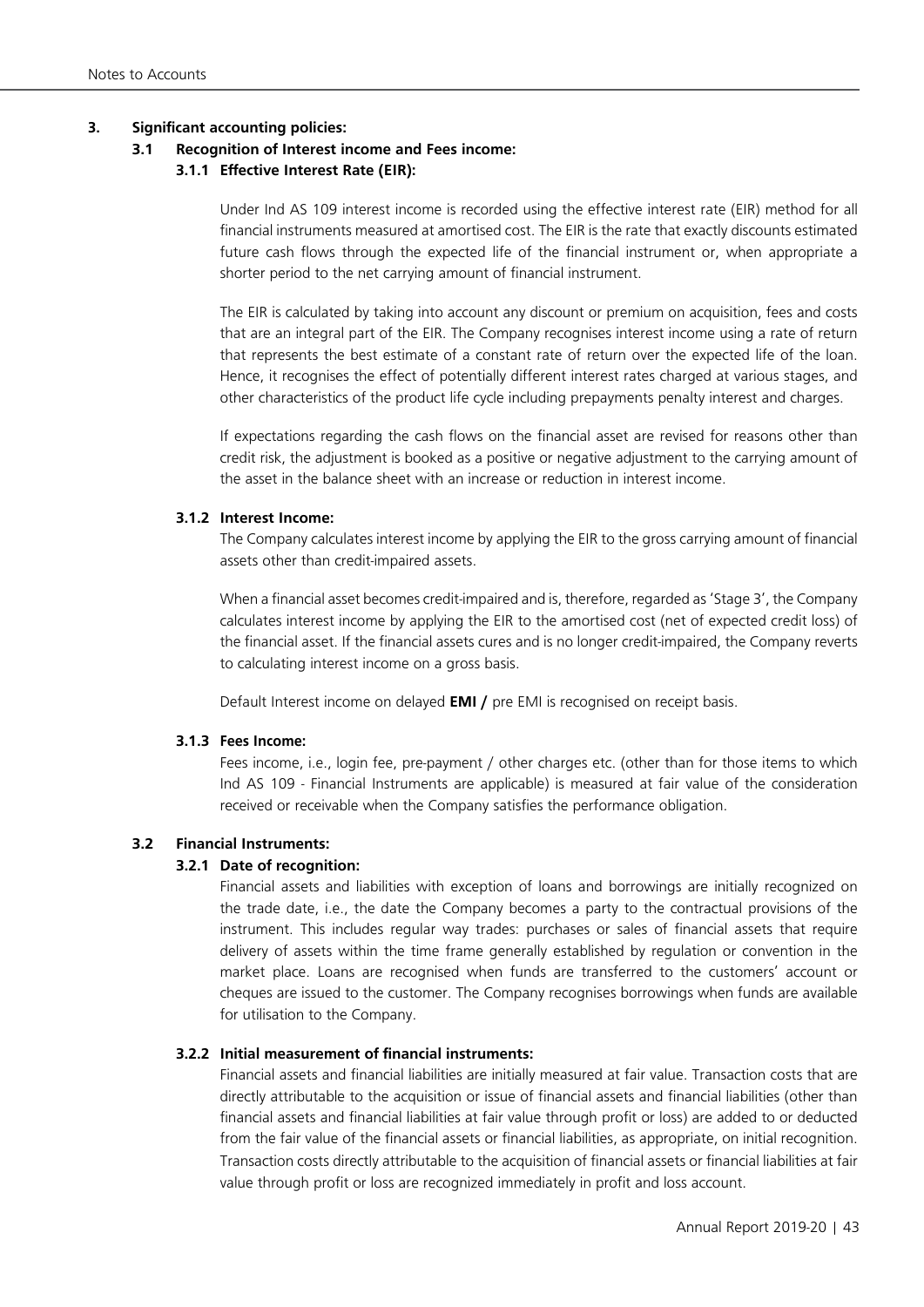## 3. Significant accounting policies:

### 3.1 Recognition of Interest income and Fees income:

#### 3.1.1 Effective Interest Rate (EIR):

Under Ind AS 109 interest income is recorded using the effective interest rate (EIR) method for all financial instruments measured at amortised cost. The EIR is the rate that exactly discounts estimated future cash flows through the expected life of the financial instrument or, when appropriate a shorter period to the net carrying amount of financial instrument.

The EIR is calculated by taking into account any discount or premium on acquisition, fees and costs that are an integral part of the EIR. The Company recognises interest income using a rate of return that represents the best estimate of a constant rate of return over the expected life of the loan. Hence, it recognises the effect of potentially different interest rates charged at various stages, and other characteristics of the product life cycle including prepayments penalty interest and charges.

If expectations regarding the cash flows on the financial asset are revised for reasons other than credit risk, the adjustment is booked as a positive or negative adjustment to the carrying amount of the asset in the balance sheet with an increase or reduction in interest income.

#### 3.1.2 Interest Income:

The Company calculates interest income by applying the EIR to the gross carrying amount of financial assets other than credit-impaired assets.

When a financial asset becomes credit-impaired and is, therefore, regarded as 'Stage 3', the Company calculates interest income by applying the EIR to the amortised cost (net of expected credit loss) of the financial asset. If the financial assets cures and is no longer credit-impaired, the Company reverts to calculating interest income on a gross basis.

Default Interest income on delayed **EMI /** pre EMI is recognised on receipt basis.

#### 3.1.3 Fees Income:

Fees income, i.e., login fee, pre-payment / other charges etc. (other than for those items to which Ind AS 109 - Financial Instruments are applicable) is measured at fair value of the consideration received or receivable when the Company satisfies the performance obligation.

### 3.2 Financial Instruments:

#### 3.2.1 Date of recognition:

Financial assets and liabilities with exception of loans and borrowings are initially recognized on the trade date, i.e., the date the Company becomes a party to the contractual provisions of the instrument. This includes regular way trades: purchases or sales of financial assets that require delivery of assets within the time frame generally established by regulation or convention in the market place. Loans are recognised when funds are transferred to the customers' account or cheques are issued to the customer. The Company recognises borrowings when funds are available for utilisation to the Company.

#### 3.2.2 Initial measurement of financial instruments:

Financial assets and financial liabilities are initially measured at fair value. Transaction costs that are directly attributable to the acquisition or issue of financial assets and financial liabilities (other than financial assets and financial liabilities at fair value through profit or loss) are added to or deducted from the fair value of the financial assets or financial liabilities, as appropriate, on initial recognition. Transaction costs directly attributable to the acquisition of financial assets or financial liabilities at fair value through profit or loss are recognized immediately in profit and loss account.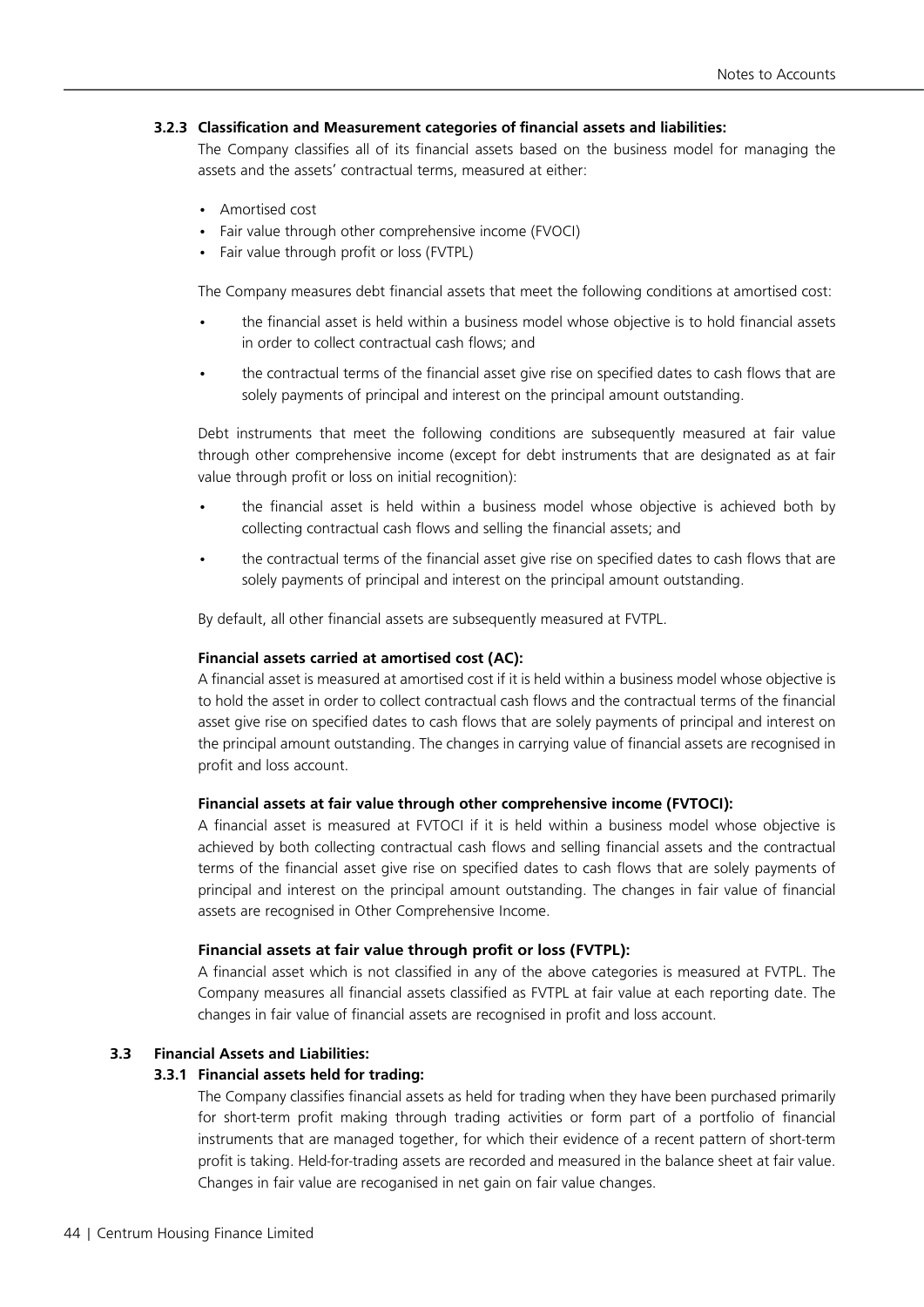### 3.2.3 Classification and Measurement categories of financial assets and liabilities:

The Company classifies all of its financial assets based on the business model for managing the assets and the assets' contractual terms, measured at either:

- Amortised cost
- Fair value through other comprehensive income (FVOCI)
- Fair value through profit or loss (FVTPL)

The Company measures debt financial assets that meet the following conditions at amortised cost:

- the financial asset is held within a business model whose objective is to hold financial assets in order to collect contractual cash flows; and
- the contractual terms of the financial asset give rise on specified dates to cash flows that are solely payments of principal and interest on the principal amount outstanding.

Debt instruments that meet the following conditions are subsequently measured at fair value through other comprehensive income (except for debt instruments that are designated as at fair value through profit or loss on initial recognition):

- the financial asset is held within a business model whose objective is achieved both by collecting contractual cash flows and selling the financial assets; and
- the contractual terms of the financial asset give rise on specified dates to cash flows that are solely payments of principal and interest on the principal amount outstanding.

By default, all other financial assets are subsequently measured at FVTPL.

**Financial assets carried at amortised cost (AC):**

A financial asset is measured at amortised cost if it is held within a business model whose objective is to hold the asset in order to collect contractual cash flows and the contractual terms of the financial asset give rise on specified dates to cash flows that are solely payments of principal and interest on the principal amount outstanding. The changes in carrying value of financial assets are recognised in profit and loss account.

**Financial assets at fair value through other comprehensive income (FVTOCI):**

A financial asset is measured at FVTOCI if it is held within a business model whose objective is achieved by both collecting contractual cash flows and selling financial assets and the contractual terms of the financial asset give rise on specified dates to cash flows that are solely payments of principal and interest on the principal amount outstanding. The changes in fair value of financial assets are recognised in Other Comprehensive Income.

**Financial assets at fair value through profit or loss (FVTPL):**

A financial asset which is not classified in any of the above categories is measured at FVTPL. The Company measures all financial assets classified as FVTPL at fair value at each reporting date. The changes in fair value of financial assets are recognised in profit and loss account.

## 3.3 Financial Assets and Liabilities:

### 3.3.1 Financial assets held for trading:

The Company classifies financial assets as held for trading when they have been purchased primarily for short-term profit making through trading activities or form part of a portfolio of financial instruments that are managed together, for which their evidence of a recent pattern of short-term profit is taking. Held-for-trading assets are recorded and measured in the balance sheet at fair value. Changes in fair value are recoganised in net gain on fair value changes.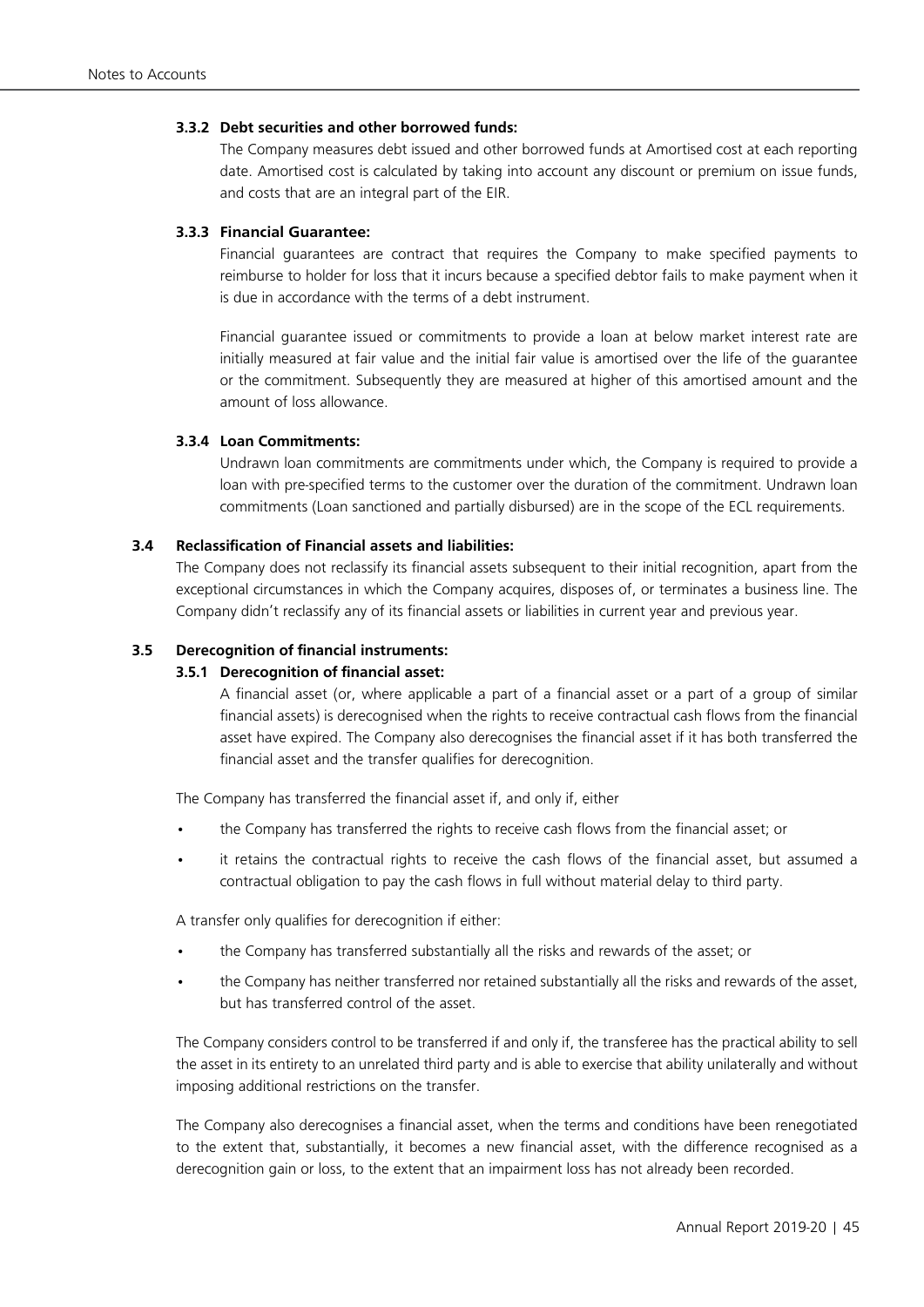#### 3.3.2 Debt securities and other borrowed funds:

The Company measures debt issued and other borrowed funds at Amortised cost at each reporting date. Amortised cost is calculated by taking into account any discount or premium on issue funds, and costs that are an integral part of the EIR.

#### 3.3.3 Financial Guarantee:

Financial guarantees are contract that requires the Company to make specified payments to reimburse to holder for loss that it incurs because a specified debtor fails to make payment when it is due in accordance with the terms of a debt instrument.

Financial guarantee issued or commitments to provide a loan at below market interest rate are initially measured at fair value and the initial fair value is amortised over the life of the guarantee or the commitment. Subsequently they are measured at higher of this amortised amount and the amount of loss allowance.

#### 3.3.4 Loan Commitments:

Undrawn loan commitments are commitments under which, the Company is required to provide a loan with pre-specified terms to the customer over the duration of the commitment. Undrawn loan commitments (Loan sanctioned and partially disbursed) are in the scope of the ECL requirements.

### 3.4 Reclassification of Financial assets and liabilities:

The Company does not reclassify its financial assets subsequent to their initial recognition, apart from the exceptional circumstances in which the Company acquires, disposes of, or terminates a business line. The Company didn't reclassify any of its financial assets or liabilities in current year and previous year.

### 3.5 Derecognition of financial instruments:

#### 3.5.1 Derecognition of financial asset:

A financial asset (or, where applicable a part of a financial asset or a part of a group of similar financial assets) is derecognised when the rights to receive contractual cash flows from the financial asset have expired. The Company also derecognises the financial asset if it has both transferred the financial asset and the transfer qualifies for derecognition.

The Company has transferred the financial asset if, and only if, either

- the Company has transferred the rights to receive cash flows from the financial asset; or
- it retains the contractual rights to receive the cash flows of the financial asset, but assumed a contractual obligation to pay the cash flows in full without material delay to third party.

A transfer only qualifies for derecognition if either:

- the Company has transferred substantially all the risks and rewards of the asset; or
- the Company has neither transferred nor retained substantially all the risks and rewards of the asset, but has transferred control of the asset.

The Company considers control to be transferred if and only if, the transferee has the practical ability to sell the asset in its entirety to an unrelated third party and is able to exercise that ability unilaterally and without imposing additional restrictions on the transfer.

The Company also derecognises a financial asset, when the terms and conditions have been renegotiated to the extent that, substantially, it becomes a new financial asset, with the difference recognised as a derecognition gain or loss, to the extent that an impairment loss has not already been recorded.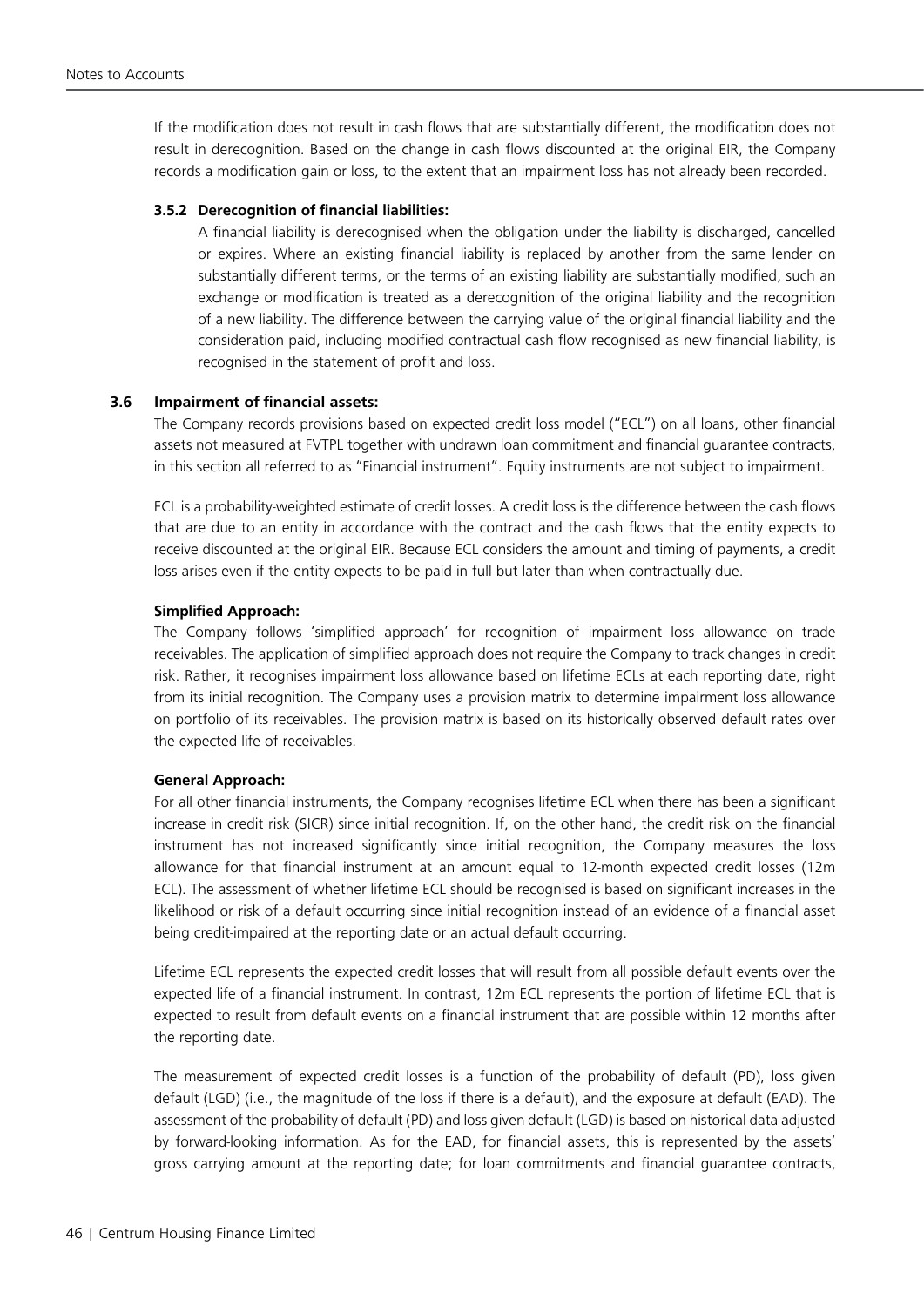If the modification does not result in cash flows that are substantially different, the modification does not result in derecognition. Based on the change in cash flows discounted at the original EIR, the Company records a modification gain or loss, to the extent that an impairment loss has not already been recorded.

#### 3.5.2 Derecognition of financial liabilities:

A financial liability is derecognised when the obligation under the liability is discharged, cancelled or expires. Where an existing financial liability is replaced by another from the same lender on substantially different terms, or the terms of an existing liability are substantially modified, such an exchange or modification is treated as a derecognition of the original liability and the recognition of a new liability. The difference between the carrying value of the original financial liability and the consideration paid, including modified contractual cash flow recognised as new financial liability, is recognised in the statement of profit and loss.

### 3.6 Impairment of financial assets:

The Company records provisions based on expected credit loss model ("ECL") on all loans, other financial assets not measured at FVTPL together with undrawn loan commitment and financial guarantee contracts, in this section all referred to as "Financial instrument". Equity instruments are not subject to impairment.

ECL is a probability-weighted estimate of credit losses. A credit loss is the difference between the cash flows that are due to an entity in accordance with the contract and the cash flows that the entity expects to receive discounted at the original EIR. Because ECL considers the amount and timing of payments, a credit loss arises even if the entity expects to be paid in full but later than when contractually due.

**Simplified Approach:**

The Company follows 'simplified approach' for recognition of impairment loss allowance on trade receivables. The application of simplified approach does not require the Company to track changes in credit risk. Rather, it recognises impairment loss allowance based on lifetime ECLs at each reporting date, right from its initial recognition. The Company uses a provision matrix to determine impairment loss allowance on portfolio of its receivables. The provision matrix is based on its historically observed default rates over the expected life of receivables.

**General Approach:**

For all other financial instruments, the Company recognises lifetime ECL when there has been a significant increase in credit risk (SICR) since initial recognition. If, on the other hand, the credit risk on the financial instrument has not increased significantly since initial recognition, the Company measures the loss allowance for that financial instrument at an amount equal to 12-month expected credit losses (12m ECL). The assessment of whether lifetime ECL should be recognised is based on significant increases in the likelihood or risk of a default occurring since initial recognition instead of an evidence of a financial asset being credit-impaired at the reporting date or an actual default occurring.

Lifetime ECL represents the expected credit losses that will result from all possible default events over the expected life of a financial instrument. In contrast, 12m ECL represents the portion of lifetime ECL that is expected to result from default events on a financial instrument that are possible within 12 months after the reporting date.

The measurement of expected credit losses is a function of the probability of default (PD), loss given default (LGD) (i.e., the magnitude of the loss if there is a default), and the exposure at default (EAD). The assessment of the probability of default (PD) and loss given default (LGD) is based on historical data adjusted by forward-looking information. As for the EAD, for financial assets, this is represented by the assets' gross carrying amount at the reporting date; for loan commitments and financial guarantee contracts,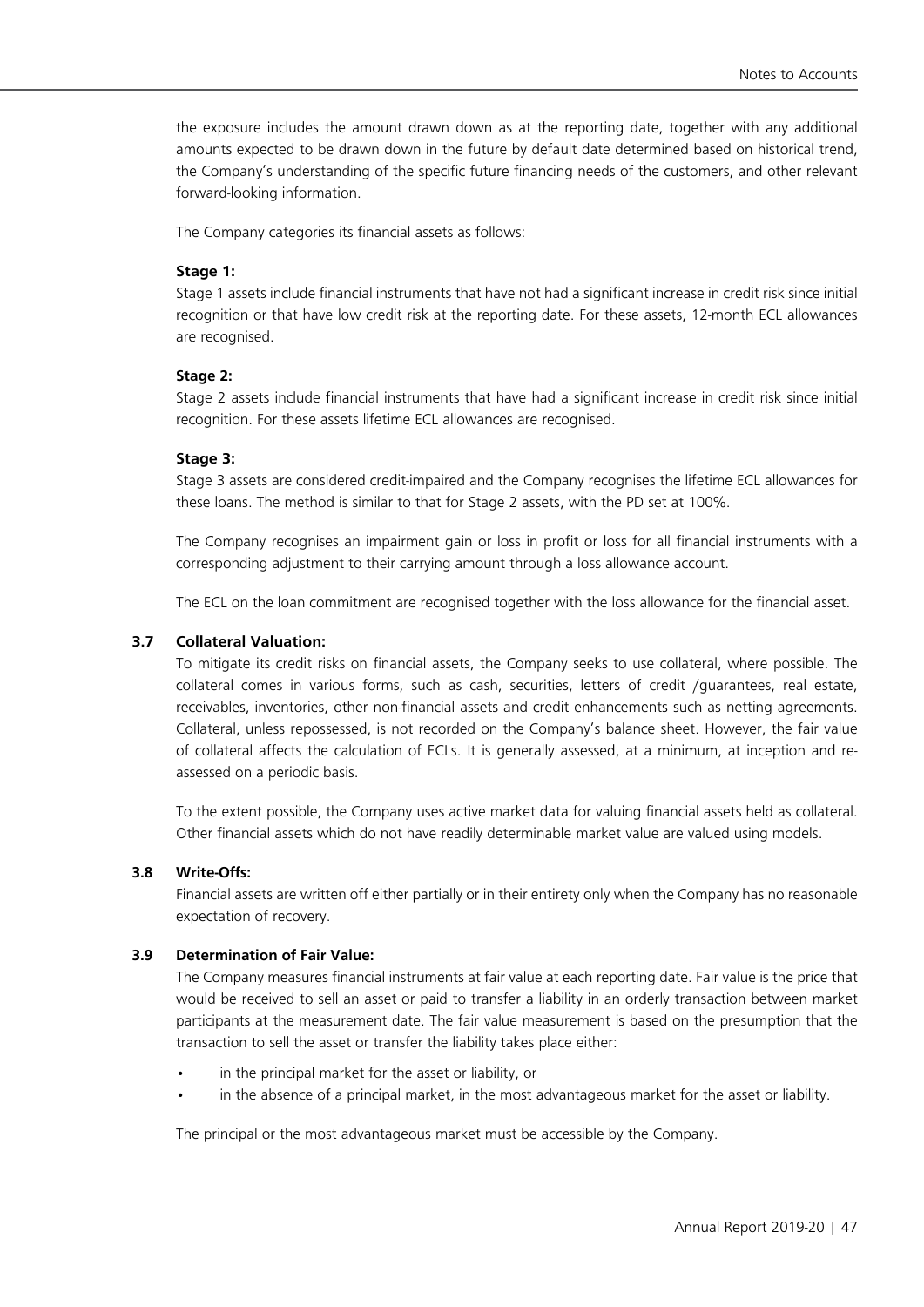the exposure includes the amount drawn down as at the reporting date, together with any additional amounts expected to be drawn down in the future by default date determined based on historical trend, the Company's understanding of the specific future financing needs of the customers, and other relevant forward-looking information.

The Company categories its financial assets as follows:

**Stage 1:**

Stage 1 assets include financial instruments that have not had a significant increase in credit risk since initial recognition or that have low credit risk at the reporting date. For these assets, 12-month ECL allowances are recognised.

**Stage 2:**

Stage 2 assets include financial instruments that have had a significant increase in credit risk since initial recognition. For these assets lifetime ECL allowances are recognised.

**Stage 3:**

Stage 3 assets are considered credit-impaired and the Company recognises the lifetime ECL allowances for these loans. The method is similar to that for Stage 2 assets, with the PD set at 100%.

The Company recognises an impairment gain or loss in profit or loss for all financial instruments with a corresponding adjustment to their carrying amount through a loss allowance account.

The ECL on the loan commitment are recognised together with the loss allowance for the financial asset.

### 3.7 Collateral Valuation:

To mitigate its credit risks on financial assets, the Company seeks to use collateral, where possible. The collateral comes in various forms, such as cash, securities, letters of credit /guarantees, real estate, receivables, inventories, other non-financial assets and credit enhancements such as netting agreements. Collateral, unless repossessed, is not recorded on the Company's balance sheet. However, the fair value of collateral affects the calculation of ECLs. It is generally assessed, at a minimum, at inception and re-assessed on a periodic basis.

To the extent possible, the Company uses active market data for valuing financial assets held as collateral. Other financial assets which do not have readily determinable market value are valued using models.

### 3.8 Write-Offs:

Financial assets are written off either partially or in their entirety only when the Company has no reasonable expectation of recovery.

### 3.9 Determination of Fair Value:

The Company measures financial instruments at fair value at each reporting date. Fair value is the price that would be received to sell an asset or paid to transfer a liability in an orderly transaction between market participants at the measurement date. The fair value measurement is based on the presumption that the transaction to sell the asset or transfer the liability takes place either:

- in the principal market for the asset or liability, or
- in the absence of a principal market, in the most advantageous market for the asset or liability.

The principal or the most advantageous market must be accessible by the Company.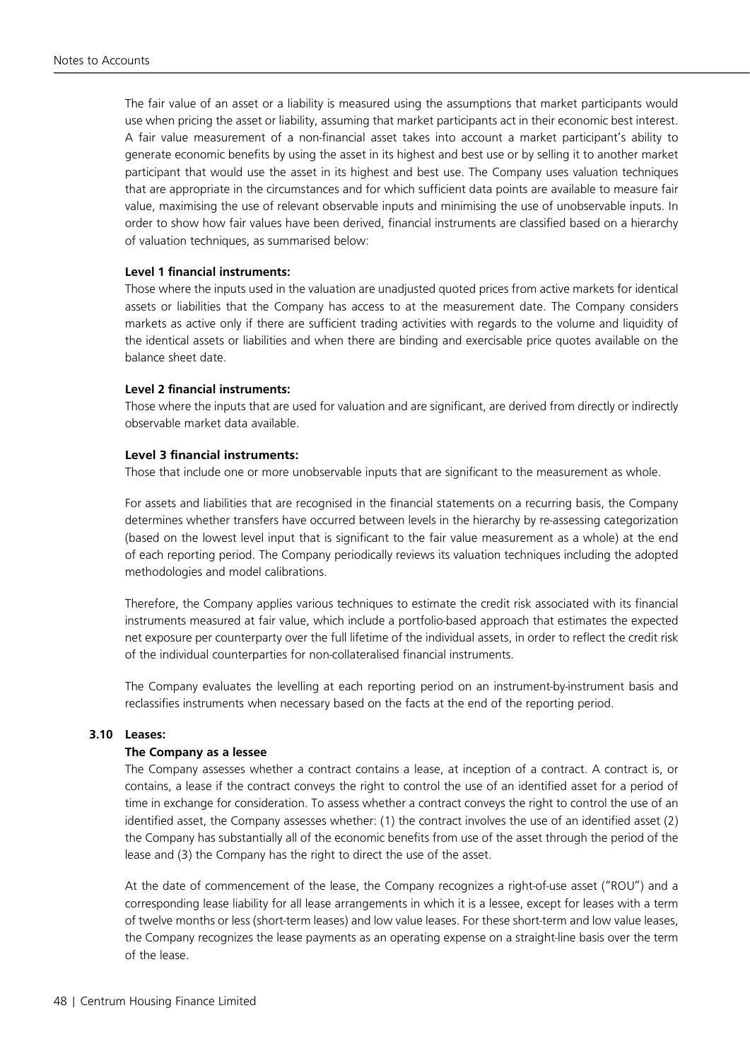The fair value of an asset or a liability is measured using the assumptions that market participants would use when pricing the asset or liability, assuming that market participants act in their economic best interest. A fair value measurement of a non-financial asset takes into account a market participant's ability to generate economic benefits by using the asset in its highest and best use or by selling it to another market participant that would use the asset in its highest and best use. The Company uses valuation techniques that are appropriate in the circumstances and for which sufficient data points are available to measure fair value, maximising the use of relevant observable inputs and minimising the use of unobservable inputs. In order to show how fair values have been derived, financial instruments are classified based on a hierarchy of valuation techniques, as summarised below:

**Level 1 financial instruments:**

Those where the inputs used in the valuation are unadjusted quoted prices from active markets for identical assets or liabilities that the Company has access to at the measurement date. The Company considers markets as active only if there are sufficient trading activities with regards to the volume and liquidity of the identical assets or liabilities and when there are binding and exercisable price quotes available on the balance sheet date.

**Level 2 financial instruments:**

Those where the inputs that are used for valuation and are significant, are derived from directly or indirectly observable market data available.

**Level 3 financial instruments:**

Those that include one or more unobservable inputs that are significant to the measurement as whole.

For assets and liabilities that are recognised in the financial statements on a recurring basis, the Company determines whether transfers have occurred between levels in the hierarchy by re-assessing categorization (based on the lowest level input that is significant to the fair value measurement as a whole) at the end of each reporting period. The Company periodically reviews its valuation techniques including the adopted methodologies and model calibrations.

Therefore, the Company applies various techniques to estimate the credit risk associated with its financial instruments measured at fair value, which include a portfolio-based approach that estimates the expected net exposure per counterparty over the full lifetime of the individual assets, in order to reflect the credit risk of the individual counterparties for non-collateralised financial instruments.

The Company evaluates the levelling at each reporting period on an instrument-by-instrument basis and reclassifies instruments when necessary based on the facts at the end of the reporting period.

### 3.10 Leases:

**The Company as a lessee**

The Company assesses whether a contract contains a lease, at inception of a contract. A contract is, or contains, a lease if the contract conveys the right to control the use of an identified asset for a period of time in exchange for consideration. To assess whether a contract conveys the right to control the use of an identified asset, the Company assesses whether: (1) the contract involves the use of an identified asset (2) the Company has substantially all of the economic benefits from use of the asset through the period of the lease and (3) the Company has the right to direct the use of the asset.

At the date of commencement of the lease, the Company recognizes a right-of-use asset ("ROU") and a corresponding lease liability for all lease arrangements in which it is a lessee, except for leases with a term of twelve months or less (short-term leases) and low value leases. For these short-term and low value leases, the Company recognizes the lease payments as an operating expense on a straight-line basis over the term of the lease.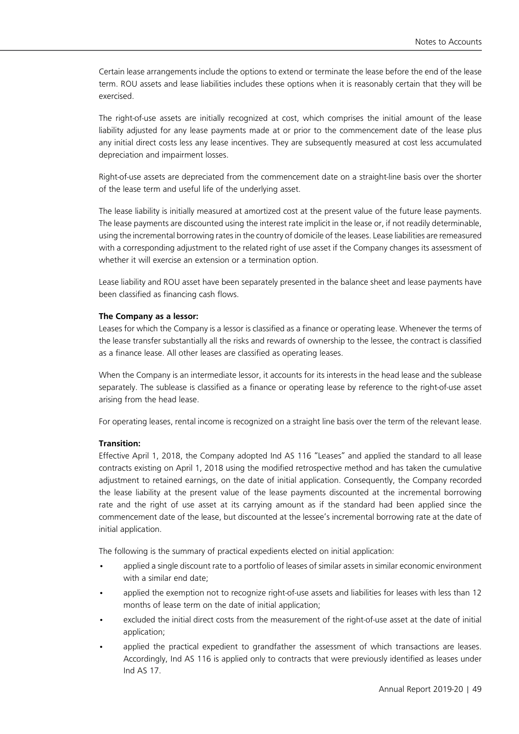Certain lease arrangements include the options to extend or terminate the lease before the end of the lease term. ROU assets and lease liabilities includes these options when it is reasonably certain that they will be exercised.

The right-of-use assets are initially recognized at cost, which comprises the initial amount of the lease liability adjusted for any lease payments made at or prior to the commencement date of the lease plus any initial direct costs less any lease incentives. They are subsequently measured at cost less accumulated depreciation and impairment losses.

Right-of-use assets are depreciated from the commencement date on a straight-line basis over the shorter of the lease term and useful life of the underlying asset.

The lease liability is initially measured at amortized cost at the present value of the future lease payments. The lease payments are discounted using the interest rate implicit in the lease or, if not readily determinable, using the incremental borrowing rates in the country of domicile of the leases. Lease liabilities are remeasured with a corresponding adjustment to the related right of use asset if the Company changes its assessment of whether it will exercise an extension or a termination option.

Lease liability and ROU asset have been separately presented in the balance sheet and lease payments have been classified as financing cash flows.

**The Company as a lessor:**

Leases for which the Company is a lessor is classified as a finance or operating lease. Whenever the terms of the lease transfer substantially all the risks and rewards of ownership to the lessee, the contract is classified as a finance lease. All other leases are classified as operating leases.

When the Company is an intermediate lessor, it accounts for its interests in the head lease and the sublease separately. The sublease is classified as a finance or operating lease by reference to the right-of-use asset arising from the head lease.

For operating leases, rental income is recognized on a straight line basis over the term of the relevant lease.

**Transition:**

Effective April 1, 2018, the Company adopted Ind AS 116 "Leases" and applied the standard to all lease contracts existing on April 1, 2018 using the modified retrospective method and has taken the cumulative adjustment to retained earnings, on the date of initial application. Consequently, the Company recorded the lease liability at the present value of the lease payments discounted at the incremental borrowing rate and the right of use asset at its carrying amount as if the standard had been applied since the commencement date of the lease, but discounted at the lessee's incremental borrowing rate at the date of initial application.

The following is the summary of practical expedients elected on initial application:

- applied a single discount rate to a portfolio of leases of similar assets in similar economic environment with a similar end date;
- applied the exemption not to recognize right-of-use assets and liabilities for leases with less than 12 months of lease term on the date of initial application;
- excluded the initial direct costs from the measurement of the right-of-use asset at the date of initial application;
- applied the practical expedient to grandfather the assessment of which transactions are leases. Accordingly, Ind AS 116 is applied only to contracts that were previously identified as leases under Ind AS 17.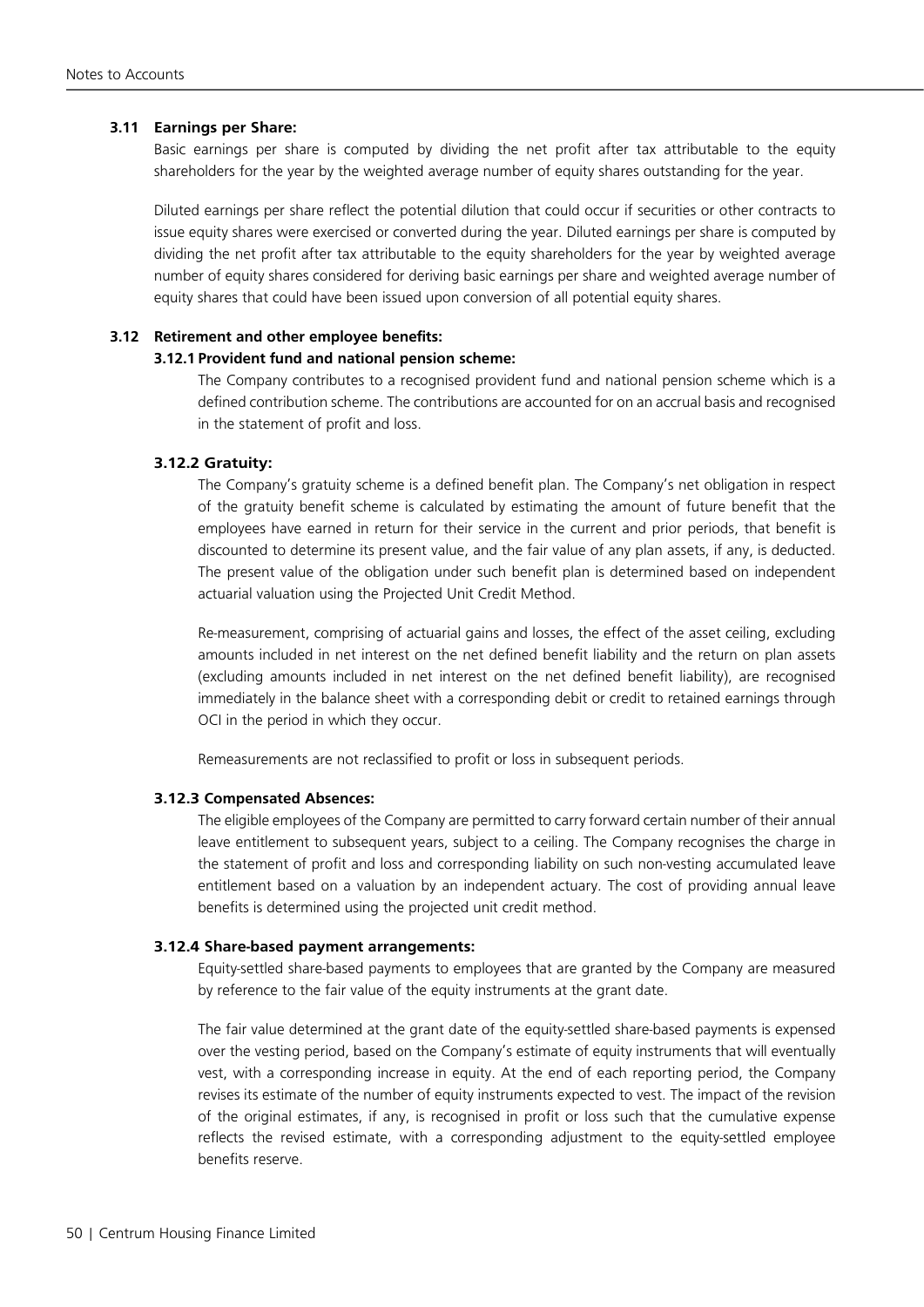### 3.11 Earnings per Share:

Basic earnings per share is computed by dividing the net profit after tax attributable to the equity shareholders for the year by the weighted average number of equity shares outstanding for the year.

Diluted earnings per share reflect the potential dilution that could occur if securities or other contracts to issue equity shares were exercised or converted during the year. Diluted earnings per share is computed by dividing the net profit after tax attributable to the equity shareholders for the year by weighted average number of equity shares considered for deriving basic earnings per share and weighted average number of equity shares that could have been issued upon conversion of all potential equity shares.

### 3.12 Retirement and other employee benefits:

#### 3.12.1 Provident fund and national pension scheme:

The Company contributes to a recognised provident fund and national pension scheme which is a defined contribution scheme. The contributions are accounted for on an accrual basis and recognised in the statement of profit and loss.

#### 3.12.2 Gratuity:

The Company's gratuity scheme is a defined benefit plan. The Company's net obligation in respect of the gratuity benefit scheme is calculated by estimating the amount of future benefit that the employees have earned in return for their service in the current and prior periods, that benefit is discounted to determine its present value, and the fair value of any plan assets, if any, is deducted. The present value of the obligation under such benefit plan is determined based on independent actuarial valuation using the Projected Unit Credit Method.

Re-measurement, comprising of actuarial gains and losses, the effect of the asset ceiling, excluding amounts included in net interest on the net defined benefit liability and the return on plan assets (excluding amounts included in net interest on the net defined benefit liability), are recognised immediately in the balance sheet with a corresponding debit or credit to retained earnings through OCI in the period in which they occur.

Remeasurements are not reclassified to profit or loss in subsequent periods.

#### 3.12.3 Compensated Absences:

The eligible employees of the Company are permitted to carry forward certain number of their annual leave entitlement to subsequent years, subject to a ceiling. The Company recognises the charge in the statement of profit and loss and corresponding liability on such non-vesting accumulated leave entitlement based on a valuation by an independent actuary. The cost of providing annual leave benefits is determined using the projected unit credit method.

#### 3.12.4 Share-based payment arrangements:

Equity-settled share-based payments to employees that are granted by the Company are measured by reference to the fair value of the equity instruments at the grant date.

The fair value determined at the grant date of the equity-settled share-based payments is expensed over the vesting period, based on the Company's estimate of equity instruments that will eventually vest, with a corresponding increase in equity. At the end of each reporting period, the Company revises its estimate of the number of equity instruments expected to vest. The impact of the revision of the original estimates, if any, is recognised in profit or loss such that the cumulative expense reflects the revised estimate, with a corresponding adjustment to the equity-settled employee benefits reserve.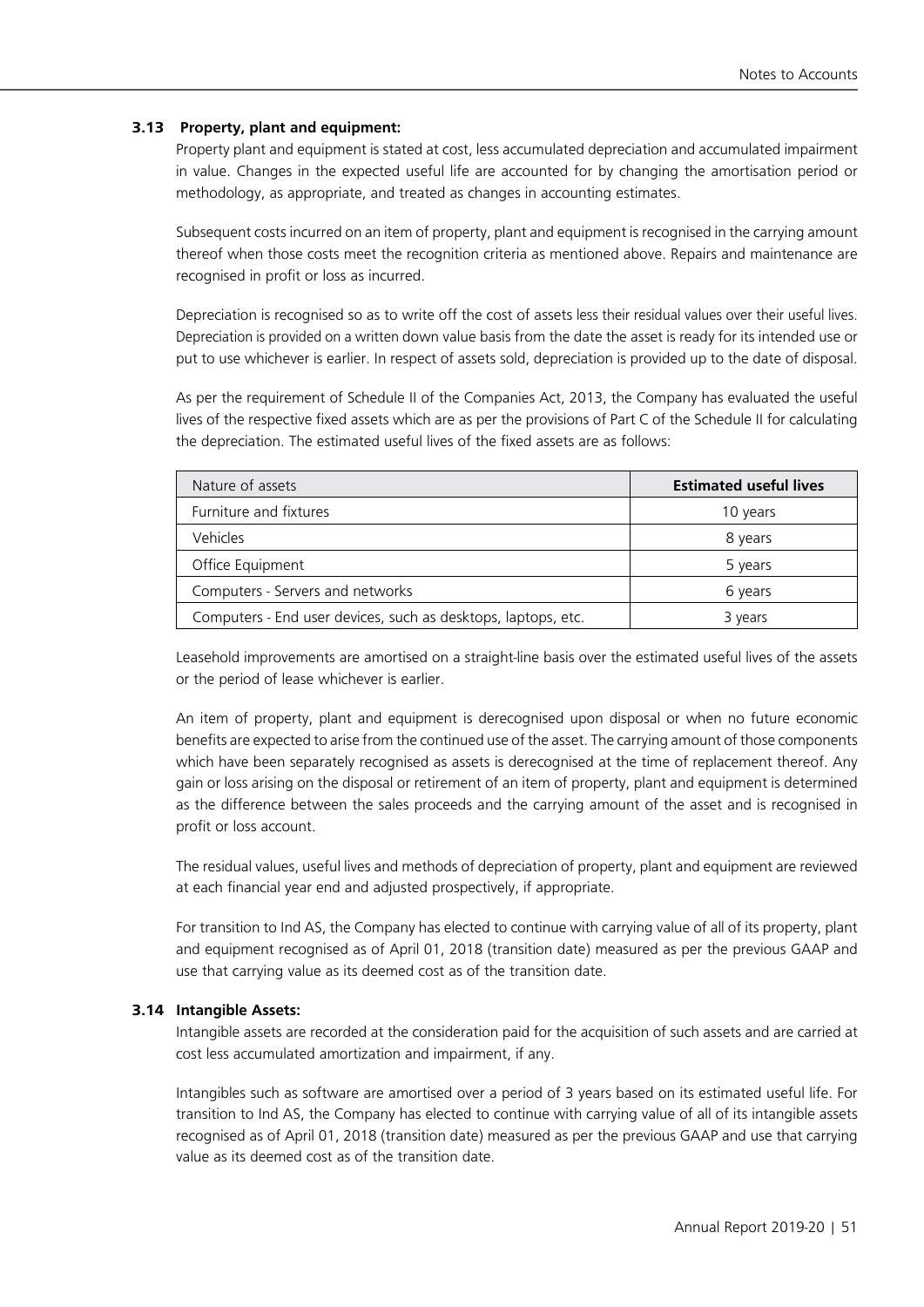### 3.13 Property, plant and equipment:

Property plant and equipment is stated at cost, less accumulated depreciation and accumulated impairment in value. Changes in the expected useful life are accounted for by changing the amortisation period or methodology, as appropriate, and treated as changes in accounting estimates.

Subsequent costs incurred on an item of property, plant and equipment is recognised in the carrying amount thereof when those costs meet the recognition criteria as mentioned above. Repairs and maintenance are recognised in profit or loss as incurred.

Depreciation is recognised so as to write off the cost of assets less their residual values over their useful lives. Depreciation is provided on a written down value basis from the date the asset is ready for its intended use or put to use whichever is earlier. In respect of assets sold, depreciation is provided up to the date of disposal.

As per the requirement of Schedule II of the Companies Act, 2013, the Company has evaluated the useful lives of the respective fixed assets which are as per the provisions of Part C of the Schedule II for calculating the depreciation. The estimated useful lives of the fixed assets are as follows:

| Nature of assets | **Estimated useful lives** |
|---|---|
| Furniture and fixtures | 10 years |
| Vehicles | 8 years |
| Office Equipment | 5 years |
| Computers - Servers and networks | 6 years |
| Computers - End user devices, such as desktops, laptops, etc. | 3 years |

Leasehold improvements are amortised on a straight-line basis over the estimated useful lives of the assets or the period of lease whichever is earlier.

An item of property, plant and equipment is derecognised upon disposal or when no future economic benefits are expected to arise from the continued use of the asset. The carrying amount of those components which have been separately recognised as assets is derecognised at the time of replacement thereof. Any gain or loss arising on the disposal or retirement of an item of property, plant and equipment is determined as the difference between the sales proceeds and the carrying amount of the asset and is recognised in profit or loss account.

The residual values, useful lives and methods of depreciation of property, plant and equipment are reviewed at each financial year end and adjusted prospectively, if appropriate.

For transition to Ind AS, the Company has elected to continue with carrying value of all of its property, plant and equipment recognised as of April 01, 2018 (transition date) measured as per the previous GAAP and use that carrying value as its deemed cost as of the transition date.

### 3.14 Intangible Assets:

Intangible assets are recorded at the consideration paid for the acquisition of such assets and are carried at cost less accumulated amortization and impairment, if any.

Intangibles such as software are amortised over a period of 3 years based on its estimated useful life. For transition to Ind AS, the Company has elected to continue with carrying value of all of its intangible assets recognised as of April 01, 2018 (transition date) measured as per the previous GAAP and use that carrying value as its deemed cost as of the transition date.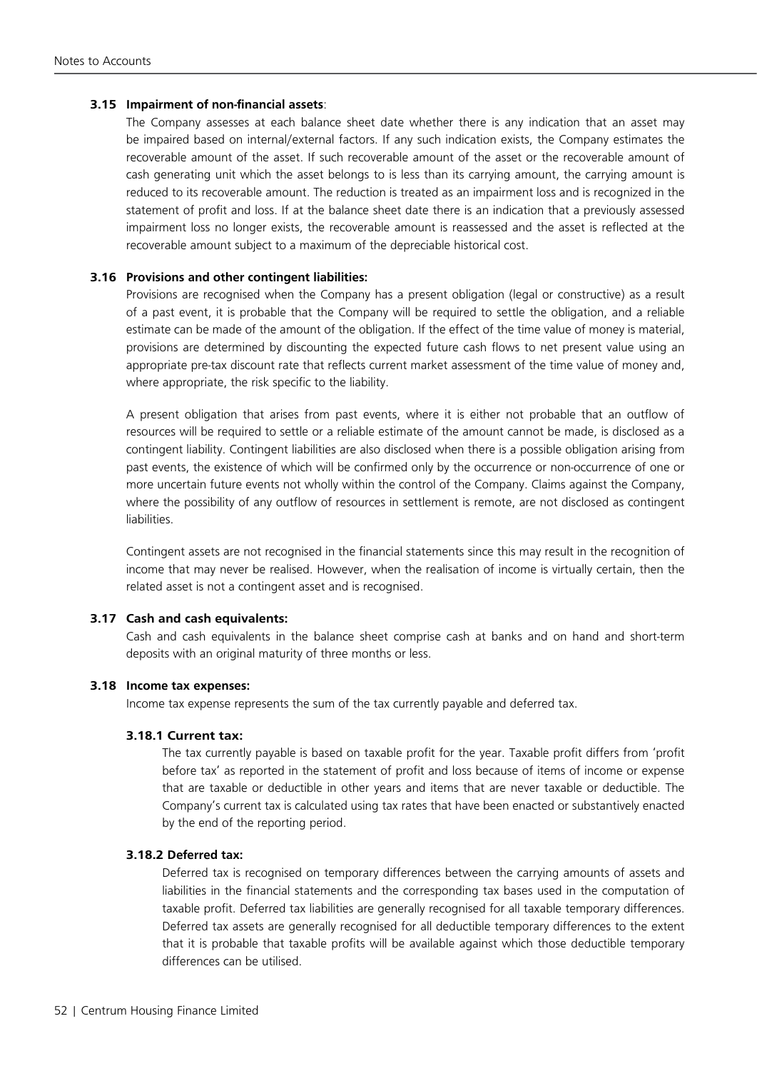### 3.15 Impairment of non-financial assets:

The Company assesses at each balance sheet date whether there is any indication that an asset may be impaired based on internal/external factors. If any such indication exists, the Company estimates the recoverable amount of the asset. If such recoverable amount of the asset or the recoverable amount of cash generating unit which the asset belongs to is less than its carrying amount, the carrying amount is reduced to its recoverable amount. The reduction is treated as an impairment loss and is recognized in the statement of profit and loss. If at the balance sheet date there is an indication that a previously assessed impairment loss no longer exists, the recoverable amount is reassessed and the asset is reflected at the recoverable amount subject to a maximum of the depreciable historical cost.

### 3.16 Provisions and other contingent liabilities:

Provisions are recognised when the Company has a present obligation (legal or constructive) as a result of a past event, it is probable that the Company will be required to settle the obligation, and a reliable estimate can be made of the amount of the obligation. If the effect of the time value of money is material, provisions are determined by discounting the expected future cash flows to net present value using an appropriate pre-tax discount rate that reflects current market assessment of the time value of money and, where appropriate, the risk specific to the liability.

A present obligation that arises from past events, where it is either not probable that an outflow of resources will be required to settle or a reliable estimate of the amount cannot be made, is disclosed as a contingent liability. Contingent liabilities are also disclosed when there is a possible obligation arising from past events, the existence of which will be confirmed only by the occurrence or non-occurrence of one or more uncertain future events not wholly within the control of the Company. Claims against the Company, where the possibility of any outflow of resources in settlement is remote, are not disclosed as contingent liabilities.

Contingent assets are not recognised in the financial statements since this may result in the recognition of income that may never be realised. However, when the realisation of income is virtually certain, then the related asset is not a contingent asset and is recognised.

### 3.17 Cash and cash equivalents:

Cash and cash equivalents in the balance sheet comprise cash at banks and on hand and short-term deposits with an original maturity of three months or less.

### 3.18 Income tax expenses:

Income tax expense represents the sum of the tax currently payable and deferred tax.

#### 3.18.1 Current tax:

The tax currently payable is based on taxable profit for the year. Taxable profit differs from 'profit before tax' as reported in the statement of profit and loss because of items of income or expense that are taxable or deductible in other years and items that are never taxable or deductible. The Company's current tax is calculated using tax rates that have been enacted or substantively enacted by the end of the reporting period.

#### 3.18.2 Deferred tax:

Deferred tax is recognised on temporary differences between the carrying amounts of assets and liabilities in the financial statements and the corresponding tax bases used in the computation of taxable profit. Deferred tax liabilities are generally recognised for all taxable temporary differences. Deferred tax assets are generally recognised for all deductible temporary differences to the extent that it is probable that taxable profits will be available against which those deductible temporary differences can be utilised.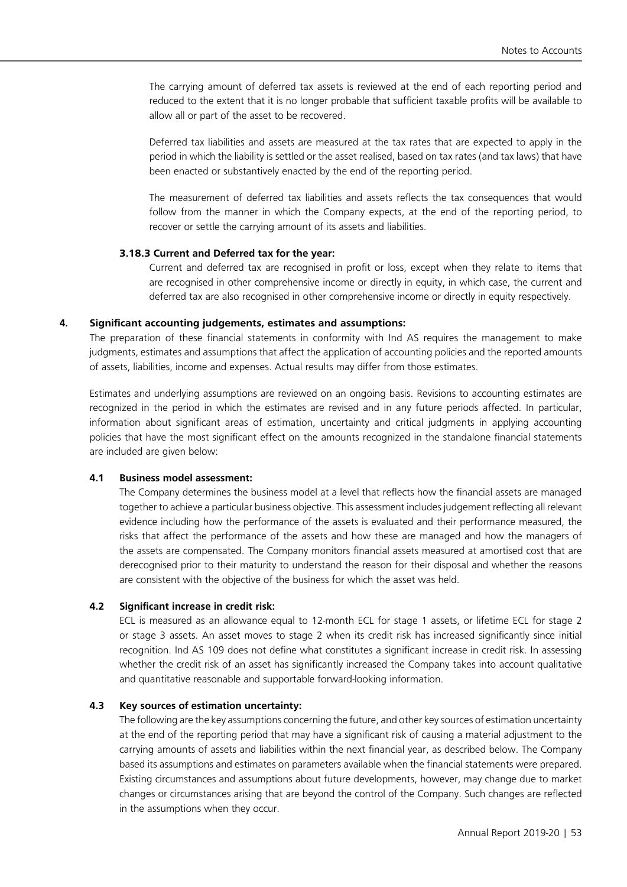The carrying amount of deferred tax assets is reviewed at the end of each reporting period and reduced to the extent that it is no longer probable that sufficient taxable profits will be available to allow all or part of the asset to be recovered.

Deferred tax liabilities and assets are measured at the tax rates that are expected to apply in the period in which the liability is settled or the asset realised, based on tax rates (and tax laws) that have been enacted or substantively enacted by the end of the reporting period.

The measurement of deferred tax liabilities and assets reflects the tax consequences that would follow from the manner in which the Company expects, at the end of the reporting period, to recover or settle the carrying amount of its assets and liabilities.

#### 3.18.3 Current and Deferred tax for the year:

Current and deferred tax are recognised in profit or loss, except when they relate to items that are recognised in other comprehensive income or directly in equity, in which case, the current and deferred tax are also recognised in other comprehensive income or directly in equity respectively.

## 4. Significant accounting judgements, estimates and assumptions:

The preparation of these financial statements in conformity with Ind AS requires the management to make judgments, estimates and assumptions that affect the application of accounting policies and the reported amounts of assets, liabilities, income and expenses. Actual results may differ from those estimates.

Estimates and underlying assumptions are reviewed on an ongoing basis. Revisions to accounting estimates are recognized in the period in which the estimates are revised and in any future periods affected. In particular, information about significant areas of estimation, uncertainty and critical judgments in applying accounting policies that have the most significant effect on the amounts recognized in the standalone financial statements are included are given below:

### 4.1 Business model assessment:

The Company determines the business model at a level that reflects how the financial assets are managed together to achieve a particular business objective. This assessment includes judgement reflecting all relevant evidence including how the performance of the assets is evaluated and their performance measured, the risks that affect the performance of the assets and how these are managed and how the managers of the assets are compensated. The Company monitors financial assets measured at amortised cost that are derecognised prior to their maturity to understand the reason for their disposal and whether the reasons are consistent with the objective of the business for which the asset was held.

### 4.2 Significant increase in credit risk:

ECL is measured as an allowance equal to 12-month ECL for stage 1 assets, or lifetime ECL for stage 2 or stage 3 assets. An asset moves to stage 2 when its credit risk has increased significantly since initial recognition. Ind AS 109 does not define what constitutes a significant increase in credit risk. In assessing whether the credit risk of an asset has significantly increased the Company takes into account qualitative and quantitative reasonable and supportable forward-looking information.

### 4.3 Key sources of estimation uncertainty:

The following are the key assumptions concerning the future, and other key sources of estimation uncertainty at the end of the reporting period that may have a significant risk of causing a material adjustment to the carrying amounts of assets and liabilities within the next financial year, as described below. The Company based its assumptions and estimates on parameters available when the financial statements were prepared. Existing circumstances and assumptions about future developments, however, may change due to market changes or circumstances arising that are beyond the control of the Company. Such changes are reflected in the assumptions when they occur.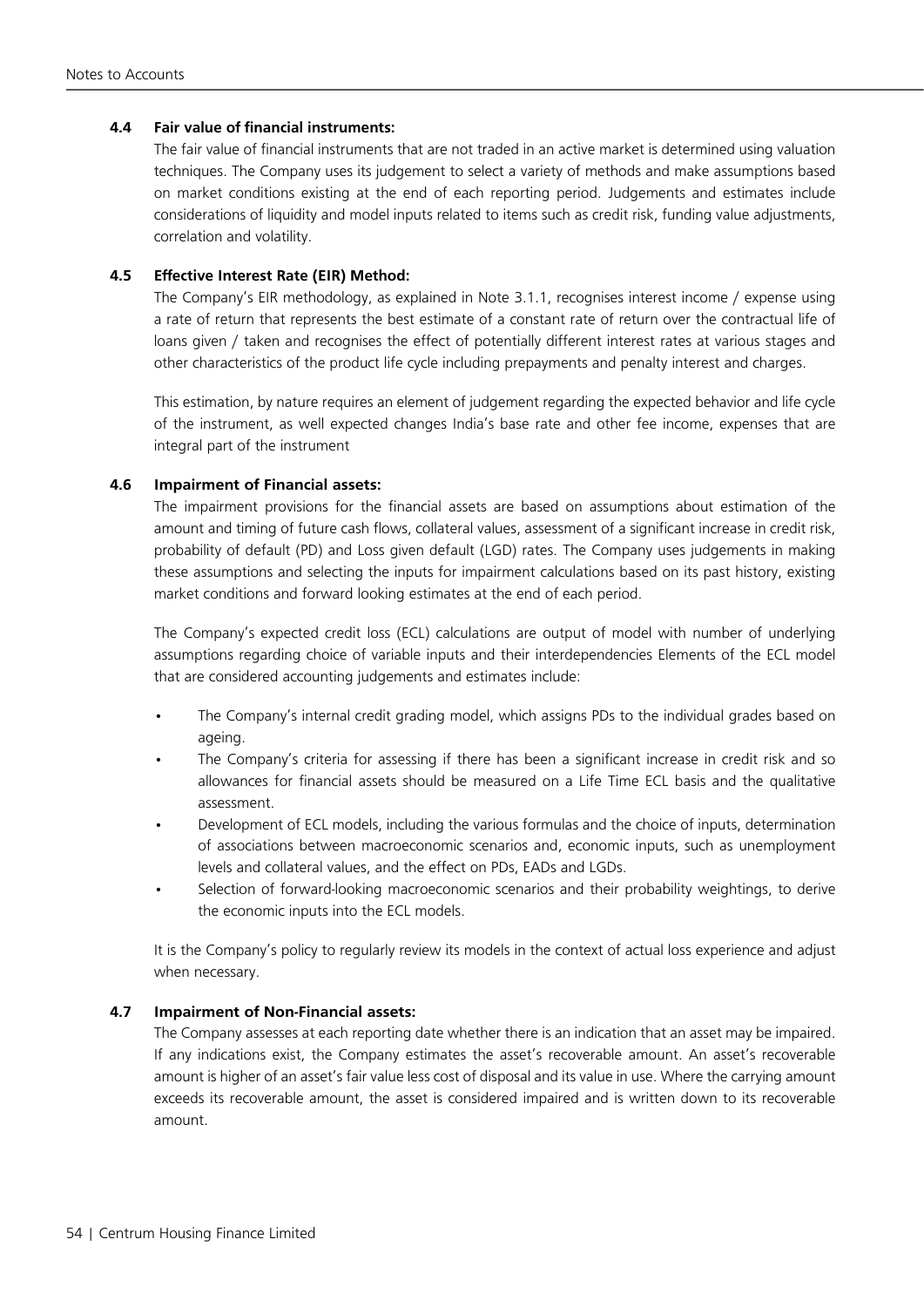### 4.4 Fair value of financial instruments:

The fair value of financial instruments that are not traded in an active market is determined using valuation techniques. The Company uses its judgement to select a variety of methods and make assumptions based on market conditions existing at the end of each reporting period. Judgements and estimates include considerations of liquidity and model inputs related to items such as credit risk, funding value adjustments, correlation and volatility.

### 4.5 Effective Interest Rate (EIR) Method:

The Company's EIR methodology, as explained in Note 3.1.1, recognises interest income / expense using a rate of return that represents the best estimate of a constant rate of return over the contractual life of loans given / taken and recognises the effect of potentially different interest rates at various stages and other characteristics of the product life cycle including prepayments and penalty interest and charges.

This estimation, by nature requires an element of judgement regarding the expected behavior and life cycle of the instrument, as well expected changes India's base rate and other fee income, expenses that are integral part of the instrument

### 4.6 Impairment of Financial assets:

The impairment provisions for the financial assets are based on assumptions about estimation of the amount and timing of future cash flows, collateral values, assessment of a significant increase in credit risk, probability of default (PD) and Loss given default (LGD) rates. The Company uses judgements in making these assumptions and selecting the inputs for impairment calculations based on its past history, existing market conditions and forward looking estimates at the end of each period.

The Company's expected credit loss (ECL) calculations are output of model with number of underlying assumptions regarding choice of variable inputs and their interdependencies Elements of the ECL model that are considered accounting judgements and estimates include:

- The Company's internal credit grading model, which assigns PDs to the individual grades based on ageing.
- The Company's criteria for assessing if there has been a significant increase in credit risk and so allowances for financial assets should be measured on a Life Time ECL basis and the qualitative assessment.
- Development of ECL models, including the various formulas and the choice of inputs, determination of associations between macroeconomic scenarios and, economic inputs, such as unemployment levels and collateral values, and the effect on PDs, EADs and LGDs.
- Selection of forward-looking macroeconomic scenarios and their probability weightings, to derive the economic inputs into the ECL models.

It is the Company's policy to regularly review its models in the context of actual loss experience and adjust when necessary.

### 4.7 Impairment of Non-Financial assets:

The Company assesses at each reporting date whether there is an indication that an asset may be impaired. If any indications exist, the Company estimates the asset's recoverable amount. An asset's recoverable amount is higher of an asset's fair value less cost of disposal and its value in use. Where the carrying amount exceeds its recoverable amount, the asset is considered impaired and is written down to its recoverable amount.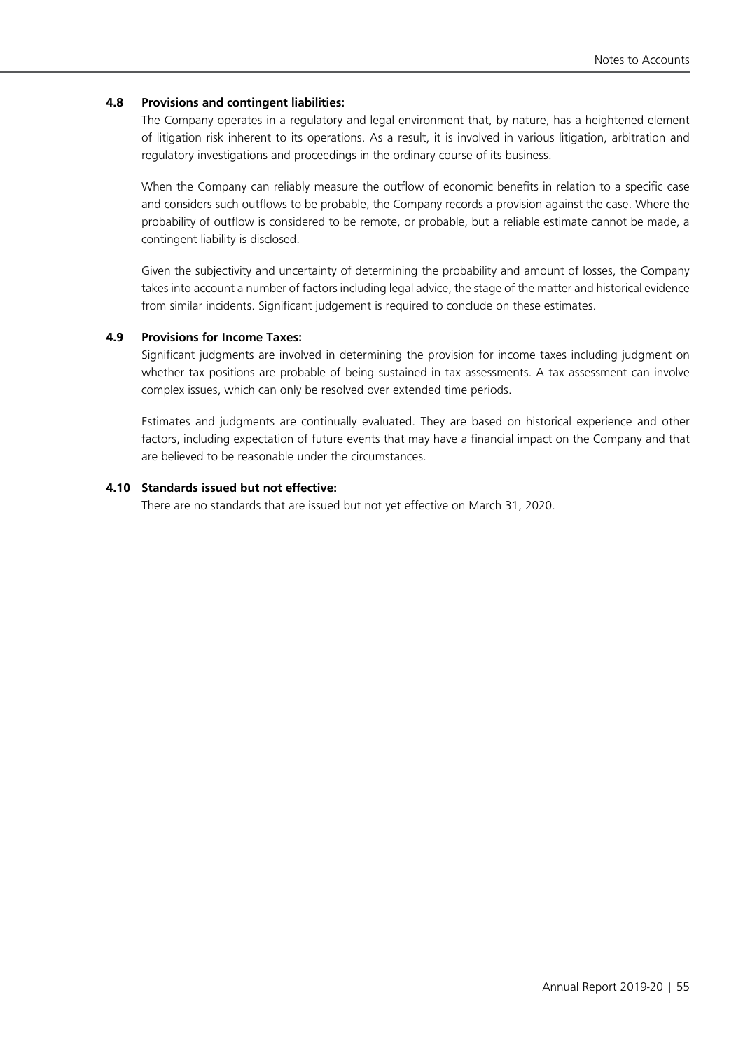### 4.8 Provisions and contingent liabilities:

The Company operates in a regulatory and legal environment that, by nature, has a heightened element of litigation risk inherent to its operations. As a result, it is involved in various litigation, arbitration and regulatory investigations and proceedings in the ordinary course of its business.

When the Company can reliably measure the outflow of economic benefits in relation to a specific case and considers such outflows to be probable, the Company records a provision against the case. Where the probability of outflow is considered to be remote, or probable, but a reliable estimate cannot be made, a contingent liability is disclosed.

Given the subjectivity and uncertainty of determining the probability and amount of losses, the Company takes into account a number of factors including legal advice, the stage of the matter and historical evidence from similar incidents. Significant judgement is required to conclude on these estimates.

### 4.9 Provisions for Income Taxes:

Significant judgments are involved in determining the provision for income taxes including judgment on whether tax positions are probable of being sustained in tax assessments. A tax assessment can involve complex issues, which can only be resolved over extended time periods.

Estimates and judgments are continually evaluated. They are based on historical experience and other factors, including expectation of future events that may have a financial impact on the Company and that are believed to be reasonable under the circumstances.

### 4.10 Standards issued but not effective:

There are no standards that are issued but not yet effective on March 31, 2020.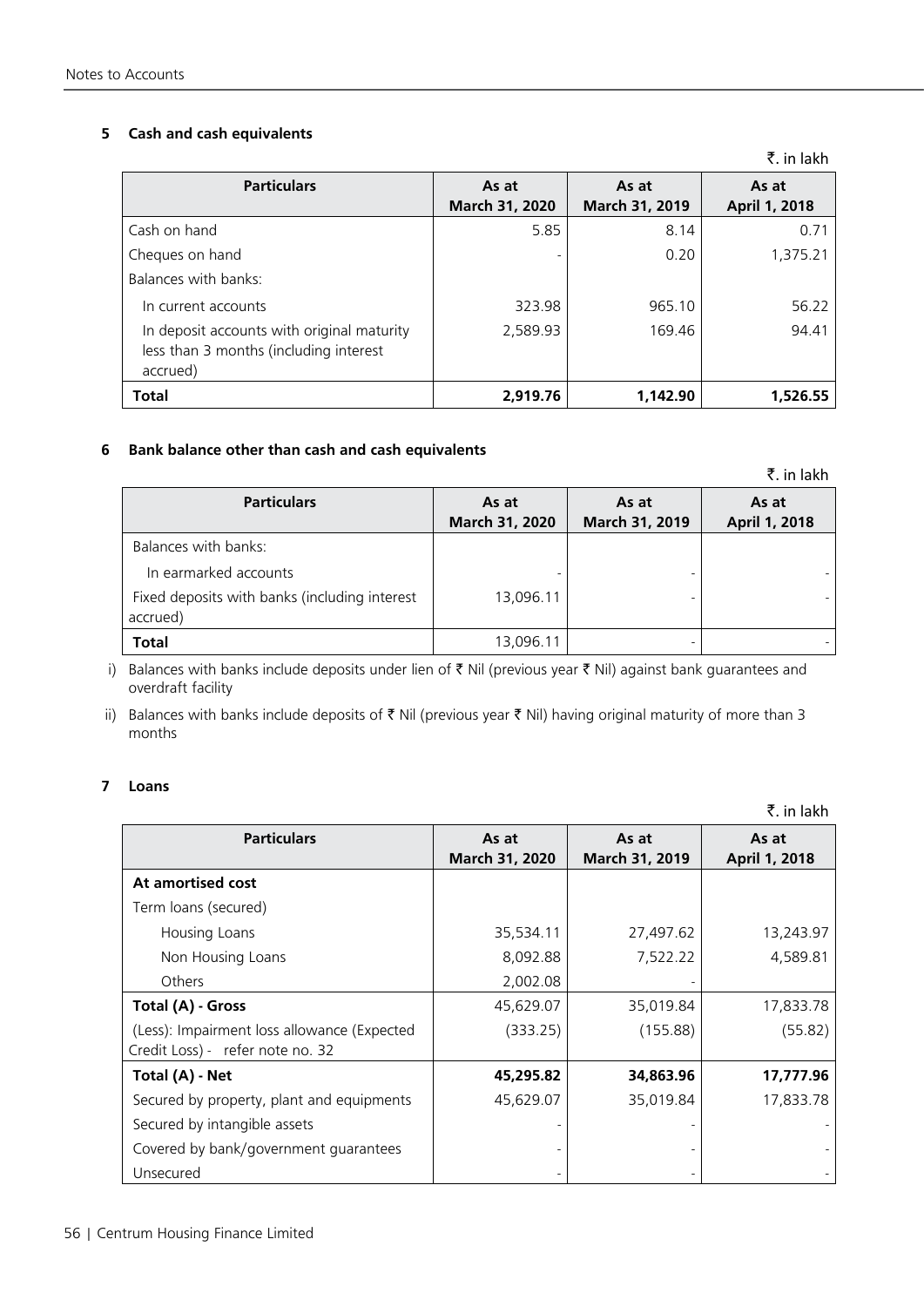## 5 Cash and cash equivalents

₹. in lakh

| Particulars | As at March 31, 2020 | As at March 31, 2019 | As at April 1, 2018 |
|---|---|---|---|
| Cash on hand | 5.85 | 8.14 | 0.71 |
| Cheques on hand | - | 0.20 | 1,375.21 |
| Balances with banks: | | | |
| In current accounts | 323.98 | 965.10 | 56.22 |
| In deposit accounts with original maturity less than 3 months (including interest accrued) | 2,589.93 | 169.46 | 94.41 |
| **Total** | **2,919.76** | **1,142.90** | **1,526.55** |

## 6 Bank balance other than cash and cash equivalents

₹. in lakh

| Particulars | As at March 31, 2020 | As at March 31, 2019 | As at April 1, 2018 |
|---|---|---|---|
| Balances with banks: | | | |
| In earmarked accounts | - | - | - |
| Fixed deposits with banks (including interest accrued) | 13,096.11 | - | - |
| **Total** | 13,096.11 | - | - |

i) Balances with banks include deposits under lien of ₹ Nil (previous year ₹ Nil) against bank guarantees and overdraft facility

ii) Balances with banks include deposits of ₹ Nil (previous year ₹ Nil) having original maturity of more than 3 months

## 7 Loans

₹. in lakh

| Particulars | As at March 31, 2020 | As at March 31, 2019 | As at April 1, 2018 |
|---|---|---|---|
| **At amortised cost** | | | |
| Term loans (secured) | | | |
| Housing Loans | 35,534.11 | 27,497.62 | 13,243.97 |
| Non Housing Loans | 8,092.88 | 7,522.22 | 4,589.81 |
| Others | 2,002.08 | - | |
| **Total (A) - Gross** | 45,629.07 | 35,019.84 | 17,833.78 |
| (Less): Impairment loss allowance (Expected Credit Loss) - refer note no. 32 | (333.25) | (155.88) | (55.82) |
| **Total (A) - Net** | **45,295.82** | **34,863.96** | **17,777.96** |
| Secured by property, plant and equipments | 45,629.07 | 35,019.84 | 17,833.78 |
| Secured by intangible assets | - | - | - |
| Covered by bank/government guarantees | - | - | - |
| Unsecured | - | - | - |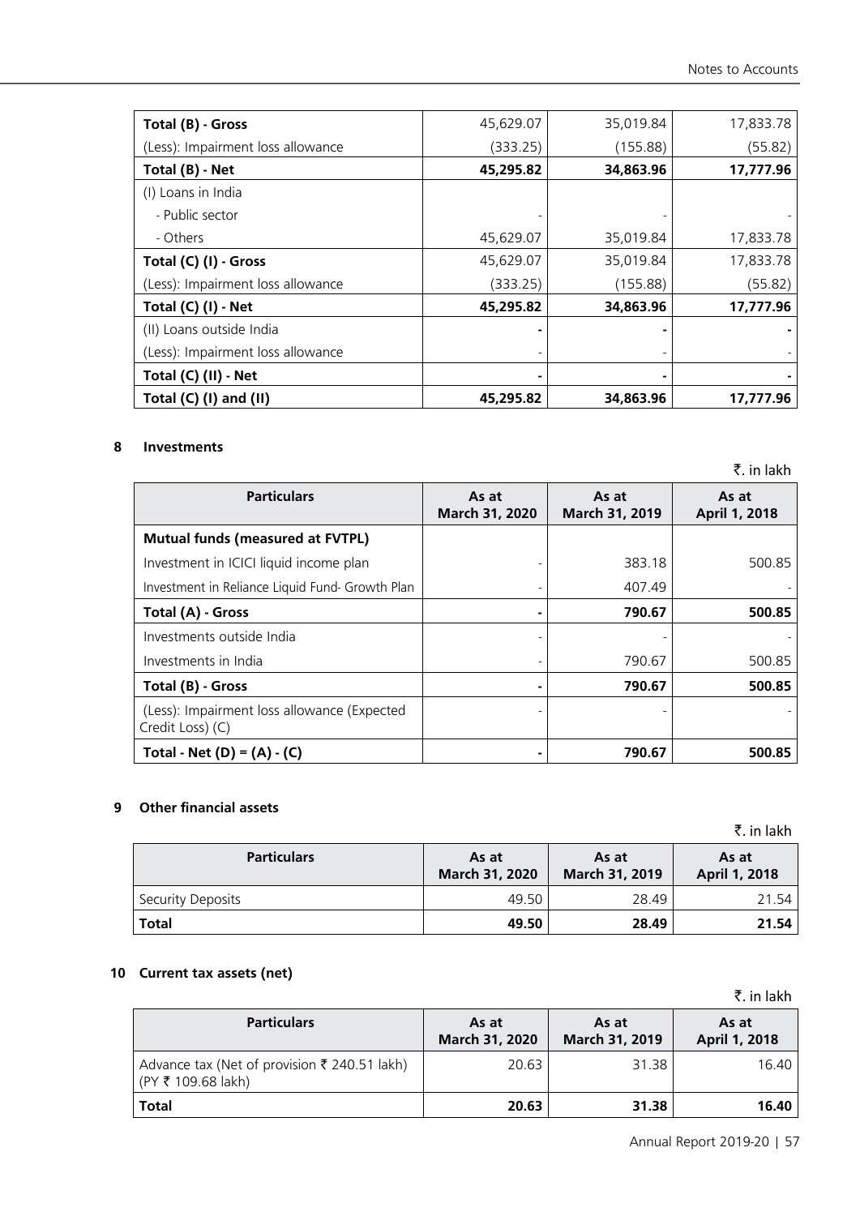| Total (B) - Gross | 45,629.07 | 35,019.84 | 17,833.78 |
|---|---|---|---|
| (Less): Impairment loss allowance | (333.25) | (155.88) | (55.82) |
| **Total (B) - Net** | **45,295.82** | **34,863.96** | **17,777.96** |
| (I) Loans in India | | | |
| - Public sector | - | - | - |
| - Others | 45,629.07 | 35,019.84 | 17,833.78 |
| **Total (C) (I) - Gross** | 45,629.07 | 35,019.84 | 17,833.78 |
| (Less): Impairment loss allowance | (333.25) | (155.88) | (55.82) |
| **Total (C) (I) - Net** | **45,295.82** | **34,863.96** | **17,777.96** |
| (II) Loans outside India | - | - | - |
| (Less): Impairment loss allowance | - | - | - |
| **Total (C) (II) - Net** | - | - | - |
| **Total (C) (I) and (II)** | **45,295.82** | **34,863.96** | **17,777.96** |

## 8 Investments

₹. in lakh

| Particulars | As at March 31, 2020 | As at March 31, 2019 | As at April 1, 2018 |
|---|---|---|---|
| **Mutual funds (measured at FVTPL)** | | | |
| Investment in ICICI liquid income plan | - | 383.18 | 500.85 |
| Investment in Reliance Liquid Fund- Growth Plan | - | 407.49 | - |
| **Total (A) - Gross** | - | **790.67** | **500.85** |
| Investments outside India | - | - | - |
| Investments in India | - | 790.67 | 500.85 |
| **Total (B) - Gross** | - | **790.67** | **500.85** |
| (Less): Impairment loss allowance (Expected Credit Loss) (C) | - | - | - |
| **Total - Net (D) = (A) - (C)** | - | **790.67** | **500.85** |

## 9 Other financial assets

₹. in lakh

| Particulars | As at March 31, 2020 | As at March 31, 2019 | As at April 1, 2018 |
|---|---|---|---|
| Security Deposits | 49.50 | 28.49 | 21.54 |
| **Total** | **49.50** | **28.49** | **21.54** |

## 10 Current tax assets (net)

₹. in lakh

| Particulars | As at March 31, 2020 | As at March 31, 2019 | As at April 1, 2018 |
|---|---|---|---|
| Advance tax (Net of provision ₹ 240.51 lakh) (PY ₹ 109.68 lakh) | 20.63 | 31.38 | 16.40 |
| **Total** | **20.63** | **31.38** | **16.40** |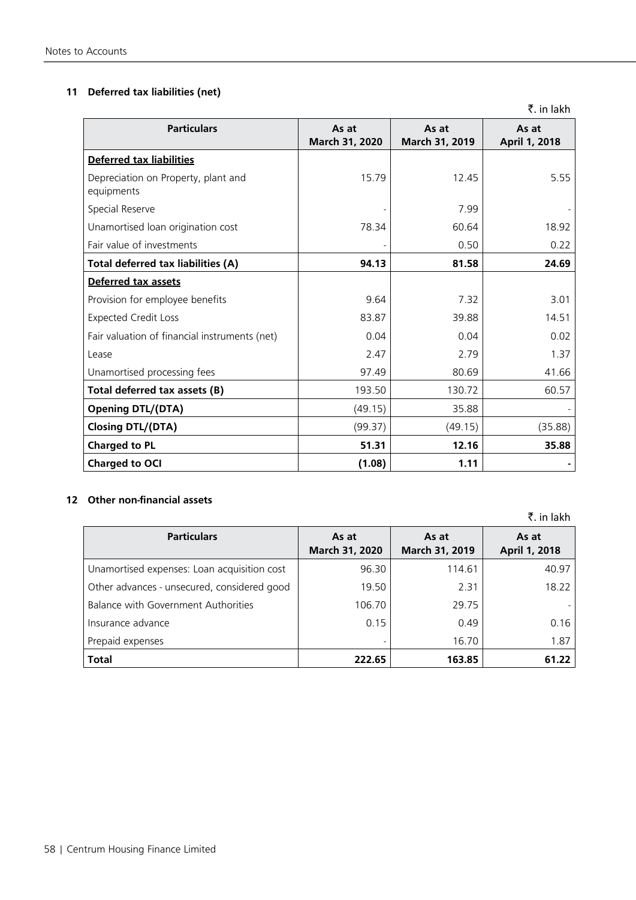## 11 Deferred tax liabilities (net)

₹. in lakh

| Particulars | As at March 31, 2020 | As at March 31, 2019 | As at April 1, 2018 |
|---|---|---|---|
| **Deferred tax liabilities** | | | |
| Depreciation on Property, plant and equipments | 15.79 | 12.45 | 5.55 |
| Special Reserve | - | 7.99 | - |
| Unamortised loan origination cost | 78.34 | 60.64 | 18.92 |
| Fair value of investments | - | 0.50 | 0.22 |
| **Total deferred tax liabilities (A)** | **94.13** | **81.58** | **24.69** |
| **Deferred tax assets** | | | |
| Provision for employee benefits | 9.64 | 7.32 | 3.01 |
| Expected Credit Loss | 83.87 | 39.88 | 14.51 |
| Fair valuation of financial instruments (net) | 0.04 | 0.04 | 0.02 |
| Lease | 2.47 | 2.79 | 1.37 |
| Unamortised processing fees | 97.49 | 80.69 | 41.66 |
| **Total deferred tax assets (B)** | 193.50 | 130.72 | 60.57 |
| **Opening DTL/(DTA)** | (49.15) | 35.88 | - |
| **Closing DTL/(DTA)** | (99.37) | (49.15) | (35.88) |
| **Charged to PL** | **51.31** | **12.16** | **35.88** |
| **Charged to OCI** | **(1.08)** | **1.11** | **-** |

## 12 Other non-financial assets

₹. in lakh

| Particulars | As at March 31, 2020 | As at March 31, 2019 | As at April 1, 2018 |
|---|---|---|---|
| Unamortised expenses: Loan acquisition cost | 96.30 | 114.61 | 40.97 |
| Other advances - unsecured, considered good | 19.50 | 2.31 | 18.22 |
| Balance with Government Authorities | 106.70 | 29.75 | - |
| Insurance advance | 0.15 | 0.49 | 0.16 |
| Prepaid expenses | - | 16.70 | 1.87 |
| **Total** | **222.65** | **163.85** | **61.22** |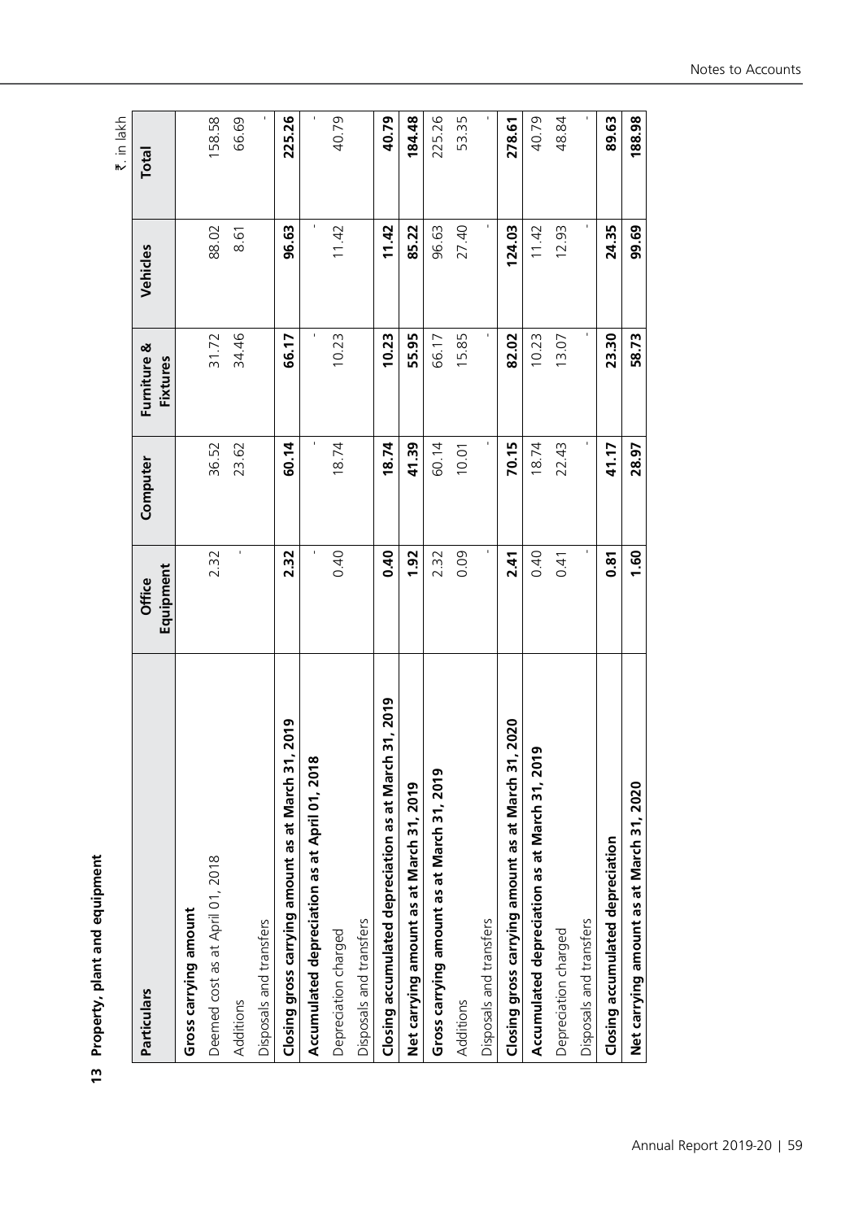## 13 Property, plant and equipment

₹. in lakh

| Particulars | Office Equipment | Computer | Furniture & Fixtures | Vehicles | Total |
|---|---|---|---|---|---|
| **Gross carrying amount** | | | | | |
| Deemed cost as at April 01, 2018 | 2.32 | 36.52 | 31.72 | 88.02 | 158.58 |
| Additions | - | 23.62 | 34.46 | 8.61 | 66.69 |
| Disposals and transfers | | | | | - |
| **Closing gross carrying amount as at March 31, 2019** | **2.32** | **60.14** | **66.17** | **96.63** | **225.26** |
| **Accumulated depreciation as at April 01, 2018** | - | - | - | - | - |
| Depreciation charged | 0.40 | 18.74 | 10.23 | 11.42 | 40.79 |
| Disposals and transfers | | | | | |
| **Closing accumulated depreciation as at March 31, 2019** | **0.40** | **18.74** | **10.23** | **11.42** | **40.79** |
| **Net carrying amount as at March 31, 2019** | **1.92** | **41.39** | **55.95** | **85.22** | **184.48** |
| **Gross carrying amount as at March 31, 2019** | 2.32 | 60.14 | 66.17 | 96.63 | 225.26 |
| Additions | 0.09 | 10.01 | 15.85 | 27.40 | 53.35 |
| Disposals and transfers | - | - | - | - | - |
| **Closing gross carrying amount as at March 31, 2020** | **2.41** | **70.15** | **82.02** | **124.03** | **278.61** |
| **Accumulated depreciation as at March 31, 2019** | 0.40 | 18.74 | 10.23 | 11.42 | 40.79 |
| Depreciation charged | 0.41 | 22.43 | 13.07 | 12.93 | 48.84 |
| Disposals and transfers | - | - | - | - | - |
| **Closing accumulated depreciation** | **0.81** | **41.17** | **23.30** | **24.35** | **89.63** |
| **Net carrying amount as at March 31, 2020** | **1.60** | **28.97** | **58.73** | **99.69** | **188.98** |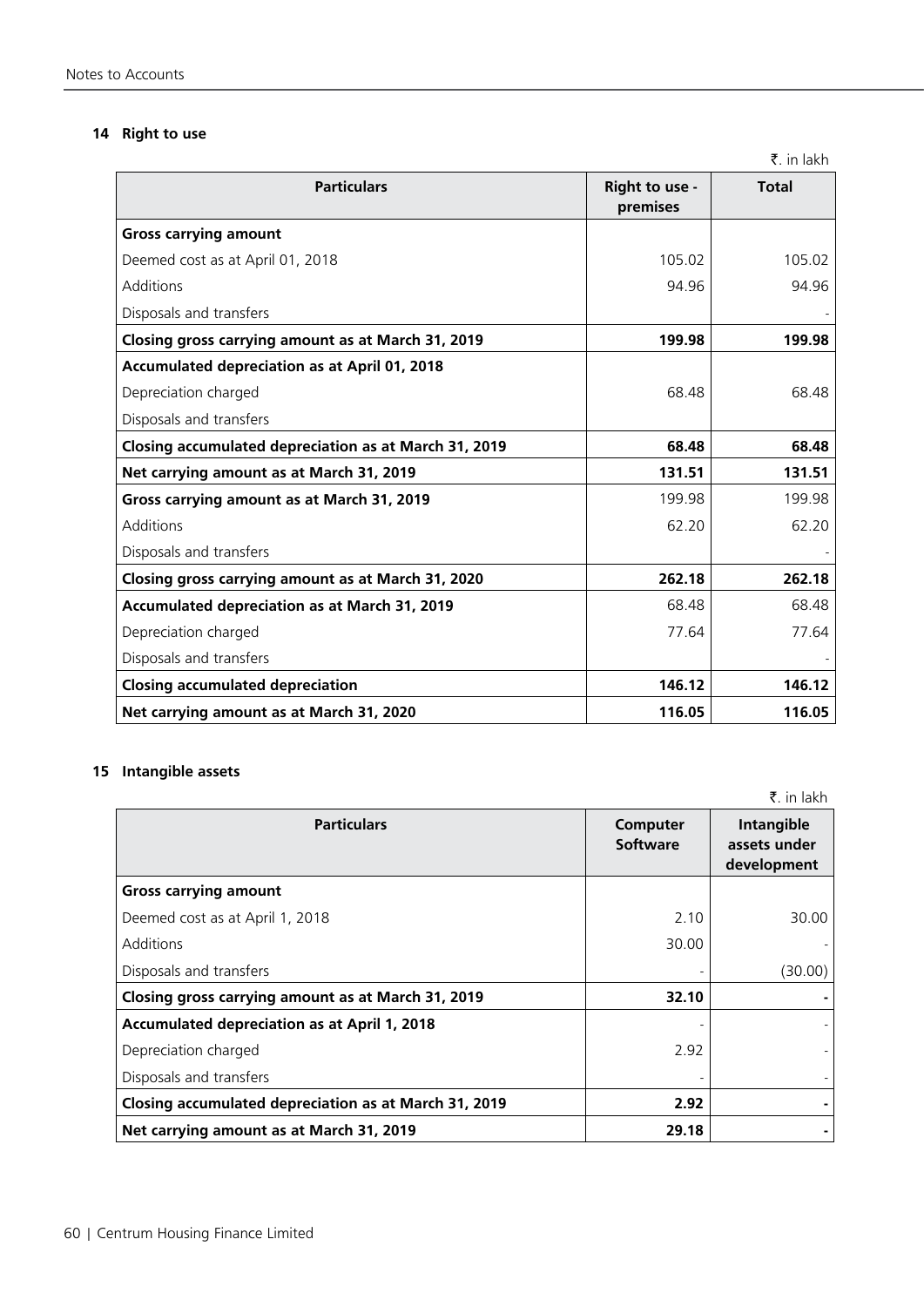## 14 Right to use

₹. in lakh

| Particulars | Right to use - premises | Total |
|---|---|---|
| **Gross carrying amount** | | |
| Deemed cost as at April 01, 2018 | 105.02 | 105.02 |
| Additions | 94.96 | 94.96 |
| Disposals and transfers | | - |
| **Closing gross carrying amount as at March 31, 2019** | **199.98** | **199.98** |
| **Accumulated depreciation as at April 01, 2018** | | |
| Depreciation charged | 68.48 | 68.48 |
| Disposals and transfers | | |
| **Closing accumulated depreciation as at March 31, 2019** | **68.48** | **68.48** |
| **Net carrying amount as at March 31, 2019** | **131.51** | **131.51** |
| **Gross carrying amount as at March 31, 2019** | 199.98 | 199.98 |
| Additions | 62.20 | 62.20 |
| Disposals and transfers | | - |
| **Closing gross carrying amount as at March 31, 2020** | **262.18** | **262.18** |
| **Accumulated depreciation as at March 31, 2019** | 68.48 | 68.48 |
| Depreciation charged | 77.64 | 77.64 |
| Disposals and transfers | | - |
| **Closing accumulated depreciation** | **146.12** | **146.12** |
| **Net carrying amount as at March 31, 2020** | **116.05** | **116.05** |

## 15 Intangible assets

₹. in lakh

| Particulars | Computer Software | Intangible assets under development |
|---|---|---|
| **Gross carrying amount** | | |
| Deemed cost as at April 1, 2018 | 2.10 | 30.00 |
| Additions | 30.00 | - |
| Disposals and transfers | - | (30.00) |
| **Closing gross carrying amount as at March 31, 2019** | **32.10** | **-** |
| **Accumulated depreciation as at April 1, 2018** | - | - |
| Depreciation charged | 2.92 | - |
| Disposals and transfers | - | - |
| **Closing accumulated depreciation as at March 31, 2019** | **2.92** | **-** |
| **Net carrying amount as at March 31, 2019** | **29.18** | **-** |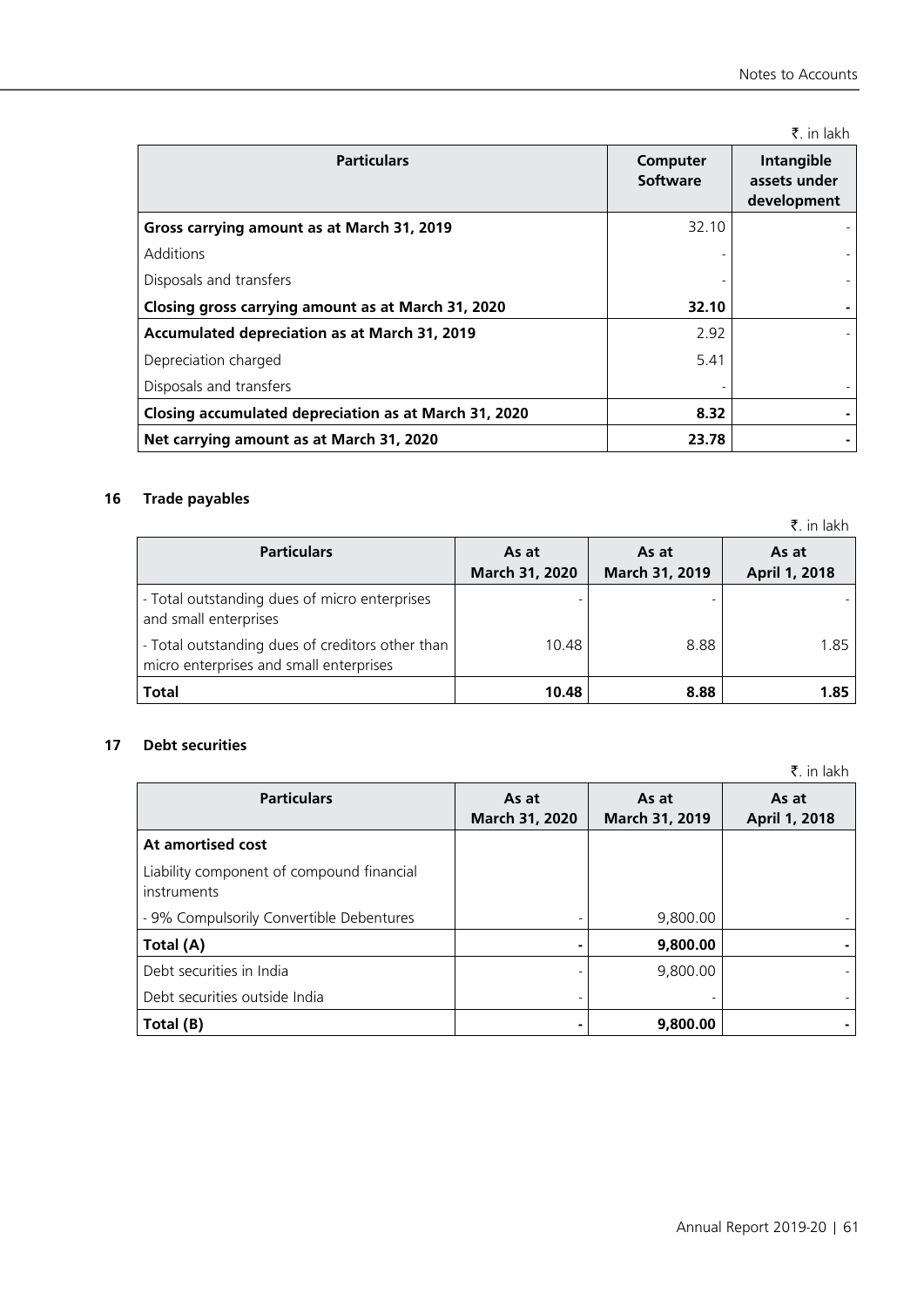₹. in lakh

| Particulars | Computer Software | Intangible assets under development |
|---|---|---|
| **Gross carrying amount as at March 31, 2019** | 32.10 | - |
| Additions | - | - |
| Disposals and transfers | - | - |
| **Closing gross carrying amount as at March 31, 2020** | **32.10** | **-** |
| **Accumulated depreciation as at March 31, 2019** | 2.92 | - |
| Depreciation charged | 5.41 | |
| Disposals and transfers | - | - |
| **Closing accumulated depreciation as at March 31, 2020** | **8.32** | **-** |
| **Net carrying amount as at March 31, 2020** | **23.78** | **-** |

## 16 Trade payables

₹. in lakh

| Particulars | As at March 31, 2020 | As at March 31, 2019 | As at April 1, 2018 |
|---|---|---|---|
| - Total outstanding dues of micro enterprises and small enterprises | - | - | - |
| - Total outstanding dues of creditors other than micro enterprises and small enterprises | 10.48 | 8.88 | 1.85 |
| **Total** | **10.48** | **8.88** | **1.85** |

## 17 Debt securities

₹. in lakh

| Particulars | As at March 31, 2020 | As at March 31, 2019 | As at April 1, 2018 |
|---|---|---|---|
| **At amortised cost** | | | |
| Liability component of compound financial instruments | | | |
| - 9% Compulsorily Convertible Debentures | - | 9,800.00 | - |
| **Total (A)** | **-** | **9,800.00** | **-** |
| Debt securities in India | - | 9,800.00 | - |
| Debt securities outside India | - | - | - |
| **Total (B)** | **-** | **9,800.00** | **-** |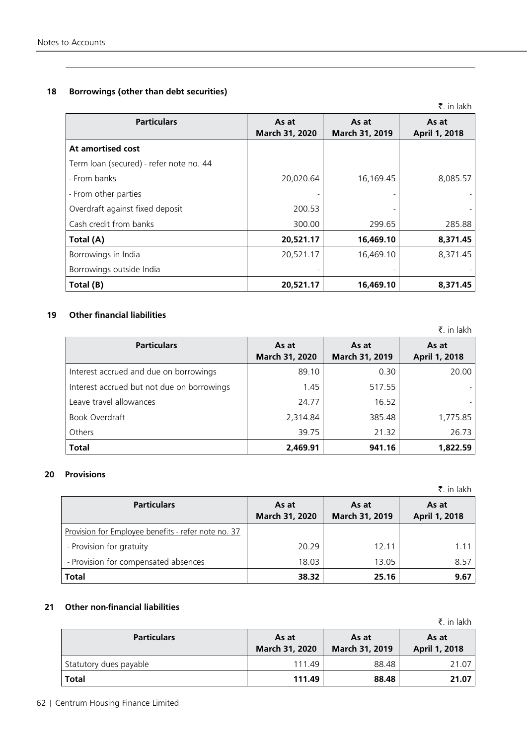## 18 Borrowings (other than debt securities)

₹. in lakh

| Particulars | As at March 31, 2020 | As at March 31, 2019 | As at April 1, 2018 |
|---|---|---|---|
| **At amortised cost** | | | |
| Term loan (secured) - refer note no. 44 | | | |
| - From banks | 20,020.64 | 16,169.45 | 8,085.57 |
| - From other parties | - | - | - |
| Overdraft against fixed deposit | 200.53 | - | - |
| Cash credit from banks | 300.00 | 299.65 | 285.88 |
| **Total (A)** | **20,521.17** | **16,469.10** | **8,371.45** |
| Borrowings in India | 20,521.17 | 16,469.10 | 8,371.45 |
| Borrowings outside India | - | - | - |
| **Total (B)** | **20,521.17** | **16,469.10** | **8,371.45** |

## 19 Other financial liabilities

₹. in lakh

| Particulars | As at March 31, 2020 | As at March 31, 2019 | As at April 1, 2018 |
|---|---|---|---|
| Interest accrued and due on borrowings | 89.10 | 0.30 | 20.00 |
| Interest accrued but not due on borrowings | 1.45 | 517.55 | - |
| Leave travel allowances | 24.77 | 16.52 | - |
| Book Overdraft | 2,314.84 | 385.48 | 1,775.85 |
| Others | 39.75 | 21.32 | 26.73 |
| **Total** | **2,469.91** | **941.16** | **1,822.59** |

## 20 Provisions

₹. in lakh

| Particulars | As at March 31, 2020 | As at March 31, 2019 | As at April 1, 2018 |
|---|---|---|---|
| Provision for Employee benefits - refer note no. 37 | | | |
| - Provision for gratuity | 20.29 | 12.11 | 1.11 |
| - Provision for compensated absences | 18.03 | 13.05 | 8.57 |
| **Total** | **38.32** | **25.16** | **9.67** |

## 21 Other non-financial liabilities

₹. in lakh

| Particulars | As at March 31, 2020 | As at March 31, 2019 | As at April 1, 2018 |
|---|---|---|---|
| Statutory dues payable | 111.49 | 88.48 | 21.07 |
| **Total** | **111.49** | **88.48** | **21.07** |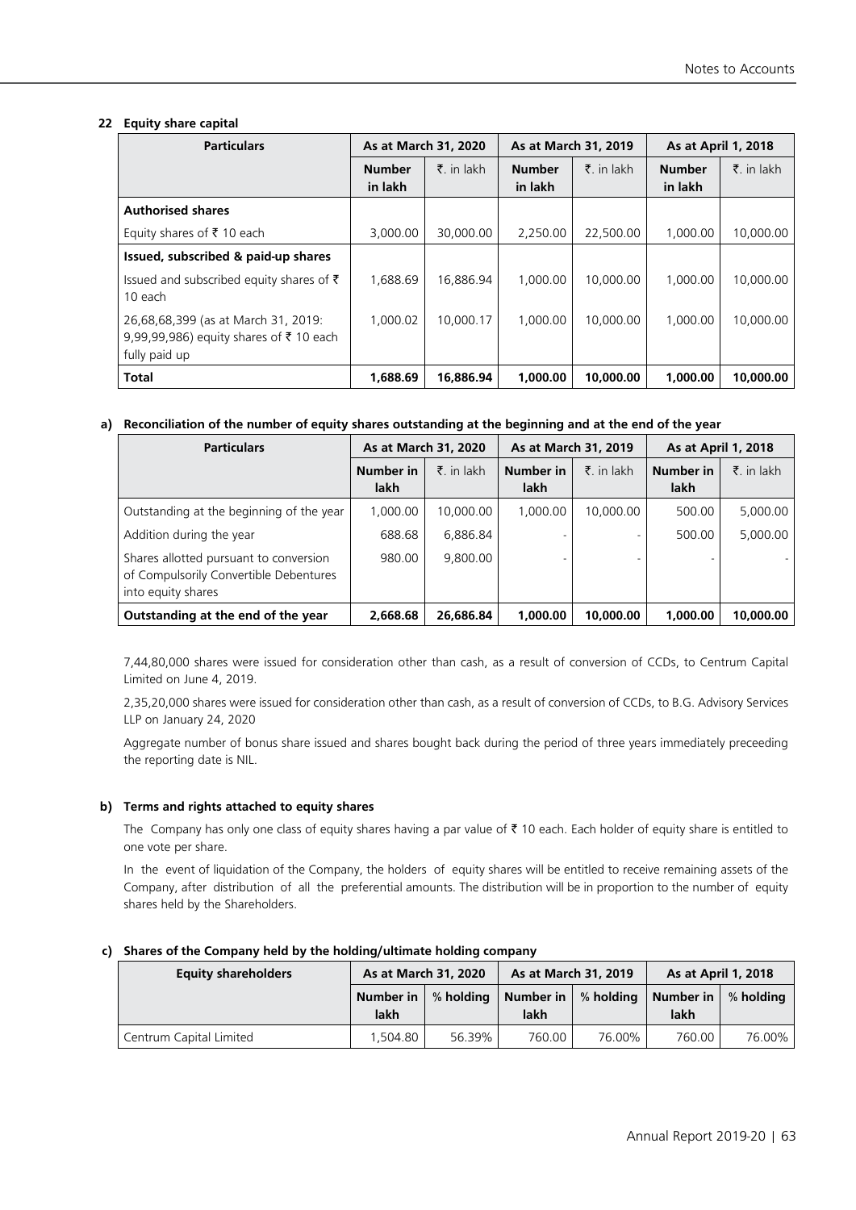## 22 Equity share capital

| Particulars | As at March 31, 2020 | | As at March 31, 2019 | | As at April 1, 2018 | |
|---|---|---|---|---|---|---|
| | Number in lakh | ₹. in lakh | Number in lakh | ₹. in lakh | Number in lakh | ₹. in lakh |
| **Authorised shares** | | | | | | |
| Equity shares of ₹ 10 each | 3,000.00 | 30,000.00 | 2,250.00 | 22,500.00 | 1,000.00 | 10,000.00 |
| **Issued, subscribed & paid-up shares** | | | | | | |
| Issued and subscribed equity shares of ₹ 10 each | 1,688.69 | 16,886.94 | 1,000.00 | 10,000.00 | 1,000.00 | 10,000.00 |
| 26,68,68,399 (as at March 31, 2019: 9,99,99,986) equity shares of ₹ 10 each fully paid up | 1,000.02 | 10,000.17 | 1,000.00 | 10,000.00 | 1,000.00 | 10,000.00 |
| **Total** | **1,688.69** | **16,886.94** | **1,000.00** | **10,000.00** | **1,000.00** | **10,000.00** |

### a) Reconciliation of the number of equity shares outstanding at the beginning and at the end of the year

| Particulars | As at March 31, 2020 | | As at March 31, 2019 | | As at April 1, 2018 | |
|---|---|---|---|---|---|---|
| | Number in lakh | ₹. in lakh | Number in lakh | ₹. in lakh | Number in lakh | ₹. in lakh |
| Outstanding at the beginning of the year | 1,000.00 | 10,000.00 | 1,000.00 | 10,000.00 | 500.00 | 5,000.00 |
| Addition during the year | 688.68 | 6,886.84 | - | - | 500.00 | 5,000.00 |
| Shares allotted pursuant to conversion of Compulsorily Convertible Debentures into equity shares | 980.00 | 9,800.00 | - | - | - | - |
| **Outstanding at the end of the year** | **2,668.68** | **26,686.84** | **1,000.00** | **10,000.00** | **1,000.00** | **10,000.00** |

7,44,80,000 shares were issued for consideration other than cash, as a result of conversion of CCDs, to Centrum Capital Limited on June 4, 2019.

2,35,20,000 shares were issued for consideration other than cash, as a result of conversion of CCDs, to B.G. Advisory Services LLP on January 24, 2020

Aggregate number of bonus share issued and shares bought back during the period of three years immediately preceeding the reporting date is NIL.

### b) Terms and rights attached to equity shares

The Company has only one class of equity shares having a par value of ₹ 10 each. Each holder of equity share is entitled to one vote per share.

In the event of liquidation of the Company, the holders of equity shares will be entitled to receive remaining assets of the Company, after distribution of all the preferential amounts. The distribution will be in proportion to the number of equity shares held by the Shareholders.

### c) Shares of the Company held by the holding/ultimate holding company

| Equity shareholders | As at March 31, 2020 | | As at March 31, 2019 | | As at April 1, 2018 | |
|---|---|---|---|---|---|---|
| | Number in lakh | % holding | Number in lakh | % holding | Number in lakh | % holding |
| Centrum Capital Limited | 1,504.80 | 56.39% | 760.00 | 76.00% | 760.00 | 76.00% |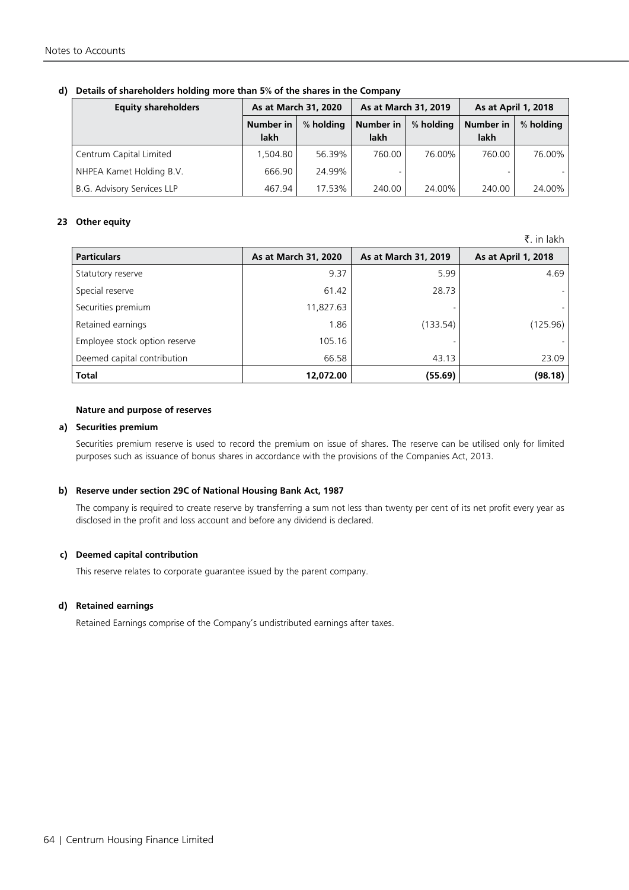**d) Details of shareholders holding more than 5% of the shares in the Company**

| Equity shareholders | As at March 31, 2020 | | As at March 31, 2019 | | As at April 1, 2018 | |
|---|---|---|---|---|---|---|
| | Number in lakh | % holding | Number in lakh | % holding | Number in lakh | % holding |
| Centrum Capital Limited | 1,504.80 | 56.39% | 760.00 | 76.00% | 760.00 | 76.00% |
| NHPEA Kamet Holding B.V. | 666.90 | 24.99% | - | | - | - |
| B.G. Advisory Services LLP | 467.94 | 17.53% | 240.00 | 24.00% | 240.00 | 24.00% |

**23 Other equity**

₹. in lakh

| Particulars | As at March 31, 2020 | As at March 31, 2019 | As at April 1, 2018 |
|---|---|---|---|
| Statutory reserve | 9.37 | 5.99 | 4.69 |
| Special reserve | 61.42 | 28.73 | - |
| Securities premium | 11,827.63 | - | - |
| Retained earnings | 1.86 | (133.54) | (125.96) |
| Employee stock option reserve | 105.16 | - | - |
| Deemed capital contribution | 66.58 | 43.13 | 23.09 |
| **Total** | **12,072.00** | **(55.69)** | **(98.18)** |

**Nature and purpose of reserves**

**a) Securities premium**

Securities premium reserve is used to record the premium on issue of shares. The reserve can be utilised only for limited purposes such as issuance of bonus shares in accordance with the provisions of the Companies Act, 2013.

**b) Reserve under section 29C of National Housing Bank Act, 1987**

The company is required to create reserve by transferring a sum not less than twenty per cent of its net profit every year as disclosed in the profit and loss account and before any dividend is declared.

**c) Deemed capital contribution**

This reserve relates to corporate guarantee issued by the parent company.

**d) Retained earnings**

Retained Earnings comprise of the Company's undistributed earnings after taxes.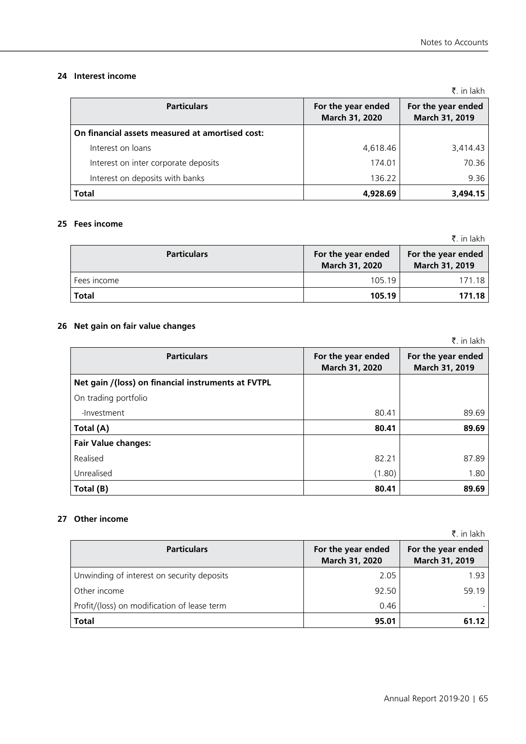### 24 Interest income

₹. in lakh

| Particulars | For the year ended March 31, 2020 | For the year ended March 31, 2019 |
|---|---|---|
| **On financial assets measured at amortised cost:** | | |
| Interest on loans | 4,618.46 | 3,414.43 |
| Interest on inter corporate deposits | 174.01 | 70.36 |
| Interest on deposits with banks | 136.22 | 9.36 |
| **Total** | **4,928.69** | **3,494.15** |

### 25 Fees income

₹. in lakh

| Particulars | For the year ended March 31, 2020 | For the year ended March 31, 2019 |
|---|---|---|
| Fees income | 105.19 | 171.18 |
| **Total** | **105.19** | **171.18** |

### 26 Net gain on fair value changes

₹. in lakh

| Particulars | For the year ended March 31, 2020 | For the year ended March 31, 2019 |
|---|---|---|
| **Net gain /(loss) on financial instruments at FVTPL** | | |
| On trading portfolio | | |
| -Investment | 80.41 | 89.69 |
| **Total (A)** | **80.41** | **89.69** |
| **Fair Value changes:** | | |
| Realised | 82.21 | 87.89 |
| Unrealised | (1.80) | 1.80 |
| **Total (B)** | **80.41** | **89.69** |

### 27 Other income

₹. in lakh

| Particulars | For the year ended March 31, 2020 | For the year ended March 31, 2019 |
|---|---|---|
| Unwinding of interest on security deposits | 2.05 | 1.93 |
| Other income | 92.50 | 59.19 |
| Profit/(loss) on modification of lease term | 0.46 | - |
| **Total** | **95.01** | **61.12** |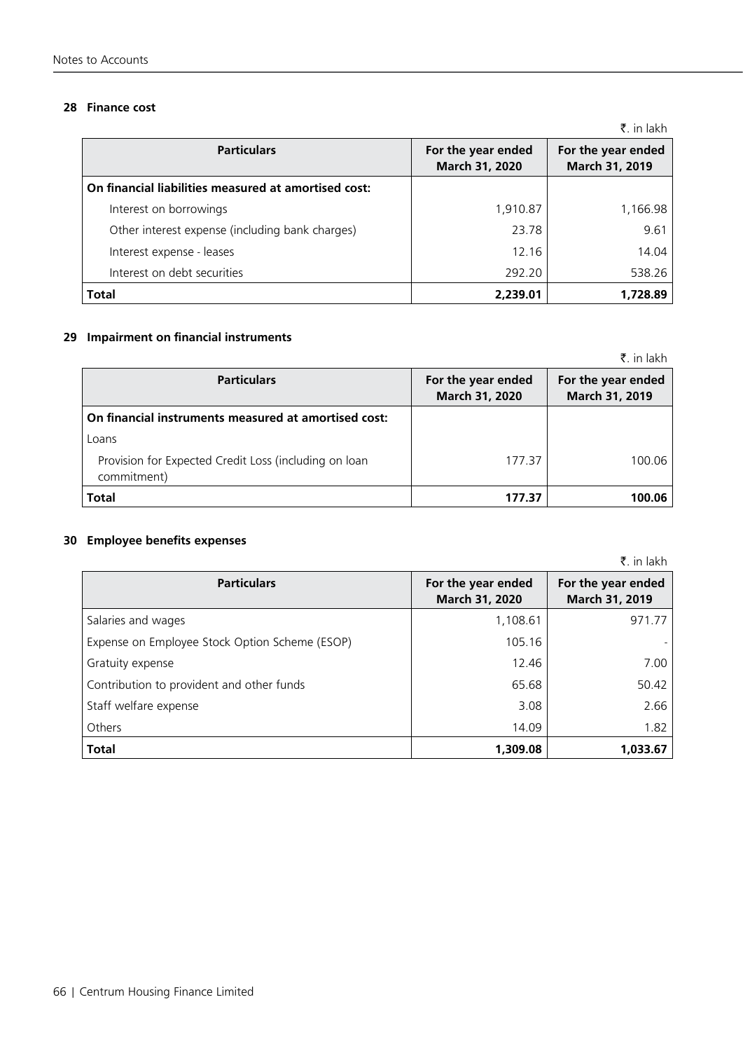## 28 Finance cost

₹. in lakh

| Particulars | For the year ended March 31, 2020 | For the year ended March 31, 2019 |
|---|---|---|
| **On financial liabilities measured at amortised cost:** | | |
| Interest on borrowings | 1,910.87 | 1,166.98 |
| Other interest expense (including bank charges) | 23.78 | 9.61 |
| Interest expense - leases | 12.16 | 14.04 |
| Interest on debt securities | 292.20 | 538.26 |
| **Total** | **2,239.01** | **1,728.89** |

## 29 Impairment on financial instruments

₹. in lakh

| Particulars | For the year ended March 31, 2020 | For the year ended March 31, 2019 |
|---|---|---|
| **On financial instruments measured at amortised cost:** | | |
| Loans | | |
| Provision for Expected Credit Loss (including on loan commitment) | 177.37 | 100.06 |
| **Total** | **177.37** | **100.06** |

## 30 Employee benefits expenses

₹. in lakh

| Particulars | For the year ended March 31, 2020 | For the year ended March 31, 2019 |
|---|---|---|
| Salaries and wages | 1,108.61 | 971.77 |
| Expense on Employee Stock Option Scheme (ESOP) | 105.16 | - |
| Gratuity expense | 12.46 | 7.00 |
| Contribution to provident and other funds | 65.68 | 50.42 |
| Staff welfare expense | 3.08 | 2.66 |
| Others | 14.09 | 1.82 |
| **Total** | **1,309.08** | **1,033.67** |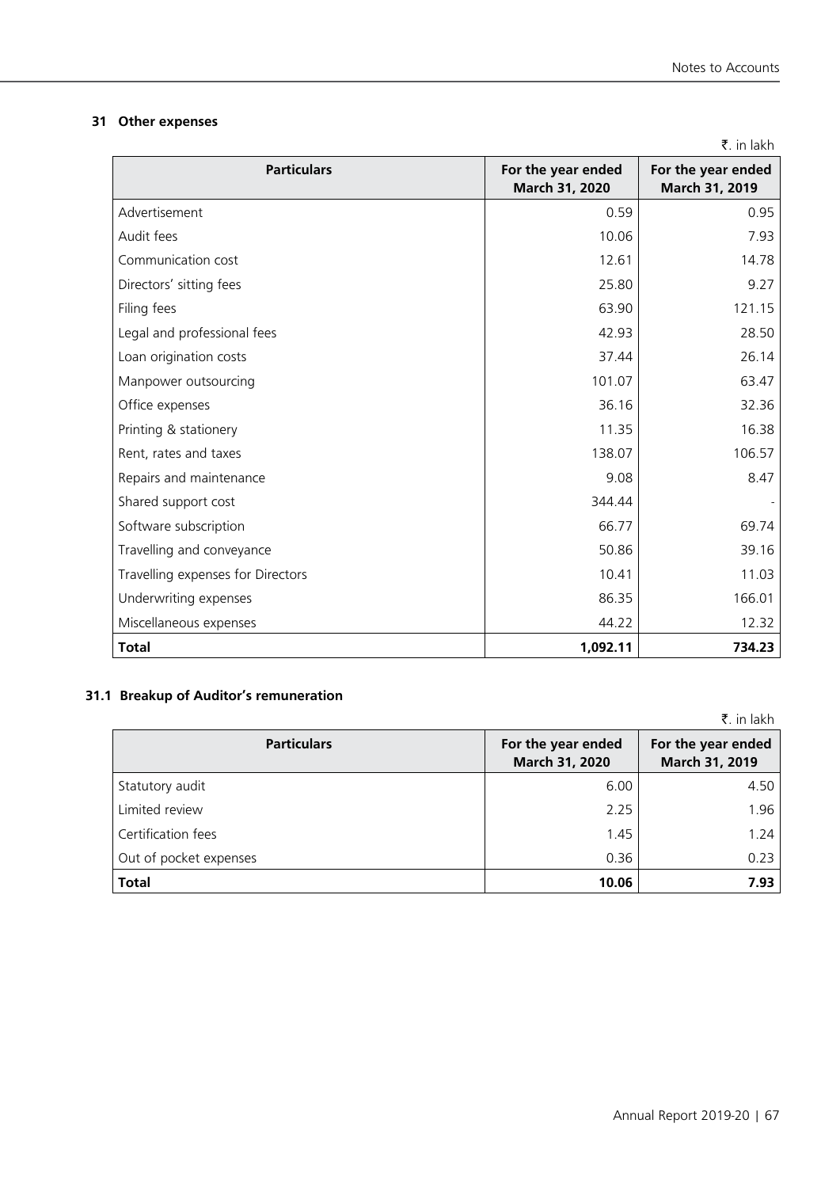## 31 Other expenses

₹. in lakh

| Particulars | For the year ended March 31, 2020 | For the year ended March 31, 2019 |
|---|---|---|
| Advertisement | 0.59 | 0.95 |
| Audit fees | 10.06 | 7.93 |
| Communication cost | 12.61 | 14.78 |
| Directors' sitting fees | 25.80 | 9.27 |
| Filing fees | 63.90 | 121.15 |
| Legal and professional fees | 42.93 | 28.50 |
| Loan origination costs | 37.44 | 26.14 |
| Manpower outsourcing | 101.07 | 63.47 |
| Office expenses | 36.16 | 32.36 |
| Printing & stationery | 11.35 | 16.38 |
| Rent, rates and taxes | 138.07 | 106.57 |
| Repairs and maintenance | 9.08 | 8.47 |
| Shared support cost | 344.44 | - |
| Software subscription | 66.77 | 69.74 |
| Travelling and conveyance | 50.86 | 39.16 |
| Travelling expenses for Directors | 10.41 | 11.03 |
| Underwriting expenses | 86.35 | 166.01 |
| Miscellaneous expenses | 44.22 | 12.32 |
| **Total** | **1,092.11** | **734.23** |

## 31.1 Breakup of Auditor's remuneration

₹. in lakh

| Particulars | For the year ended March 31, 2020 | For the year ended March 31, 2019 |
|---|---|---|
| Statutory audit | 6.00 | 4.50 |
| Limited review | 2.25 | 1.96 |
| Certification fees | 1.45 | 1.24 |
| Out of pocket expenses | 0.36 | 0.23 |
| **Total** | **10.06** | **7.93** |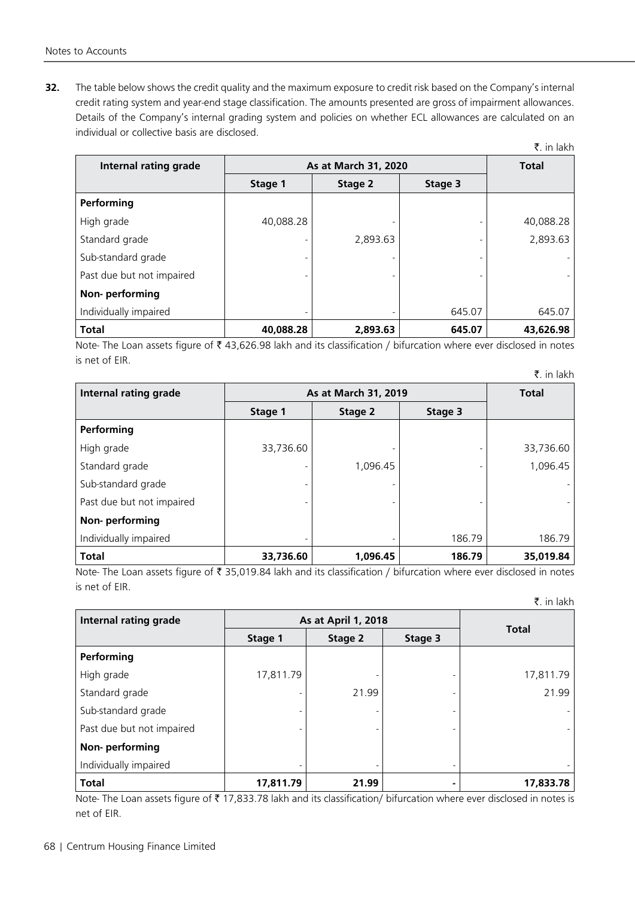**32.** The table below shows the credit quality and the maximum exposure to credit risk based on the Company's internal credit rating system and year-end stage classification. The amounts presented are gross of impairment allowances. Details of the Company's internal grading system and policies on whether ECL allowances are calculated on an individual or collective basis are disclosed.

₹. in lakh

| Internal rating grade | As at March 31, 2020 | | | Total |
|---|---|---|---|---|
| | Stage 1 | Stage 2 | Stage 3 | |
| **Performing** | | | | |
| High grade | 40,088.28 | - | - | 40,088.28 |
| Standard grade | - | 2,893.63 | - | 2,893.63 |
| Sub-standard grade | - | - | - | - |
| Past due but not impaired | - | - | - | - |
| **Non- performing** | | | | |
| Individually impaired | - | - | 645.07 | 645.07 |
| **Total** | **40,088.28** | **2,893.63** | **645.07** | **43,626.98** |

Note- The Loan assets figure of ₹ 43,626.98 lakh and its classification / bifurcation where ever disclosed in notes is net of EIR.

₹. in lakh

| Internal rating grade | As at March 31, 2019 | | | Total |
|---|---|---|---|---|
| | Stage 1 | Stage 2 | Stage 3 | |
| **Performing** | | | | |
| High grade | 33,736.60 | - | - | 33,736.60 |
| Standard grade | - | 1,096.45 | - | 1,096.45 |
| Sub-standard grade | - | - | | - |
| Past due but not impaired | - | - | - | - |
| **Non- performing** | | | | |
| Individually impaired | - | - | 186.79 | 186.79 |
| **Total** | **33,736.60** | **1,096.45** | **186.79** | **35,019.84** |

Note- The Loan assets figure of ₹ 35,019.84 lakh and its classification / bifurcation where ever disclosed in notes is net of EIR.

₹. in lakh

| Internal rating grade | As at April 1, 2018 | | | Total |
|---|---|---|---|---|
| | Stage 1 | Stage 2 | Stage 3 | |
| **Performing** | | | | |
| High grade | 17,811.79 | - | - | 17,811.79 |
| Standard grade | - | 21.99 | - | 21.99 |
| Sub-standard grade | - | - | - | - |
| Past due but not impaired | - | - | - | - |
| **Non- performing** | | | | |
| Individually impaired | - | - | - | - |
| **Total** | **17,811.79** | **21.99** | **-** | **17,833.78** |

Note- The Loan assets figure of ₹ 17,833.78 lakh and its classification/ bifurcation where ever disclosed in notes is net of EIR.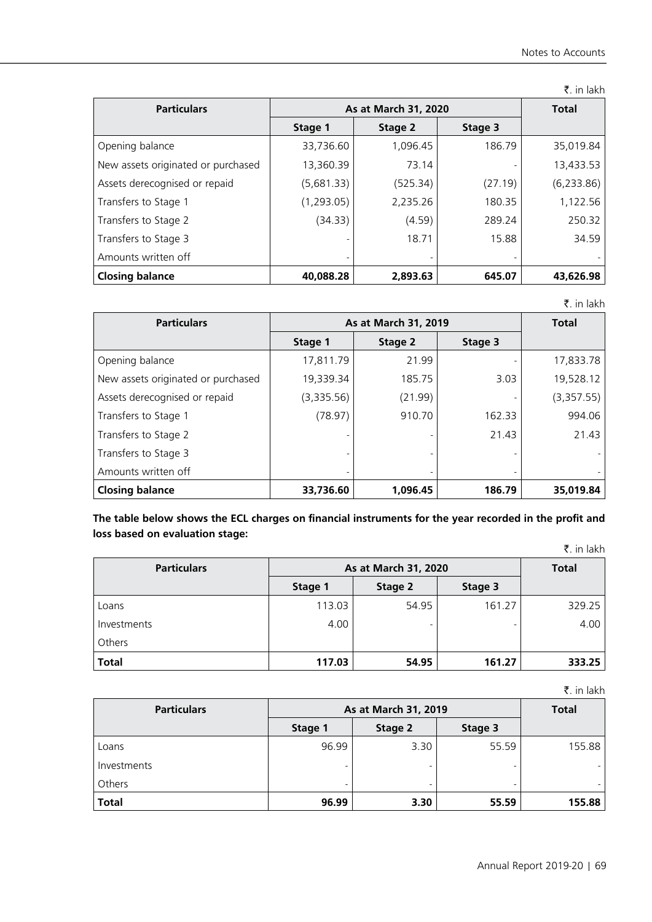₹. in lakh

| Particulars | As at March 31, 2020 | | | Total |
|---|---|---|---|---|
| | Stage 1 | Stage 2 | Stage 3 | |
| Opening balance | 33,736.60 | 1,096.45 | 186.79 | 35,019.84 |
| New assets originated or purchased | 13,360.39 | 73.14 | - | 13,433.53 |
| Assets derecognised or repaid | (5,681.33) | (525.34) | (27.19) | (6,233.86) |
| Transfers to Stage 1 | (1,293.05) | 2,235.26 | 180.35 | 1,122.56 |
| Transfers to Stage 2 | (34.33) | (4.59) | 289.24 | 250.32 |
| Transfers to Stage 3 | - | 18.71 | 15.88 | 34.59 |
| Amounts written off | - | - | - | - |
| **Closing balance** | **40,088.28** | **2,893.63** | **645.07** | **43,626.98** |

₹. in lakh

| Particulars | As at March 31, 2019 | | | Total |
|---|---|---|---|---|
| | Stage 1 | Stage 2 | Stage 3 | |
| Opening balance | 17,811.79 | 21.99 | - | 17,833.78 |
| New assets originated or purchased | 19,339.34 | 185.75 | 3.03 | 19,528.12 |
| Assets derecognised or repaid | (3,335.56) | (21.99) | - | (3,357.55) |
| Transfers to Stage 1 | (78.97) | 910.70 | 162.33 | 994.06 |
| Transfers to Stage 2 | - | - | 21.43 | 21.43 |
| Transfers to Stage 3 | - | - | - | - |
| Amounts written off | - | - | - | - |
| **Closing balance** | **33,736.60** | **1,096.45** | **186.79** | **35,019.84** |

**The table below shows the ECL charges on financial instruments for the year recorded in the profit and loss based on evaluation stage:**

₹. in lakh

| Particulars | As at March 31, 2020 | | | Total |
|---|---|---|---|---|
| | Stage 1 | Stage 2 | Stage 3 | |
| Loans | 113.03 | 54.95 | 161.27 | 329.25 |
| Investments | 4.00 | - | - | 4.00 |
| Others | | | | |
| **Total** | **117.03** | **54.95** | **161.27** | **333.25** |

₹. in lakh

| Particulars | As at March 31, 2019 | | | Total |
|---|---|---|---|---|
| | Stage 1 | Stage 2 | Stage 3 | |
| Loans | 96.99 | 3.30 | 55.59 | 155.88 |
| Investments | - | - | - | - |
| Others | - | - | - | - |
| **Total** | **96.99** | **3.30** | **55.59** | **155.88** |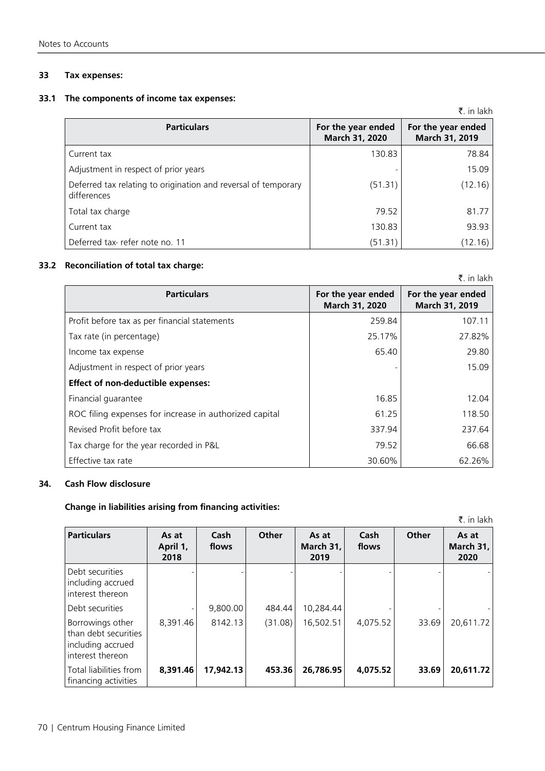## 33 Tax expenses:

### 33.1 The components of income tax expenses:

₹. in lakh

| Particulars | For the year ended March 31, 2020 | For the year ended March 31, 2019 |
|---|---|---|
| Current tax | 130.83 | 78.84 |
| Adjustment in respect of prior years | - | 15.09 |
| Deferred tax relating to origination and reversal of temporary differences | (51.31) | (12.16) |
| Total tax charge | 79.52 | 81.77 |
| Current tax | 130.83 | 93.93 |
| Deferred tax- refer note no. 11 | (51.31) | (12.16) |

### 33.2 Reconciliation of total tax charge:

₹. in lakh

| Particulars | For the year ended March 31, 2020 | For the year ended March 31, 2019 |
|---|---|---|
| Profit before tax as per financial statements | 259.84 | 107.11 |
| Tax rate (in percentage) | 25.17% | 27.82% |
| Income tax expense | 65.40 | 29.80 |
| Adjustment in respect of prior years | - | 15.09 |
| **Effect of non-deductible expenses:** | | |
| Financial guarantee | 16.85 | 12.04 |
| ROC filing expenses for increase in authorized capital | 61.25 | 118.50 |
| Revised Profit before tax | 337.94 | 237.64 |
| Tax charge for the year recorded in P&L | 79.52 | 66.68 |
| Effective tax rate | 30.60% | 62.26% |

## 34. Cash Flow disclosure

**Change in liabilities arising from financing activities:**

₹. in lakh

| Particulars | As at April 1, 2018 | Cash flows | Other | As at March 31, 2019 | Cash flows | Other | As at March 31, 2020 |
|---|---|---|---|---|---|---|---|
| Debt securities including accrued interest thereon | - | - | - | - | - | - | - |
| Debt securities | - | 9,800.00 | 484.44 | 10,284.44 | - | - | - |
| Borrowings other than debt securities including accrued interest thereon | 8,391.46 | 8142.13 | (31.08) | 16,502.51 | 4,075.52 | 33.69 | 20,611.72 |
| Total liabilities from financing activities | **8,391.46** | **17,942.13** | **453.36** | **26,786.95** | **4,075.52** | **33.69** | **20,611.72** |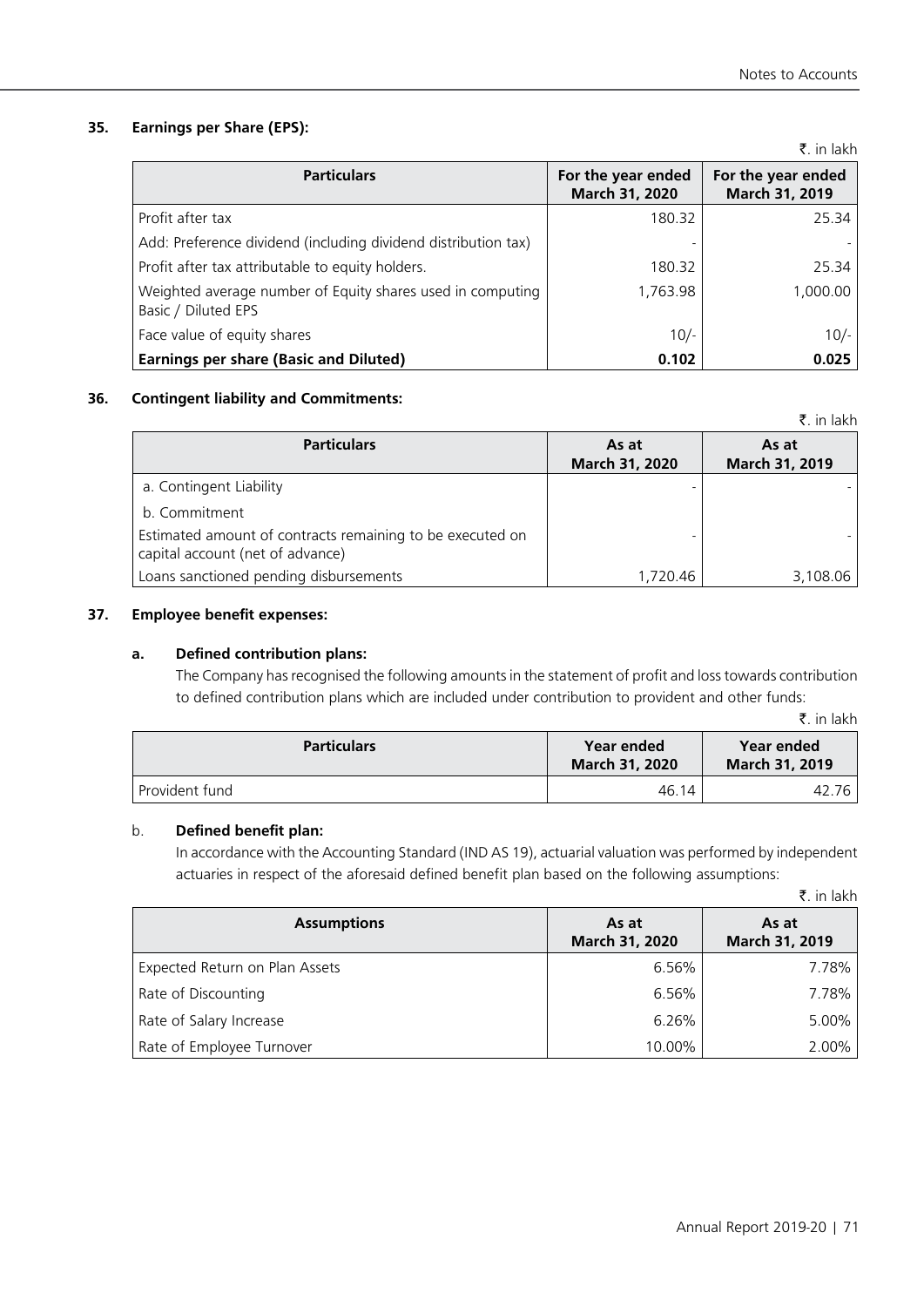## 35. Earnings per Share (EPS):

₹. in lakh

| Particulars | For the year ended March 31, 2020 | For the year ended March 31, 2019 |
|---|---|---|
| Profit after tax | 180.32 | 25.34 |
| Add: Preference dividend (including dividend distribution tax) | - | - |
| Profit after tax attributable to equity holders. | 180.32 | 25.34 |
| Weighted average number of Equity shares used in computing Basic / Diluted EPS | 1,763.98 | 1,000.00 |
| Face value of equity shares | 10/- | 10/- |
| **Earnings per share (Basic and Diluted)** | **0.102** | **0.025** |

## 36. Contingent liability and Commitments:

₹. in lakh

| Particulars | As at March 31, 2020 | As at March 31, 2019 |
|---|---|---|
| a. Contingent Liability | - | - |
| b. Commitment | | |
| Estimated amount of contracts remaining to be executed on capital account (net of advance) | - | - |
| Loans sanctioned pending disbursements | 1,720.46 | 3,108.06 |

## 37. Employee benefit expenses:

### a. Defined contribution plans:

The Company has recognised the following amounts in the statement of profit and loss towards contribution to defined contribution plans which are included under contribution to provident and other funds:

₹. in lakh

| Particulars | Year ended March 31, 2020 | Year ended March 31, 2019 |
|---|---|---|
| Provident fund | 46.14 | 42.76 |

### b. Defined benefit plan:

In accordance with the Accounting Standard (IND AS 19), actuarial valuation was performed by independent actuaries in respect of the aforesaid defined benefit plan based on the following assumptions:

₹. in lakh

| Assumptions | As at March 31, 2020 | As at March 31, 2019 |
|---|---|---|
| Expected Return on Plan Assets | 6.56% | 7.78% |
| Rate of Discounting | 6.56% | 7.78% |
| Rate of Salary Increase | 6.26% | 5.00% |
| Rate of Employee Turnover | 10.00% | 2.00% |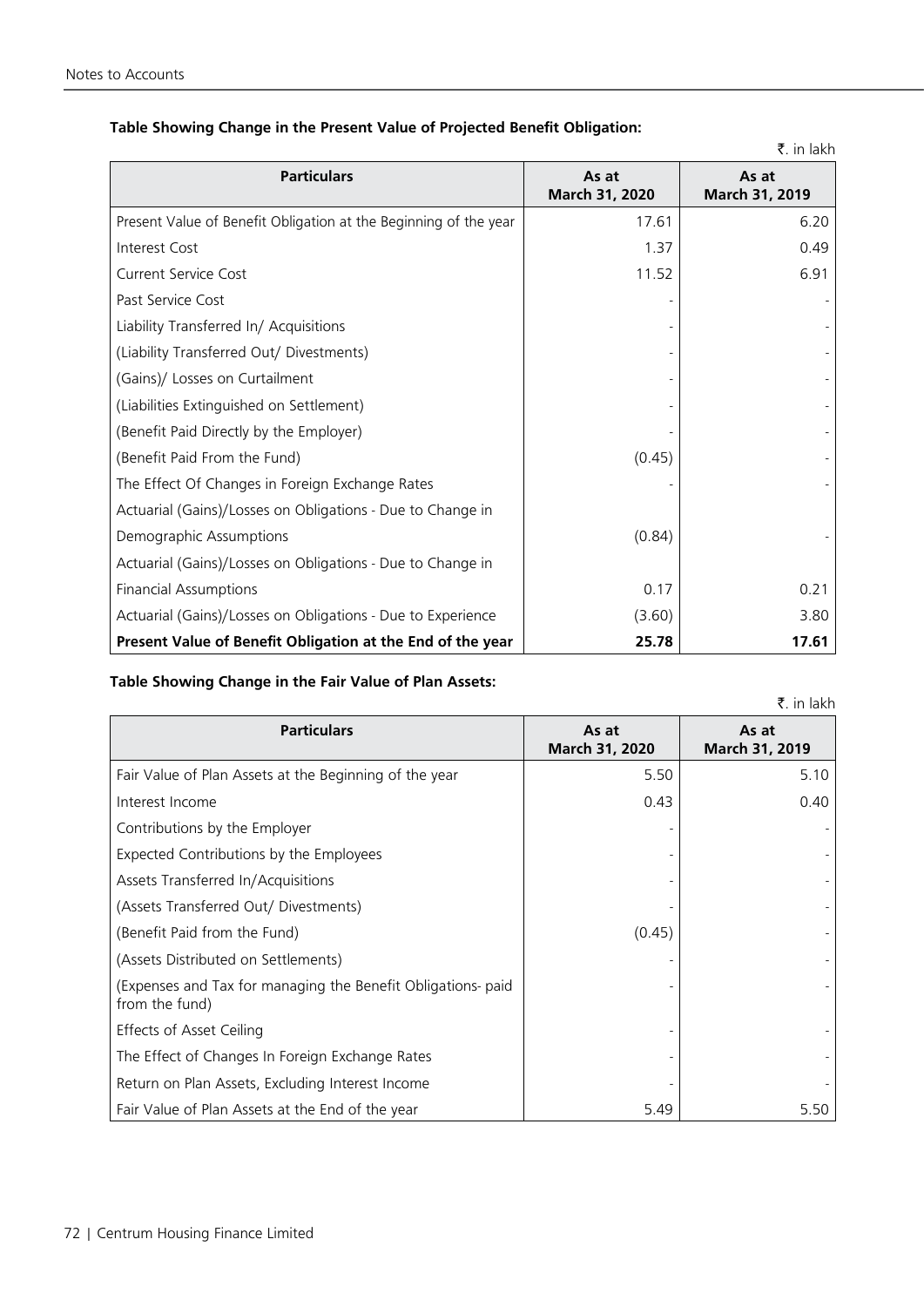**Table Showing Change in the Present Value of Projected Benefit Obligation:**

₹. in lakh

| Particulars | As at March 31, 2020 | As at March 31, 2019 |
|---|---|---|
| Present Value of Benefit Obligation at the Beginning of the year | 17.61 | 6.20 |
| Interest Cost | 1.37 | 0.49 |
| Current Service Cost | 11.52 | 6.91 |
| Past Service Cost | - | - |
| Liability Transferred In/ Acquisitions | - | - |
| (Liability Transferred Out/ Divestments) | - | - |
| (Gains)/ Losses on Curtailment | - | - |
| (Liabilities Extinguished on Settlement) | - | - |
| (Benefit Paid Directly by the Employer) | - | - |
| (Benefit Paid From the Fund) | (0.45) | - |
| The Effect Of Changes in Foreign Exchange Rates | - | - |
| Actuarial (Gains)/Losses on Obligations - Due to Change in Demographic Assumptions | (0.84) | - |
| Actuarial (Gains)/Losses on Obligations - Due to Change in Financial Assumptions | 0.17 | 0.21 |
| Actuarial (Gains)/Losses on Obligations - Due to Experience | (3.60) | 3.80 |
| **Present Value of Benefit Obligation at the End of the year** | **25.78** | **17.61** |

**Table Showing Change in the Fair Value of Plan Assets:**

₹. in lakh

| Particulars | As at March 31, 2020 | As at March 31, 2019 |
|---|---|---|
| Fair Value of Plan Assets at the Beginning of the year | 5.50 | 5.10 |
| Interest Income | 0.43 | 0.40 |
| Contributions by the Employer | - | - |
| Expected Contributions by the Employees | - | - |
| Assets Transferred In/Acquisitions | - | - |
| (Assets Transferred Out/ Divestments) | - | - |
| (Benefit Paid from the Fund) | (0.45) | - |
| (Assets Distributed on Settlements) | - | - |
| (Expenses and Tax for managing the Benefit Obligations- paid from the fund) | - | - |
| Effects of Asset Ceiling | - | - |
| The Effect of Changes In Foreign Exchange Rates | - | - |
| Return on Plan Assets, Excluding Interest Income | - | - |
| Fair Value of Plan Assets at the End of the year | 5.49 | 5.50 |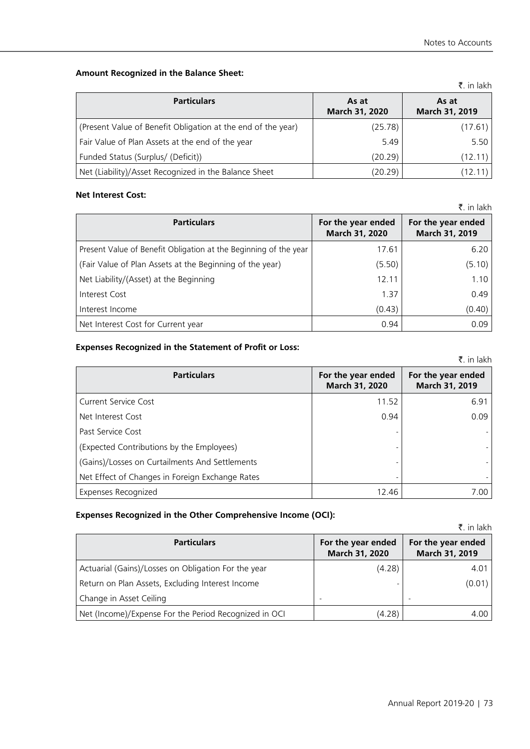**Amount Recognized in the Balance Sheet:**

₹. in lakh

| Particulars | As at March 31, 2020 | As at March 31, 2019 |
|---|---|---|
| (Present Value of Benefit Obligation at the end of the year) | (25.78) | (17.61) |
| Fair Value of Plan Assets at the end of the year | 5.49 | 5.50 |
| Funded Status (Surplus/ (Deficit)) | (20.29) | (12.11) |
| Net (Liability)/Asset Recognized in the Balance Sheet | (20.29) | (12.11) |

**Net Interest Cost:**

₹. in lakh

| Particulars | For the year ended March 31, 2020 | For the year ended March 31, 2019 |
|---|---|---|
| Present Value of Benefit Obligation at the Beginning of the year | 17.61 | 6.20 |
| (Fair Value of Plan Assets at the Beginning of the year) | (5.50) | (5.10) |
| Net Liability/(Asset) at the Beginning | 12.11 | 1.10 |
| Interest Cost | 1.37 | 0.49 |
| Interest Income | (0.43) | (0.40) |
| Net Interest Cost for Current year | 0.94 | 0.09 |

**Expenses Recognized in the Statement of Profit or Loss:**

₹. in lakh

| Particulars | For the year ended March 31, 2020 | For the year ended March 31, 2019 |
|---|---|---|
| Current Service Cost | 11.52 | 6.91 |
| Net Interest Cost | 0.94 | 0.09 |
| Past Service Cost | - | - |
| (Expected Contributions by the Employees) | - | - |
| (Gains)/Losses on Curtailments And Settlements | - | - |
| Net Effect of Changes in Foreign Exchange Rates | - | - |
| Expenses Recognized | 12.46 | 7.00 |

**Expenses Recognized in the Other Comprehensive Income (OCI):**

₹. in lakh

| Particulars | For the year ended March 31, 2020 | For the year ended March 31, 2019 |
|---|---|---|
| Actuarial (Gains)/Losses on Obligation For the year | (4.28) | 4.01 |
| Return on Plan Assets, Excluding Interest Income | - | (0.01) |
| Change in Asset Ceiling | - | - |
| Net (Income)/Expense For the Period Recognized in OCI | (4.28) | 4.00 |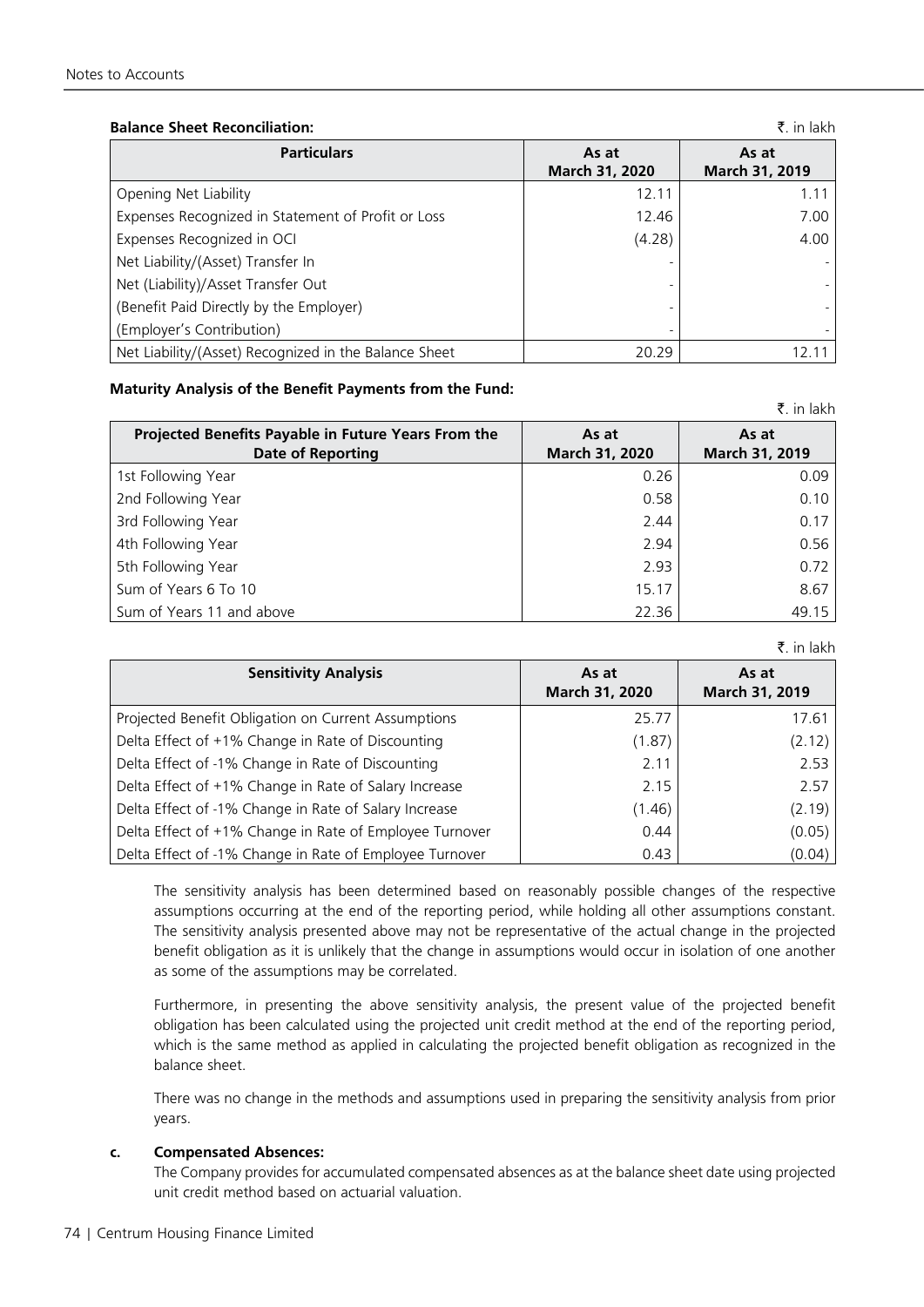**Balance Sheet Reconciliation:**

₹. in lakh

| Particulars | As at March 31, 2020 | As at March 31, 2019 |
|---|---|---|
| Opening Net Liability | 12.11 | 1.11 |
| Expenses Recognized in Statement of Profit or Loss | 12.46 | 7.00 |
| Expenses Recognized in OCI | (4.28) | 4.00 |
| Net Liability/(Asset) Transfer In | - | - |
| Net (Liability)/Asset Transfer Out | - | - |
| (Benefit Paid Directly by the Employer) | - | - |
| (Employer's Contribution) | - | - |
| Net Liability/(Asset) Recognized in the Balance Sheet | 20.29 | 12.11 |

**Maturity Analysis of the Benefit Payments from the Fund:**

₹. in lakh

| Projected Benefits Payable in Future Years From the Date of Reporting | As at March 31, 2020 | As at March 31, 2019 |
|---|---|---|
| 1st Following Year | 0.26 | 0.09 |
| 2nd Following Year | 0.58 | 0.10 |
| 3rd Following Year | 2.44 | 0.17 |
| 4th Following Year | 2.94 | 0.56 |
| 5th Following Year | 2.93 | 0.72 |
| Sum of Years 6 To 10 | 15.17 | 8.67 |
| Sum of Years 11 and above | 22.36 | 49.15 |

₹. in lakh

| Sensitivity Analysis | As at March 31, 2020 | As at March 31, 2019 |
|---|---|---|
| Projected Benefit Obligation on Current Assumptions | 25.77 | 17.61 |
| Delta Effect of +1% Change in Rate of Discounting | (1.87) | (2.12) |
| Delta Effect of -1% Change in Rate of Discounting | 2.11 | 2.53 |
| Delta Effect of +1% Change in Rate of Salary Increase | 2.15 | 2.57 |
| Delta Effect of -1% Change in Rate of Salary Increase | (1.46) | (2.19) |
| Delta Effect of +1% Change in Rate of Employee Turnover | 0.44 | (0.05) |
| Delta Effect of -1% Change in Rate of Employee Turnover | 0.43 | (0.04) |

The sensitivity analysis has been determined based on reasonably possible changes of the respective assumptions occurring at the end of the reporting period, while holding all other assumptions constant. The sensitivity analysis presented above may not be representative of the actual change in the projected benefit obligation as it is unlikely that the change in assumptions would occur in isolation of one another as some of the assumptions may be correlated.

Furthermore, in presenting the above sensitivity analysis, the present value of the projected benefit obligation has been calculated using the projected unit credit method at the end of the reporting period, which is the same method as applied in calculating the projected benefit obligation as recognized in the balance sheet.

There was no change in the methods and assumptions used in preparing the sensitivity analysis from prior years.

**c. Compensated Absences:**

The Company provides for accumulated compensated absences as at the balance sheet date using projected unit credit method based on actuarial valuation.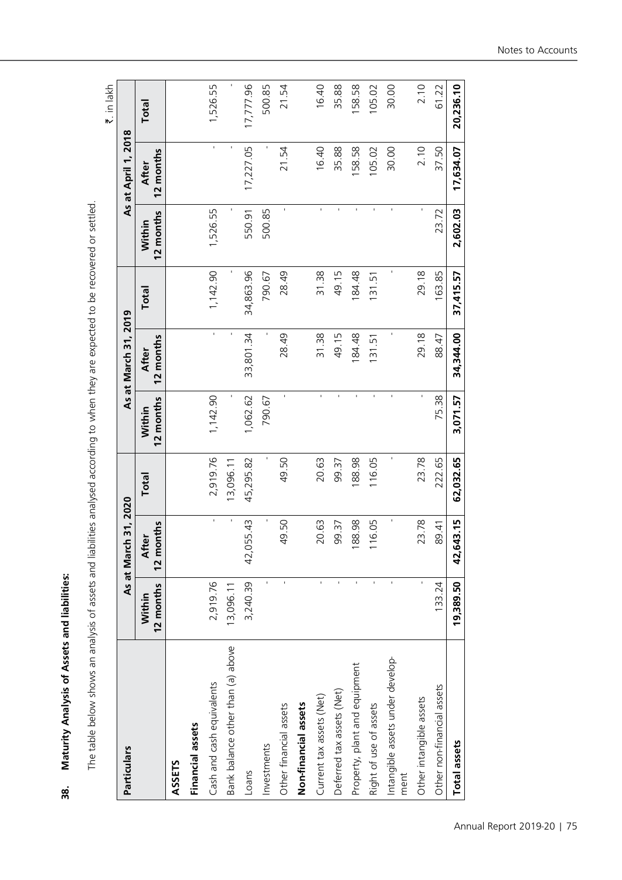## 38. Maturity Analysis of Assets and liabilities:

The table below shows an analysis of assets and liabilities analysed according to when they are expected to be recovered or settled.

₹. in lakh

| Particulars | As at March 31, 2020 | | | As at March 31, 2019 | | | As at April 1, 2018 | | |
|---|---|---|---|---|---|---|---|---|---|
| | Within 12 months | After 12 months | Total | Within 12 months | After 12 months | Total | Within 12 months | After 12 months | Total |
| **ASSETS** | | | | | | | | | |
| **Financial assets** | | | | | | | | | |
| Cash and cash equivalents | 2,919.76 | - | 2,919.76 | 1,142.90 | - | 1,142.90 | 1,526.55 | - | 1,526.55 |
| Bank balance other than (a) above | 13,096.11 | - | 13,096.11 | - | - | - | - | - | - |
| Loans | 3,240.39 | 42,055.43 | 45,295.82 | 1,062.62 | 33,801.34 | 34,863.96 | 550.91 | 17,227.05 | 17,777.96 |
| Investments | - | - | - | 790.67 | - | 790.67 | 500.85 | - | 500.85 |
| Other financial assets | - | 49.50 | 49.50 | - | 28.49 | 28.49 | - | 21.54 | 21.54 |
| **Non-financial assets** | | | | | | | | | |
| Current tax assets (Net) | - | 20.63 | 20.63 | - | 31.38 | 31.38 | - | 16.40 | 16.40 |
| Deferred tax assets (Net) | - | 99.37 | 99.37 | - | 49.15 | 49.15 | - | 35.88 | 35.88 |
| Property, plant and equipment | - | 188.98 | 188.98 | - | 184.48 | 184.48 | - | 158.58 | 158.58 |
| Right of use of assets | - | 116.05 | 116.05 | - | 131.51 | 131.51 | - | 105.02 | 105.02 |
| Intangible assets under development | - | - | - | - | - | - | - | 30.00 | 30.00 |
| Other intangible assets | - | 23.78 | 23.78 | - | 29.18 | 29.18 | - | 2.10 | 2.10 |
| Other non-financial assets | 133.24 | 89.41 | 222.65 | 75.38 | 88.47 | 163.85 | 23.72 | 37.50 | 61.22 |
| **Total assets** | **19,389.50** | **42,643.15** | **62,032.65** | **3,071.57** | **34,344.00** | **37,415.57** | **2,602.03** | **17,634.07** | **20,236.10** |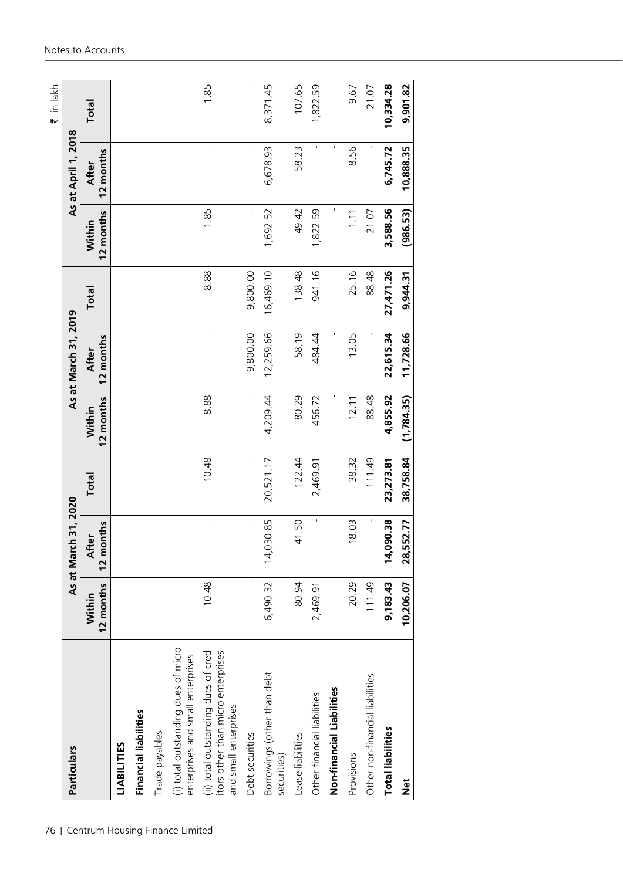₹. in lakh

| Particulars | As at March 31, 2020 | | | As at March 31, 2019 | | | As at April 1, 2018 | | |
|---|---|---|---|---|---|---|---|---|---|
| | Within 12 months | After 12 months | Total | Within 12 months | After 12 months | Total | Within 12 months | After 12 months | Total |
| **LIABILITIES** | | | | | | | | | |
| **Financial liabilities** | | | | | | | | | |
| Trade payables | | | | | | | | | |
| (i) total outstanding dues of micro enterprises and small enterprises | | | | | | | | | |
| (ii) total outstanding dues of creditors other than micro enterprises and small enterprises | 10.48 | - | 10.48 | 8.88 | - | 8.88 | 1.85 | - | 1.85 |
| Debt securities | - | - | - | - | 9,800.00 | 9,800.00 | - | - | - |
| Borrowings (other than debt securities) | 6,490.32 | 14,030.85 | 20,521.17 | 4,209.44 | 12,259.66 | 16,469.10 | 1,692.52 | 6,678.93 | 8,371.45 |
| Lease liabilities | 80.94 | 41.50 | 122.44 | 80.29 | 58.19 | 138.48 | 49.42 | 58.23 | 107.65 |
| Other financial liabilities | 2,469.91 | - | 2,469.91 | 456.72 | 484.44 | 941.16 | 1,822.59 | - | 1,822.59 |
| **Non-financial Liabilities** | | | | - | - | | - | - | |
| Provisions | 20.29 | 18.03 | 38.32 | 12.11 | 13.05 | 25.16 | 1.11 | 8.56 | 9.67 |
| Other non-financial liabilities | 111.49 | - | 111.49 | 88.48 | - | 88.48 | 21.07 | - | 21.07 |
| **Total liabilities** | **9,183.43** | **14,090.38** | **23,273.81** | **4,855.92** | **22,615.34** | **27,471.26** | **3,588.56** | **6,745.72** | **10,334.28** |
| **Net** | **10,206.07** | **28,552.77** | **38,758.84** | **(1,784.35)** | **11,728.66** | **9,944.31** | **(986.53)** | **10,888.35** | **9,901.82** |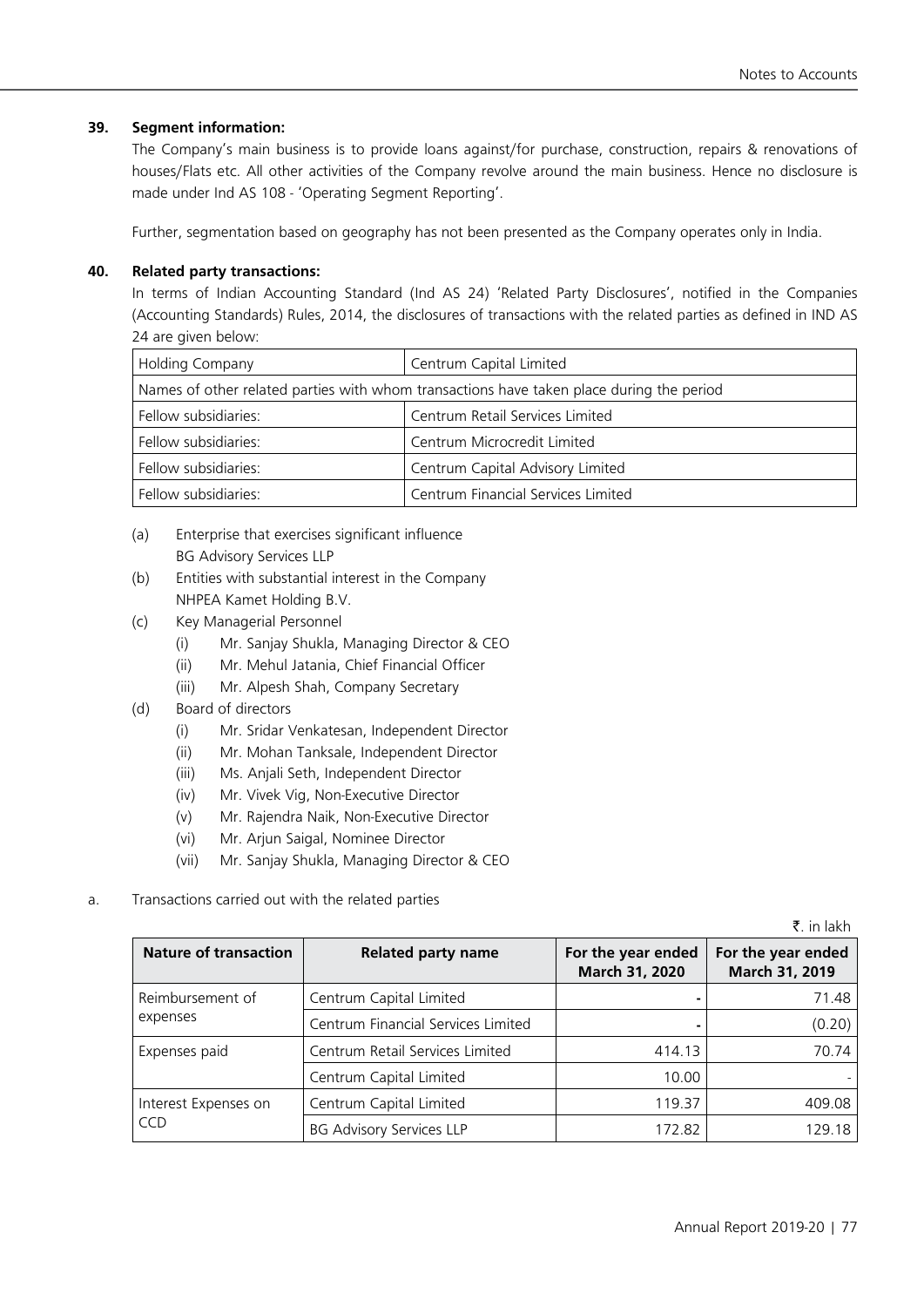**39. Segment information:**

The Company's main business is to provide loans against/for purchase, construction, repairs & renovations of houses/Flats etc. All other activities of the Company revolve around the main business. Hence no disclosure is made under Ind AS 108 - 'Operating Segment Reporting'.

Further, segmentation based on geography has not been presented as the Company operates only in India.

**40. Related party transactions:**

In terms of Indian Accounting Standard (Ind AS 24) 'Related Party Disclosures', notified in the Companies (Accounting Standards) Rules, 2014, the disclosures of transactions with the related parties as defined in IND AS 24 are given below:

| Holding Company | Centrum Capital Limited |
|---|---|
| Names of other related parties with whom transactions have taken place during the period | |
| Fellow subsidiaries: | Centrum Retail Services Limited |
| Fellow subsidiaries: | Centrum Microcredit Limited |
| Fellow subsidiaries: | Centrum Capital Advisory Limited |
| Fellow subsidiaries: | Centrum Financial Services Limited |

(a) Enterprise that exercises significant influence
BG Advisory Services LLP

(b) Entities with substantial interest in the Company
NHPEA Kamet Holding B.V.

(c) Key Managerial Personnel
   (i) Mr. Sanjay Shukla, Managing Director & CEO
   (ii) Mr. Mehul Jatania, Chief Financial Officer
   (iii) Mr. Alpesh Shah, Company Secretary

(d) Board of directors
   (i) Mr. Sridar Venkatesan, Independent Director
   (ii) Mr. Mohan Tanksale, Independent Director
   (iii) Ms. Anjali Seth, Independent Director
   (iv) Mr. Vivek Vig, Non-Executive Director
   (v) Mr. Rajendra Naik, Non-Executive Director
   (vi) Mr. Arjun Saigal, Nominee Director
   (vii) Mr. Sanjay Shukla, Managing Director & CEO

a. Transactions carried out with the related parties

₹. in lakh

| Nature of transaction | Related party name | For the year ended March 31, 2020 | For the year ended March 31, 2019 |
|---|---|---|---|
| Reimbursement of expenses | Centrum Capital Limited | - | 71.48 |
| | Centrum Financial Services Limited | - | (0.20) |
| Expenses paid | Centrum Retail Services Limited | 414.13 | 70.74 |
| | Centrum Capital Limited | 10.00 | - |
| Interest Expenses on CCD | Centrum Capital Limited | 119.37 | 409.08 |
| | BG Advisory Services LLP | 172.82 | 129.18 |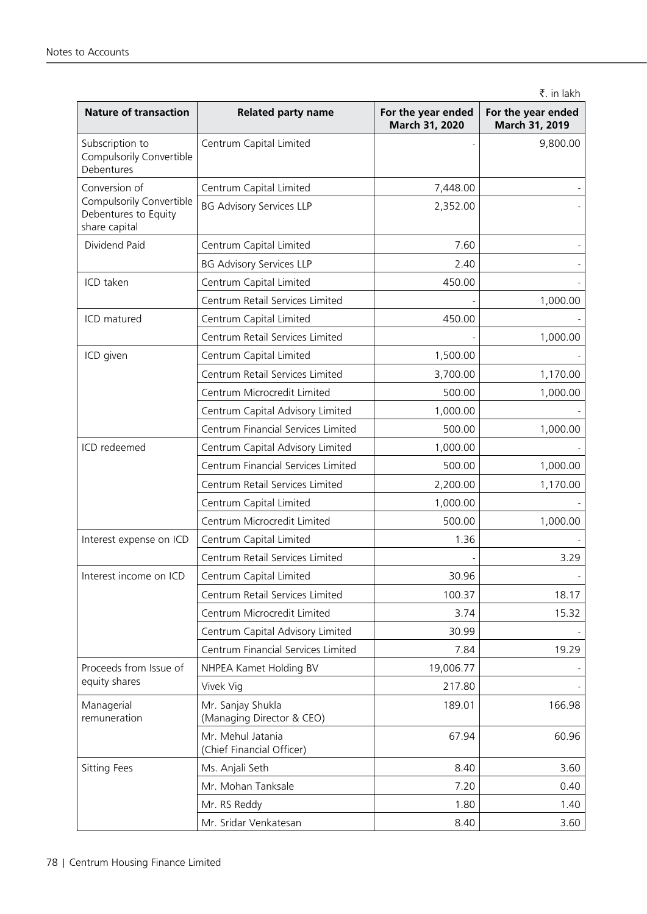₹. in lakh

| Nature of transaction | Related party name | For the year ended March 31, 2020 | For the year ended March 31, 2019 |
|---|---|---|---|
| Subscription to Compulsorily Convertible Debentures | Centrum Capital Limited | - | 9,800.00 |
| Conversion of Compulsorily Convertible Debentures to Equity share capital | Centrum Capital Limited | 7,448.00 | - |
| | BG Advisory Services LLP | 2,352.00 | - |
| Dividend Paid | Centrum Capital Limited | 7.60 | - |
| | BG Advisory Services LLP | 2.40 | - |
| ICD taken | Centrum Capital Limited | 450.00 | - |
| | Centrum Retail Services Limited | - | 1,000.00 |
| ICD matured | Centrum Capital Limited | 450.00 | - |
| | Centrum Retail Services Limited | - | 1,000.00 |
| ICD given | Centrum Capital Limited | 1,500.00 | - |
| | Centrum Retail Services Limited | 3,700.00 | 1,170.00 |
| | Centrum Microcredit Limited | 500.00 | 1,000.00 |
| | Centrum Capital Advisory Limited | 1,000.00 | - |
| | Centrum Financial Services Limited | 500.00 | 1,000.00 |
| ICD redeemed | Centrum Capital Advisory Limited | 1,000.00 | - |
| | Centrum Financial Services Limited | 500.00 | 1,000.00 |
| | Centrum Retail Services Limited | 2,200.00 | 1,170.00 |
| | Centrum Capital Limited | 1,000.00 | - |
| | Centrum Microcredit Limited | 500.00 | 1,000.00 |
| Interest expense on ICD | Centrum Capital Limited | 1.36 | - |
| | Centrum Retail Services Limited | - | 3.29 |
| Interest income on ICD | Centrum Capital Limited | 30.96 | - |
| | Centrum Retail Services Limited | 100.37 | 18.17 |
| | Centrum Microcredit Limited | 3.74 | 15.32 |
| | Centrum Capital Advisory Limited | 30.99 | - |
| | Centrum Financial Services Limited | 7.84 | 19.29 |
| Proceeds from Issue of equity shares | NHPEA Kamet Holding BV | 19,006.77 | - |
| | Vivek Vig | 217.80 | - |
| Managerial remuneration | Mr. Sanjay Shukla (Managing Director & CEO) | 189.01 | 166.98 |
| | Mr. Mehul Jatania (Chief Financial Officer) | 67.94 | 60.96 |
| Sitting Fees | Ms. Anjali Seth | 8.40 | 3.60 |
| | Mr. Mohan Tanksale | 7.20 | 0.40 |
| | Mr. RS Reddy | 1.80 | 1.40 |
| | Mr. Sridar Venkatesan | 8.40 | 3.60 |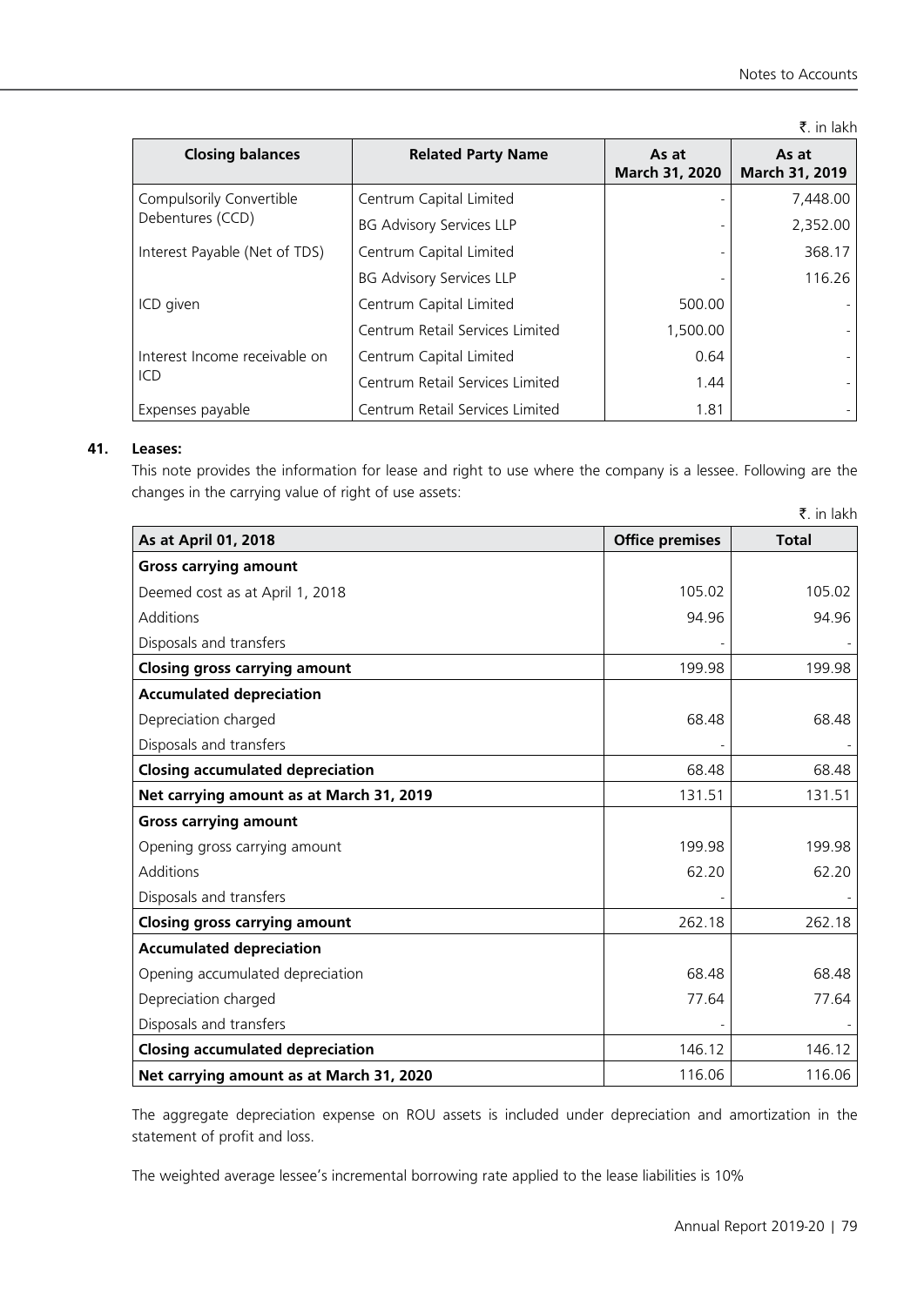₹. in lakh

| Closing balances | Related Party Name | As at March 31, 2020 | As at March 31, 2019 |
|---|---|---|---|
| Compulsorily Convertible Debentures (CCD) | Centrum Capital Limited | - | 7,448.00 |
| | BG Advisory Services LLP | - | 2,352.00 |
| Interest Payable (Net of TDS) | Centrum Capital Limited | - | 368.17 |
| | BG Advisory Services LLP | - | 116.26 |
| ICD given | Centrum Capital Limited | 500.00 | - |
| | Centrum Retail Services Limited | 1,500.00 | - |
| Interest Income receivable on ICD | Centrum Capital Limited | 0.64 | - |
| | Centrum Retail Services Limited | 1.44 | - |
| Expenses payable | Centrum Retail Services Limited | 1.81 | - |

**41. Leases:**

This note provides the information for lease and right to use where the company is a lessee. Following are the changes in the carrying value of right of use assets:

₹. in lakh

| As at April 01, 2018 | Office premises | Total |
|---|---|---|
| **Gross carrying amount** | | |
| Deemed cost as at April 1, 2018 | 105.02 | 105.02 |
| Additions | 94.96 | 94.96 |
| Disposals and transfers | - | - |
| **Closing gross carrying amount** | 199.98 | 199.98 |
| **Accumulated depreciation** | | |
| Depreciation charged | 68.48 | 68.48 |
| Disposals and transfers | - | - |
| **Closing accumulated depreciation** | 68.48 | 68.48 |
| **Net carrying amount as at March 31, 2019** | 131.51 | 131.51 |
| **Gross carrying amount** | | |
| Opening gross carrying amount | 199.98 | 199.98 |
| Additions | 62.20 | 62.20 |
| Disposals and transfers | - | - |
| **Closing gross carrying amount** | 262.18 | 262.18 |
| **Accumulated depreciation** | | |
| Opening accumulated depreciation | 68.48 | 68.48 |
| Depreciation charged | 77.64 | 77.64 |
| Disposals and transfers | - | - |
| **Closing accumulated depreciation** | 146.12 | 146.12 |
| **Net carrying amount as at March 31, 2020** | 116.06 | 116.06 |

The aggregate depreciation expense on ROU assets is included under depreciation and amortization in the statement of profit and loss.

The weighted average lessee's incremental borrowing rate applied to the lease liabilities is 10%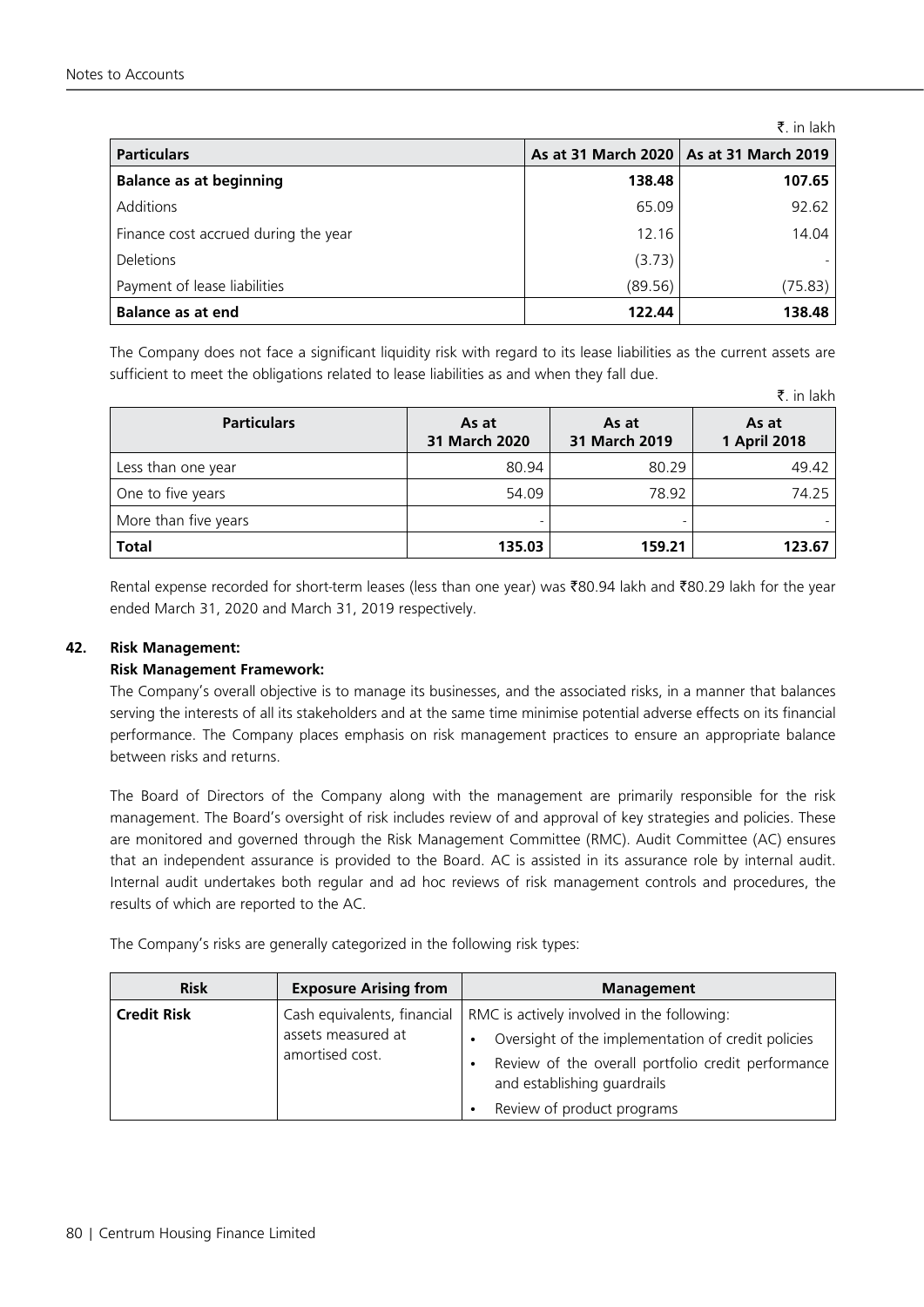₹. in lakh

| Particulars | As at 31 March 2020 | As at 31 March 2019 |
|---|---|---|
| **Balance as at beginning** | **138.48** | **107.65** |
| Additions | 65.09 | 92.62 |
| Finance cost accrued during the year | 12.16 | 14.04 |
| Deletions | (3.73) | - |
| Payment of lease liabilities | (89.56) | (75.83) |
| **Balance as at end** | **122.44** | **138.48** |

The Company does not face a significant liquidity risk with regard to its lease liabilities as the current assets are sufficient to meet the obligations related to lease liabilities as and when they fall due.

₹. in lakh

| Particulars | As at 31 March 2020 | As at 31 March 2019 | As at 1 April 2018 |
|---|---|---|---|
| Less than one year | 80.94 | 80.29 | 49.42 |
| One to five years | 54.09 | 78.92 | 74.25 |
| More than five years | - | - | - |
| **Total** | **135.03** | **159.21** | **123.67** |

Rental expense recorded for short-term leases (less than one year) was ₹80.94 lakh and ₹80.29 lakh for the year ended March 31, 2020 and March 31, 2019 respectively.

## 42. Risk Management:

### Risk Management Framework:

The Company's overall objective is to manage its businesses, and the associated risks, in a manner that balances serving the interests of all its stakeholders and at the same time minimise potential adverse effects on its financial performance. The Company places emphasis on risk management practices to ensure an appropriate balance between risks and returns.

The Board of Directors of the Company along with the management are primarily responsible for the risk management. The Board's oversight of risk includes review of and approval of key strategies and policies. These are monitored and governed through the Risk Management Committee (RMC). Audit Committee (AC) ensures that an independent assurance is provided to the Board. AC is assisted in its assurance role by internal audit. Internal audit undertakes both regular and ad hoc reviews of risk management controls and procedures, the results of which are reported to the AC.

The Company's risks are generally categorized in the following risk types:

| Risk | Exposure Arising from | Management |
|---|---|---|
| **Credit Risk** | Cash equivalents, financial assets measured at amortised cost. | RMC is actively involved in the following:<br>• Oversight of the implementation of credit policies<br>• Review of the overall portfolio credit performance and establishing guardrails<br>• Review of product programs |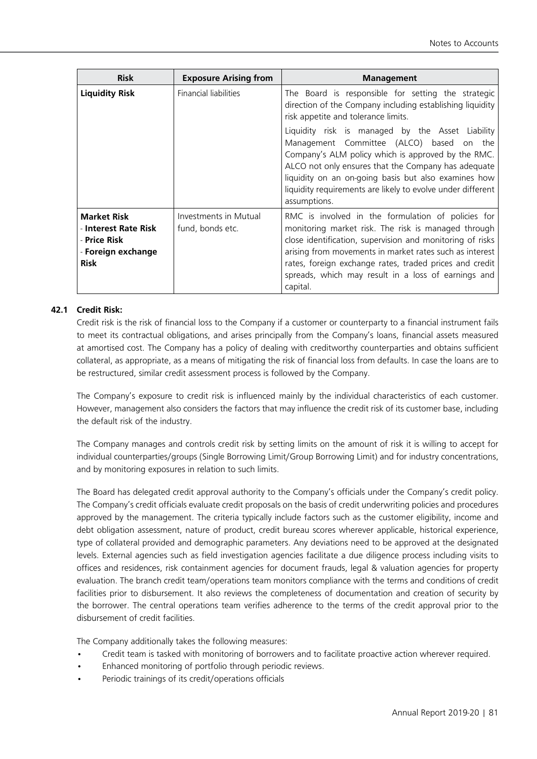| Risk | Exposure Arising from | Management |
|---|---|---|
| **Liquidity Risk** | Financial liabilities | The Board is responsible for setting the strategic direction of the Company including establishing liquidity risk appetite and tolerance limits.<br><br>Liquidity risk is managed by the Asset Liability Management Committee (ALCO) based on the Company's ALM policy which is approved by the RMC. ALCO not only ensures that the Company has adequate liquidity on an on-going basis but also examines how liquidity requirements are likely to evolve under different assumptions. |
| **Market Risk**<br>- **Interest Rate Risk**<br>- **Price Risk**<br>- **Foreign exchange Risk** | Investments in Mutual fund, bonds etc. | RMC is involved in the formulation of policies for monitoring market risk. The risk is managed through close identification, supervision and monitoring of risks arising from movements in market rates such as interest rates, foreign exchange rates, traded prices and credit spreads, which may result in a loss of earnings and capital. |

## 42.1 Credit Risk:

Credit risk is the risk of financial loss to the Company if a customer or counterparty to a financial instrument fails to meet its contractual obligations, and arises principally from the Company's loans, financial assets measured at amortised cost. The Company has a policy of dealing with creditworthy counterparties and obtains sufficient collateral, as appropriate, as a means of mitigating the risk of financial loss from defaults. In case the loans are to be restructured, similar credit assessment process is followed by the Company.

The Company's exposure to credit risk is influenced mainly by the individual characteristics of each customer. However, management also considers the factors that may influence the credit risk of its customer base, including the default risk of the industry.

The Company manages and controls credit risk by setting limits on the amount of risk it is willing to accept for individual counterparties/groups (Single Borrowing Limit/Group Borrowing Limit) and for industry concentrations, and by monitoring exposures in relation to such limits.

The Board has delegated credit approval authority to the Company's officials under the Company's credit policy. The Company's credit officials evaluate credit proposals on the basis of credit underwriting policies and procedures approved by the management. The criteria typically include factors such as the customer eligibility, income and debt obligation assessment, nature of product, credit bureau scores wherever applicable, historical experience, type of collateral provided and demographic parameters. Any deviations need to be approved at the designated levels. External agencies such as field investigation agencies facilitate a due diligence process including visits to offices and residences, risk containment agencies for document frauds, legal & valuation agencies for property evaluation. The branch credit team/operations team monitors compliance with the terms and conditions of credit facilities prior to disbursement. It also reviews the completeness of documentation and creation of security by the borrower. The central operations team verifies adherence to the terms of the credit approval prior to the disbursement of credit facilities.

The Company additionally takes the following measures:

- Credit team is tasked with monitoring of borrowers and to facilitate proactive action wherever required.
- Enhanced monitoring of portfolio through periodic reviews.
- Periodic trainings of its credit/operations officials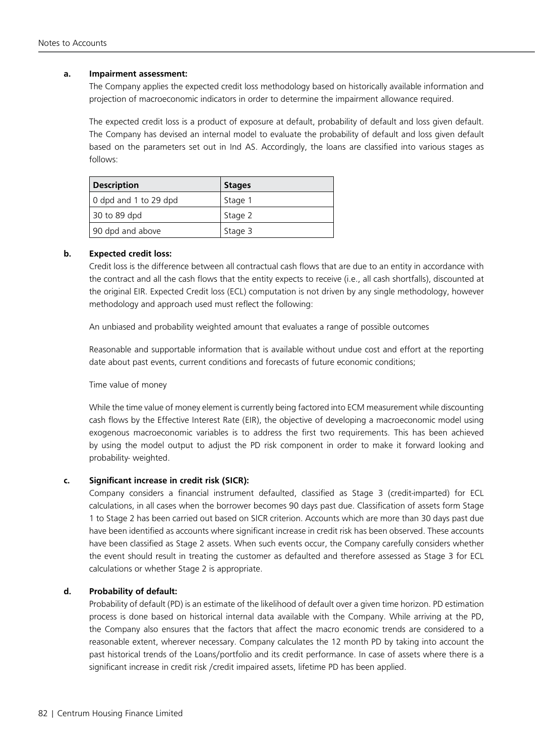**a. Impairment assessment:**

The Company applies the expected credit loss methodology based on historically available information and projection of macroeconomic indicators in order to determine the impairment allowance required.

The expected credit loss is a product of exposure at default, probability of default and loss given default. The Company has devised an internal model to evaluate the probability of default and loss given default based on the parameters set out in Ind AS. Accordingly, the loans are classified into various stages as follows:

| Description | Stages |
|---|---|
| 0 dpd and 1 to 29 dpd | Stage 1 |
| 30 to 89 dpd | Stage 2 |
| 90 dpd and above | Stage 3 |

**b. Expected credit loss:**

Credit loss is the difference between all contractual cash flows that are due to an entity in accordance with the contract and all the cash flows that the entity expects to receive (i.e., all cash shortfalls), discounted at the original EIR. Expected Credit loss (ECL) computation is not driven by any single methodology, however methodology and approach used must reflect the following:

An unbiased and probability weighted amount that evaluates a range of possible outcomes

Reasonable and supportable information that is available without undue cost and effort at the reporting date about past events, current conditions and forecasts of future economic conditions;

Time value of money

While the time value of money element is currently being factored into ECM measurement while discounting cash flows by the Effective Interest Rate (EIR), the objective of developing a macroeconomic model using exogenous macroeconomic variables is to address the first two requirements. This has been achieved by using the model output to adjust the PD risk component in order to make it forward looking and probability- weighted.

**c. Significant increase in credit risk (SICR):**

Company considers a financial instrument defaulted, classified as Stage 3 (credit-imparted) for ECL calculations, in all cases when the borrower becomes 90 days past due. Classification of assets form Stage 1 to Stage 2 has been carried out based on SICR criterion. Accounts which are more than 30 days past due have been identified as accounts where significant increase in credit risk has been observed. These accounts have been classified as Stage 2 assets. When such events occur, the Company carefully considers whether the event should result in treating the customer as defaulted and therefore assessed as Stage 3 for ECL calculations or whether Stage 2 is appropriate.

**d. Probability of default:**

Probability of default (PD) is an estimate of the likelihood of default over a given time horizon. PD estimation process is done based on historical internal data available with the Company. While arriving at the PD, the Company also ensures that the factors that affect the macro economic trends are considered to a reasonable extent, wherever necessary. Company calculates the 12 month PD by taking into account the past historical trends of the Loans/portfolio and its credit performance. In case of assets where there is a significant increase in credit risk /credit impaired assets, lifetime PD has been applied.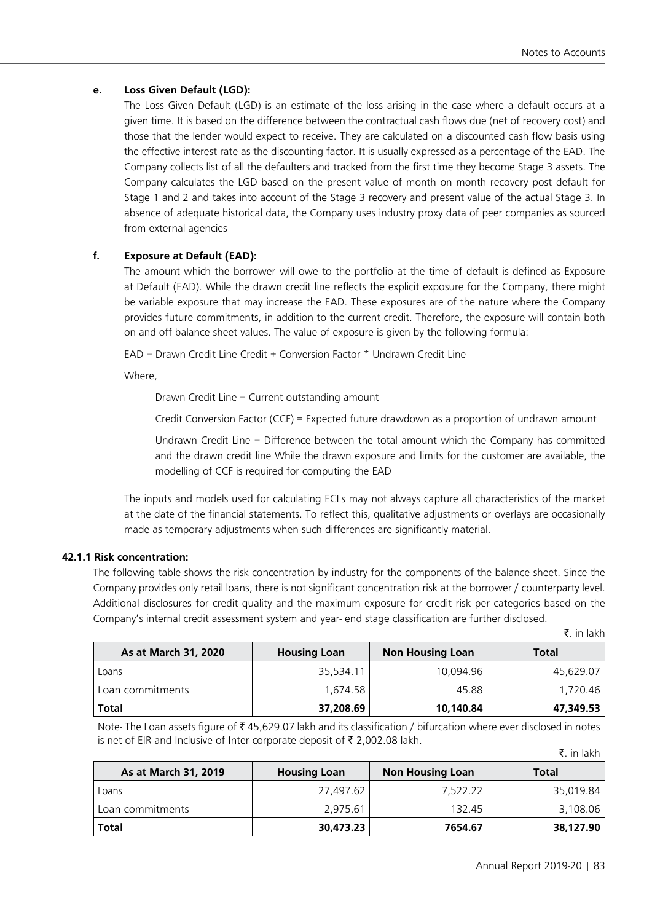**e. Loss Given Default (LGD):**

The Loss Given Default (LGD) is an estimate of the loss arising in the case where a default occurs at a given time. It is based on the difference between the contractual cash flows due (net of recovery cost) and those that the lender would expect to receive. They are calculated on a discounted cash flow basis using the effective interest rate as the discounting factor. It is usually expressed as a percentage of the EAD. The Company collects list of all the defaulters and tracked from the first time they become Stage 3 assets. The Company calculates the LGD based on the present value of month on month recovery post default for Stage 1 and 2 and takes into account of the Stage 3 recovery and present value of the actual Stage 3. In absence of adequate historical data, the Company uses industry proxy data of peer companies as sourced from external agencies

**f. Exposure at Default (EAD):**

The amount which the borrower will owe to the portfolio at the time of default is defined as Exposure at Default (EAD). While the drawn credit line reflects the explicit exposure for the Company, there might be variable exposure that may increase the EAD. These exposures are of the nature where the Company provides future commitments, in addition to the current credit. Therefore, the exposure will contain both on and off balance sheet values. The value of exposure is given by the following formula:

EAD = Drawn Credit Line Credit + Conversion Factor * Undrawn Credit Line

Where,

Drawn Credit Line = Current outstanding amount

Credit Conversion Factor (CCF) = Expected future drawdown as a proportion of undrawn amount

Undrawn Credit Line = Difference between the total amount which the Company has committed and the drawn credit line While the drawn exposure and limits for the customer are available, the modelling of CCF is required for computing the EAD

The inputs and models used for calculating ECLs may not always capture all characteristics of the market at the date of the financial statements. To reflect this, qualitative adjustments or overlays are occasionally made as temporary adjustments when such differences are significantly material.

**42.1.1 Risk concentration:**

The following table shows the risk concentration by industry for the components of the balance sheet. Since the Company provides only retail loans, there is not significant concentration risk at the borrower / counterparty level. Additional disclosures for credit quality and the maximum exposure for credit risk per categories based on the Company's internal credit assessment system and year- end stage classification are further disclosed.

₹. in lakh

| As at March 31, 2020 | Housing Loan | Non Housing Loan | Total |
|---|---|---|---|
| Loans | 35,534.11 | 10,094.96 | 45,629.07 |
| Loan commitments | 1,674.58 | 45.88 | 1,720.46 |
| **Total** | **37,208.69** | **10,140.84** | **47,349.53** |

Note- The Loan assets figure of ₹ 45,629.07 lakh and its classification / bifurcation where ever disclosed in notes is net of EIR and Inclusive of Inter corporate deposit of ₹ 2,002.08 lakh.

₹. in lakh

| As at March 31, 2019 | Housing Loan | Non Housing Loan | Total |
|---|---|---|---|
| Loans | 27,497.62 | 7,522.22 | 35,019.84 |
| Loan commitments | 2,975.61 | 132.45 | 3,108.06 |
| **Total** | **30,473.23** | **7654.67** | **38,127.90** |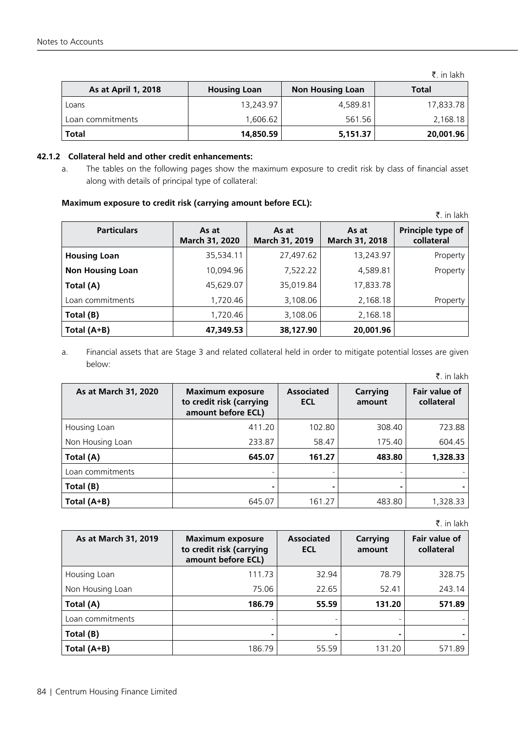₹. in lakh

| As at April 1, 2018 | Housing Loan | Non Housing Loan | Total |
|---|---|---|---|
| Loans | 13,243.97 | 4,589.81 | 17,833.78 |
| Loan commitments | 1,606.62 | 561.56 | 2,168.18 |
| **Total** | **14,850.59** | **5,151.37** | **20,001.96** |

**42.1.2 Collateral held and other credit enhancements:**

a. The tables on the following pages show the maximum exposure to credit risk by class of financial asset along with details of principal type of collateral:

**Maximum exposure to credit risk (carrying amount before ECL):**

₹. in lakh

| Particulars | As at March 31, 2020 | As at March 31, 2019 | As at March 31, 2018 | Principle type of collateral |
|---|---|---|---|---|
| **Housing Loan** | 35,534.11 | 27,497.62 | 13,243.97 | Property |
| **Non Housing Loan** | 10,094.96 | 7,522.22 | 4,589.81 | Property |
| **Total (A)** | 45,629.07 | 35,019.84 | 17,833.78 | |
| Loan commitments | 1,720.46 | 3,108.06 | 2,168.18 | Property |
| **Total (B)** | 1,720.46 | 3,108.06 | 2,168.18 | |
| **Total (A+B)** | **47,349.53** | **38,127.90** | **20,001.96** | |

a. Financial assets that are Stage 3 and related collateral held in order to mitigate potential losses are given below:

₹. in lakh

| As at March 31, 2020 | Maximum exposure to credit risk (carrying amount before ECL) | Associated ECL | Carrying amount | Fair value of collateral |
|---|---|---|---|---|
| Housing Loan | 411.20 | 102.80 | 308.40 | 723.88 |
| Non Housing Loan | 233.87 | 58.47 | 175.40 | 604.45 |
| **Total (A)** | **645.07** | **161.27** | **483.80** | **1,328.33** |
| Loan commitments | - | - | - | - |
| **Total (B)** | **-** | **-** | **-** | **-** |
| **Total (A+B)** | 645.07 | 161.27 | 483.80 | 1,328.33 |

₹. in lakh

| As at March 31, 2019 | Maximum exposure to credit risk (carrying amount before ECL) | Associated ECL | Carrying amount | Fair value of collateral |
|---|---|---|---|---|
| Housing Loan | 111.73 | 32.94 | 78.79 | 328.75 |
| Non Housing Loan | 75.06 | 22.65 | 52.41 | 243.14 |
| **Total (A)** | **186.79** | **55.59** | **131.20** | **571.89** |
| Loan commitments | - | - | - | - |
| **Total (B)** | **-** | **-** | **-** | **-** |
| **Total (A+B)** | 186.79 | 55.59 | 131.20 | 571.89 |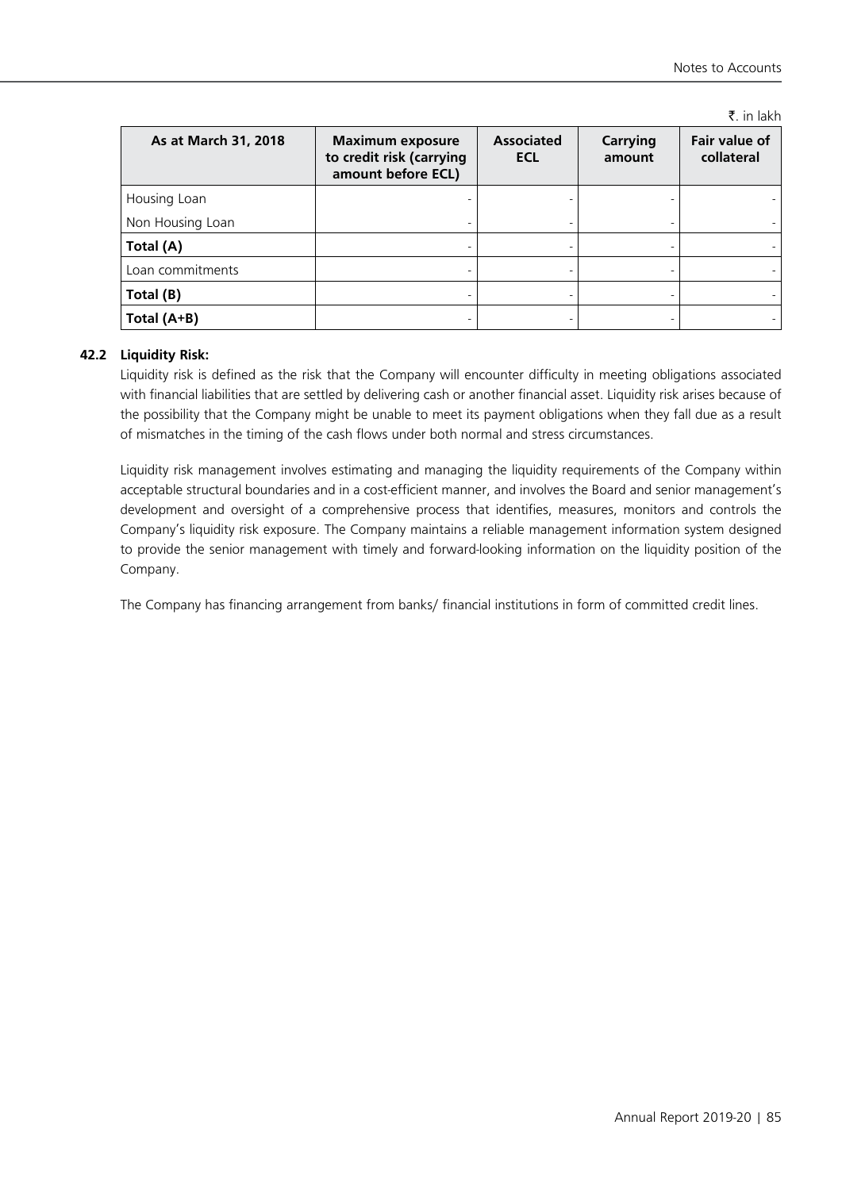₹. in lakh

| As at March 31, 2018 | Maximum exposure to credit risk (carrying amount before ECL) | Associated ECL | Carrying amount | Fair value of collateral |
|---|---|---|---|---|
| Housing Loan | - | - | - | - |
| Non Housing Loan | - | - | - | - |
| **Total (A)** | - | - | - | - |
| Loan commitments | - | - | - | - |
| **Total (B)** | - | - | - | - |
| **Total (A+B)** | - | - | - | - |

**42.2 Liquidity Risk:**

Liquidity risk is defined as the risk that the Company will encounter difficulty in meeting obligations associated with financial liabilities that are settled by delivering cash or another financial asset. Liquidity risk arises because of the possibility that the Company might be unable to meet its payment obligations when they fall due as a result of mismatches in the timing of the cash flows under both normal and stress circumstances.

Liquidity risk management involves estimating and managing the liquidity requirements of the Company within acceptable structural boundaries and in a cost-efficient manner, and involves the Board and senior management's development and oversight of a comprehensive process that identifies, measures, monitors and controls the Company's liquidity risk exposure. The Company maintains a reliable management information system designed to provide the senior management with timely and forward-looking information on the liquidity position of the Company.

The Company has financing arrangement from banks/ financial institutions in form of committed credit lines.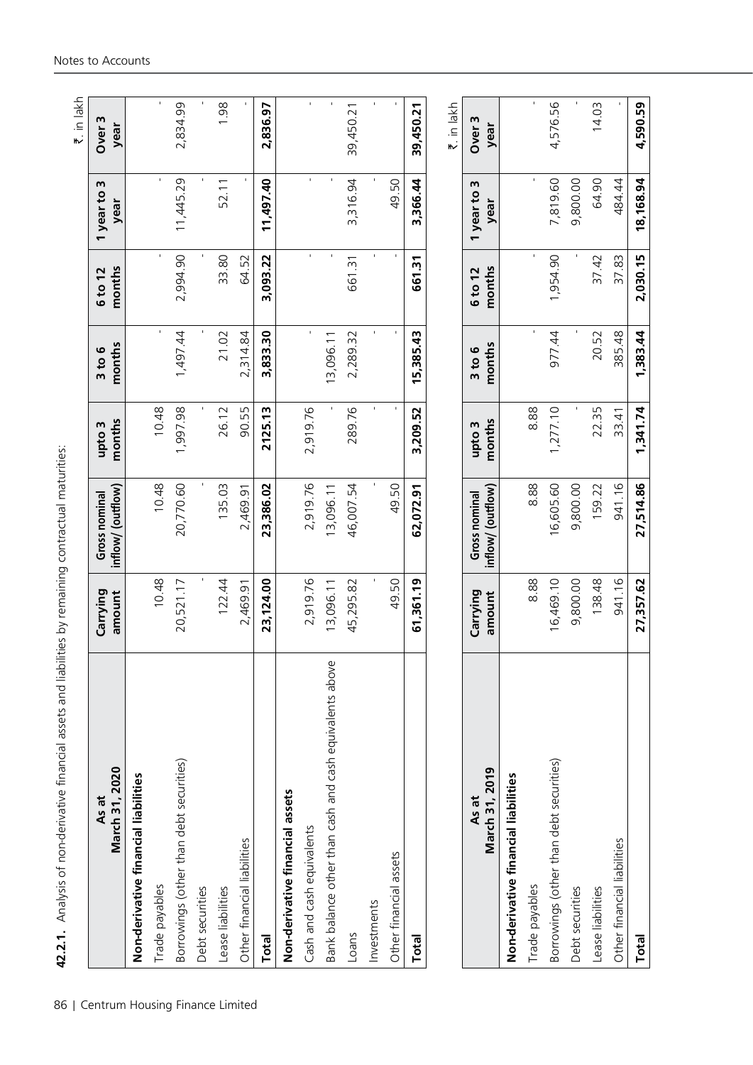**42.2.1.** Analysis of non-derivative financial assets and liabilities by remaining contractual maturities:

₹. in lakh

| As at March 31, 2020 | Carrying amount | Gross nominal inflow/ (outflow) | upto 3 months | 3 to 6 months | 6 to 12 months | 1 year to 3 year | Over 3 year |
|---|---|---|---|---|---|---|---|
| **Non-derivative financial liabilities** | | | | | | | |
| Trade payables | 10.48 | 10.48 | 10.48 | - | - | - | - |
| Borrowings (other than debt securities) | 20,521.17 | 20,770.60 | 1,997.98 | 1,497.44 | 2,994.90 | 11,445.29 | 2,834.99 |
| Debt securities | - | - | - | - | - | - | - |
| Lease liabilities | 122.44 | 135.03 | 26.12 | 21.02 | 33.80 | 52.11 | 1.98 |
| Other financial liabilities | 2,469.91 | 2,469.91 | 90.55 | 2,314.84 | 64.52 | - | - |
| **Total** | **23,124.00** | **23,386.02** | **2125.13** | **3,833.30** | **3,093.22** | **11,497.40** | **2,836.97** |
| **Non-derivative financial assets** | | | | | | | |
| Cash and cash equivalents | 2,919.76 | 2,919.76 | 2,919.76 | - | - | - | - |
| Bank balance other than cash and cash equivalents above | 13,096.11 | 13,096.11 | - | 13,096.11 | - | - | - |
| Loans | 45,295.82 | 46,007.54 | 289.76 | 2,289.32 | 661.31 | 3,316.94 | 39,450.21 |
| Investments | - | - | - | - | - | - | - |
| Other financial assets | 49.50 | 49.50 | - | - | - | 49.50 | - |
| **Total** | **61,361.19** | **62,072.91** | **3,209.52** | **15,385.43** | **661.31** | **3,366.44** | **39,450.21** |

₹. in lakh

| As at March 31, 2019 | Carrying amount | Gross nominal inflow/ (outflow) | upto 3 months | 3 to 6 months | 6 to 12 months | 1 year to 3 year | Over 3 year |
|---|---|---|---|---|---|---|---|
| **Non-derivative financial liabilities** | | | | | | | |
| Trade payables | 8.88 | 8.88 | 8.88 | - | - | - | - |
| Borrowings (other than debt securities) | 16,469.10 | 16,605.60 | 1,277.10 | 977.44 | 1,954.90 | 7,819.60 | 4,576.56 |
| Debt securities | 9,800.00 | 9,800.00 | - | - | - | 9,800.00 | - |
| Lease liabilities | 138.48 | 159.22 | 22.35 | 20.52 | 37.42 | 64.90 | 14.03 |
| Other financial liabilities | 941.16 | 941.16 | 33.41 | 385.48 | 37.83 | 484.44 | - |
| **Total** | **27,357.62** | **27,514.86** | **1,341.74** | **1,383.44** | **2,030.15** | **18,168.94** | **4,590.59** |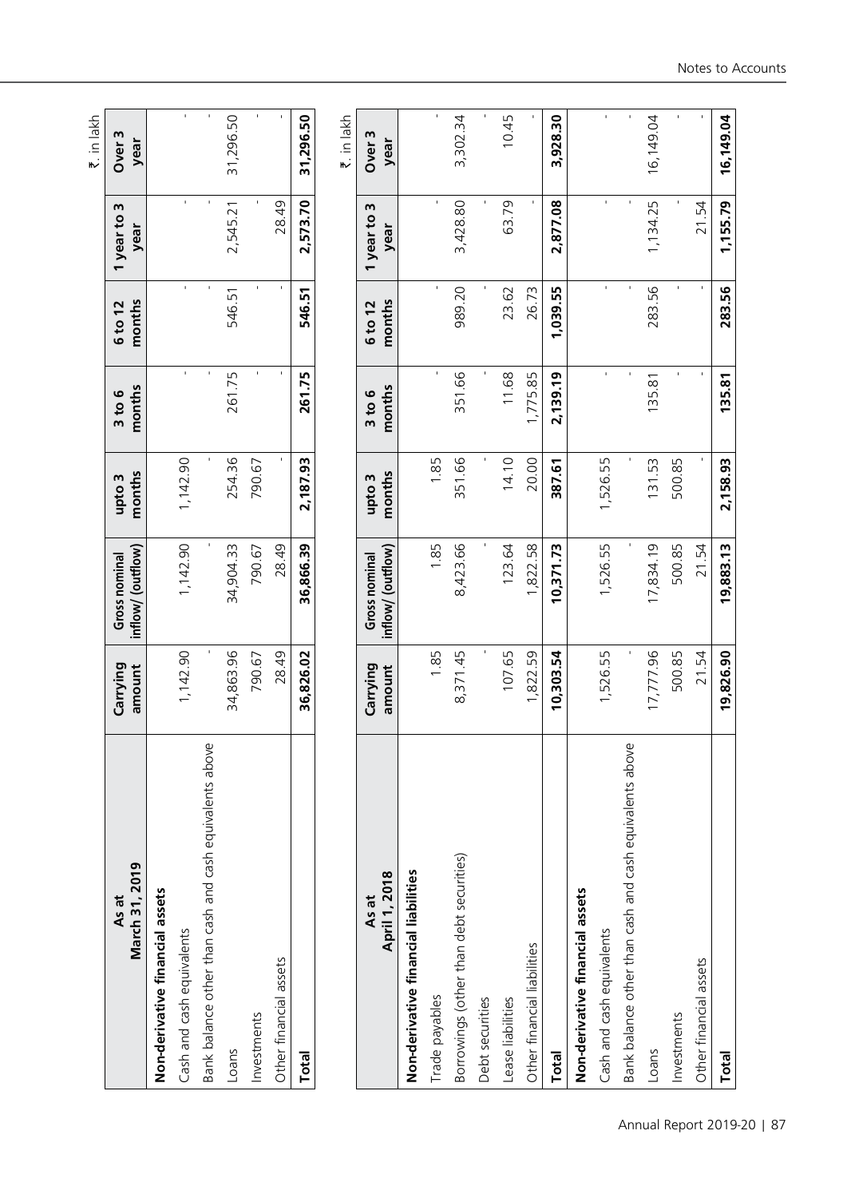₹. in lakh

| As at March 31, 2019 | Carrying amount | Gross nominal inflow/ (outflow) | upto 3 months | 3 to 6 months | 6 to 12 months | 1 year to 3 year | Over 3 year |
|---|---|---|---|---|---|---|---|
| **Non-derivative financial assets** | | | | | | | |
| Cash and cash equivalents | 1,142.90 | 1,142.90 | 1,142.90 | - | - | - | - |
| Bank balance other than cash and cash equivalents above | - | - | - | - | - | - | - |
| Loans | 34,863.96 | 34,904.33 | 254.36 | 261.75 | 546.51 | 2,545.21 | 31,296.50 |
| Investments | 790.67 | 790.67 | 790.67 | - | - | - | - |
| Other financial assets | 28.49 | 28.49 | - | - | - | 28.49 | - |
| **Total** | **36,826.02** | **36,866.39** | **2,187.93** | **261.75** | **546.51** | **2,573.70** | **31,296.50** |

₹. in lakh

| As at April 1, 2018 | Carrying amount | Gross nominal inflow/ (outflow) | upto 3 months | 3 to 6 months | 6 to 12 months | 1 year to 3 year | Over 3 year |
|---|---|---|---|---|---|---|---|
| **Non-derivative financial liabilities** | | | | | | | |
| Trade payables | 1.85 | 1.85 | 1.85 | - | - | - | - |
| Borrowings (other than debt securities) | 8,371.45 | 8,423.66 | 351.66 | 351.66 | 989.20 | 3,428.80 | 3,302.34 |
| Debt securities | - | - | - | - | - | - | - |
| Lease liabilities | 107.65 | 123.64 | 14.10 | 11.68 | 23.62 | 63.79 | 10.45 |
| Other financial liabilities | 1,822.59 | 1,822.58 | 20.00 | 1,775.85 | 26.73 | - | - |
| **Total** | **10,303.54** | **10,371.73** | **387.61** | **2,139.19** | **1,039.55** | **2,877.08** | **3,928.30** |
| **Non-derivative financial assets** | | | | | | | |
| Cash and cash equivalents | 1,526.55 | 1,526.55 | 1,526.55 | - | - | - | - |
| Bank balance other than cash and cash equivalents above | - | - | - | - | - | - | - |
| Loans | 17,777.96 | 17,834.19 | 131.53 | 135.81 | 283.56 | 1,134.25 | 16,149.04 |
| Investments | 500.85 | 500.85 | 500.85 | - | - | - | - |
| Other financial assets | 21.54 | 21.54 | - | - | - | 21.54 | - |
| **Total** | **19,826.90** | **19,883.13** | **2,158.93** | **135.81** | **283.56** | **1,155.79** | **16,149.04** |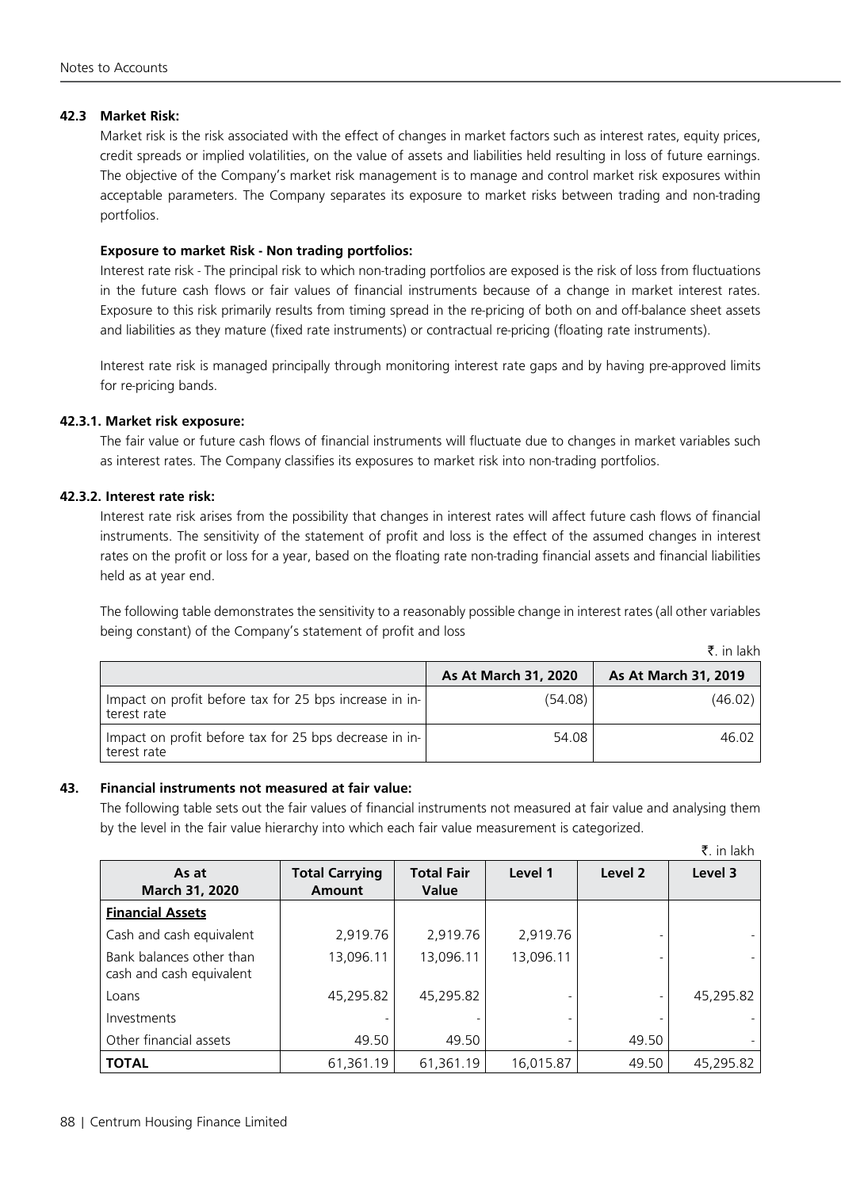### 42.3 Market Risk:

Market risk is the risk associated with the effect of changes in market factors such as interest rates, equity prices, credit spreads or implied volatilities, on the value of assets and liabilities held resulting in loss of future earnings. The objective of the Company's market risk management is to manage and control market risk exposures within acceptable parameters. The Company separates its exposure to market risks between trading and non-trading portfolios.

**Exposure to market Risk - Non trading portfolios:**

Interest rate risk - The principal risk to which non-trading portfolios are exposed is the risk of loss from fluctuations in the future cash flows or fair values of financial instruments because of a change in market interest rates. Exposure to this risk primarily results from timing spread in the re-pricing of both on and off-balance sheet assets and liabilities as they mature (fixed rate instruments) or contractual re-pricing (floating rate instruments).

Interest rate risk is managed principally through monitoring interest rate gaps and by having pre-approved limits for re-pricing bands.

#### 42.3.1. Market risk exposure:

The fair value or future cash flows of financial instruments will fluctuate due to changes in market variables such as interest rates. The Company classifies its exposures to market risk into non-trading portfolios.

#### 42.3.2. Interest rate risk:

Interest rate risk arises from the possibility that changes in interest rates will affect future cash flows of financial instruments. The sensitivity of the statement of profit and loss is the effect of the assumed changes in interest rates on the profit or loss for a year, based on the floating rate non-trading financial assets and financial liabilities held as at year end.

The following table demonstrates the sensitivity to a reasonably possible change in interest rates (all other variables being constant) of the Company's statement of profit and loss

₹. in lakh

| | As At March 31, 2020 | As At March 31, 2019 |
|---|---|---|
| Impact on profit before tax for 25 bps increase in interest rate | (54.08) | (46.02) |
| Impact on profit before tax for 25 bps decrease in interest rate | 54.08 | 46.02 |

### 43. Financial instruments not measured at fair value:

The following table sets out the fair values of financial instruments not measured at fair value and analysing them by the level in the fair value hierarchy into which each fair value measurement is categorized.

₹. in lakh

| As at March 31, 2020 | Total Carrying Amount | Total Fair Value | Level 1 | Level 2 | Level 3 |
|---|---|---|---|---|---|
| **Financial Assets** | | | | | |
| Cash and cash equivalent | 2,919.76 | 2,919.76 | 2,919.76 | - | - |
| Bank balances other than cash and cash equivalent | 13,096.11 | 13,096.11 | 13,096.11 | - | - |
| Loans | 45,295.82 | 45,295.82 | - | - | 45,295.82 |
| Investments | - | - | - | - | - |
| Other financial assets | 49.50 | 49.50 | - | 49.50 | - |
| **TOTAL** | 61,361.19 | 61,361.19 | 16,015.87 | 49.50 | 45,295.82 |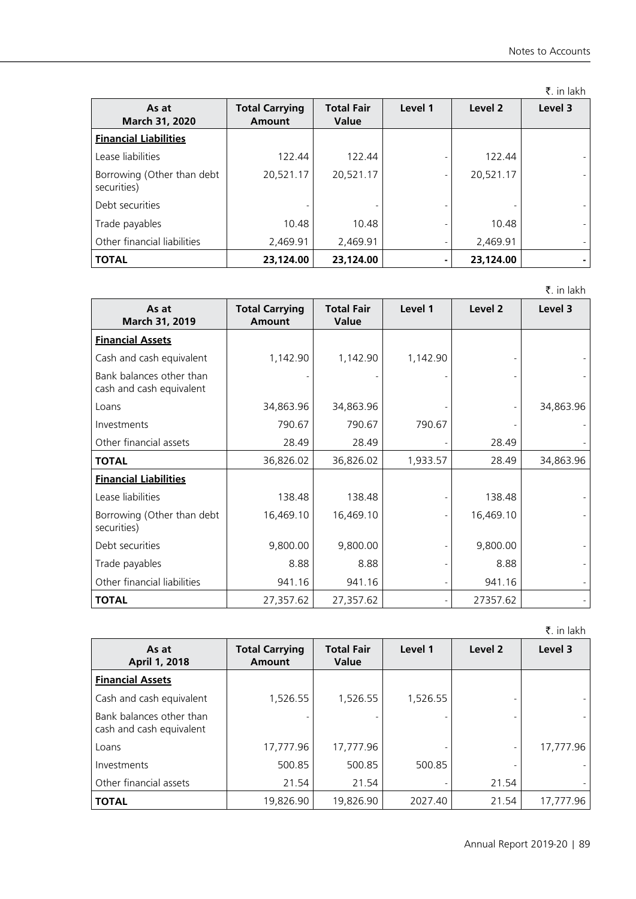₹. in lakh

| As at March 31, 2020 | Total Carrying Amount | Total Fair Value | Level 1 | Level 2 | Level 3 |
|---|---|---|---|---|---|
| **Financial Liabilities** | | | | | |
| Lease liabilities | 122.44 | 122.44 | - | 122.44 | - |
| Borrowing (Other than debt securities) | 20,521.17 | 20,521.17 | - | 20,521.17 | - |
| Debt securities | - | - | - | - | - |
| Trade payables | 10.48 | 10.48 | - | 10.48 | - |
| Other financial liabilities | 2,469.91 | 2,469.91 | - | 2,469.91 | - |
| **TOTAL** | **23,124.00** | **23,124.00** | **-** | **23,124.00** | **-** |

₹. in lakh

| As at March 31, 2019 | Total Carrying Amount | Total Fair Value | Level 1 | Level 2 | Level 3 |
|---|---|---|---|---|---|
| **Financial Assets** | | | | | |
| Cash and cash equivalent | 1,142.90 | 1,142.90 | 1,142.90 | - | - |
| Bank balances other than cash and cash equivalent | - | - | - | - | - |
| Loans | 34,863.96 | 34,863.96 | - | - | 34,863.96 |
| Investments | 790.67 | 790.67 | 790.67 | - | - |
| Other financial assets | 28.49 | 28.49 | - | 28.49 | - |
| **TOTAL** | 36,826.02 | 36,826.02 | 1,933.57 | 28.49 | 34,863.96 |
| **Financial Liabilities** | | | | | |
| Lease liabilities | 138.48 | 138.48 | - | 138.48 | - |
| Borrowing (Other than debt securities) | 16,469.10 | 16,469.10 | - | 16,469.10 | - |
| Debt securities | 9,800.00 | 9,800.00 | - | 9,800.00 | - |
| Trade payables | 8.88 | 8.88 | - | 8.88 | - |
| Other financial liabilities | 941.16 | 941.16 | - | 941.16 | - |
| **TOTAL** | 27,357.62 | 27,357.62 | - | 27357.62 | - |

₹. in lakh

| As at April 1, 2018 | Total Carrying Amount | Total Fair Value | Level 1 | Level 2 | Level 3 |
|---|---|---|---|---|---|
| **Financial Assets** | | | | | |
| Cash and cash equivalent | 1,526.55 | 1,526.55 | 1,526.55 | - | - |
| Bank balances other than cash and cash equivalent | - | - | - | - | - |
| Loans | 17,777.96 | 17,777.96 | - | - | 17,777.96 |
| Investments | 500.85 | 500.85 | 500.85 | - | - |
| Other financial assets | 21.54 | 21.54 | - | 21.54 | - |
| **TOTAL** | 19,826.90 | 19,826.90 | 2027.40 | 21.54 | 17,777.96 |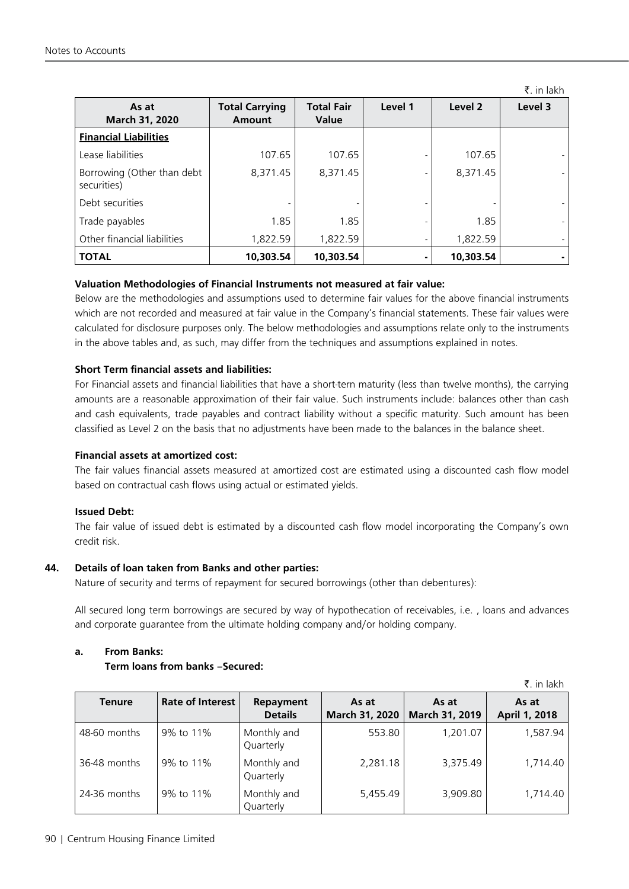₹. in lakh

| As at March 31, 2020 | Total Carrying Amount | Total Fair Value | Level 1 | Level 2 | Level 3 |
|---|---|---|---|---|---|
| **Financial Liabilities** | | | | | |
| Lease liabilities | 107.65 | 107.65 | - | 107.65 | - |
| Borrowing (Other than debt securities) | 8,371.45 | 8,371.45 | - | 8,371.45 | - |
| Debt securities | - | - | - | - | - |
| Trade payables | 1.85 | 1.85 | - | 1.85 | - |
| Other financial liabilities | 1,822.59 | 1,822.59 | - | 1,822.59 | - |
| **TOTAL** | **10,303.54** | **10,303.54** | **-** | **10,303.54** | **-** |

**Valuation Methodologies of Financial Instruments not measured at fair value:**

Below are the methodologies and assumptions used to determine fair values for the above financial instruments which are not recorded and measured at fair value in the Company's financial statements. These fair values were calculated for disclosure purposes only. The below methodologies and assumptions relate only to the instruments in the above tables and, as such, may differ from the techniques and assumptions explained in notes.

**Short Term financial assets and liabilities:**

For Financial assets and financial liabilities that have a short-tern maturity (less than twelve months), the carrying amounts are a reasonable approximation of their fair value. Such instruments include: balances other than cash and cash equivalents, trade payables and contract liability without a specific maturity. Such amount has been classified as Level 2 on the basis that no adjustments have been made to the balances in the balance sheet.

**Financial assets at amortized cost:**

The fair values financial assets measured at amortized cost are estimated using a discounted cash flow model based on contractual cash flows using actual or estimated yields.

**Issued Debt:**

The fair value of issued debt is estimated by a discounted cash flow model incorporating the Company's own credit risk.

**44. Details of loan taken from Banks and other parties:**

Nature of security and terms of repayment for secured borrowings (other than debentures):

All secured long term borrowings are secured by way of hypothecation of receivables, i.e. , loans and advances and corporate guarantee from the ultimate holding company and/or holding company.

**a. From Banks:**

**Term loans from banks –Secured:**

₹. in lakh

| Tenure | Rate of Interest | Repayment Details | As at March 31, 2020 | As at March 31, 2019 | As at April 1, 2018 |
|---|---|---|---|---|---|
| 48-60 months | 9% to 11% | Monthly and Quarterly | 553.80 | 1,201.07 | 1,587.94 |
| 36-48 months | 9% to 11% | Monthly and Quarterly | 2,281.18 | 3,375.49 | 1,714.40 |
| 24-36 months | 9% to 11% | Monthly and Quarterly | 5,455.49 | 3,909.80 | 1,714.40 |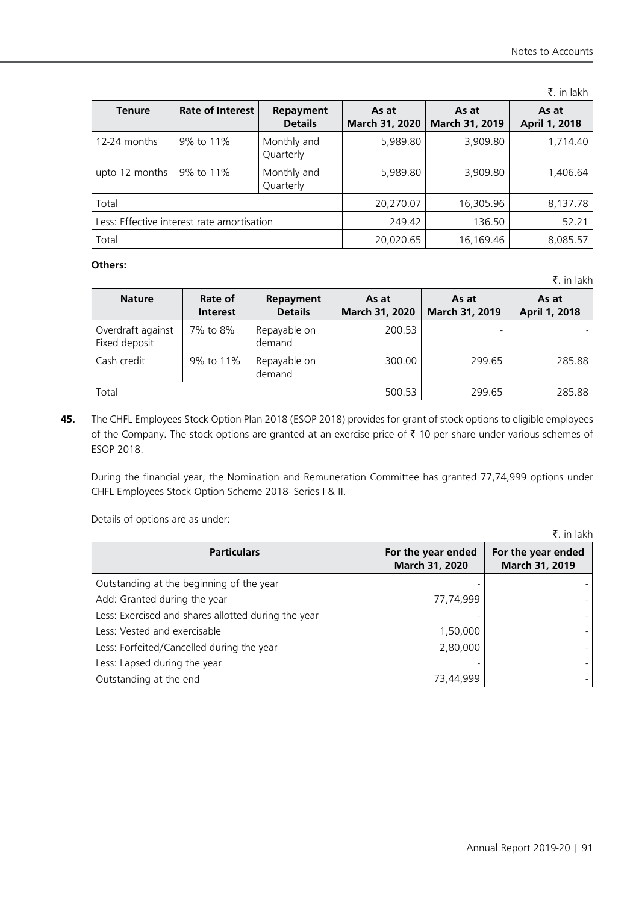₹. in lakh

| Tenure | Rate of Interest | Repayment Details | As at March 31, 2020 | As at March 31, 2019 | As at April 1, 2018 |
|---|---|---|---|---|---|
| 12-24 months | 9% to 11% | Monthly and Quarterly | 5,989.80 | 3,909.80 | 1,714.40 |
| upto 12 months | 9% to 11% | Monthly and Quarterly | 5,989.80 | 3,909.80 | 1,406.64 |
| Total | | | 20,270.07 | 16,305.96 | 8,137.78 |
| Less: Effective interest rate amortisation | | | 249.42 | 136.50 | 52.21 |
| Total | | | 20,020.65 | 16,169.46 | 8,085.57 |

**Others:**

₹. in lakh

| Nature | Rate of Interest | Repayment Details | As at March 31, 2020 | As at March 31, 2019 | As at April 1, 2018 |
|---|---|---|---|---|---|
| Overdraft against Fixed deposit | 7% to 8% | Repayable on demand | 200.53 | - | - |
| Cash credit | 9% to 11% | Repayable on demand | 300.00 | 299.65 | 285.88 |
| Total | | | 500.53 | 299.65 | 285.88 |

**45.** The CHFL Employees Stock Option Plan 2018 (ESOP 2018) provides for grant of stock options to eligible employees of the Company. The stock options are granted at an exercise price of ₹ 10 per share under various schemes of ESOP 2018.

During the financial year, the Nomination and Remuneration Committee has granted 77,74,999 options under CHFL Employees Stock Option Scheme 2018- Series I & II.

Details of options are as under:

₹. in lakh

| Particulars | For the year ended March 31, 2020 | For the year ended March 31, 2019 |
|---|---|---|
| Outstanding at the beginning of the year | - | - |
| Add: Granted during the year | 77,74,999 | - |
| Less: Exercised and shares allotted during the year | - | - |
| Less: Vested and exercisable | 1,50,000 | - |
| Less: Forfeited/Cancelled during the year | 2,80,000 | - |
| Less: Lapsed during the year | - | - |
| Outstanding at the end | 73,44,999 | - |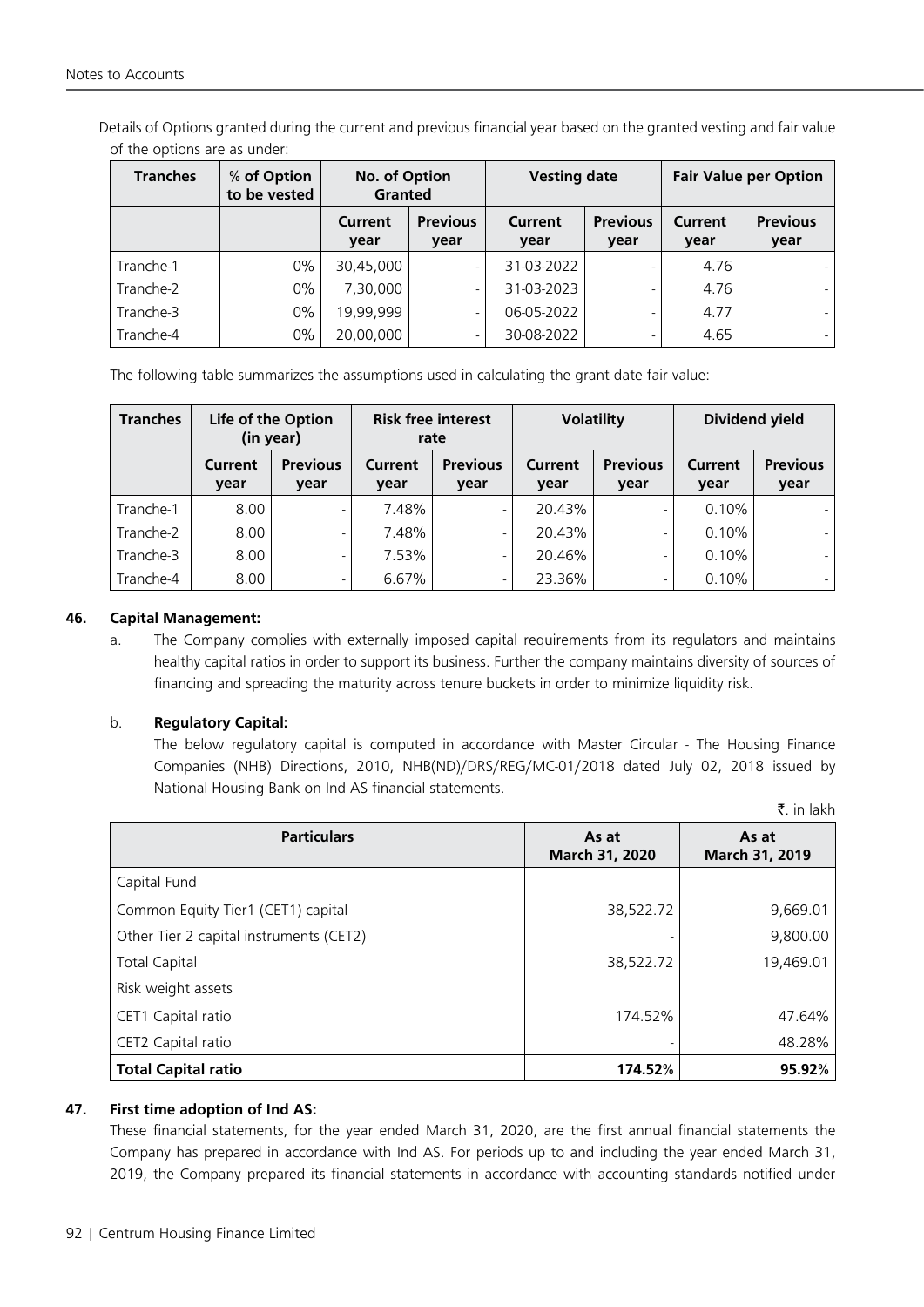Details of Options granted during the current and previous financial year based on the granted vesting and fair value of the options are as under:

| Tranches | % of Option to be vested | No. of Option Granted | | Vesting date | | Fair Value per Option | |
|---|---|---|---|---|---|---|---|
| | | Current year | Previous year | Current year | Previous year | Current year | Previous year |
| Tranche-1 | 0% | 30,45,000 | - | 31-03-2022 | - | 4.76 | - |
| Tranche-2 | 0% | 7,30,000 | - | 31-03-2023 | - | 4.76 | - |
| Tranche-3 | 0% | 19,99,999 | - | 06-05-2022 | - | 4.77 | - |
| Tranche-4 | 0% | 20,00,000 | - | 30-08-2022 | - | 4.65 | - |

The following table summarizes the assumptions used in calculating the grant date fair value:

| Tranches | Life of the Option (in year) | | Risk free interest rate | | Volatility | | Dividend yield | |
|---|---|---|---|---|---|---|---|---|
| | Current year | Previous year | Current year | Previous year | Current year | Previous year | Current year | Previous year |
| Tranche-1 | 8.00 | - | 7.48% | - | 20.43% | - | 0.10% | - |
| Tranche-2 | 8.00 | - | 7.48% | - | 20.43% | - | 0.10% | - |
| Tranche-3 | 8.00 | - | 7.53% | - | 20.46% | - | 0.10% | - |
| Tranche-4 | 8.00 | - | 6.67% | - | 23.36% | - | 0.10% | - |

## 46. Capital Management:

a. The Company complies with externally imposed capital requirements from its regulators and maintains healthy capital ratios in order to support its business. Further the company maintains diversity of sources of financing and spreading the maturity across tenure buckets in order to minimize liquidity risk.

b. **Regulatory Capital:**

The below regulatory capital is computed in accordance with Master Circular - The Housing Finance Companies (NHB) Directions, 2010, NHB(ND)/DRS/REG/MC-01/2018 dated July 02, 2018 issued by National Housing Bank on Ind AS financial statements.

₹. in lakh

| Particulars | As at March 31, 2020 | As at March 31, 2019 |
|---|---|---|
| Capital Fund | | |
| Common Equity Tier1 (CET1) capital | 38,522.72 | 9,669.01 |
| Other Tier 2 capital instruments (CET2) | - | 9,800.00 |
| Total Capital | 38,522.72 | 19,469.01 |
| Risk weight assets | | |
| CET1 Capital ratio | 174.52% | 47.64% |
| CET2 Capital ratio | - | 48.28% |
| **Total Capital ratio** | **174.52%** | **95.92%** |

## 47. First time adoption of Ind AS:

These financial statements, for the year ended March 31, 2020, are the first annual financial statements the Company has prepared in accordance with Ind AS. For periods up to and including the year ended March 31, 2019, the Company prepared its financial statements in accordance with accounting standards notified under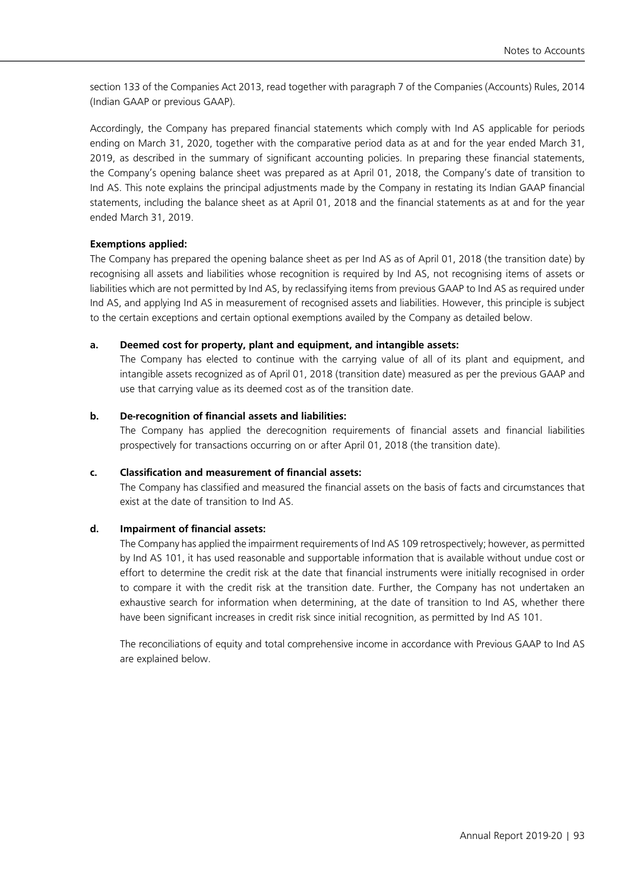section 133 of the Companies Act 2013, read together with paragraph 7 of the Companies (Accounts) Rules, 2014 (Indian GAAP or previous GAAP).

Accordingly, the Company has prepared financial statements which comply with Ind AS applicable for periods ending on March 31, 2020, together with the comparative period data as at and for the year ended March 31, 2019, as described in the summary of significant accounting policies. In preparing these financial statements, the Company's opening balance sheet was prepared as at April 01, 2018, the Company's date of transition to Ind AS. This note explains the principal adjustments made by the Company in restating its Indian GAAP financial statements, including the balance sheet as at April 01, 2018 and the financial statements as at and for the year ended March 31, 2019.

**Exemptions applied:**

The Company has prepared the opening balance sheet as per Ind AS as of April 01, 2018 (the transition date) by recognising all assets and liabilities whose recognition is required by Ind AS, not recognising items of assets or liabilities which are not permitted by Ind AS, by reclassifying items from previous GAAP to Ind AS as required under Ind AS, and applying Ind AS in measurement of recognised assets and liabilities. However, this principle is subject to the certain exceptions and certain optional exemptions availed by the Company as detailed below.

**a. Deemed cost for property, plant and equipment, and intangible assets:**

The Company has elected to continue with the carrying value of all of its plant and equipment, and intangible assets recognized as of April 01, 2018 (transition date) measured as per the previous GAAP and use that carrying value as its deemed cost as of the transition date.

**b. De-recognition of financial assets and liabilities:**

The Company has applied the derecognition requirements of financial assets and financial liabilities prospectively for transactions occurring on or after April 01, 2018 (the transition date).

**c. Classification and measurement of financial assets:**

The Company has classified and measured the financial assets on the basis of facts and circumstances that exist at the date of transition to Ind AS.

**d. Impairment of financial assets:**

The Company has applied the impairment requirements of Ind AS 109 retrospectively; however, as permitted by Ind AS 101, it has used reasonable and supportable information that is available without undue cost or effort to determine the credit risk at the date that financial instruments were initially recognised in order to compare it with the credit risk at the transition date. Further, the Company has not undertaken an exhaustive search for information when determining, at the date of transition to Ind AS, whether there have been significant increases in credit risk since initial recognition, as permitted by Ind AS 101.

The reconciliations of equity and total comprehensive income in accordance with Previous GAAP to Ind AS are explained below.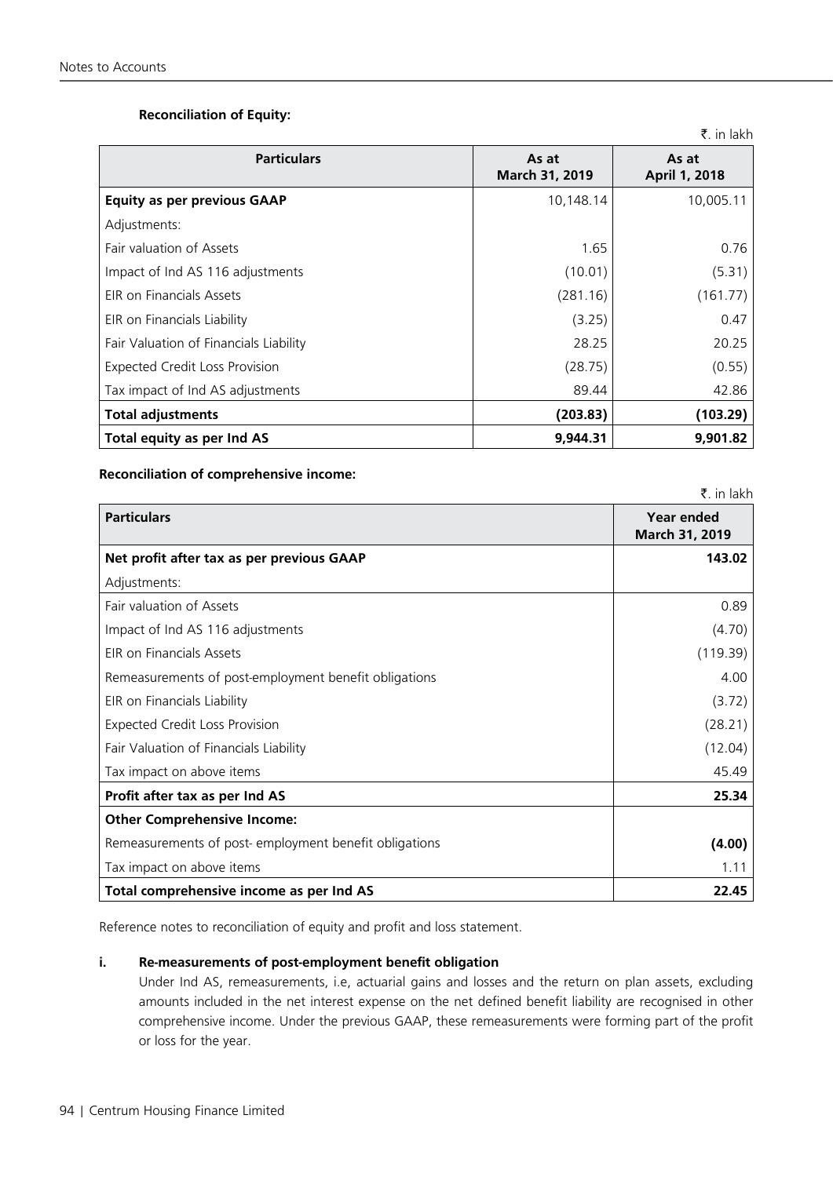**Reconciliation of Equity:**

₹. in lakh

| Particulars | As at March 31, 2019 | As at April 1, 2018 |
|---|---|---|
| **Equity as per previous GAAP** | 10,148.14 | 10,005.11 |
| Adjustments: | | |
| Fair valuation of Assets | 1.65 | 0.76 |
| Impact of Ind AS 116 adjustments | (10.01) | (5.31) |
| EIR on Financials Assets | (281.16) | (161.77) |
| EIR on Financials Liability | (3.25) | 0.47 |
| Fair Valuation of Financials Liability | 28.25 | 20.25 |
| Expected Credit Loss Provision | (28.75) | (0.55) |
| Tax impact of Ind AS adjustments | 89.44 | 42.86 |
| **Total adjustments** | **(203.83)** | **(103.29)** |
| **Total equity as per Ind AS** | **9,944.31** | **9,901.82** |

**Reconciliation of comprehensive income:**

₹. in lakh

| Particulars | Year ended March 31, 2019 |
|---|---|
| **Net profit after tax as per previous GAAP** | **143.02** |
| Adjustments: | |
| Fair valuation of Assets | 0.89 |
| Impact of Ind AS 116 adjustments | (4.70) |
| EIR on Financials Assets | (119.39) |
| Remeasurements of post-employment benefit obligations | 4.00 |
| EIR on Financials Liability | (3.72) |
| Expected Credit Loss Provision | (28.21) |
| Fair Valuation of Financials Liability | (12.04) |
| Tax impact on above items | 45.49 |
| **Profit after tax as per Ind AS** | **25.34** |
| **Other Comprehensive Income:** | |
| Remeasurements of post- employment benefit obligations | **(4.00)** |
| Tax impact on above items | 1.11 |
| **Total comprehensive income as per Ind AS** | **22.45** |

Reference notes to reconciliation of equity and profit and loss statement.

**i. Re-measurements of post-employment benefit obligation**

Under Ind AS, remeasurements, i.e, actuarial gains and losses and the return on plan assets, excluding amounts included in the net interest expense on the net defined benefit liability are recognised in other comprehensive income. Under the previous GAAP, these remeasurements were forming part of the profit or loss for the year.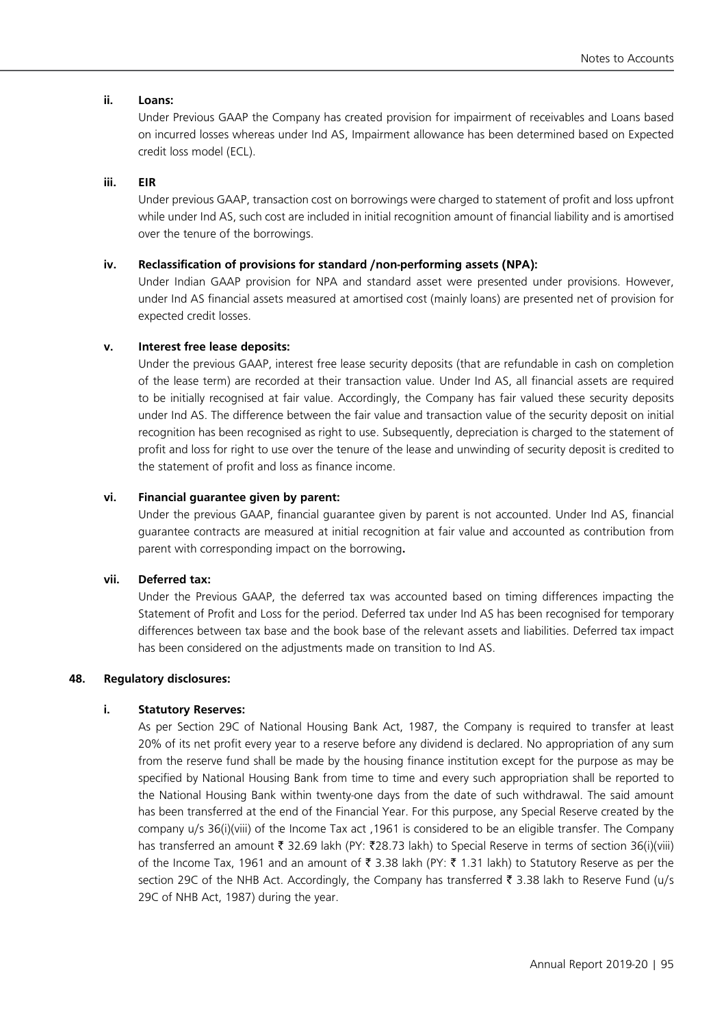**ii. Loans:**

Under Previous GAAP the Company has created provision for impairment of receivables and Loans based on incurred losses whereas under Ind AS, Impairment allowance has been determined based on Expected credit loss model (ECL).

**iii. EIR**

Under previous GAAP, transaction cost on borrowings were charged to statement of profit and loss upfront while under Ind AS, such cost are included in initial recognition amount of financial liability and is amortised over the tenure of the borrowings.

**iv. Reclassification of provisions for standard /non-performing assets (NPA):**

Under Indian GAAP provision for NPA and standard asset were presented under provisions. However, under Ind AS financial assets measured at amortised cost (mainly loans) are presented net of provision for expected credit losses.

**v. Interest free lease deposits:**

Under the previous GAAP, interest free lease security deposits (that are refundable in cash on completion of the lease term) are recorded at their transaction value. Under Ind AS, all financial assets are required to be initially recognised at fair value. Accordingly, the Company has fair valued these security deposits under Ind AS. The difference between the fair value and transaction value of the security deposit on initial recognition has been recognised as right to use. Subsequently, depreciation is charged to the statement of profit and loss for right to use over the tenure of the lease and unwinding of security deposit is credited to the statement of profit and loss as finance income.

**vi. Financial guarantee given by parent:**

Under the previous GAAP, financial guarantee given by parent is not accounted. Under Ind AS, financial guarantee contracts are measured at initial recognition at fair value and accounted as contribution from parent with corresponding impact on the borrowing**.**

**vii. Deferred tax:**

Under the Previous GAAP, the deferred tax was accounted based on timing differences impacting the Statement of Profit and Loss for the period. Deferred tax under Ind AS has been recognised for temporary differences between tax base and the book base of the relevant assets and liabilities. Deferred tax impact has been considered on the adjustments made on transition to Ind AS.

**48. Regulatory disclosures:**

**i. Statutory Reserves:**

As per Section 29C of National Housing Bank Act, 1987, the Company is required to transfer at least 20% of its net profit every year to a reserve before any dividend is declared. No appropriation of any sum from the reserve fund shall be made by the housing finance institution except for the purpose as may be specified by National Housing Bank from time to time and every such appropriation shall be reported to the National Housing Bank within twenty-one days from the date of such withdrawal. The said amount has been transferred at the end of the Financial Year. For this purpose, any Special Reserve created by the company u/s 36(i)(viii) of the Income Tax act ,1961 is considered to be an eligible transfer. The Company has transferred an amount ₹ 32.69 lakh (PY: ₹28.73 lakh) to Special Reserve in terms of section 36(i)(viii) of the Income Tax, 1961 and an amount of ₹ 3.38 lakh (PY: ₹ 1.31 lakh) to Statutory Reserve as per the section 29C of the NHB Act. Accordingly, the Company has transferred ₹ 3.38 lakh to Reserve Fund (u/s 29C of NHB Act, 1987) during the year.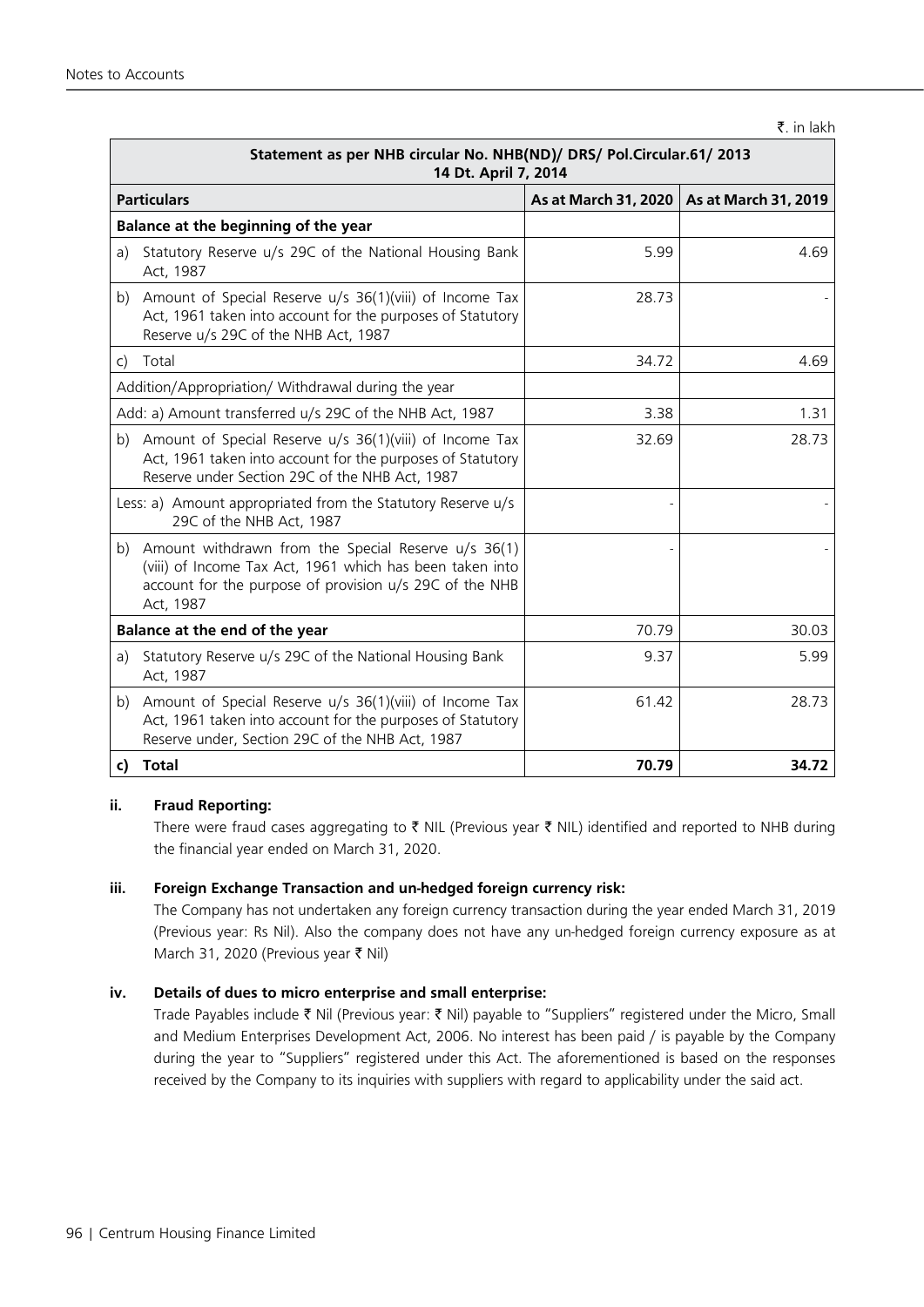₹. in lakh

| Statement as per NHB circular No. NHB(ND)/ DRS/ Pol.Circular.61/ 2013 14 Dt. April 7, 2014 | | |
|---|---|---|
| **Particulars** | **As at March 31, 2020** | **As at March 31, 2019** |
| **Balance at the beginning of the year** | | |
| a) Statutory Reserve u/s 29C of the National Housing Bank Act, 1987 | 5.99 | 4.69 |
| b) Amount of Special Reserve u/s 36(1)(viii) of Income Tax Act, 1961 taken into account for the purposes of Statutory Reserve u/s 29C of the NHB Act, 1987 | 28.73 | - |
| c) Total | 34.72 | 4.69 |
| Addition/Appropriation/ Withdrawal during the year | | |
| Add: a) Amount transferred u/s 29C of the NHB Act, 1987 | 3.38 | 1.31 |
| b) Amount of Special Reserve u/s 36(1)(viii) of Income Tax Act, 1961 taken into account for the purposes of Statutory Reserve under Section 29C of the NHB Act, 1987 | 32.69 | 28.73 |
| Less: a) Amount appropriated from the Statutory Reserve u/s 29C of the NHB Act, 1987 | - | - |
| b) Amount withdrawn from the Special Reserve u/s 36(1)(viii) of Income Tax Act, 1961 which has been taken into account for the purpose of provision u/s 29C of the NHB Act, 1987 | - | - |
| **Balance at the end of the year** | 70.79 | 30.03 |
| a) Statutory Reserve u/s 29C of the National Housing Bank Act, 1987 | 9.37 | 5.99 |
| b) Amount of Special Reserve u/s 36(1)(viii) of Income Tax Act, 1961 taken into account for the purposes of Statutory Reserve under, Section 29C of the NHB Act, 1987 | 61.42 | 28.73 |
| **c) Total** | **70.79** | **34.72** |

**ii. Fraud Reporting:**

There were fraud cases aggregating to ₹ NIL (Previous year ₹ NIL) identified and reported to NHB during the financial year ended on March 31, 2020.

**iii. Foreign Exchange Transaction and un-hedged foreign currency risk:**

The Company has not undertaken any foreign currency transaction during the year ended March 31, 2019 (Previous year: Rs Nil). Also the company does not have any un-hedged foreign currency exposure as at March 31, 2020 (Previous year ₹ Nil)

**iv. Details of dues to micro enterprise and small enterprise:**

Trade Payables include ₹ Nil (Previous year: ₹ Nil) payable to "Suppliers" registered under the Micro, Small and Medium Enterprises Development Act, 2006. No interest has been paid / is payable by the Company during the year to "Suppliers" registered under this Act. The aforementioned is based on the responses received by the Company to its inquiries with suppliers with regard to applicability under the said act.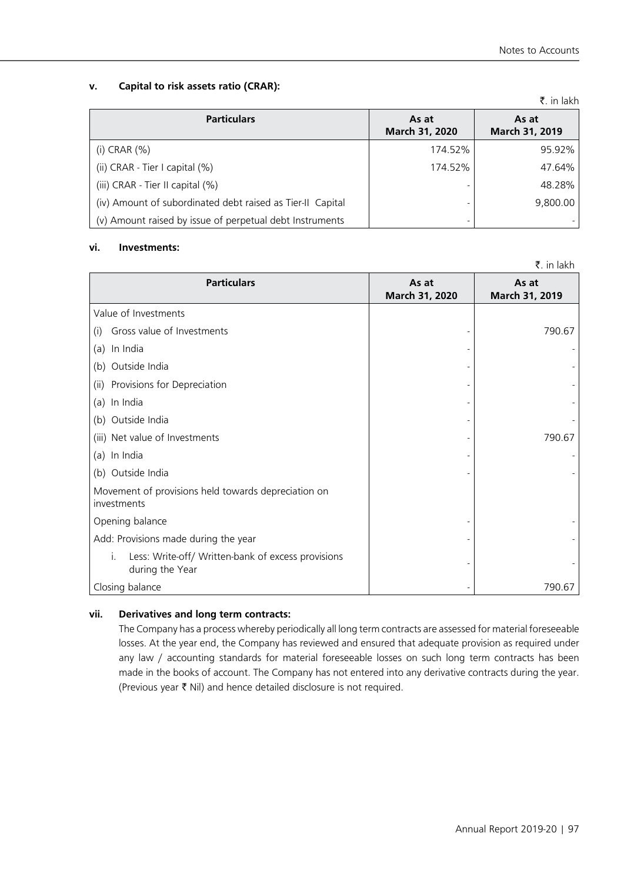### v. Capital to risk assets ratio (CRAR):

₹. in lakh

| Particulars | As at March 31, 2020 | As at March 31, 2019 |
|---|---|---|
| (i) CRAR (%) | 174.52% | 95.92% |
| (ii) CRAR - Tier I capital (%) | 174.52% | 47.64% |
| (iii) CRAR - Tier II capital (%) | - | 48.28% |
| (iv) Amount of subordinated debt raised as Tier-II Capital | - | 9,800.00 |
| (v) Amount raised by issue of perpetual debt Instruments | - | - |

### vi. Investments:

₹. in lakh

| Particulars | As at March 31, 2020 | As at March 31, 2019 |
|---|---|---|
| Value of Investments | | |
| (i) Gross value of Investments | - | 790.67 |
| (a) In India | - | - |
| (b) Outside India | - | - |
| (ii) Provisions for Depreciation | - | - |
| (a) In India | - | - |
| (b) Outside India | - | - |
| (iii) Net value of Investments | - | 790.67 |
| (a) In India | - | - |
| (b) Outside India | - | - |
| Movement of provisions held towards depreciation on investments | | |
| Opening balance | - | - |
| Add: Provisions made during the year | - | - |
| i. Less: Write-off/ Written-bank of excess provisions during the Year | - | - |
| Closing balance | - | 790.67 |

### vii. Derivatives and long term contracts:

The Company has a process whereby periodically all long term contracts are assessed for material foreseeable losses. At the year end, the Company has reviewed and ensured that adequate provision as required under any law / accounting standards for material foreseeable losses on such long term contracts has been made in the books of account. The Company has not entered into any derivative contracts during the year. (Previous year ₹ Nil) and hence detailed disclosure is not required.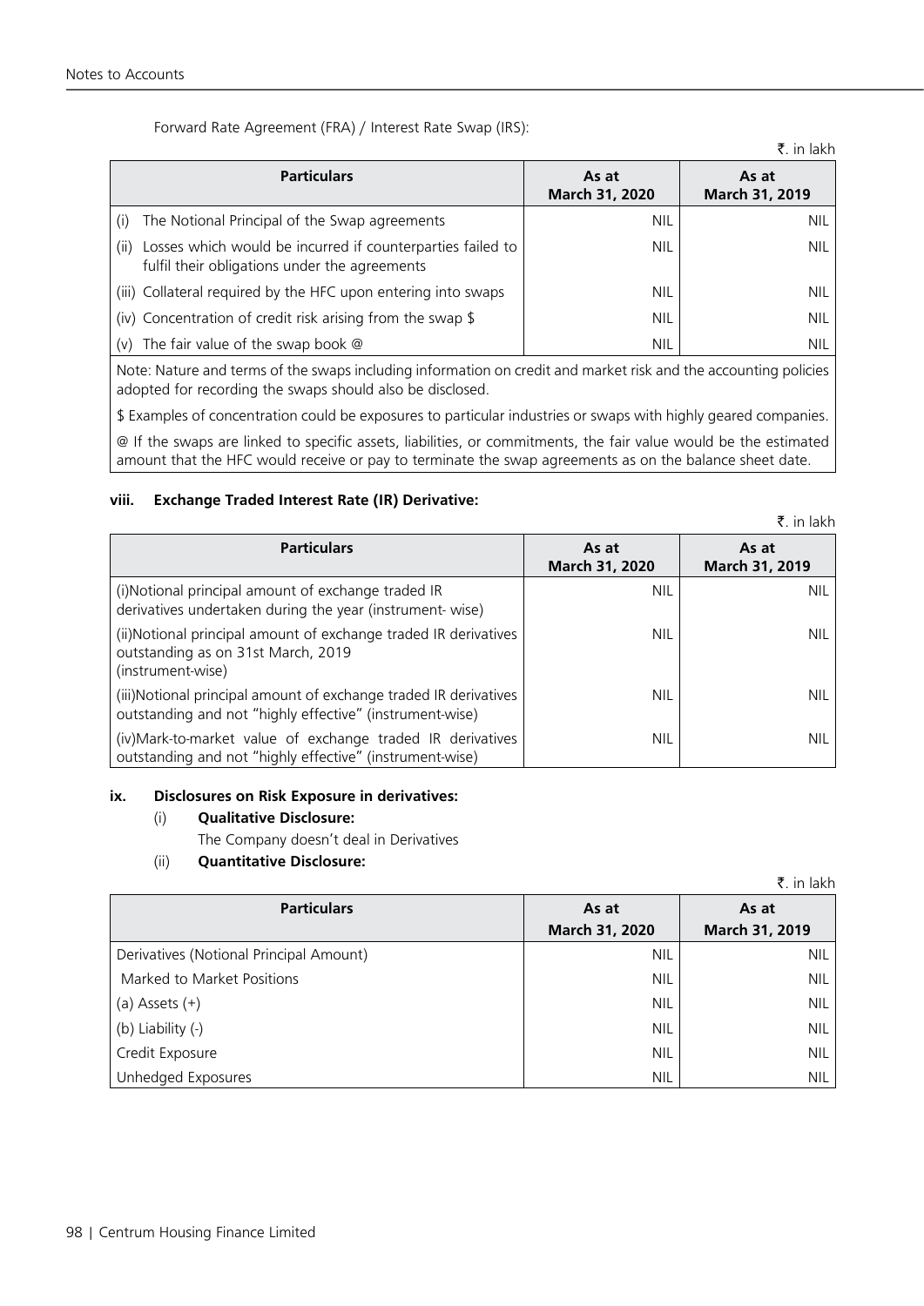Forward Rate Agreement (FRA) / Interest Rate Swap (IRS):

₹. in lakh

| Particulars | As at March 31, 2020 | As at March 31, 2019 |
|---|---|---|
| (i) The Notional Principal of the Swap agreements | NIL | NIL |
| (ii) Losses which would be incurred if counterparties failed to fulfil their obligations under the agreements | NIL | NIL |
| (iii) Collateral required by the HFC upon entering into swaps | NIL | NIL |
| (iv) Concentration of credit risk arising from the swap $ | NIL | NIL |
| (v) The fair value of the swap book @ | NIL | NIL |

Note: Nature and terms of the swaps including information on credit and market risk and the accounting policies adopted for recording the swaps should also be disclosed.

$ Examples of concentration could be exposures to particular industries or swaps with highly geared companies.

@ If the swaps are linked to specific assets, liabilities, or commitments, the fair value would be the estimated amount that the HFC would receive or pay to terminate the swap agreements as on the balance sheet date.

### viii. Exchange Traded Interest Rate (IR) Derivative:

₹. in lakh

| Particulars | As at March 31, 2020 | As at March 31, 2019 |
|---|---|---|
| (i)Notional principal amount of exchange traded IR derivatives undertaken during the year (instrument- wise) | NIL | NIL |
| (ii)Notional principal amount of exchange traded IR derivatives outstanding as on 31st March, 2019 (instrument-wise) | NIL | NIL |
| (iii)Notional principal amount of exchange traded IR derivatives outstanding and not "highly effective" (instrument-wise) | NIL | NIL |
| (iv)Mark-to-market value of exchange traded IR derivatives outstanding and not "highly effective" (instrument-wise) | NIL | NIL |

### ix. Disclosures on Risk Exposure in derivatives:

(i) **Qualitative Disclosure:**

The Company doesn't deal in Derivatives

(ii) **Quantitative Disclosure:**

₹. in lakh

| Particulars | As at March 31, 2020 | As at March 31, 2019 |
|---|---|---|
| Derivatives (Notional Principal Amount) | NIL | NIL |
| Marked to Market Positions | NIL | NIL |
| (a) Assets (+) | NIL | NIL |
| (b) Liability (-) | NIL | NIL |
| Credit Exposure | NIL | NIL |
| Unhedged Exposures | NIL | NIL |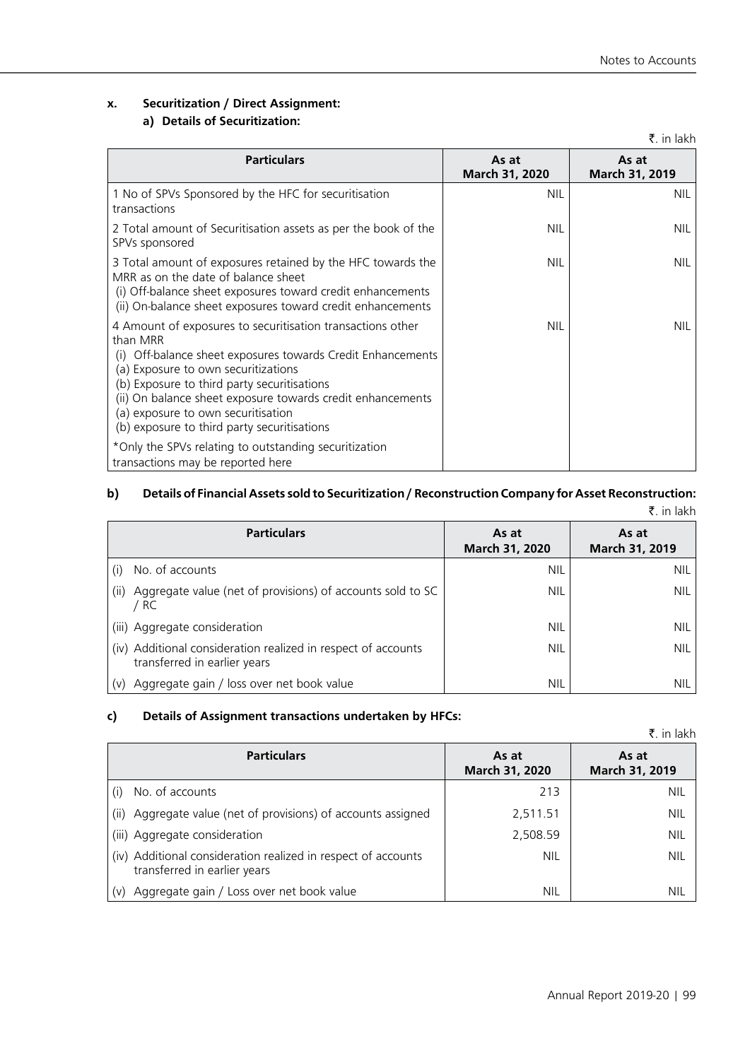**x. Securitization / Direct Assignment:**

**a) Details of Securitization:**

₹. in lakh

| Particulars | As at March 31, 2020 | As at March 31, 2019 |
|---|---|---|
| 1 No of SPVs Sponsored by the HFC for securitisation transactions | NIL | NIL |
| 2 Total amount of Securitisation assets as per the book of the SPVs sponsored | NIL | NIL |
| 3 Total amount of exposures retained by the HFC towards the MRR as on the date of balance sheet<br>(i) Off-balance sheet exposures toward credit enhancements<br>(ii) On-balance sheet exposures toward credit enhancements | NIL | NIL |
| 4 Amount of exposures to securitisation transactions other than MRR<br>(i) Off-balance sheet exposures towards Credit Enhancements<br>(a) Exposure to own securitizations<br>(b) Exposure to third party securitisations<br>(ii) On balance sheet exposure towards credit enhancements<br>(a) exposure to own securitisation<br>(b) exposure to third party securitisations | NIL | NIL |
| *Only the SPVs relating to outstanding securitization transactions may be reported here | | |

**b) Details of Financial Assets sold to Securitization / Reconstruction Company for Asset Reconstruction:**

₹. in lakh

| Particulars | As at March 31, 2020 | As at March 31, 2019 |
|---|---|---|
| (i) No. of accounts | NIL | NIL |
| (ii) Aggregate value (net of provisions) of accounts sold to SC / RC | NIL | NIL |
| (iii) Aggregate consideration | NIL | NIL |
| (iv) Additional consideration realized in respect of accounts transferred in earlier years | NIL | NIL |
| (v) Aggregate gain / loss over net book value | NIL | NIL |

**c) Details of Assignment transactions undertaken by HFCs:**

₹. in lakh

| Particulars | As at March 31, 2020 | As at March 31, 2019 |
|---|---|---|
| (i) No. of accounts | 213 | NIL |
| (ii) Aggregate value (net of provisions) of accounts assigned | 2,511.51 | NIL |
| (iii) Aggregate consideration | 2,508.59 | NIL |
| (iv) Additional consideration realized in respect of accounts transferred in earlier years | NIL | NIL |
| (v) Aggregate gain / Loss over net book value | NIL | NIL |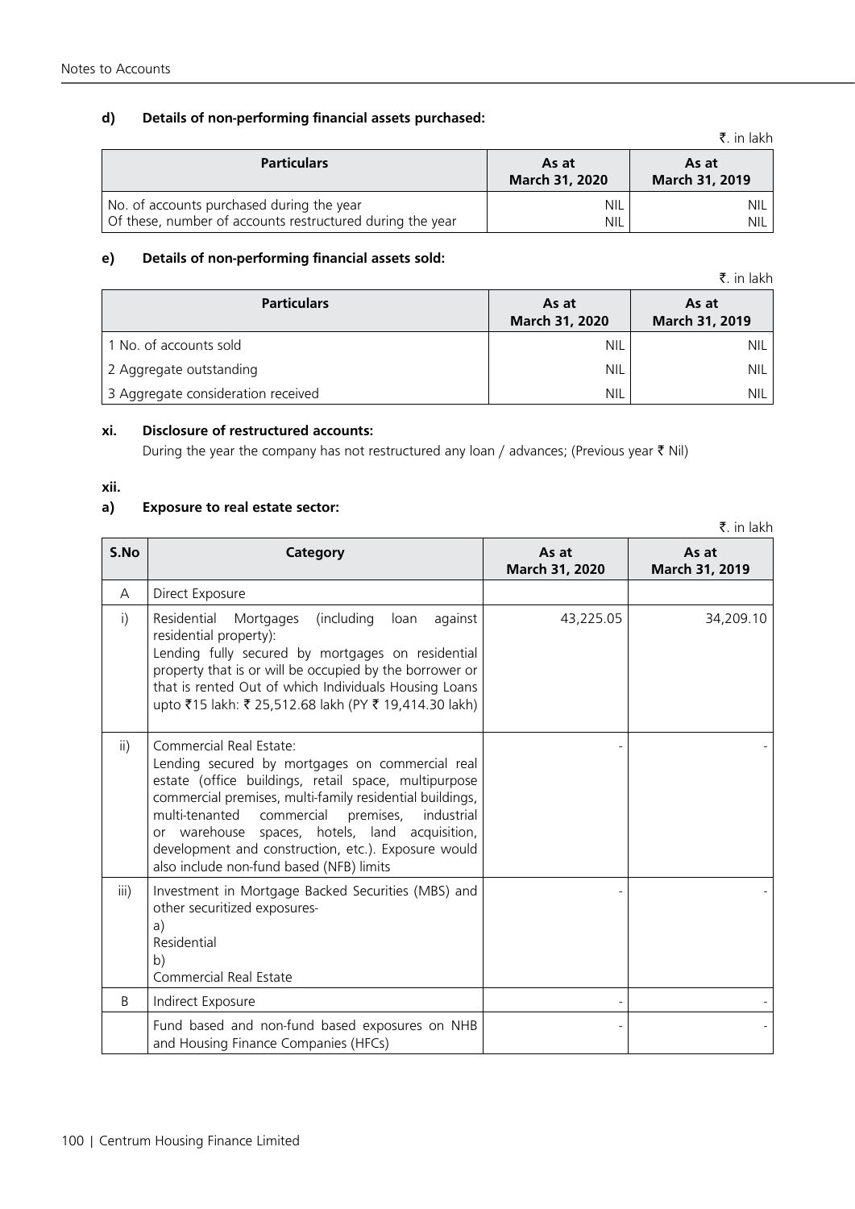#### d) Details of non-performing financial assets purchased:

₹. in lakh

| Particulars | As at March 31, 2020 | As at March 31, 2019 |
|---|---|---|
| No. of accounts purchased during the year | NIL | NIL |
| Of these, number of accounts restructured during the year | NIL | NIL |

#### e) Details of non-performing financial assets sold:

₹. in lakh

| Particulars | As at March 31, 2020 | As at March 31, 2019 |
|---|---|---|
| 1 No. of accounts sold | NIL | NIL |
| 2 Aggregate outstanding | NIL | NIL |
| 3 Aggregate consideration received | NIL | NIL |

#### xi. Disclosure of restructured accounts:

During the year the company has not restructured any loan / advances; (Previous year ₹ Nil)

#### xii.

#### a) Exposure to real estate sector:

₹. in lakh

| S.No | Category | As at March 31, 2020 | As at March 31, 2019 |
|---|---|---|---|
| A | Direct Exposure | | |
| i) | Residential Mortgages (including loan against residential property): Lending fully secured by mortgages on residential property that is or will be occupied by the borrower or that is rented Out of which Individuals Housing Loans upto ₹15 lakh: ₹ 25,512.68 lakh (PY ₹ 19,414.30 lakh) | 43,225.05 | 34,209.10 |
| ii) | Commercial Real Estate: Lending secured by mortgages on commercial real estate (office buildings, retail space, multipurpose commercial premises, multi-family residential buildings, multi-tenanted commercial premises, industrial or warehouse spaces, hotels, land acquisition, development and construction, etc.). Exposure would also include non-fund based (NFB) limits | - | - |
| iii) | Investment in Mortgage Backed Securities (MBS) and other securitized exposures- a) Residential b) Commercial Real Estate | - | - |
| B | Indirect Exposure | - | - |
| | Fund based and non-fund based exposures on NHB and Housing Finance Companies (HFCs) | - | - |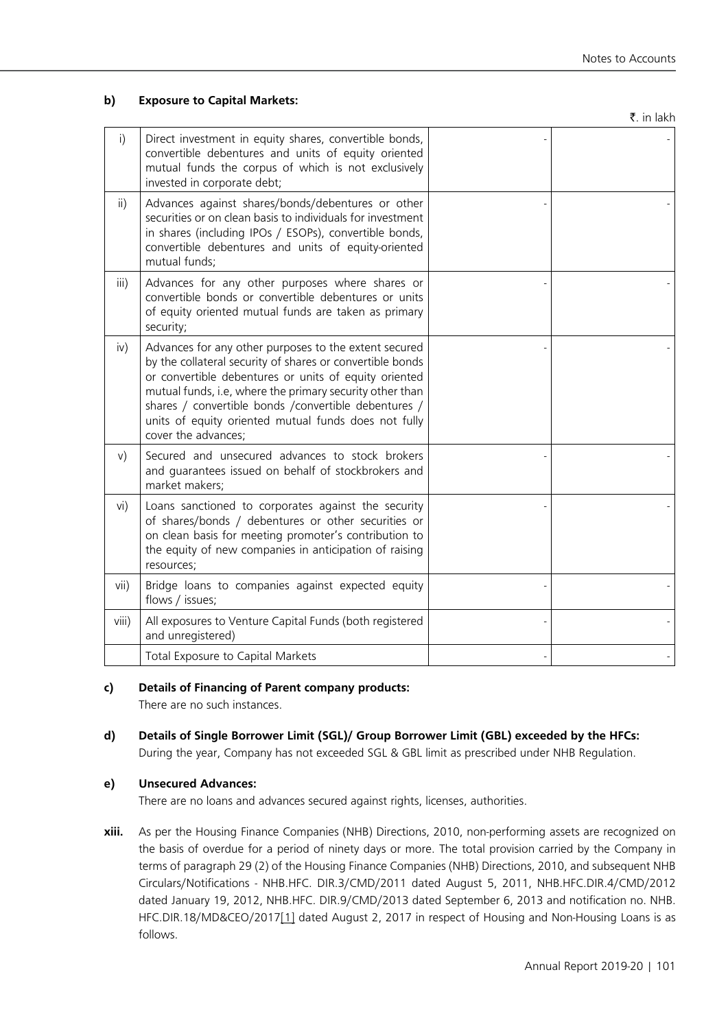**b) Exposure to Capital Markets:**

₹. in lakh

| | | | |
|---|---|---|---|
| i) | Direct investment in equity shares, convertible bonds, convertible debentures and units of equity oriented mutual funds the corpus of which is not exclusively invested in corporate debt; | - | - |
| ii) | Advances against shares/bonds/debentures or other securities or on clean basis to individuals for investment in shares (including IPOs / ESOPs), convertible bonds, convertible debentures and units of equity-oriented mutual funds; | - | - |
| iii) | Advances for any other purposes where shares or convertible bonds or convertible debentures or units of equity oriented mutual funds are taken as primary security; | - | - |
| iv) | Advances for any other purposes to the extent secured by the collateral security of shares or convertible bonds or convertible debentures or units of equity oriented mutual funds, i.e, where the primary security other than shares / convertible bonds /convertible debentures / units of equity oriented mutual funds does not fully cover the advances; | - | - |
| v) | Secured and unsecured advances to stock brokers and guarantees issued on behalf of stockbrokers and market makers; | - | - |
| vi) | Loans sanctioned to corporates against the security of shares/bonds / debentures or other securities or on clean basis for meeting promoter's contribution to the equity of new companies in anticipation of raising resources; | - | - |
| vii) | Bridge loans to companies against expected equity flows / issues; | - | - |
| viii) | All exposures to Venture Capital Funds (both registered and unregistered) | - | - |
| | Total Exposure to Capital Markets | - | - |

**c) Details of Financing of Parent company products:**

There are no such instances.

**d) Details of Single Borrower Limit (SGL)/ Group Borrower Limit (GBL) exceeded by the HFCs:**

During the year, Company has not exceeded SGL & GBL limit as prescribed under NHB Regulation.

**e) Unsecured Advances:**

There are no loans and advances secured against rights, licenses, authorities.

**xiii.** As per the Housing Finance Companies (NHB) Directions, 2010, non-performing assets are recognized on the basis of overdue for a period of ninety days or more. The total provision carried by the Company in terms of paragraph 29 (2) of the Housing Finance Companies (NHB) Directions, 2010, and subsequent NHB Circulars/Notifications - NHB.HFC. DIR.3/CMD/2011 dated August 5, 2011, NHB.HFC.DIR.4/CMD/2012 dated January 19, 2012, NHB.HFC. DIR.9/CMD/2013 dated September 6, 2013 and notification no. NHB. HFC.DIR.18/MD&CEO/2017[1] dated August 2, 2017 in respect of Housing and Non-Housing Loans is as follows.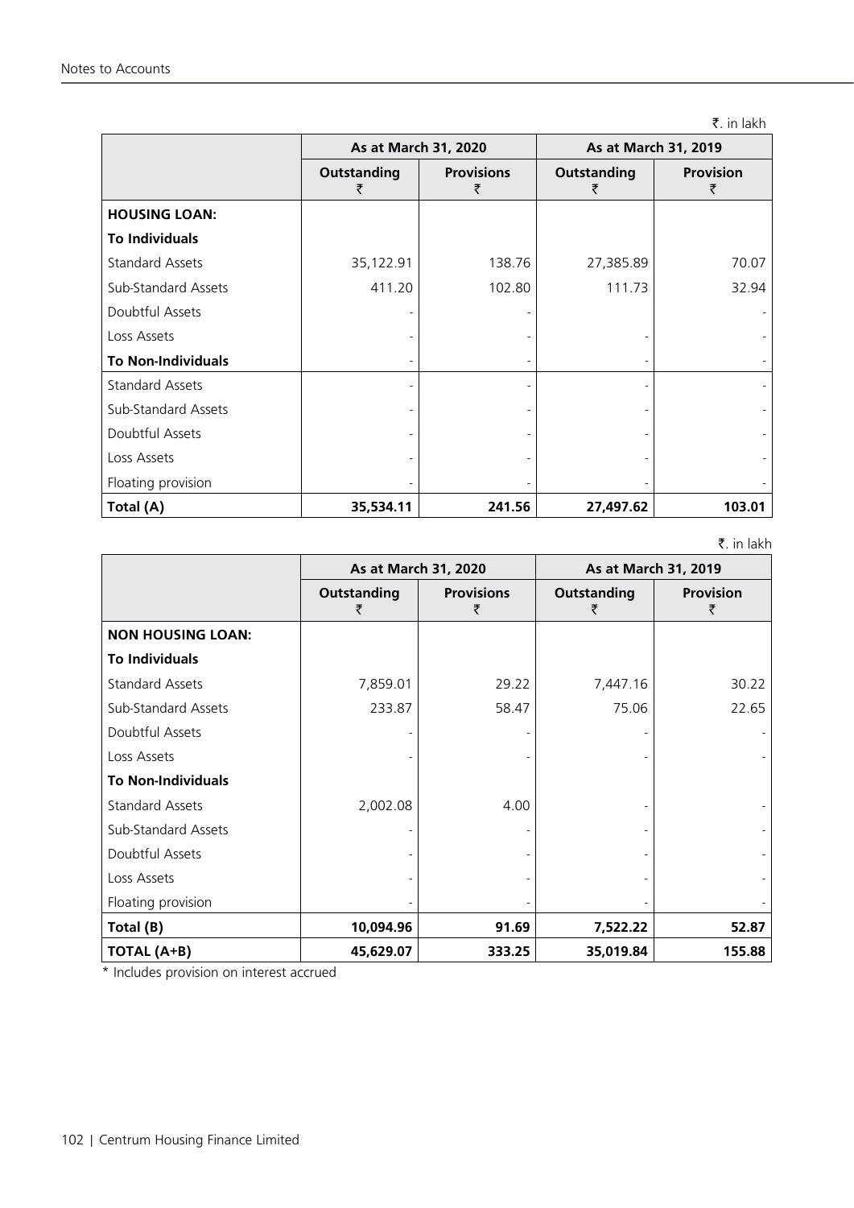₹. in lakh

| | As at March 31, 2020 | | As at March 31, 2019 | |
|---|---|---|---|---|
| | Outstanding ₹ | Provisions ₹ | Outstanding ₹ | Provision ₹ |
| **HOUSING LOAN:** | | | | |
| **To Individuals** | | | | |
| Standard Assets | 35,122.91 | 138.76 | 27,385.89 | 70.07 |
| Sub-Standard Assets | 411.20 | 102.80 | 111.73 | 32.94 |
| Doubtful Assets | - | - | | - |
| Loss Assets | - | - | - | - |
| **To Non-Individuals** | - | - | - | - |
| Standard Assets | - | - | - | - |
| Sub-Standard Assets | - | - | - | - |
| Doubtful Assets | - | - | - | - |
| Loss Assets | - | - | - | - |
| Floating provision | - | - | - | - |
| **Total (A)** | **35,534.11** | **241.56** | **27,497.62** | **103.01** |

₹. in lakh

| | As at March 31, 2020 | | As at March 31, 2019 | |
|---|---|---|---|---|
| | Outstanding ₹ | Provisions ₹ | Outstanding ₹ | Provision ₹ |
| **NON HOUSING LOAN:** | | | | |
| **To Individuals** | | | | |
| Standard Assets | 7,859.01 | 29.22 | 7,447.16 | 30.22 |
| Sub-Standard Assets | 233.87 | 58.47 | 75.06 | 22.65 |
| Doubtful Assets | - | - | - | - |
| Loss Assets | - | - | - | - |
| **To Non-Individuals** | | | | |
| Standard Assets | 2,002.08 | 4.00 | - | - |
| Sub-Standard Assets | - | - | - | - |
| Doubtful Assets | - | - | - | - |
| Loss Assets | - | - | - | - |
| Floating provision | - | - | - | - |
| **Total (B)** | **10,094.96** | **91.69** | **7,522.22** | **52.87** |
| **TOTAL (A+B)** | **45,629.07** | **333.25** | **35,019.84** | **155.88** |

* Includes provision on interest accrued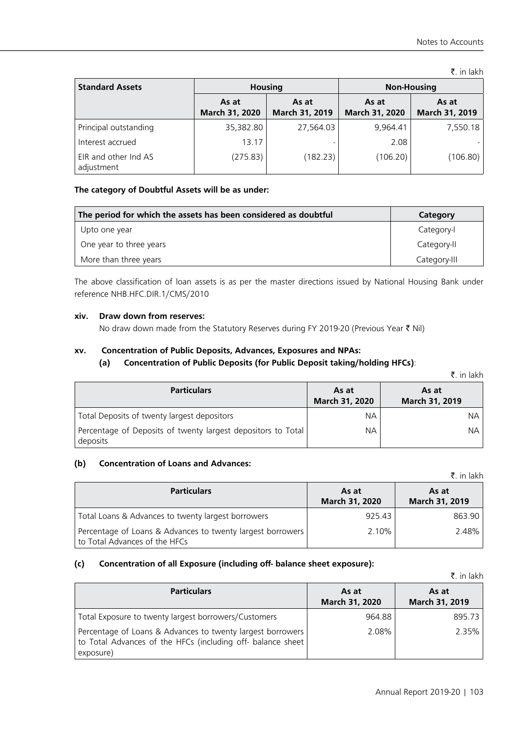₹. in lakh

| Standard Assets | Housing | | Non-Housing | |
|---|---|---|---|---|
| | As at March 31, 2020 | As at March 31, 2019 | As at March 31, 2020 | As at March 31, 2019 |
| Principal outstanding | 35,382.80 | 27,564.03 | 9,964.41 | 7,550.18 |
| Interest accrued | 13.17 | - | 2.08 | - |
| EIR and other Ind AS adjustment | (275.83) | (182.23) | (106.20) | (106.80) |

**The category of Doubtful Assets will be as under:**

| The period for which the assets has been considered as doubtful | Category |
|---|---|
| Upto one year | Category-I |
| One year to three years | Category-II |
| More than three years | Category-III |

The above classification of loan assets is as per the master directions issued by National Housing Bank under reference NHB.HFC.DIR.1/CMS/2010

**xiv. Draw down from reserves:**

No draw down made from the Statutory Reserves during FY 2019-20 (Previous Year ₹ Nil)

**xv. Concentration of Public Deposits, Advances, Exposures and NPAs:**

**(a) Concentration of Public Deposits (for Public Deposit taking/holding HFCs)**:

₹. in lakh

| Particulars | As at March 31, 2020 | As at March 31, 2019 |
|---|---|---|
| Total Deposits of twenty largest depositors | NA | NA |
| Percentage of Deposits of twenty largest depositors to Total deposits | NA | NA |

**(b) Concentration of Loans and Advances:**

₹. in lakh

| Particulars | As at March 31, 2020 | As at March 31, 2019 |
|---|---|---|
| Total Loans & Advances to twenty largest borrowers | 925.43 | 863.90 |
| Percentage of Loans & Advances to twenty largest borrowers to Total Advances of the HFCs | 2.10% | 2.48% |

**(c) Concentration of all Exposure (including off- balance sheet exposure):**

₹. in lakh

| Particulars | As at March 31, 2020 | As at March 31, 2019 |
|---|---|---|
| Total Exposure to twenty largest borrowers/Customers | 964.88 | 895.73 |
| Percentage of Loans & Advances to twenty largest borrowers to Total Advances of the HFCs (including off- balance sheet exposure) | 2.08% | 2.35% |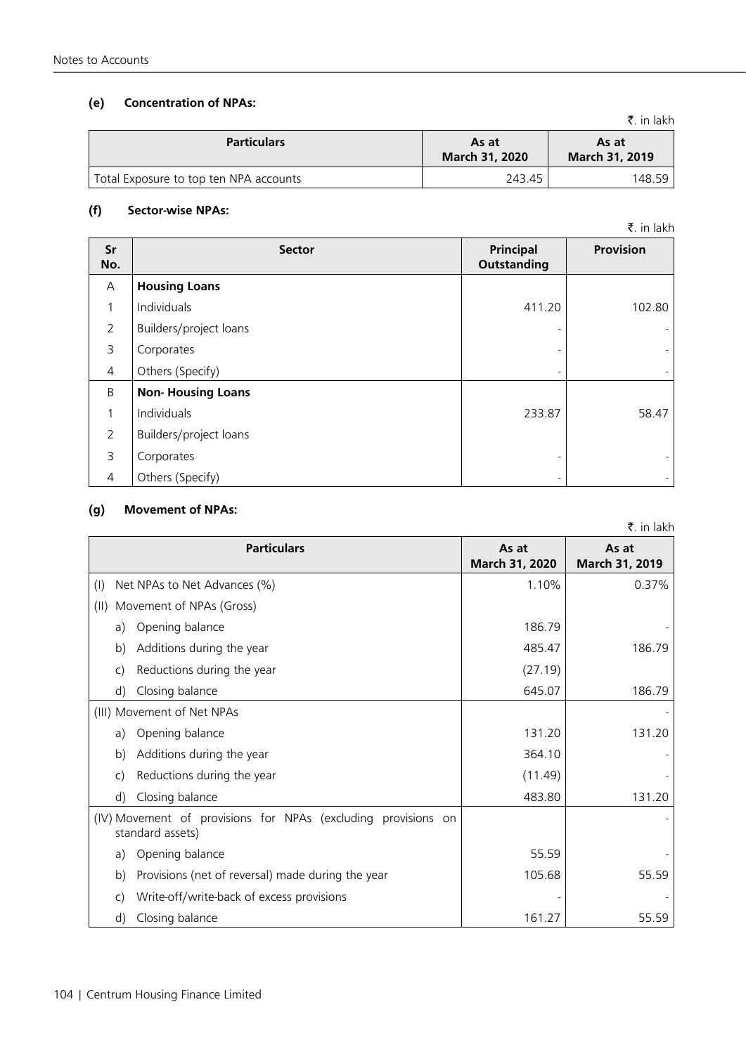#### (e) Concentration of NPAs:

₹. in lakh

| Particulars | As at March 31, 2020 | As at March 31, 2019 |
|---|---|---|
| Total Exposure to top ten NPA accounts | 243.45 | 148.59 |

#### (f) Sector-wise NPAs:

₹. in lakh

| Sr No. | Sector | Principal Outstanding | Provision |
|---|---|---|---|
| A | **Housing Loans** | | |
| 1 | Individuals | 411.20 | 102.80 |
| 2 | Builders/project loans | - | - |
| 3 | Corporates | - | - |
| 4 | Others (Specify) | - | - |
| B | **Non- Housing Loans** | | |
| 1 | Individuals | 233.87 | 58.47 |
| 2 | Builders/project loans | | |
| 3 | Corporates | - | - |
| 4 | Others (Specify) | - | - |

#### (g) Movement of NPAs:

₹. in lakh

| Particulars | As at March 31, 2020 | As at March 31, 2019 |
|---|---|---|
| (I) Net NPAs to Net Advances (%) | 1.10% | 0.37% |
| (II) Movement of NPAs (Gross) | | |
| a) Opening balance | 186.79 | - |
| b) Additions during the year | 485.47 | 186.79 |
| c) Reductions during the year | (27.19) | |
| d) Closing balance | 645.07 | 186.79 |
| (III) Movement of Net NPAs | | - |
| a) Opening balance | 131.20 | 131.20 |
| b) Additions during the year | 364.10 | - |
| c) Reductions during the year | (11.49) | - |
| d) Closing balance | 483.80 | 131.20 |
| (IV) Movement of provisions for NPAs (excluding provisions on standard assets) | | - |
| a) Opening balance | 55.59 | - |
| b) Provisions (net of reversal) made during the year | 105.68 | 55.59 |
| c) Write-off/write-back of excess provisions | - | - |
| d) Closing balance | 161.27 | 55.59 |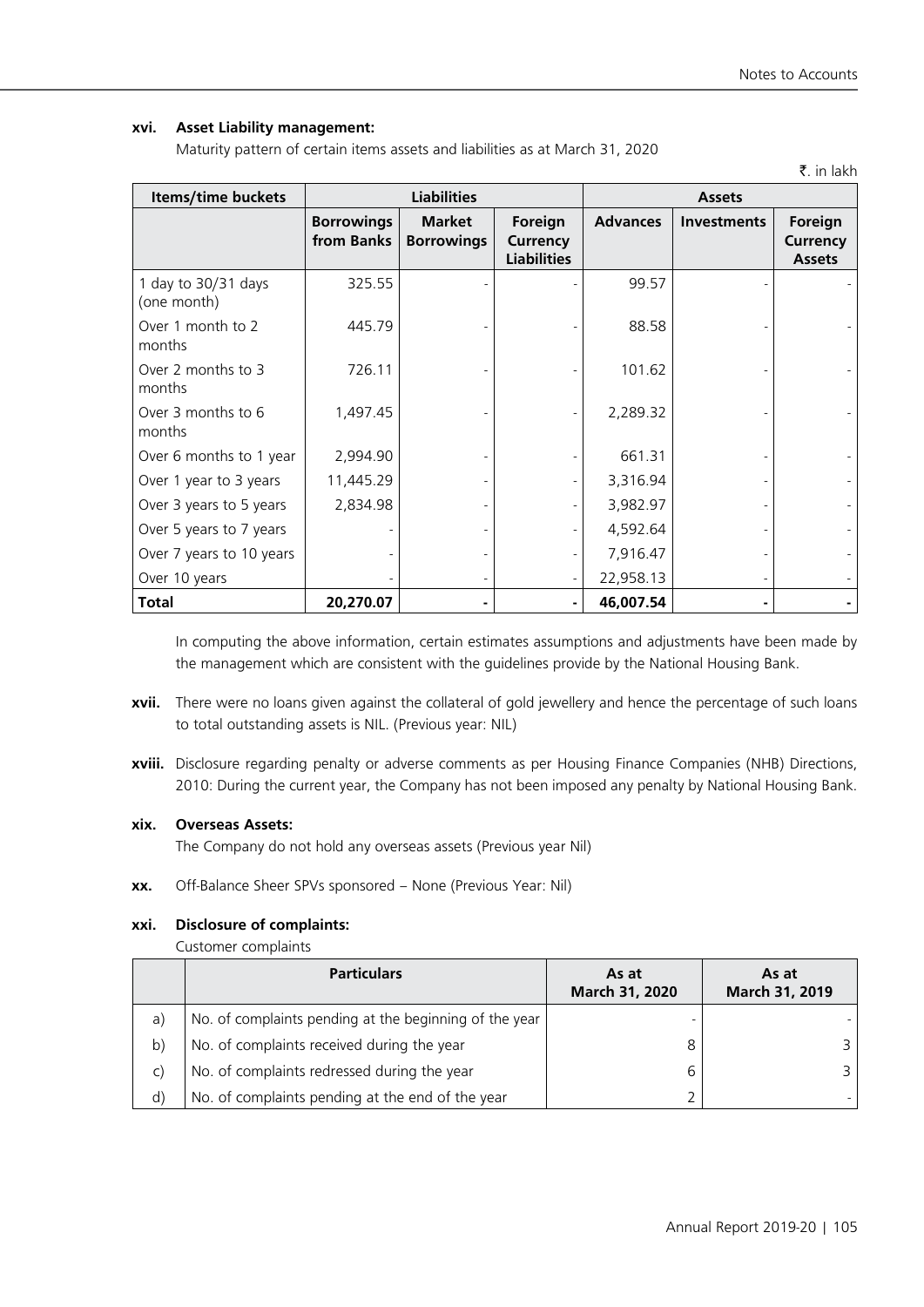**xvi. Asset Liability management:**

Maturity pattern of certain items assets and liabilities as at March 31, 2020

₹. in lakh

| Items/time buckets | Liabilities | | | Assets | | |
|---|---|---|---|---|---|---|
| | Borrowings from Banks | Market Borrowings | Foreign Currency Liabilities | Advances | Investments | Foreign Currency Assets |
| 1 day to 30/31 days (one month) | 325.55 | - | - | 99.57 | - | - |
| Over 1 month to 2 months | 445.79 | - | - | 88.58 | - | - |
| Over 2 months to 3 months | 726.11 | - | - | 101.62 | - | - |
| Over 3 months to 6 months | 1,497.45 | - | - | 2,289.32 | - | - |
| Over 6 months to 1 year | 2,994.90 | - | - | 661.31 | - | - |
| Over 1 year to 3 years | 11,445.29 | - | - | 3,316.94 | - | - |
| Over 3 years to 5 years | 2,834.98 | - | - | 3,982.97 | - | - |
| Over 5 years to 7 years | - | - | - | 4,592.64 | - | - |
| Over 7 years to 10 years | - | - | - | 7,916.47 | - | - |
| Over 10 years | - | - | - | 22,958.13 | - | - |
| **Total** | **20,270.07** | **-** | **-** | **46,007.54** | **-** | **-** |

In computing the above information, certain estimates assumptions and adjustments have been made by the management which are consistent with the guidelines provide by the National Housing Bank.

**xvii.** There were no loans given against the collateral of gold jewellery and hence the percentage of such loans to total outstanding assets is NIL. (Previous year: NIL)

**xviii.** Disclosure regarding penalty or adverse comments as per Housing Finance Companies (NHB) Directions, 2010: During the current year, the Company has not been imposed any penalty by National Housing Bank.

**xix. Overseas Assets:**

The Company do not hold any overseas assets (Previous year Nil)

**xx.** Off-Balance Sheer SPVs sponsored – None (Previous Year: Nil)

**xxi. Disclosure of complaints:**

Customer complaints

| | Particulars | As at March 31, 2020 | As at March 31, 2019 |
|---|---|---|---|
| a) | No. of complaints pending at the beginning of the year | - | - |
| b) | No. of complaints received during the year | 8 | 3 |
| c) | No. of complaints redressed during the year | 6 | 3 |
| d) | No. of complaints pending at the end of the year | 2 | - |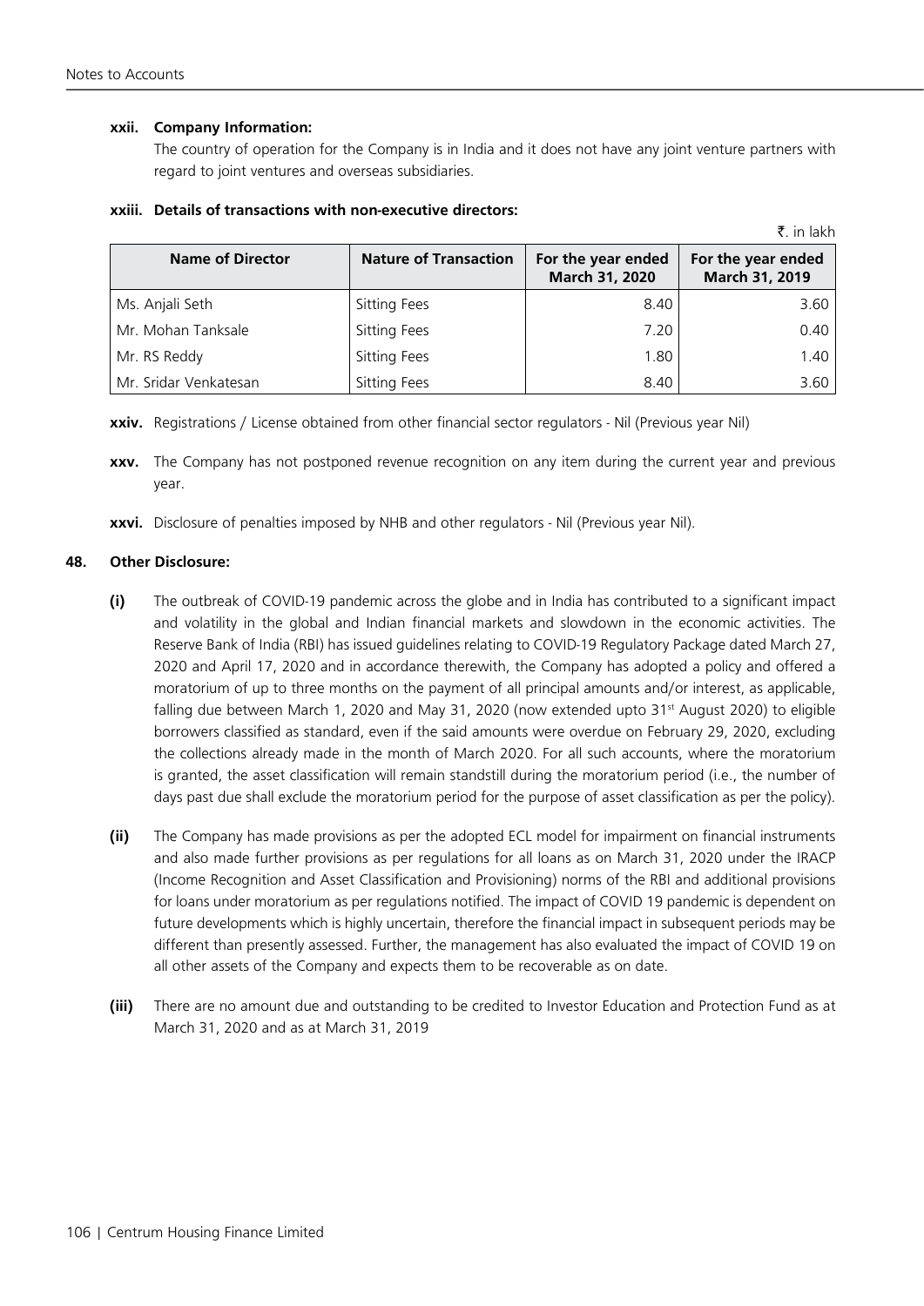**xxii. Company Information:**

The country of operation for the Company is in India and it does not have any joint venture partners with regard to joint ventures and overseas subsidiaries.

**xxiii. Details of transactions with non-executive directors:**

₹. in lakh

| Name of Director | Nature of Transaction | For the year ended March 31, 2020 | For the year ended March 31, 2019 |
|---|---|---|---|
| Ms. Anjali Seth | Sitting Fees | 8.40 | 3.60 |
| Mr. Mohan Tanksale | Sitting Fees | 7.20 | 0.40 |
| Mr. RS Reddy | Sitting Fees | 1.80 | 1.40 |
| Mr. Sridar Venkatesan | Sitting Fees | 8.40 | 3.60 |

**xxiv.** Registrations / License obtained from other financial sector regulators - Nil (Previous year Nil)

**xxv.** The Company has not postponed revenue recognition on any item during the current year and previous year.

**xxvi.** Disclosure of penalties imposed by NHB and other regulators - Nil (Previous year Nil).

**48. Other Disclosure:**

**(i)** The outbreak of COVID-19 pandemic across the globe and in India has contributed to a significant impact and volatility in the global and Indian financial markets and slowdown in the economic activities. The Reserve Bank of India (RBI) has issued guidelines relating to COVID-19 Regulatory Package dated March 27, 2020 and April 17, 2020 and in accordance therewith, the Company has adopted a policy and offered a moratorium of up to three months on the payment of all principal amounts and/or interest, as applicable, falling due between March 1, 2020 and May 31, 2020 (now extended upto 31st August 2020) to eligible borrowers classified as standard, even if the said amounts were overdue on February 29, 2020, excluding the collections already made in the month of March 2020. For all such accounts, where the moratorium is granted, the asset classification will remain standstill during the moratorium period (i.e., the number of days past due shall exclude the moratorium period for the purpose of asset classification as per the policy).

**(ii)** The Company has made provisions as per the adopted ECL model for impairment on financial instruments and also made further provisions as per regulations for all loans as on March 31, 2020 under the IRACP (Income Recognition and Asset Classification and Provisioning) norms of the RBI and additional provisions for loans under moratorium as per regulations notified. The impact of COVID 19 pandemic is dependent on future developments which is highly uncertain, therefore the financial impact in subsequent periods may be different than presently assessed. Further, the management has also evaluated the impact of COVID 19 on all other assets of the Company and expects them to be recoverable as on date.

**(iii)** There are no amount due and outstanding to be credited to Investor Education and Protection Fund as at March 31, 2020 and as at March 31, 2019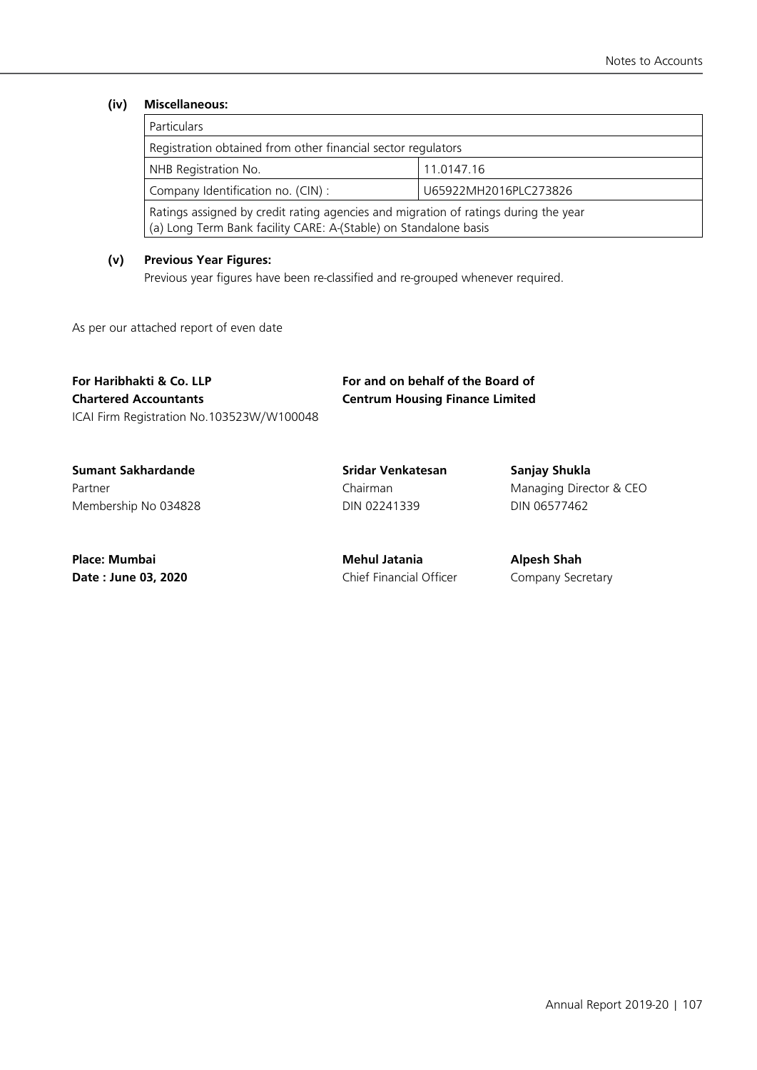### (iv) Miscellaneous:

| Particulars | |
|---|---|
| Registration obtained from other financial sector regulators | |
| NHB Registration No. | 11.0147.16 |
| Company Identification no. (CIN) : | U65922MH2016PLC273826 |
| Ratings assigned by credit rating agencies and migration of ratings during the year<br>(a) Long Term Bank facility CARE: A-(Stable) on Standalone basis | |

### (v) Previous Year Figures:

Previous year figures have been re-classified and re-grouped whenever required.

As per our attached report of even date

**For Haribhakti & Co. LLP**
**Chartered Accountants**
ICAI Firm Registration No.103523W/W100048

**Sumant Sakhardande**
Partner
Membership No 034828

**Place: Mumbai**
**Date : June 03, 2020**

**For and on behalf of the Board of**
**Centrum Housing Finance Limited**

**Sridar Venkatesan**
Chairman
DIN 02241339

**Sanjay Shukla**
Managing Director & CEO
DIN 06577462

**Mehul Jatania**
Chief Financial Officer

**Alpesh Shah**
Company Secretary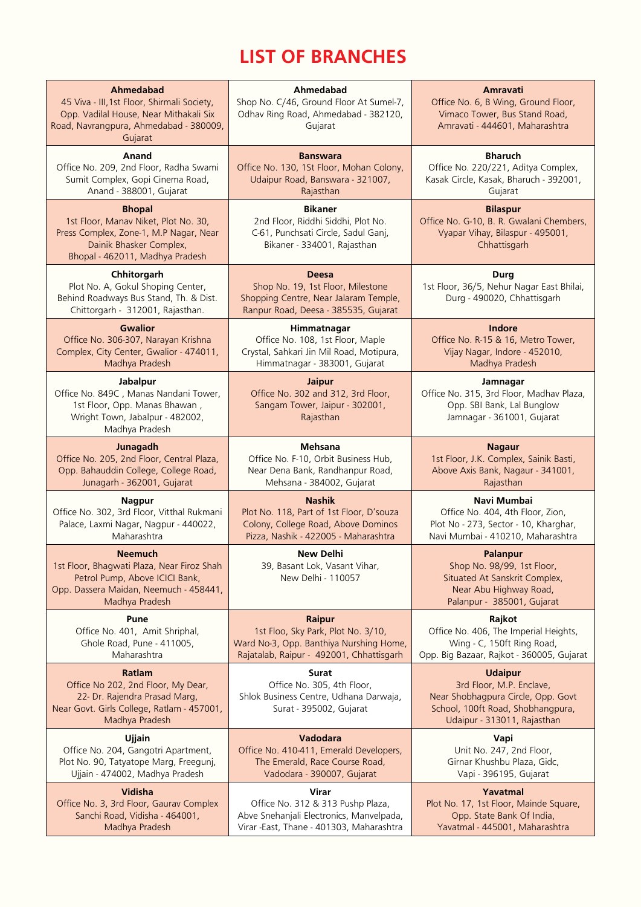# LIST OF BRANCHES

| | | |
|---|---|---|
| **Ahmedabad**<br>45 Viva - III,1st Floor, Shirmali Society, Opp. Vadilal House, Near Mithakali Six Road, Navrangpura, Ahmedabad - 380009, Gujarat | **Ahmedabad**<br>Shop No. C/46, Ground Floor At Sumel-7, Odhav Ring Road, Ahmedabad - 382120, Gujarat | **Amravati**<br>Office No. 6, B Wing, Ground Floor, Vimaco Tower, Bus Stand Road, Amravati - 444601, Maharashtra |
| **Anand**<br>Office No. 209, 2nd Floor, Radha Swami Sumit Complex, Gopi Cinema Road, Anand - 388001, Gujarat | **Banswara**<br>Office No. 130, 1St Floor, Mohan Colony, Udaipur Road, Banswara - 321007, Rajasthan | **Bharuch**<br>Office No. 220/221, Aditya Complex, Kasak Circle, Kasak, Bharuch - 392001, Gujarat |
| **Bhopal**<br>1st Floor, Manav Niket, Plot No. 30, Press Complex, Zone-1, M.P Nagar, Near Dainik Bhasker Complex, Bhopal - 462011, Madhya Pradesh | **Bikaner**<br>2nd Floor, Riddhi Siddhi, Plot No. C-61, Punchsati Circle, Sadul Ganj, Bikaner - 334001, Rajasthan | **Bilaspur**<br>Office No. G-10, B. R. Gwalani Chembers, Vyapar Vihay, Bilaspur - 495001, Chhattisgarh |
| **Chhitorgarh**<br>Plot No. A, Gokul Shoping Center, Behind Roadways Bus Stand, Th. & Dist. Chittorgarh - 312001, Rajasthan. | **Deesa**<br>Shop No. 19, 1st Floor, Milestone Shopping Centre, Near Jalaram Temple, Ranpur Road, Deesa - 385535, Gujarat | **Durg**<br>1st Floor, 36/5, Nehur Nagar East Bhilai, Durg - 490020, Chhattisgarh |
| **Gwalior**<br>Office No. 306-307, Narayan Krishna Complex, City Center, Gwalior - 474011, Madhya Pradesh | **Himmatnagar**<br>Office No. 108, 1st Floor, Maple Crystal, Sahkari Jin Mil Road, Motipura, Himmatnagar - 383001, Gujarat | **Indore**<br>Office No. R-15 & 16, Metro Tower, Vijay Nagar, Indore - 452010, Madhya Pradesh |
| **Jabalpur**<br>Office No. 849C , Manas Nandani Tower, 1st Floor, Opp. Manas Bhawan , Wright Town, Jabalpur - 482002, Madhya Pradesh | **Jaipur**<br>Office No. 302 and 312, 3rd Floor, Sangam Tower, Jaipur - 302001, Rajasthan | **Jamnagar**<br>Office No. 315, 3rd Floor, Madhav Plaza, Opp. SBI Bank, Lal Bunglow Jamnagar - 361001, Gujarat |
| **Junagadh**<br>Office No. 205, 2nd Floor, Central Plaza, Opp. Bahauddin College, College Road, Junagarh - 362001, Gujarat | **Mehsana**<br>Office No. F-10, Orbit Business Hub, Near Dena Bank, Randhanpur Road, Mehsana - 384002, Gujarat | **Nagaur**<br>1st Floor, J.K. Complex, Sainik Basti, Above Axis Bank, Nagaur - 341001, Rajasthan |
| **Nagpur**<br>Office No. 302, 3rd Floor, Vitthal Rukmani Palace, Laxmi Nagar, Nagpur - 440022, Maharashtra | **Nashik**<br>Plot No. 118, Part of 1st Floor, D'souza Colony, College Road, Above Dominos Pizza, Nashik - 422005 - Maharashtra | **Navi Mumbai**<br>Office No. 404, 4th Floor, Zion, Plot No - 273, Sector - 10, Kharghar, Navi Mumbai - 410210, Maharashtra |
| **Neemuch**<br>1st Floor, Bhagwati Plaza, Near Firoz Shah Petrol Pump, Above ICICI Bank, Opp. Dassera Maidan, Neemuch - 458441, Madhya Pradesh | **New Delhi**<br>39, Basant Lok, Vasant Vihar, New Delhi - 110057 | **Palanpur**<br>Shop No. 98/99, 1st Floor, Situated At Sanskrit Complex, Near Abu Highway Road, Palanpur - 385001, Gujarat |
| **Pune**<br>Office No. 401, Amit Shriphal, Ghole Road, Pune - 411005, Maharashtra | **Raipur**<br>1st Floo, Sky Park, Plot No. 3/10, Ward No-3, Opp. Banthiya Nursing Home, Rajatalab, Raipur - 492001, Chhattisgarh | **Rajkot**<br>Office No. 406, The Imperial Heights, Wing - C, 150ft Ring Road, Opp. Big Bazaar, Rajkot - 360005, Gujarat |
| **Ratlam**<br>Office No 202, 2nd Floor, My Dear, 22- Dr. Rajendra Prasad Marg, Near Govt. Girls College, Ratlam - 457001, Madhya Pradesh | **Surat**<br>Office No. 305, 4th Floor, Shlok Business Centre, Udhana Darwaja, Surat - 395002, Gujarat | **Udaipur**<br>3rd Floor, M.P. Enclave, Near Shobhagpura Circle, Opp. Govt School, 100ft Road, Shobhangpura, Udaipur - 313011, Rajasthan |
| **Ujjain**<br>Office No. 204, Gangotri Apartment, Plot No. 90, Tatyatope Marg, Freegunj, Ujjain - 474002, Madhya Pradesh | **Vadodara**<br>Office No. 410-411, Emerald Developers, The Emerald, Race Course Road, Vadodara - 390007, Gujarat | **Vapi**<br>Unit No. 247, 2nd Floor, Girnar Khushbu Plaza, Gidc, Vapi - 396195, Gujarat |
| **Vidisha**<br>Office No. 3, 3rd Floor, Gaurav Complex Sanchi Road, Vidisha - 464001, Madhya Pradesh | **Virar**<br>Office No. 312 & 313 Pushp Plaza, Abve Snehanjali Electronics, Manvelpada, Virar -East, Thane - 401303, Maharashtra | **Yavatmal**<br>Plot No. 17, 1st Floor, Mainde Square, Opp. State Bank Of India, Yavatmal - 445001, Maharashtra |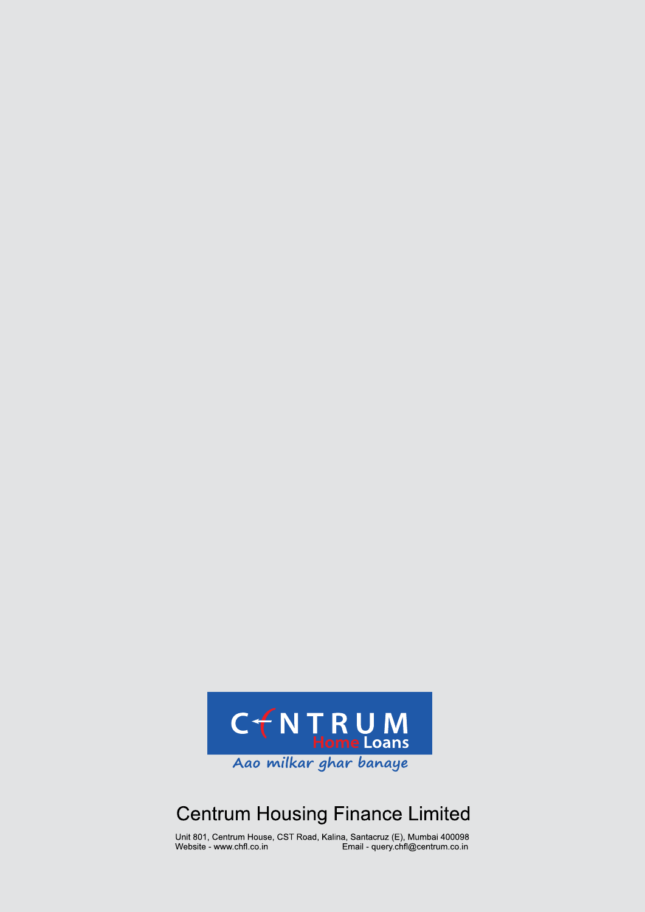CENTRUM Home Loans

Aao milkar ghar banaye

# Centrum Housing Finance Limited

Unit 801, Centrum House, CST Road, Kalina, Santacruz (E), Mumbai 400098
Website - www.chfl.co.in Email - query.chfl@centrum.co.in